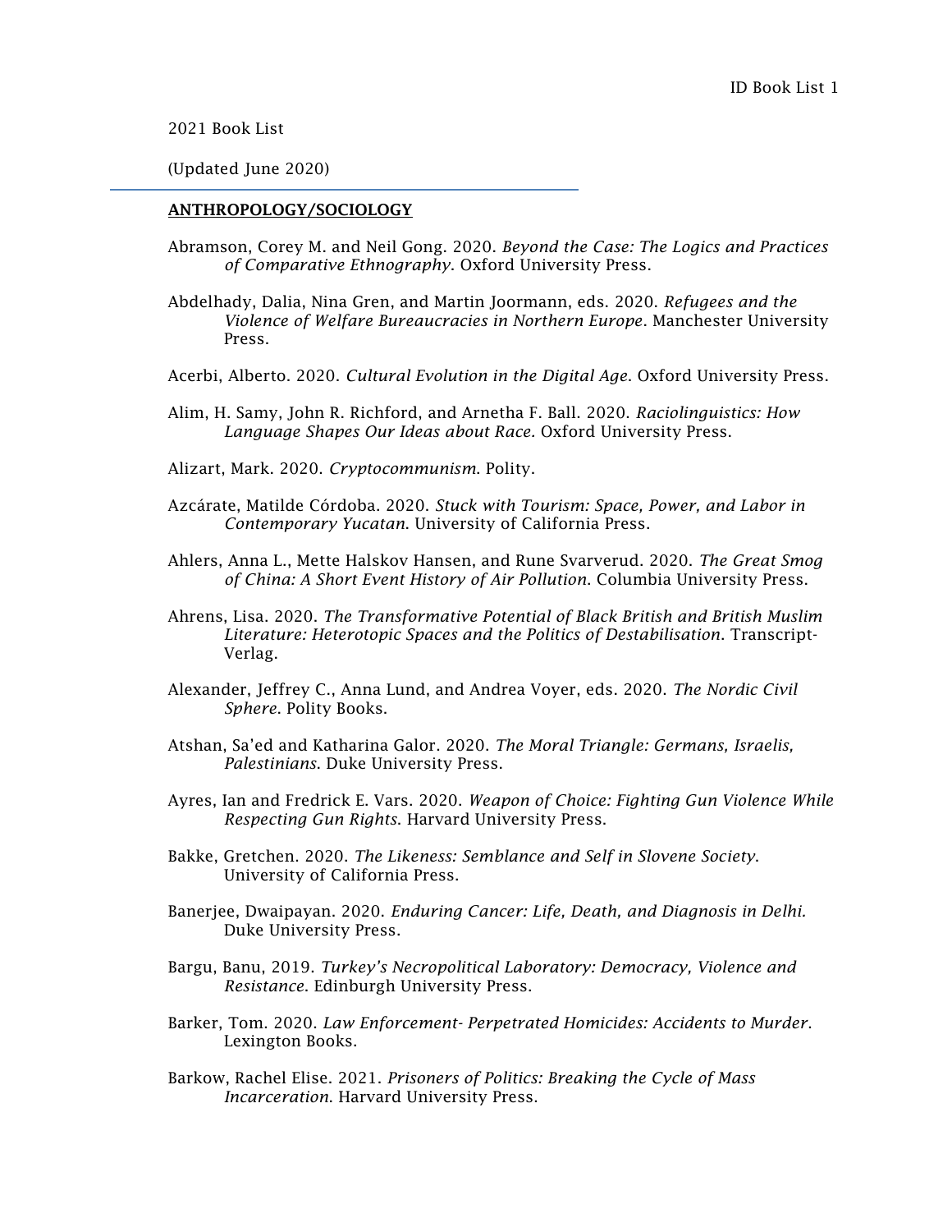2021 Book List

(Updated June 2020)

---

**ANTHROPOLOGY/SOCIOLOGY**

Abramson, Corey M. and Neil Gong. 2020. *Beyond the Case: The Logics and Practices of Comparative Ethnography*. Oxford University Press.

Abdelhady, Dalia, Nina Gren, and Martin Joormann, eds. 2020. *Refugees and the Violence of Welfare Bureaucracies in Northern Europe*. Manchester University Press.

Acerbi, Alberto. 2020. *Cultural Evolution in the Digital Age*. Oxford University Press.

Alim, H. Samy, John R. Richford, and Arnetha F. Ball. 2020. *Raciolinguistics: How Language Shapes Our Ideas about Race.* Oxford University Press.

Alizart, Mark. 2020. *Cryptocommunism*. Polity.

Azcárate, Matilde Córdoba. 2020. *Stuck with Tourism: Space, Power, and Labor in Contemporary Yucatan*. University of California Press.

Ahlers, Anna L., Mette Halskov Hansen, and Rune Svarverud. 2020. *The Great Smog of China: A Short Event History of Air Pollution*. Columbia University Press.

Ahrens, Lisa. 2020. *The Transformative Potential of Black British and British Muslim Literature: Heterotopic Spaces and the Politics of Destabilisation*. Transcript-Verlag.

Alexander, Jeffrey C., Anna Lund, and Andrea Voyer, eds. 2020. *The Nordic Civil Sphere*. Polity Books.

Atshan, Sa'ed and Katharina Galor. 2020. *The Moral Triangle: Germans, Israelis, Palestinians*. Duke University Press.

Ayres, Ian and Fredrick E. Vars. 2020. *Weapon of Choice: Fighting Gun Violence While Respecting Gun Rights*. Harvard University Press.

Bakke, Gretchen. 2020. *The Likeness: Semblance and Self in Slovene Society*. University of California Press.

Banerjee, Dwaipayan. 2020. *Enduring Cancer: Life, Death, and Diagnosis in Delhi.* Duke University Press.

Bargu, Banu, 2019. *Turkey's Necropolitical Laboratory: Democracy, Violence and Resistance*. Edinburgh University Press.

Barker, Tom. 2020. *Law Enforcement- Perpetrated Homicides: Accidents to Murder*. Lexington Books.

Barkow, Rachel Elise. 2021. *Prisoners of Politics: Breaking the Cycle of Mass Incarceration*. Harvard University Press.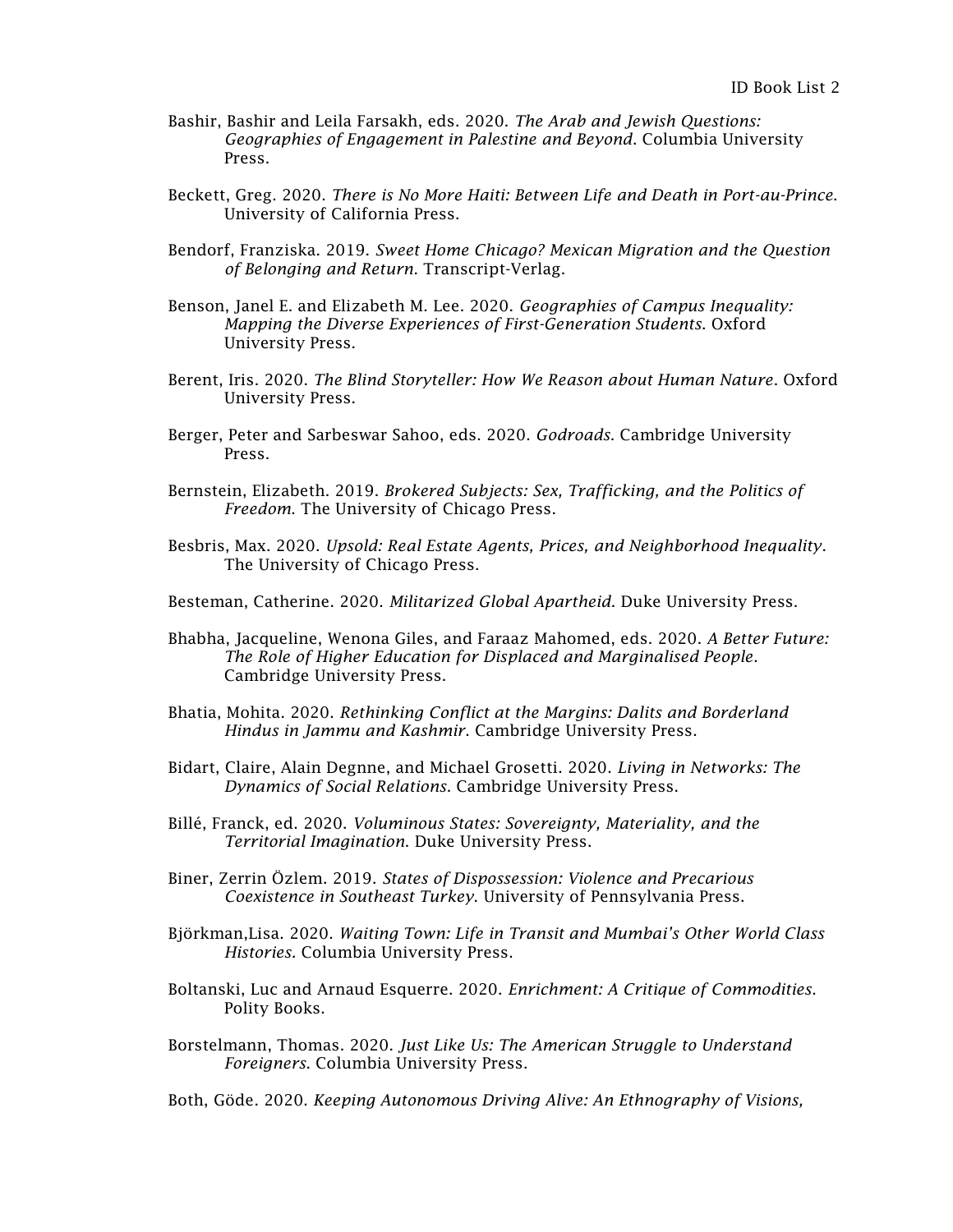Bashir, Bashir and Leila Farsakh, eds. 2020. *The Arab and Jewish Questions: Geographies of Engagement in Palestine and Beyond*. Columbia University Press.

Beckett, Greg. 2020. *There is No More Haiti: Between Life and Death in Port-au-Prince*. University of California Press.

Bendorf, Franziska. 2019. *Sweet Home Chicago? Mexican Migration and the Question of Belonging and Return*. Transcript-Verlag.

Benson, Janel E. and Elizabeth M. Lee. 2020. *Geographies of Campus Inequality: Mapping the Diverse Experiences of First-Generation Students*. Oxford University Press.

Berent, Iris. 2020. *The Blind Storyteller: How We Reason about Human Nature*. Oxford University Press.

Berger, Peter and Sarbeswar Sahoo, eds. 2020. *Godroads*. Cambridge University Press.

Bernstein, Elizabeth. 2019. *Brokered Subjects: Sex, Trafficking, and the Politics of Freedom*. The University of Chicago Press.

Besbris, Max. 2020. *Upsold: Real Estate Agents, Prices, and Neighborhood Inequality*. The University of Chicago Press.

Besteman, Catherine. 2020. *Militarized Global Apartheid*. Duke University Press.

Bhabha, Jacqueline, Wenona Giles, and Faraaz Mahomed, eds. 2020. *A Better Future: The Role of Higher Education for Displaced and Marginalised People*. Cambridge University Press.

Bhatia, Mohita. 2020. *Rethinking Conflict at the Margins: Dalits and Borderland Hindus in Jammu and Kashmir*. Cambridge University Press.

Bidart, Claire, Alain Degnne, and Michael Grosetti. 2020. *Living in Networks: The Dynamics of Social Relations*. Cambridge University Press.

Billé, Franck, ed. 2020. *Voluminous States: Sovereignty, Materiality, and the Territorial Imagination*. Duke University Press.

Biner, Zerrin Özlem. 2019. *States of Dispossession: Violence and Precarious Coexistence in Southeast Turkey*. University of Pennsylvania Press.

Björkman,Lisa. 2020. *Waiting Town: Life in Transit and Mumbai's Other World Class Histories.* Columbia University Press.

Boltanski, Luc and Arnaud Esquerre. 2020. *Enrichment: A Critique of Commodities*. Polity Books.

Borstelmann, Thomas. 2020. *Just Like Us: The American Struggle to Understand Foreigners*. Columbia University Press.

Both, Göde. 2020. *Keeping Autonomous Driving Alive: An Ethnography of Visions,*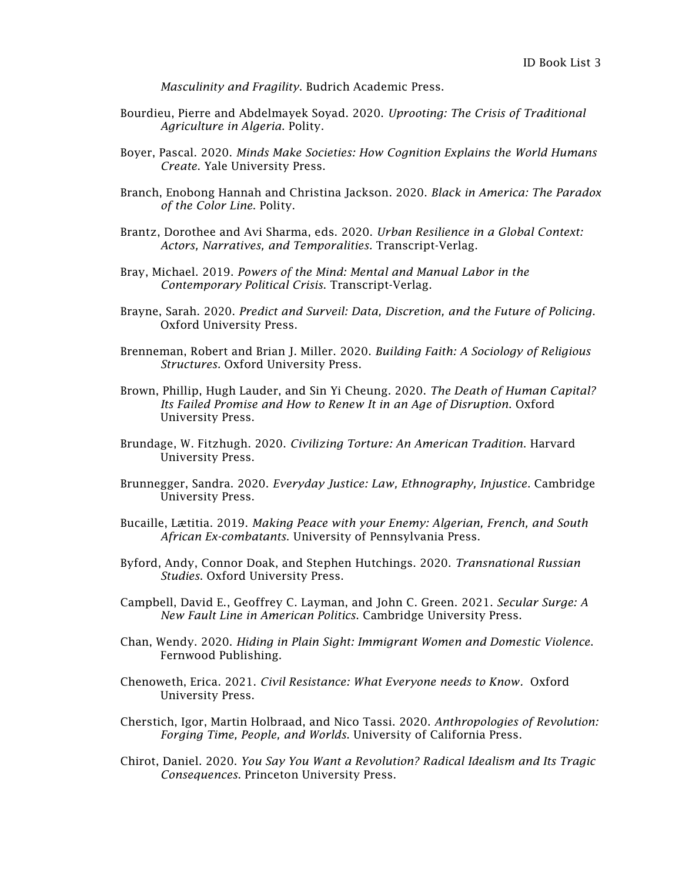*Masculinity and Fragility*. Budrich Academic Press.

Bourdieu, Pierre and Abdelmayek Soyad. 2020. *Uprooting: The Crisis of Traditional Agriculture in Algeria*. Polity.

Boyer, Pascal. 2020. *Minds Make Societies: How Cognition Explains the World Humans Create*. Yale University Press.

Branch, Enobong Hannah and Christina Jackson. 2020. *Black in America: The Paradox of the Color Line*. Polity.

Brantz, Dorothee and Avi Sharma, eds. 2020. *Urban Resilience in a Global Context: Actors, Narratives, and Temporalities*. Transcript-Verlag.

Bray, Michael. 2019. *Powers of the Mind: Mental and Manual Labor in the Contemporary Political Crisis*. Transcript-Verlag.

Brayne, Sarah. 2020. *Predict and Surveil: Data, Discretion, and the Future of Policing*. Oxford University Press.

Brenneman, Robert and Brian J. Miller. 2020. *Building Faith: A Sociology of Religious Structures*. Oxford University Press.

Brown, Phillip, Hugh Lauder, and Sin Yi Cheung. 2020. *The Death of Human Capital? Its Failed Promise and How to Renew It in an Age of Disruption*. Oxford University Press.

Brundage, W. Fitzhugh. 2020. *Civilizing Torture: An American Tradition*. Harvard University Press.

Brunnegger, Sandra. 2020. *Everyday Justice: Law, Ethnography, Injustice*. Cambridge University Press.

Bucaille, Lætitia. 2019. *Making Peace with your Enemy: Algerian, French, and South African Ex-combatants*. University of Pennsylvania Press.

Byford, Andy, Connor Doak, and Stephen Hutchings. 2020. *Transnational Russian Studies*. Oxford University Press.

Campbell, David E., Geoffrey C. Layman, and John C. Green. 2021. *Secular Surge: A New Fault Line in American Politics*. Cambridge University Press.

Chan, Wendy. 2020. *Hiding in Plain Sight: Immigrant Women and Domestic Violence*. Fernwood Publishing.

Chenoweth, Erica. 2021. *Civil Resistance: What Everyone needs to Know*. Oxford University Press.

Cherstich, Igor, Martin Holbraad, and Nico Tassi. 2020. *Anthropologies of Revolution: Forging Time, People, and Worlds*. University of California Press.

Chirot, Daniel. 2020. *You Say You Want a Revolution? Radical Idealism and Its Tragic Consequences*. Princeton University Press.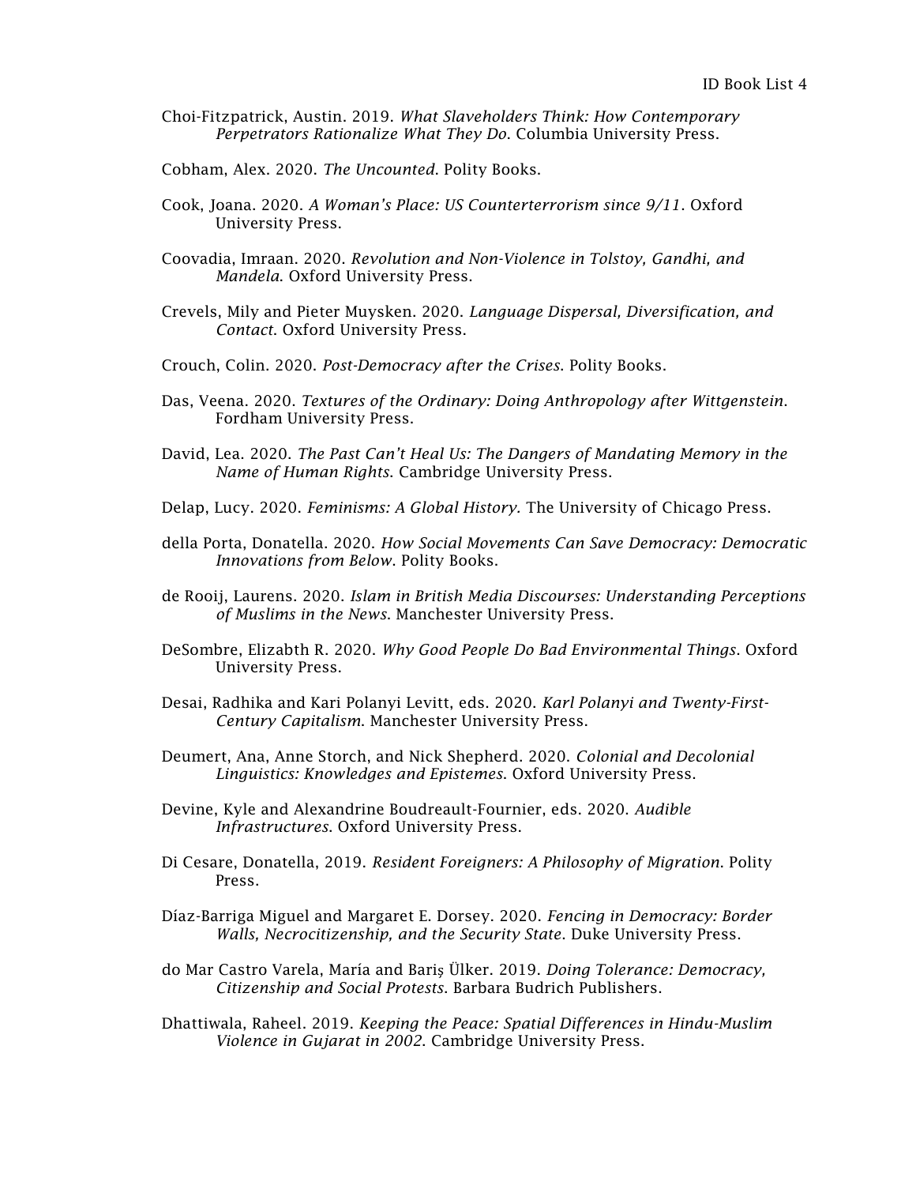Choi-Fitzpatrick, Austin. 2019. *What Slaveholders Think: How Contemporary Perpetrators Rationalize What They Do*. Columbia University Press.

Cobham, Alex. 2020. *The Uncounted*. Polity Books.

Cook, Joana. 2020. *A Woman's Place: US Counterterrorism since 9/11*. Oxford University Press.

Coovadia, Imraan. 2020. *Revolution and Non-Violence in Tolstoy, Gandhi, and Mandela*. Oxford University Press.

Crevels, Mily and Pieter Muysken. 2020. *Language Dispersal, Diversification, and Contact*. Oxford University Press.

Crouch, Colin. 2020. *Post-Democracy after the Crises*. Polity Books.

Das, Veena. 2020. *Textures of the Ordinary: Doing Anthropology after Wittgenstein*. Fordham University Press.

David, Lea. 2020. *The Past Can't Heal Us: The Dangers of Mandating Memory in the Name of Human Rights*. Cambridge University Press.

Delap, Lucy. 2020. *Feminisms: A Global History.* The University of Chicago Press.

della Porta, Donatella. 2020. *How Social Movements Can Save Democracy: Democratic Innovations from Below*. Polity Books.

de Rooij, Laurens. 2020. *Islam in British Media Discourses: Understanding Perceptions of Muslims in the News*. Manchester University Press.

DeSombre, Elizabth R. 2020. *Why Good People Do Bad Environmental Things*. Oxford University Press.

Desai, Radhika and Kari Polanyi Levitt, eds. 2020. *Karl Polanyi and Twenty-First-Century Capitalism*. Manchester University Press.

Deumert, Ana, Anne Storch, and Nick Shepherd. 2020. *Colonial and Decolonial Linguistics: Knowledges and Epistemes*. Oxford University Press.

Devine, Kyle and Alexandrine Boudreault-Fournier, eds. 2020. *Audible Infrastructures*. Oxford University Press.

Di Cesare, Donatella, 2019. *Resident Foreigners: A Philosophy of Migration*. Polity Press.

Díaz-Barriga Miguel and Margaret E. Dorsey. 2020. *Fencing in Democracy: Border Walls, Necrocitizenship, and the Security State*. Duke University Press.

do Mar Castro Varela, María and Bariş Ülker. 2019. *Doing Tolerance: Democracy, Citizenship and Social Protests*. Barbara Budrich Publishers.

Dhattiwala, Raheel. 2019. *Keeping the Peace: Spatial Differences in Hindu-Muslim Violence in Gujarat in 2002*. Cambridge University Press.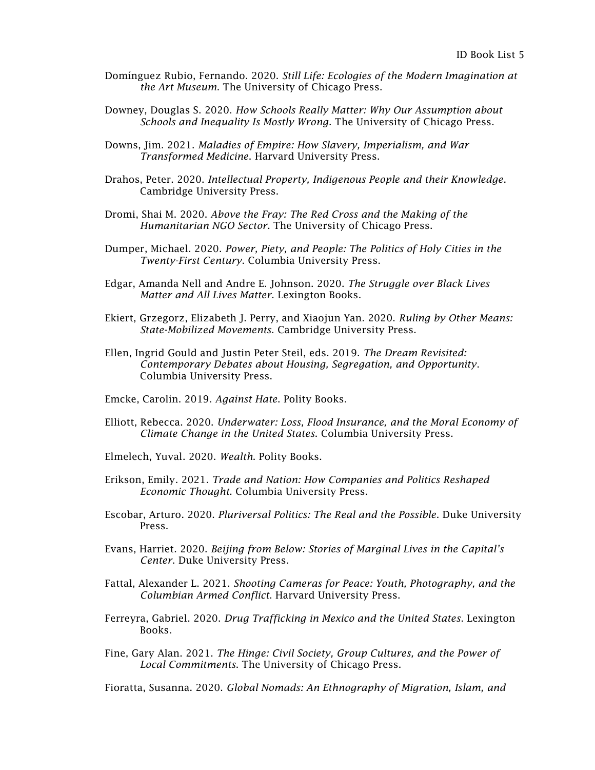Domínguez Rubio, Fernando. 2020. *Still Life: Ecologies of the Modern Imagination at the Art Museum*. The University of Chicago Press.

Downey, Douglas S. 2020. *How Schools Really Matter: Why Our Assumption about Schools and Inequality Is Mostly Wrong*. The University of Chicago Press.

Downs, Jim. 2021. *Maladies of Empire: How Slavery, Imperialism, and War Transformed Medicine*. Harvard University Press.

Drahos, Peter. 2020. *Intellectual Property, Indigenous People and their Knowledge*. Cambridge University Press.

Dromi, Shai M. 2020. *Above the Fray: The Red Cross and the Making of the Humanitarian NGO Sector*. The University of Chicago Press.

Dumper, Michael. 2020. *Power, Piety, and People: The Politics of Holy Cities in the Twenty-First Century*. Columbia University Press.

Edgar, Amanda Nell and Andre E. Johnson. 2020. *The Struggle over Black Lives Matter and All Lives Matter*. Lexington Books.

Ekiert, Grzegorz, Elizabeth J. Perry, and Xiaojun Yan. 2020. *Ruling by Other Means: State-Mobilized Movements*. Cambridge University Press.

Ellen, Ingrid Gould and Justin Peter Steil, eds. 2019. *The Dream Revisited: Contemporary Debates about Housing, Segregation, and Opportunity*. Columbia University Press.

Emcke, Carolin. 2019. *Against Hate*. Polity Books.

Elliott, Rebecca. 2020. *Underwater: Loss, Flood Insurance, and the Moral Economy of Climate Change in the United States*. Columbia University Press.

Elmelech, Yuval. 2020. *Wealth*. Polity Books.

Erikson, Emily. 2021. *Trade and Nation: How Companies and Politics Reshaped Economic Thought*. Columbia University Press.

Escobar, Arturo. 2020. *Pluriversal Politics: The Real and the Possible*. Duke University Press.

Evans, Harriet. 2020. *Beijing from Below: Stories of Marginal Lives in the Capital's Center*. Duke University Press.

Fattal, Alexander L. 2021. *Shooting Cameras for Peace: Youth, Photography, and the Columbian Armed Conflict*. Harvard University Press.

Ferreyra, Gabriel. 2020. *Drug Trafficking in Mexico and the United States*. Lexington Books.

Fine, Gary Alan. 2021. *The Hinge: Civil Society, Group Cultures, and the Power of Local Commitments*. The University of Chicago Press.

Fioratta, Susanna. 2020. *Global Nomads: An Ethnography of Migration, Islam, and*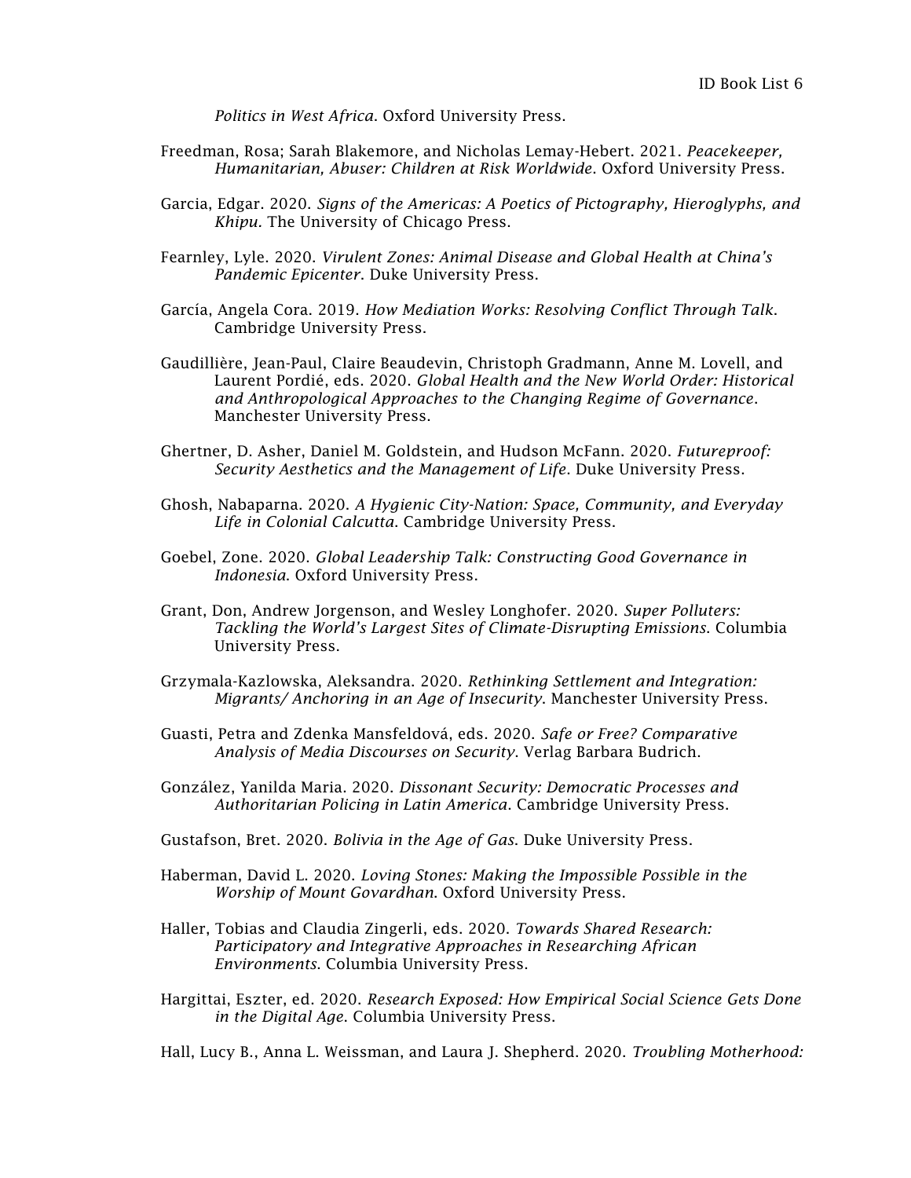*Politics in West Africa*. Oxford University Press.

Freedman, Rosa; Sarah Blakemore, and Nicholas Lemay-Hebert. 2021. *Peacekeeper, Humanitarian, Abuser: Children at Risk Worldwide*. Oxford University Press.

Garcia, Edgar. 2020. *Signs of the Americas: A Poetics of Pictography, Hieroglyphs, and Khipu.* The University of Chicago Press.

Fearnley, Lyle. 2020. *Virulent Zones: Animal Disease and Global Health at China's Pandemic Epicenter*. Duke University Press.

García, Angela Cora. 2019. *How Mediation Works: Resolving Conflict Through Talk*. Cambridge University Press.

Gaudillière, Jean-Paul, Claire Beaudevin, Christoph Gradmann, Anne M. Lovell, and Laurent Pordié, eds. 2020. *Global Health and the New World Order: Historical and Anthropological Approaches to the Changing Regime of Governance*. Manchester University Press.

Ghertner, D. Asher, Daniel M. Goldstein, and Hudson McFann. 2020. *Futureproof: Security Aesthetics and the Management of Life*. Duke University Press.

Ghosh, Nabaparna. 2020. *A Hygienic City-Nation: Space, Community, and Everyday Life in Colonial Calcutta*. Cambridge University Press.

Goebel, Zone. 2020. *Global Leadership Talk: Constructing Good Governance in Indonesia*. Oxford University Press.

Grant, Don, Andrew Jorgenson, and Wesley Longhofer. 2020. *Super Polluters: Tackling the World's Largest Sites of Climate-Disrupting Emissions*. Columbia University Press.

Grzymala-Kazlowska, Aleksandra. 2020. *Rethinking Settlement and Integration: Migrants/ Anchoring in an Age of Insecurity*. Manchester University Press.

Guasti, Petra and Zdenka Mansfeldová, eds. 2020. *Safe or Free? Comparative Analysis of Media Discourses on Security*. Verlag Barbara Budrich.

González, Yanilda Maria. 2020. *Dissonant Security: Democratic Processes and Authoritarian Policing in Latin America*. Cambridge University Press.

Gustafson, Bret. 2020. *Bolivia in the Age of Gas*. Duke University Press.

Haberman, David L. 2020. *Loving Stones: Making the Impossible Possible in the Worship of Mount Govardhan*. Oxford University Press.

Haller, Tobias and Claudia Zingerli, eds. 2020. *Towards Shared Research: Participatory and Integrative Approaches in Researching African Environments*. Columbia University Press.

Hargittai, Eszter, ed. 2020. *Research Exposed: How Empirical Social Science Gets Done in the Digital Age*. Columbia University Press.

Hall, Lucy B., Anna L. Weissman, and Laura J. Shepherd. 2020. *Troubling Motherhood:*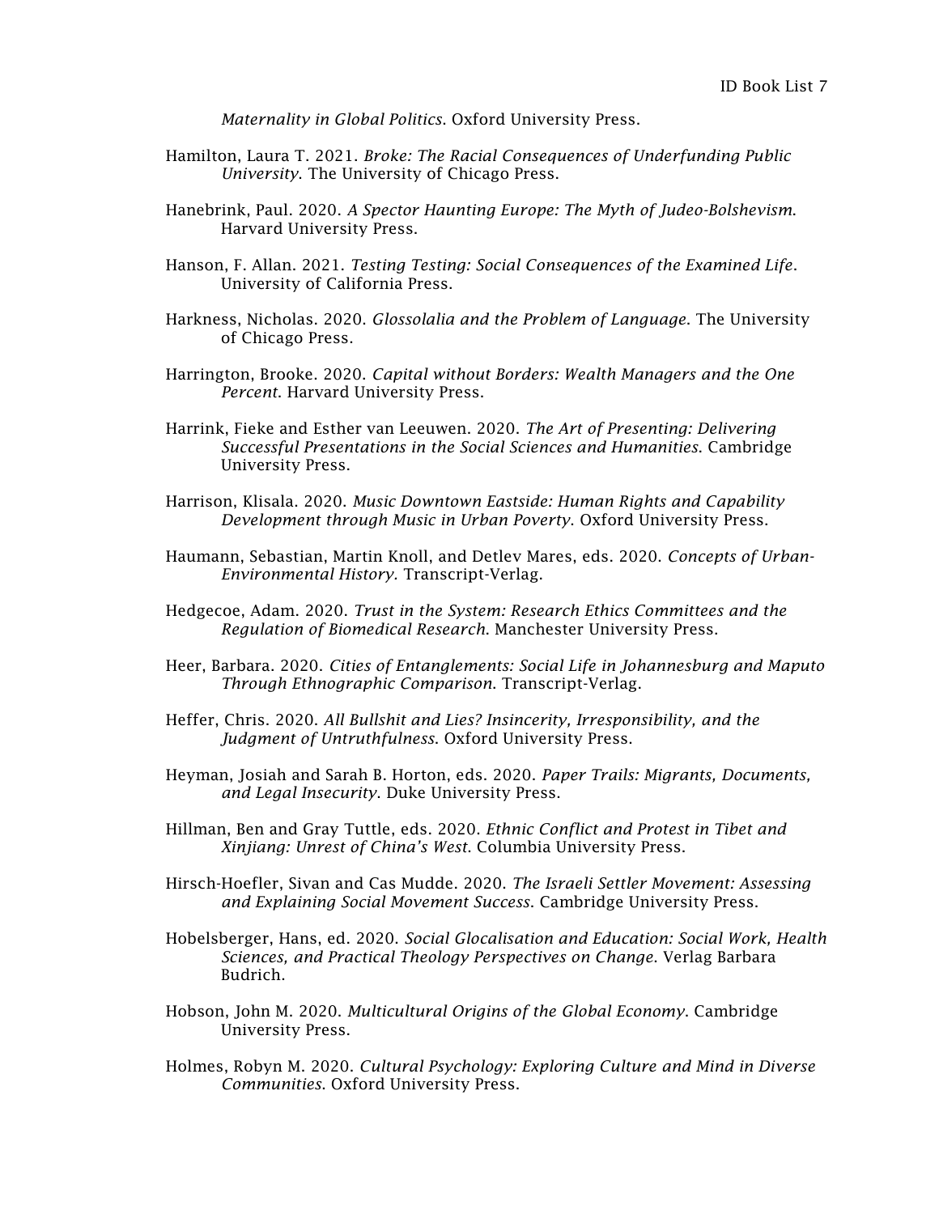*Maternality in Global Politics*. Oxford University Press.

Hamilton, Laura T. 2021. *Broke: The Racial Consequences of Underfunding Public University*. The University of Chicago Press.

Hanebrink, Paul. 2020. *A Spector Haunting Europe: The Myth of Judeo-Bolshevism*. Harvard University Press.

Hanson, F. Allan. 2021. *Testing Testing: Social Consequences of the Examined Life*. University of California Press.

Harkness, Nicholas. 2020. *Glossolalia and the Problem of Language*. The University of Chicago Press.

Harrington, Brooke. 2020. *Capital without Borders: Wealth Managers and the One Percent*. Harvard University Press.

Harrink, Fieke and Esther van Leeuwen. 2020. *The Art of Presenting: Delivering Successful Presentations in the Social Sciences and Humanities*. Cambridge University Press.

Harrison, Klisala. 2020. *Music Downtown Eastside: Human Rights and Capability Development through Music in Urban Poverty*. Oxford University Press.

Haumann, Sebastian, Martin Knoll, and Detlev Mares, eds. 2020. *Concepts of Urban-Environmental History*. Transcript-Verlag.

Hedgecoe, Adam. 2020. *Trust in the System: Research Ethics Committees and the Regulation of Biomedical Research*. Manchester University Press.

Heer, Barbara. 2020. *Cities of Entanglements: Social Life in Johannesburg and Maputo Through Ethnographic Comparison*. Transcript-Verlag.

Heffer, Chris. 2020. *All Bullshit and Lies? Insincerity, Irresponsibility, and the Judgment of Untruthfulness*. Oxford University Press.

Heyman, Josiah and Sarah B. Horton, eds. 2020. *Paper Trails: Migrants, Documents, and Legal Insecurity*. Duke University Press.

Hillman, Ben and Gray Tuttle, eds. 2020. *Ethnic Conflict and Protest in Tibet and Xinjiang: Unrest of China's West*. Columbia University Press.

Hirsch-Hoefler, Sivan and Cas Mudde. 2020. *The Israeli Settler Movement: Assessing and Explaining Social Movement Success*. Cambridge University Press.

Hobelsberger, Hans, ed. 2020. *Social Glocalisation and Education: Social Work, Health Sciences, and Practical Theology Perspectives on Change*. Verlag Barbara Budrich.

Hobson, John M. 2020. *Multicultural Origins of the Global Economy*. Cambridge University Press.

Holmes, Robyn M. 2020. *Cultural Psychology: Exploring Culture and Mind in Diverse Communities*. Oxford University Press.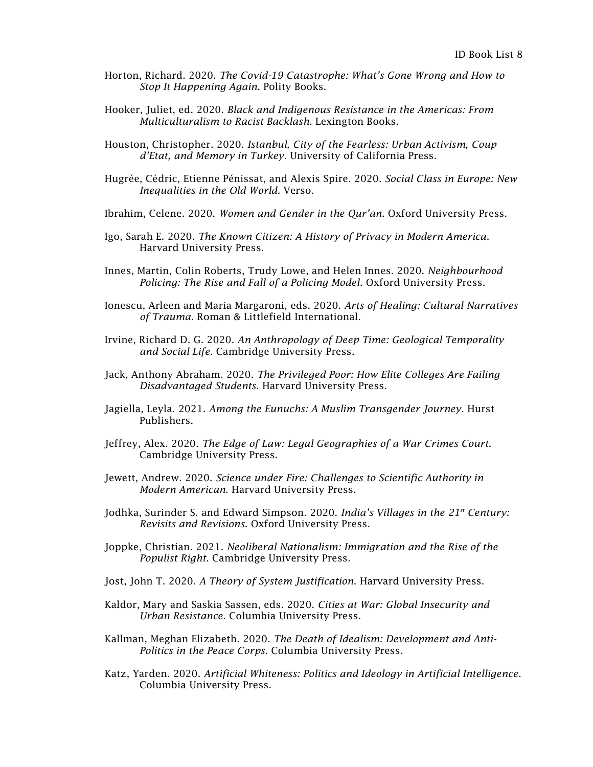Horton, Richard. 2020. *The Covid-19 Catastrophe: What's Gone Wrong and How to Stop It Happening Again*. Polity Books.

Hooker, Juliet, ed. 2020. *Black and Indigenous Resistance in the Americas: From Multiculturalism to Racist Backlash*. Lexington Books.

Houston, Christopher. 2020. *Istanbul, City of the Fearless: Urban Activism, Coup d'Etat, and Memory in Turkey*. University of California Press.

Hugrée, Cédric, Etienne Pénissat, and Alexis Spire. 2020. *Social Class in Europe: New Inequalities in the Old World*. Verso.

Ibrahim, Celene. 2020. *Women and Gender in the Qur'an*. Oxford University Press.

Igo, Sarah E. 2020. *The Known Citizen: A History of Privacy in Modern America*. Harvard University Press.

Innes, Martin, Colin Roberts, Trudy Lowe, and Helen Innes. 2020. *Neighbourhood Policing: The Rise and Fall of a Policing Model*. Oxford University Press.

Ionescu, Arleen and Maria Margaroni, eds. 2020. *Arts of Healing: Cultural Narratives of Trauma*. Roman & Littlefield International.

Irvine, Richard D. G. 2020. *An Anthropology of Deep Time: Geological Temporality and Social Life*. Cambridge University Press.

Jack, Anthony Abraham. 2020. *The Privileged Poor: How Elite Colleges Are Failing Disadvantaged Students*. Harvard University Press.

Jagiella, Leyla. 2021. *Among the Eunuchs: A Muslim Transgender Journey*. Hurst Publishers.

Jeffrey, Alex. 2020. *The Edge of Law: Legal Geographies of a War Crimes Court.* Cambridge University Press.

Jewett, Andrew. 2020. *Science under Fire: Challenges to Scientific Authority in Modern American*. Harvard University Press.

Jodhka, Surinder S. and Edward Simpson. 2020. *India's Villages in the 21st Century: Revisits and Revisions*. Oxford University Press.

Joppke, Christian. 2021. *Neoliberal Nationalism: Immigration and the Rise of the Populist Right*. Cambridge University Press.

Jost, John T. 2020. *A Theory of System Justification*. Harvard University Press.

Kaldor, Mary and Saskia Sassen, eds. 2020. *Cities at War: Global Insecurity and Urban Resistance.* Columbia University Press.

Kallman, Meghan Elizabeth. 2020. *The Death of Idealism: Development and Anti-Politics in the Peace Corps*. Columbia University Press.

Katz, Yarden. 2020. *Artificial Whiteness: Politics and Ideology in Artificial Intelligence*. Columbia University Press.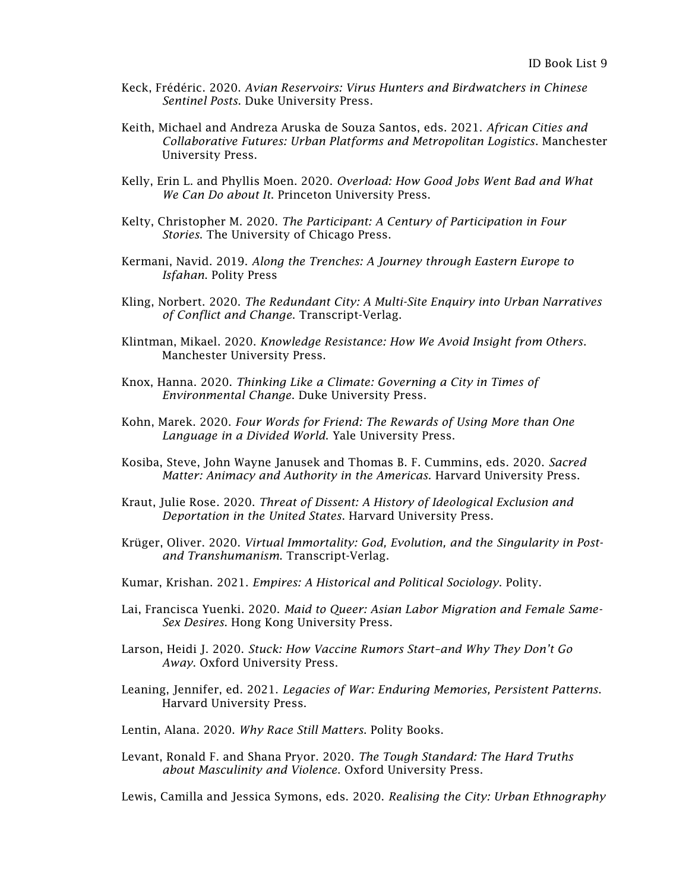Keck, Frédéric. 2020. *Avian Reservoirs: Virus Hunters and Birdwatchers in Chinese Sentinel Posts*. Duke University Press.

Keith, Michael and Andreza Aruska de Souza Santos, eds. 2021. *African Cities and Collaborative Futures: Urban Platforms and Metropolitan Logistics*. Manchester University Press.

Kelly, Erin L. and Phyllis Moen. 2020. *Overload: How Good Jobs Went Bad and What We Can Do about It*. Princeton University Press.

Kelty, Christopher M. 2020. *The Participant: A Century of Participation in Four Stories*. The University of Chicago Press.

Kermani, Navid. 2019. *Along the Trenches: A Journey through Eastern Europe to Isfahan*. Polity Press

Kling, Norbert. 2020. *The Redundant City: A Multi-Site Enquiry into Urban Narratives of Conflict and Change*. Transcript-Verlag.

Klintman, Mikael. 2020. *Knowledge Resistance: How We Avoid Insight from Others*. Manchester University Press.

Knox, Hanna. 2020. *Thinking Like a Climate: Governing a City in Times of Environmental Change*. Duke University Press.

Kohn, Marek. 2020. *Four Words for Friend: The Rewards of Using More than One Language in a Divided World*. Yale University Press.

Kosiba, Steve, John Wayne Janusek and Thomas B. F. Cummins, eds. 2020. *Sacred Matter: Animacy and Authority in the Americas.* Harvard University Press.

Kraut, Julie Rose. 2020. *Threat of Dissent: A History of Ideological Exclusion and Deportation in the United States*. Harvard University Press.

Krüger, Oliver. 2020. *Virtual Immortality: God, Evolution, and the Singularity in Post- and Transhumanism*. Transcript-Verlag.

Kumar, Krishan. 2021. *Empires: A Historical and Political Sociology*. Polity.

Lai, Francisca Yuenki. 2020. *Maid to Queer: Asian Labor Migration and Female Same-Sex Desires*. Hong Kong University Press.

Larson, Heidi J. 2020. *Stuck: How Vaccine Rumors Start–and Why They Don't Go Away*. Oxford University Press.

Leaning, Jennifer, ed. 2021. *Legacies of War: Enduring Memories, Persistent Patterns*. Harvard University Press.

Lentin, Alana. 2020. *Why Race Still Matters*. Polity Books.

Levant, Ronald F. and Shana Pryor. 2020. *The Tough Standard: The Hard Truths about Masculinity and Violence*. Oxford University Press.

Lewis, Camilla and Jessica Symons, eds. 2020. *Realising the City: Urban Ethnography*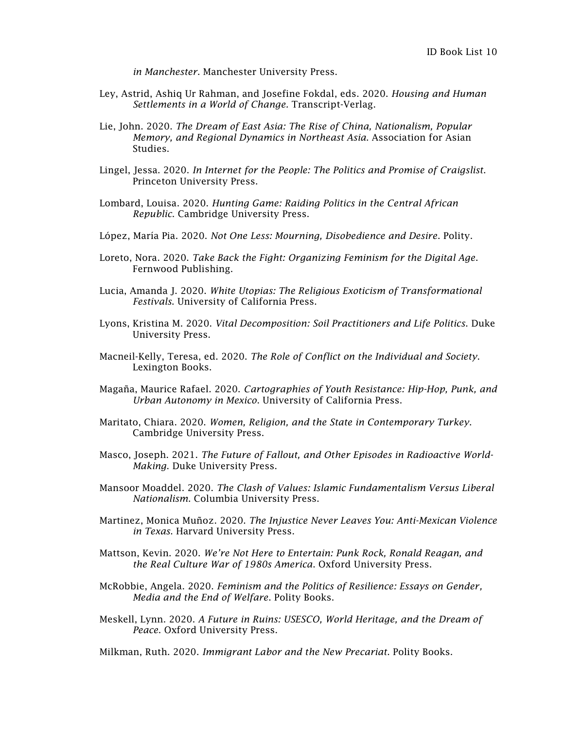*in Manchester*. Manchester University Press.

Ley, Astrid, Ashiq Ur Rahman, and Josefine Fokdal, eds. 2020. *Housing and Human Settlements in a World of Change.* Transcript-Verlag.

Lie, John. 2020. *The Dream of East Asia: The Rise of China, Nationalism, Popular Memory, and Regional Dynamics in Northeast Asia.* Association for Asian Studies.

Lingel, Jessa. 2020. *In Internet for the People: The Politics and Promise of Craigslist.* Princeton University Press.

Lombard, Louisa. 2020. *Hunting Game: Raiding Politics in the Central African Republic*. Cambridge University Press.

López, María Pia. 2020. *Not One Less: Mourning, Disobedience and Desire*. Polity.

Loreto, Nora. 2020. *Take Back the Fight: Organizing Feminism for the Digital Age*. Fernwood Publishing.

Lucia, Amanda J. 2020. *White Utopias: The Religious Exoticism of Transformational Festivals*. University of California Press.

Lyons, Kristina M. 2020. *Vital Decomposition: Soil Practitioners and Life Politics.* Duke University Press.

Macneil-Kelly, Teresa, ed. 2020. *The Role of Conflict on the Individual and Society*. Lexington Books.

Magaña, Maurice Rafael. 2020. *Cartographies of Youth Resistance: Hip-Hop, Punk, and Urban Autonomy in Mexico*. University of California Press.

Maritato, Chiara. 2020. *Women, Religion, and the State in Contemporary Turkey*. Cambridge University Press.

Masco, Joseph. 2021. *The Future of Fallout, and Other Episodes in Radioactive World-Making*. Duke University Press.

Mansoor Moaddel. 2020. *The Clash of Values: Islamic Fundamentalism Versus Liberal Nationalism*. Columbia University Press.

Martinez, Monica Muñoz. 2020. *The Injustice Never Leaves You: Anti-Mexican Violence in Texas*. Harvard University Press.

Mattson, Kevin. 2020. *We're Not Here to Entertain: Punk Rock, Ronald Reagan, and the Real Culture War of 1980s America*. Oxford University Press.

McRobbie, Angela. 2020. *Feminism and the Politics of Resilience: Essays on Gender, Media and the End of Welfare*. Polity Books.

Meskell, Lynn. 2020. *A Future in Ruins: USESCO, World Heritage, and the Dream of Peace.* Oxford University Press.

Milkman, Ruth. 2020. *Immigrant Labor and the New Precariat*. Polity Books.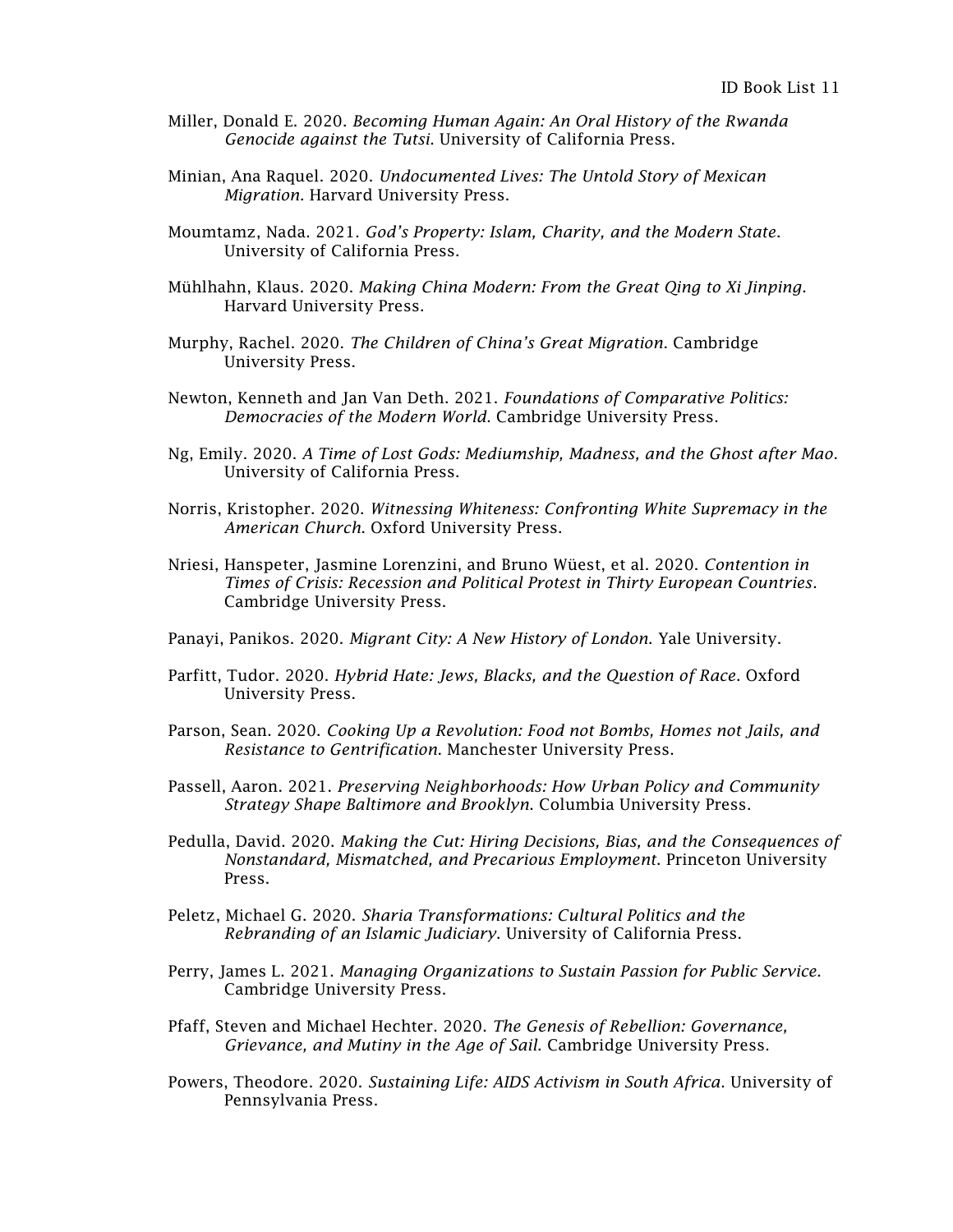Miller, Donald E. 2020. *Becoming Human Again: An Oral History of the Rwanda Genocide against the Tutsi*. University of California Press.

Minian, Ana Raquel. 2020. *Undocumented Lives: The Untold Story of Mexican Migration*. Harvard University Press.

Moumtamz, Nada. 2021. *God's Property: Islam, Charity, and the Modern State*. University of California Press.

Mühlhahn, Klaus. 2020. *Making China Modern: From the Great Qing to Xi Jinping*. Harvard University Press.

Murphy, Rachel. 2020. *The Children of China's Great Migration*. Cambridge University Press.

Newton, Kenneth and Jan Van Deth. 2021. *Foundations of Comparative Politics: Democracies of the Modern World*. Cambridge University Press.

Ng, Emily. 2020. *A Time of Lost Gods: Mediumship, Madness, and the Ghost after Mao*. University of California Press.

Norris, Kristopher. 2020. *Witnessing Whiteness: Confronting White Supremacy in the American Church*. Oxford University Press.

Nriesi, Hanspeter, Jasmine Lorenzini, and Bruno Wüest, et al. 2020. *Contention in Times of Crisis: Recession and Political Protest in Thirty European Countries*. Cambridge University Press.

Panayi, Panikos. 2020. *Migrant City: A New History of London*. Yale University.

Parfitt, Tudor. 2020. *Hybrid Hate: Jews, Blacks, and the Question of Race*. Oxford University Press.

Parson, Sean. 2020. *Cooking Up a Revolution: Food not Bombs, Homes not Jails, and Resistance to Gentrification*. Manchester University Press.

Passell, Aaron. 2021. *Preserving Neighborhoods: How Urban Policy and Community Strategy Shape Baltimore and Brooklyn*. Columbia University Press.

Pedulla, David. 2020. *Making the Cut: Hiring Decisions, Bias, and the Consequences of Nonstandard, Mismatched, and Precarious Employment*. Princeton University Press.

Peletz, Michael G. 2020. *Sharia Transformations: Cultural Politics and the Rebranding of an Islamic Judiciary*. University of California Press.

Perry, James L. 2021. *Managing Organizations to Sustain Passion for Public Service.* Cambridge University Press.

Pfaff, Steven and Michael Hechter. 2020. *The Genesis of Rebellion: Governance, Grievance, and Mutiny in the Age of Sail*. Cambridge University Press.

Powers, Theodore. 2020. *Sustaining Life: AIDS Activism in South Africa*. University of Pennsylvania Press.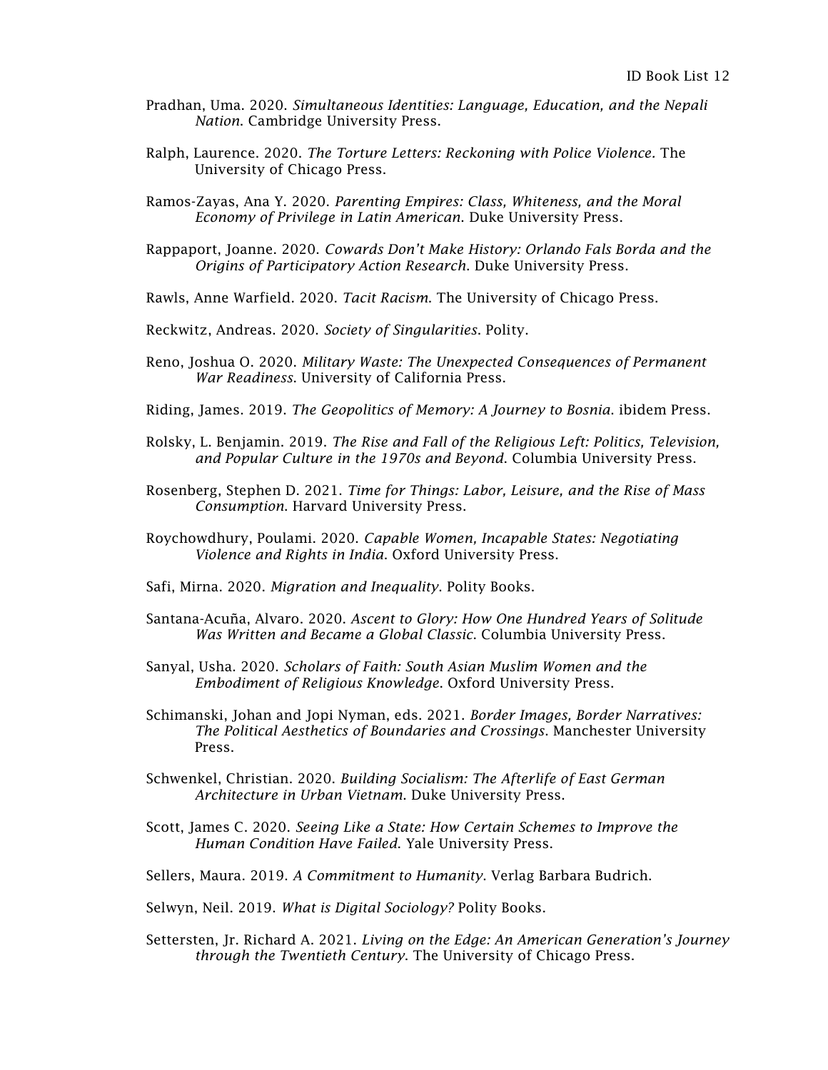Pradhan, Uma. 2020. *Simultaneous Identities: Language, Education, and the Nepali Nation*. Cambridge University Press.

Ralph, Laurence. 2020. *The Torture Letters: Reckoning with Police Violence*. The University of Chicago Press.

Ramos-Zayas, Ana Y. 2020. *Parenting Empires: Class, Whiteness, and the Moral Economy of Privilege in Latin American*. Duke University Press.

Rappaport, Joanne. 2020. *Cowards Don't Make History: Orlando Fals Borda and the Origins of Participatory Action Research*. Duke University Press.

Rawls, Anne Warfield. 2020. *Tacit Racism*. The University of Chicago Press.

Reckwitz, Andreas. 2020. *Society of Singularities*. Polity.

Reno, Joshua O. 2020. *Military Waste: The Unexpected Consequences of Permanent War Readiness*. University of California Press.

Riding, James. 2019. *The Geopolitics of Memory: A Journey to Bosnia*. ibidem Press.

Rolsky, L. Benjamin. 2019. *The Rise and Fall of the Religious Left: Politics, Television, and Popular Culture in the 1970s and Beyond*. Columbia University Press.

Rosenberg, Stephen D. 2021. *Time for Things: Labor, Leisure, and the Rise of Mass Consumption*. Harvard University Press.

Roychowdhury, Poulami. 2020. *Capable Women, Incapable States: Negotiating Violence and Rights in India*. Oxford University Press.

Safi, Mirna. 2020. *Migration and Inequality*. Polity Books.

Santana-Acuña, Alvaro. 2020. *Ascent to Glory: How One Hundred Years of Solitude Was Written and Became a Global Classic*. Columbia University Press.

Sanyal, Usha. 2020. *Scholars of Faith: South Asian Muslim Women and the Embodiment of Religious Knowledge*. Oxford University Press.

Schimanski, Johan and Jopi Nyman, eds. 2021. *Border Images, Border Narratives: The Political Aesthetics of Boundaries and Crossings*. Manchester University Press.

Schwenkel, Christian. 2020. *Building Socialism: The Afterlife of East German Architecture in Urban Vietnam*. Duke University Press.

Scott, James C. 2020. *Seeing Like a State: How Certain Schemes to Improve the Human Condition Have Failed*. Yale University Press.

Sellers, Maura. 2019. *A Commitment to Humanity*. Verlag Barbara Budrich.

Selwyn, Neil. 2019. *What is Digital Sociology?* Polity Books.

Settersten, Jr. Richard A. 2021. *Living on the Edge: An American Generation's Journey through the Twentieth Century*. The University of Chicago Press.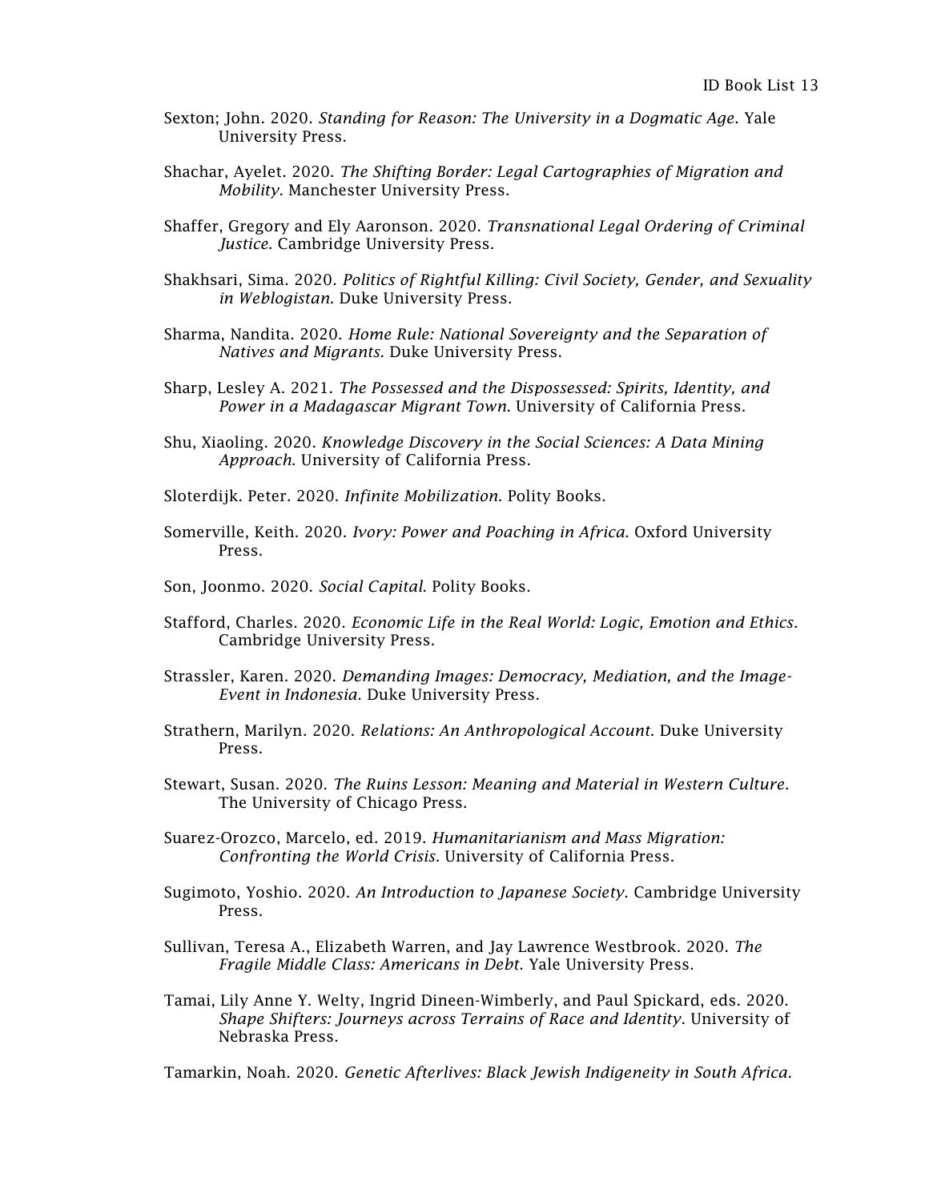Sexton; John. 2020. *Standing for Reason: The University in a Dogmatic Age*. Yale University Press.

Shachar, Ayelet. 2020. *The Shifting Border: Legal Cartographies of Migration and Mobility.* Manchester University Press.

Shaffer, Gregory and Ely Aaronson. 2020. *Transnational Legal Ordering of Criminal Justice*. Cambridge University Press.

Shakhsari, Sima. 2020. *Politics of Rightful Killing: Civil Society, Gender, and Sexuality in Weblogistan*. Duke University Press.

Sharma, Nandita. 2020. *Home Rule: National Sovereignty and the Separation of Natives and Migrants*. Duke University Press.

Sharp, Lesley A. 2021. *The Possessed and the Dispossessed: Spirits, Identity, and Power in a Madagascar Migrant Town*. University of California Press.

Shu, Xiaoling. 2020. *Knowledge Discovery in the Social Sciences: A Data Mining Approach*. University of California Press.

Sloterdijk. Peter. 2020. *Infinite Mobilization*. Polity Books.

Somerville, Keith. 2020. *Ivory: Power and Poaching in Africa*. Oxford University Press.

Son, Joonmo. 2020. *Social Capital*. Polity Books.

Stafford, Charles. 2020. *Economic Life in the Real World: Logic, Emotion and Ethics*. Cambridge University Press.

Strassler, Karen. 2020. *Demanding Images: Democracy, Mediation, and the Image-Event in Indonesia*. Duke University Press.

Strathern, Marilyn. 2020. *Relations: An Anthropological Account*. Duke University Press.

Stewart, Susan. 2020. *The Ruins Lesson: Meaning and Material in Western Culture*. The University of Chicago Press.

Suarez-Orozco, Marcelo, ed. 2019. *Humanitarianism and Mass Migration: Confronting the World Crisis*. University of California Press.

Sugimoto, Yoshio. 2020. *An Introduction to Japanese Society*. Cambridge University Press.

Sullivan, Teresa A., Elizabeth Warren, and Jay Lawrence Westbrook. 2020. *The Fragile Middle Class: Americans in Debt*. Yale University Press.

Tamai, Lily Anne Y. Welty, Ingrid Dineen-Wimberly, and Paul Spickard, eds. 2020. *Shape Shifters: Journeys across Terrains of Race and Identity*. University of Nebraska Press.

Tamarkin, Noah. 2020. *Genetic Afterlives: Black Jewish Indigeneity in South Africa*.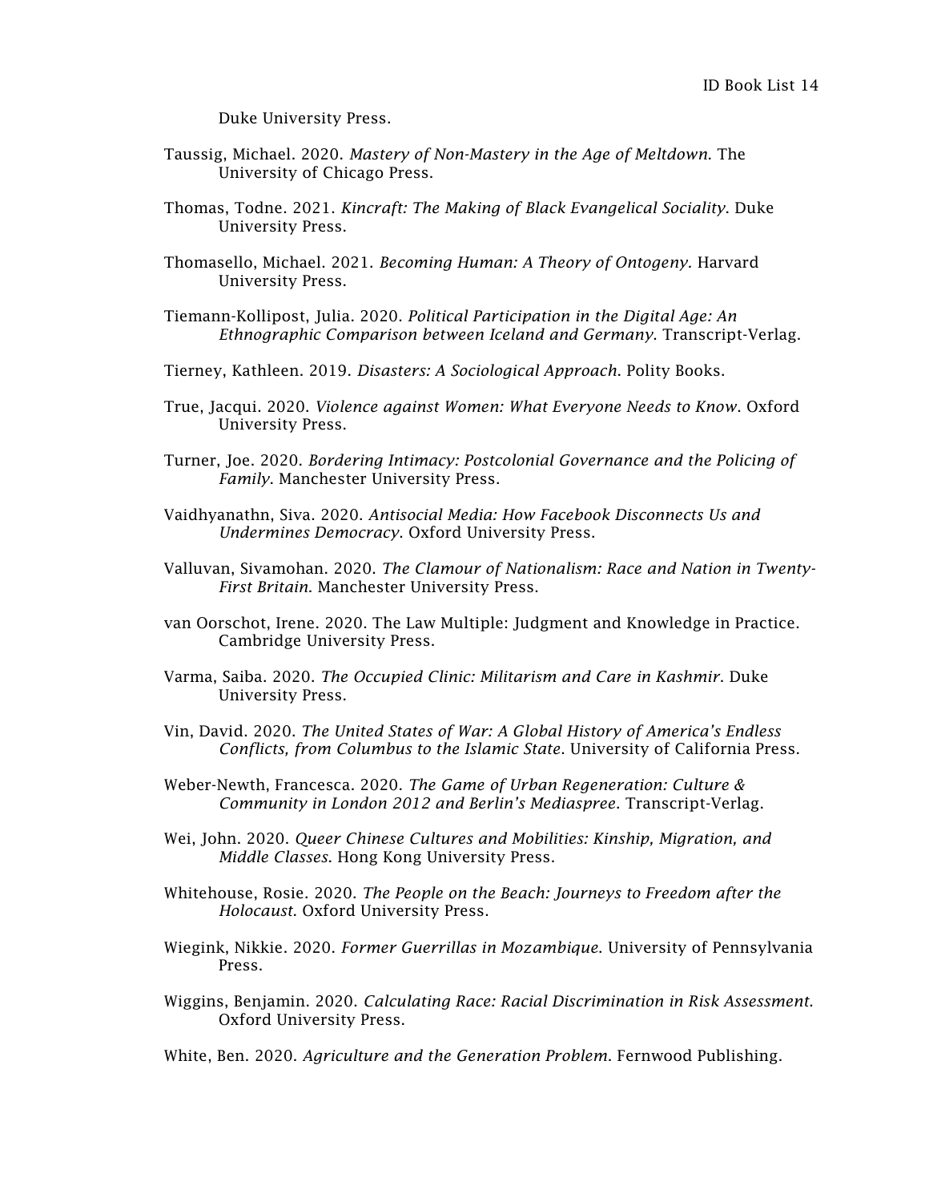Duke University Press.

Taussig, Michael. 2020. *Mastery of Non-Mastery in the Age of Meltdown*. The University of Chicago Press.

Thomas, Todne. 2021. *Kincraft: The Making of Black Evangelical Sociality*. Duke University Press.

Thomasello, Michael. 2021. *Becoming Human: A Theory of Ontogeny*. Harvard University Press.

Tiemann-Kollipost, Julia. 2020. *Political Participation in the Digital Age: An Ethnographic Comparison between Iceland and Germany*. Transcript-Verlag.

Tierney, Kathleen. 2019. *Disasters: A Sociological Approach*. Polity Books.

True, Jacqui. 2020. *Violence against Women: What Everyone Needs to Know*. Oxford University Press.

Turner, Joe. 2020. *Bordering Intimacy: Postcolonial Governance and the Policing of Family*. Manchester University Press.

Vaidhyanathn, Siva. 2020. *Antisocial Media: How Facebook Disconnects Us and Undermines Democracy*. Oxford University Press.

Valluvan, Sivamohan. 2020. *The Clamour of Nationalism: Race and Nation in Twenty-First Britain*. Manchester University Press.

van Oorschot, Irene. 2020. The Law Multiple: Judgment and Knowledge in Practice. Cambridge University Press.

Varma, Saiba. 2020. *The Occupied Clinic: Militarism and Care in Kashmir*. Duke University Press.

Vin, David. 2020. *The United States of War: A Global History of America's Endless Conflicts, from Columbus to the Islamic State*. University of California Press.

Weber-Newth, Francesca. 2020. *The Game of Urban Regeneration: Culture & Community in London 2012 and Berlin's Mediaspree*. Transcript-Verlag.

Wei, John. 2020. *Queer Chinese Cultures and Mobilities: Kinship, Migration, and Middle Classes*. Hong Kong University Press.

Whitehouse, Rosie. 2020. *The People on the Beach: Journeys to Freedom after the Holocaust*. Oxford University Press.

Wiegink, Nikkie. 2020. *Former Guerrillas in Mozambique*. University of Pennsylvania Press.

Wiggins, Benjamin. 2020. *Calculating Race: Racial Discrimination in Risk Assessment.* Oxford University Press.

White, Ben. 2020. *Agriculture and the Generation Problem*. Fernwood Publishing.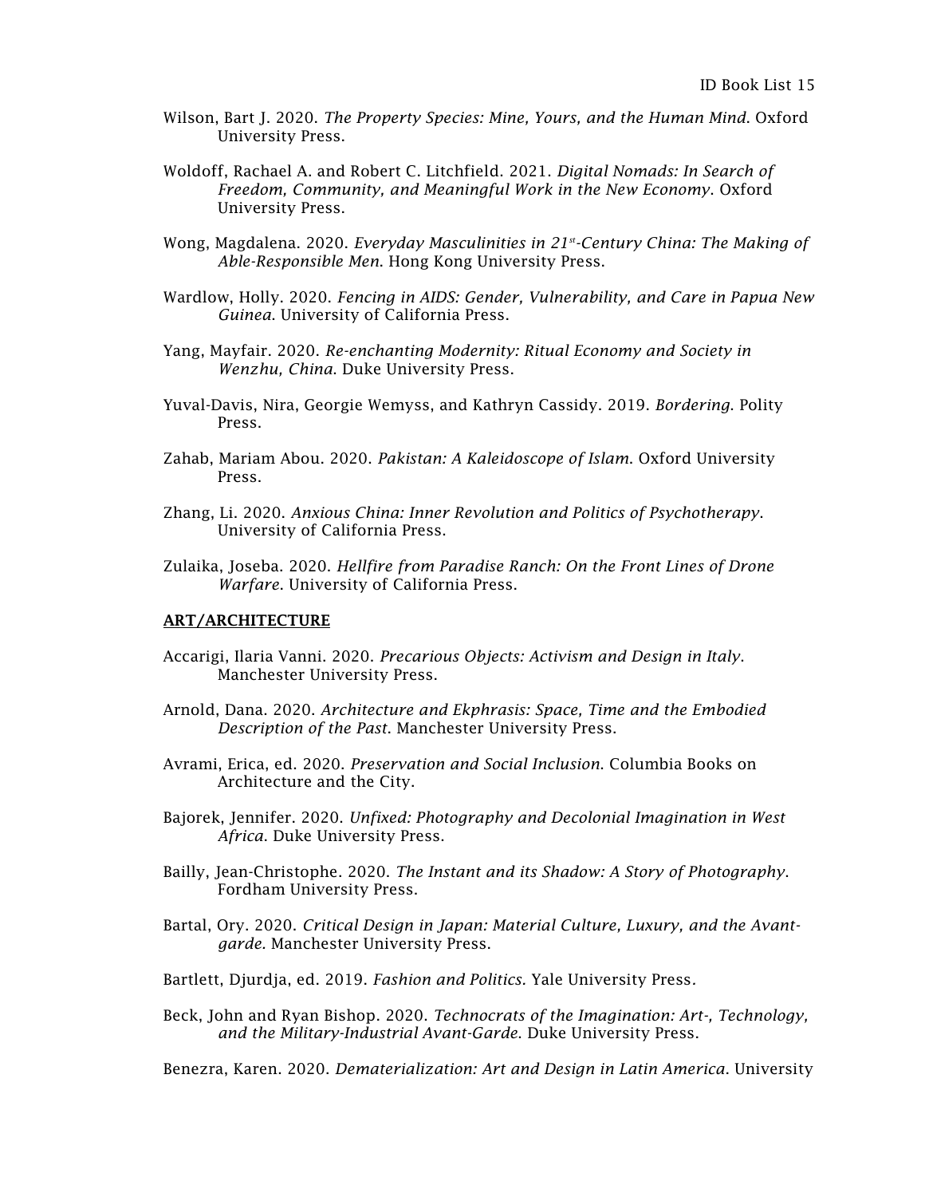Wilson, Bart J. 2020. *The Property Species: Mine, Yours, and the Human Mind*. Oxford University Press.

Woldoff, Rachael A. and Robert C. Litchfield. 2021. *Digital Nomads: In Search of Freedom, Community, and Meaningful Work in the New Economy*. Oxford University Press.

Wong, Magdalena. 2020. *Everyday Masculinities in 21st-Century China: The Making of Able-Responsible Men*. Hong Kong University Press.

Wardlow, Holly. 2020. *Fencing in AIDS: Gender, Vulnerability, and Care in Papua New Guinea*. University of California Press.

Yang, Mayfair. 2020. *Re-enchanting Modernity: Ritual Economy and Society in Wenzhu, China*. Duke University Press.

Yuval-Davis, Nira, Georgie Wemyss, and Kathryn Cassidy. 2019. *Bordering*. Polity Press.

Zahab, Mariam Abou. 2020. *Pakistan: A Kaleidoscope of Islam*. Oxford University Press.

Zhang, Li. 2020. *Anxious China: Inner Revolution and Politics of Psychotherapy*. University of California Press.

Zulaika, Joseba. 2020. *Hellfire from Paradise Ranch: On the Front Lines of Drone Warfare*. University of California Press.

## ART/ARCHITECTURE

Accarigi, Ilaria Vanni. 2020. *Precarious Objects: Activism and Design in Italy*. Manchester University Press.

Arnold, Dana. 2020. *Architecture and Ekphrasis: Space, Time and the Embodied Description of the Past*. Manchester University Press.

Avrami, Erica, ed. 2020. *Preservation and Social Inclusion*. Columbia Books on Architecture and the City.

Bajorek, Jennifer. 2020. *Unfixed: Photography and Decolonial Imagination in West Africa*. Duke University Press.

Bailly, Jean-Christophe. 2020. *The Instant and its Shadow: A Story of Photography*. Fordham University Press.

Bartal, Ory. 2020. *Critical Design in Japan: Material Culture, Luxury, and the Avant-garde.* Manchester University Press.

Bartlett, Djurdja, ed. 2019. *Fashion and Politics*. Yale University Press.

Beck, John and Ryan Bishop. 2020. *Technocrats of the Imagination: Art-, Technology, and the Military-Industrial Avant-Garde.* Duke University Press.

Benezra, Karen. 2020. *Dematerialization: Art and Design in Latin America*. University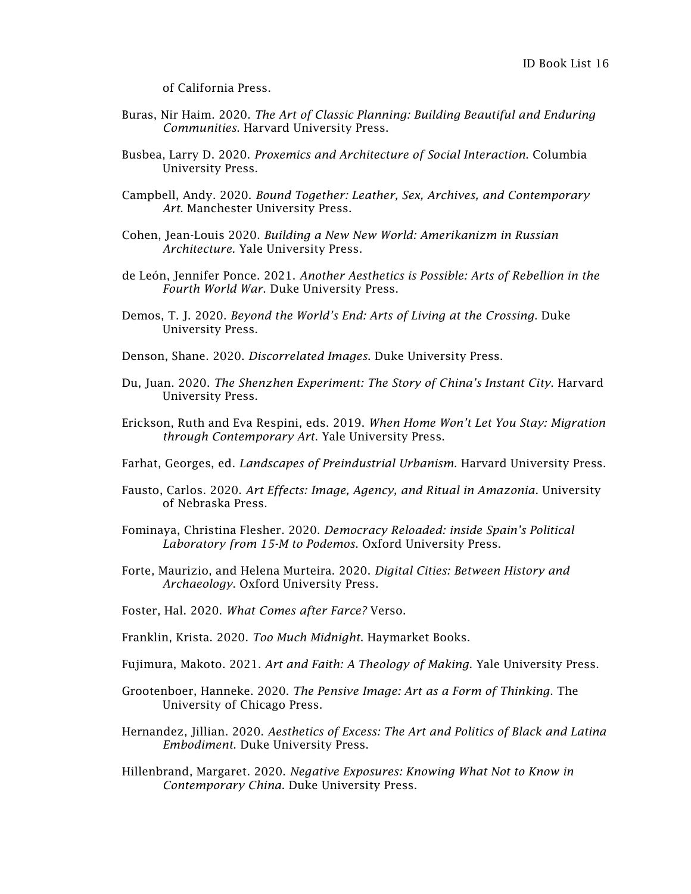of California Press.

Buras, Nir Haim. 2020. *The Art of Classic Planning: Building Beautiful and Enduring Communities*. Harvard University Press.

Busbea, Larry D. 2020. *Proxemics and Architecture of Social Interaction.* Columbia University Press.

Campbell, Andy. 2020. *Bound Together: Leather, Sex, Archives, and Contemporary Art*. Manchester University Press.

Cohen, Jean-Louis 2020. *Building a New New World: Amerikanizm in Russian Architecture.* Yale University Press.

de León, Jennifer Ponce. 2021. *Another Aesthetics is Possible: Arts of Rebellion in the Fourth World War*. Duke University Press.

Demos, T. J. 2020. *Beyond the World's End: Arts of Living at the Crossing*. Duke University Press.

Denson, Shane. 2020. *Discorrelated Images*. Duke University Press.

Du, Juan. 2020. *The Shenzhen Experiment: The Story of China's Instant City*. Harvard University Press.

Erickson, Ruth and Eva Respini, eds. 2019. *When Home Won't Let You Stay: Migration through Contemporary Art.* Yale University Press.

Farhat, Georges, ed. *Landscapes of Preindustrial Urbanism.* Harvard University Press.

Fausto, Carlos. 2020. *Art Effects: Image, Agency, and Ritual in Amazonia*. University of Nebraska Press.

Fominaya, Christina Flesher. 2020. *Democracy Reloaded: inside Spain's Political Laboratory from 15-M to Podemos*. Oxford University Press.

Forte, Maurizio, and Helena Murteira. 2020. *Digital Cities: Between History and Archaeology*. Oxford University Press.

Foster, Hal. 2020. *What Comes after Farce?* Verso.

Franklin, Krista. 2020. *Too Much Midnight*. Haymarket Books.

Fujimura, Makoto. 2021. *Art and Faith: A Theology of Making.* Yale University Press.

Grootenboer, Hanneke. 2020. *The Pensive Image: Art as a Form of Thinking*. The University of Chicago Press.

Hernandez, Jillian. 2020. *Aesthetics of Excess: The Art and Politics of Black and Latina Embodiment.* Duke University Press.

Hillenbrand, Margaret. 2020. *Negative Exposures: Knowing What Not to Know in Contemporary China.* Duke University Press.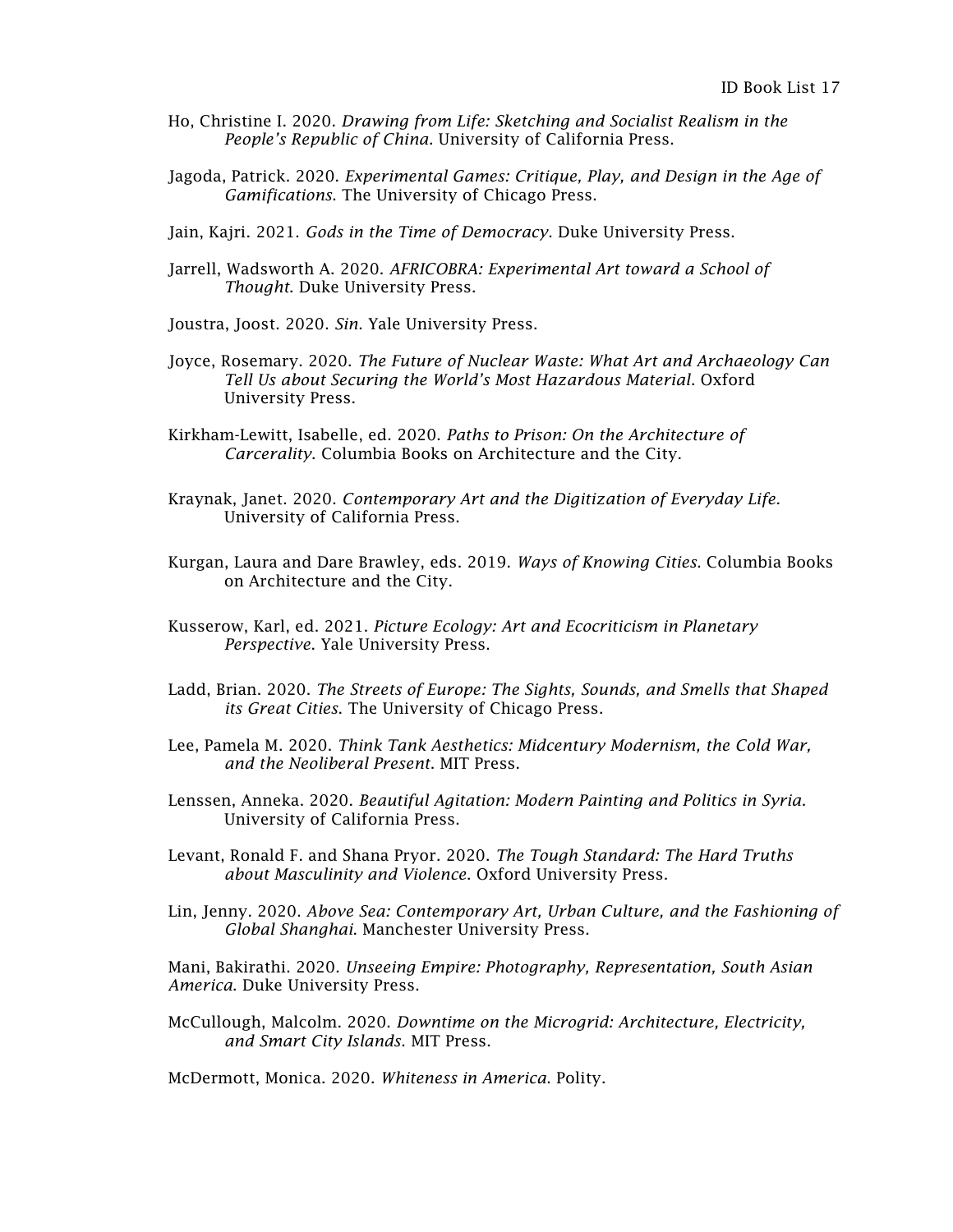Ho, Christine I. 2020. *Drawing from Life: Sketching and Socialist Realism in the People's Republic of China*. University of California Press.

Jagoda, Patrick. 2020. *Experimental Games: Critique, Play, and Design in the Age of Gamifications*. The University of Chicago Press.

Jain, Kajri. 2021. *Gods in the Time of Democracy*. Duke University Press.

Jarrell, Wadsworth A. 2020. *AFRICOBRA: Experimental Art toward a School of Thought*. Duke University Press.

Joustra, Joost. 2020. *Sin*. Yale University Press.

Joyce, Rosemary. 2020. *The Future of Nuclear Waste: What Art and Archaeology Can Tell Us about Securing the World's Most Hazardous Material*. Oxford University Press.

Kirkham-Lewitt, Isabelle, ed. 2020. *Paths to Prison: On the Architecture of Carcerality*. Columbia Books on Architecture and the City.

Kraynak, Janet. 2020. *Contemporary Art and the Digitization of Everyday Life.* University of California Press.

Kurgan, Laura and Dare Brawley, eds. 2019. *Ways of Knowing Cities*. Columbia Books on Architecture and the City.

Kusserow, Karl, ed. 2021. *Picture Ecology: Art and Ecocriticism in Planetary Perspective*. Yale University Press.

Ladd, Brian. 2020. *The Streets of Europe: The Sights, Sounds, and Smells that Shaped its Great Cities*. The University of Chicago Press.

Lee, Pamela M. 2020. *Think Tank Aesthetics: Midcentury Modernism, the Cold War, and the Neoliberal Present*. MIT Press.

Lenssen, Anneka. 2020. *Beautiful Agitation: Modern Painting and Politics in Syria*. University of California Press.

Levant, Ronald F. and Shana Pryor. 2020. *The Tough Standard: The Hard Truths about Masculinity and Violence*. Oxford University Press.

Lin, Jenny. 2020. *Above Sea: Contemporary Art, Urban Culture, and the Fashioning of Global Shanghai*. Manchester University Press.

Mani, Bakirathi. 2020. *Unseeing Empire: Photography, Representation, South Asian America*. Duke University Press.

McCullough, Malcolm. 2020. *Downtime on the Microgrid: Architecture, Electricity, and Smart City Islands*. MIT Press.

McDermott, Monica. 2020. *Whiteness in America*. Polity.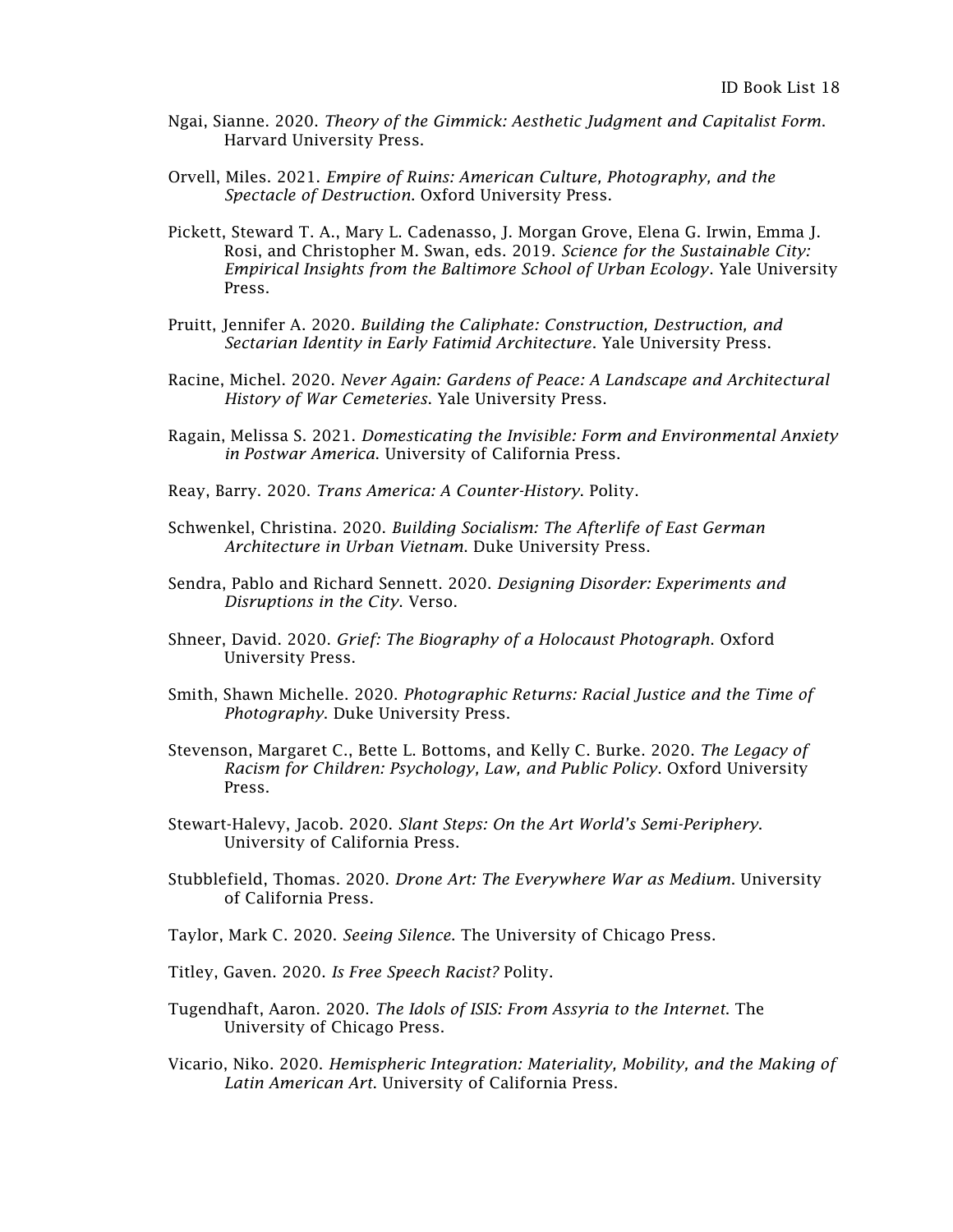Ngai, Sianne. 2020. *Theory of the Gimmick: Aesthetic Judgment and Capitalist Form*. Harvard University Press.

Orvell, Miles. 2021. *Empire of Ruins: American Culture, Photography, and the Spectacle of Destruction*. Oxford University Press.

Pickett, Steward T. A., Mary L. Cadenasso, J. Morgan Grove, Elena G. Irwin, Emma J. Rosi, and Christopher M. Swan, eds. 2019. *Science for the Sustainable City: Empirical Insights from the Baltimore School of Urban Ecology*. Yale University Press.

Pruitt, Jennifer A. 2020. *Building the Caliphate: Construction, Destruction, and Sectarian Identity in Early Fatimid Architecture*. Yale University Press.

Racine, Michel. 2020. *Never Again: Gardens of Peace: A Landscape and Architectural History of War Cemeteries*. Yale University Press.

Ragain, Melissa S. 2021. *Domesticating the Invisible: Form and Environmental Anxiety in Postwar America*. University of California Press.

Reay, Barry. 2020. *Trans America: A Counter-History*. Polity.

Schwenkel, Christina. 2020. *Building Socialism: The Afterlife of East German Architecture in Urban Vietnam*. Duke University Press.

Sendra, Pablo and Richard Sennett. 2020. *Designing Disorder: Experiments and Disruptions in the City*. Verso.

Shneer, David. 2020. *Grief: The Biography of a Holocaust Photograph*. Oxford University Press.

Smith, Shawn Michelle. 2020. *Photographic Returns: Racial Justice and the Time of Photography*. Duke University Press.

Stevenson, Margaret C., Bette L. Bottoms, and Kelly C. Burke. 2020. *The Legacy of Racism for Children: Psychology, Law, and Public Policy*. Oxford University Press.

Stewart-Halevy, Jacob. 2020. *Slant Steps: On the Art World's Semi-Periphery*. University of California Press.

Stubblefield, Thomas. 2020. *Drone Art: The Everywhere War as Medium*. University of California Press.

Taylor, Mark C. 2020. *Seeing Silence*. The University of Chicago Press.

Titley, Gaven. 2020. *Is Free Speech Racist?* Polity.

Tugendhaft, Aaron. 2020. *The Idols of ISIS: From Assyria to the Internet*. The University of Chicago Press.

Vicario, Niko. 2020. *Hemispheric Integration: Materiality, Mobility, and the Making of Latin American Art*. University of California Press.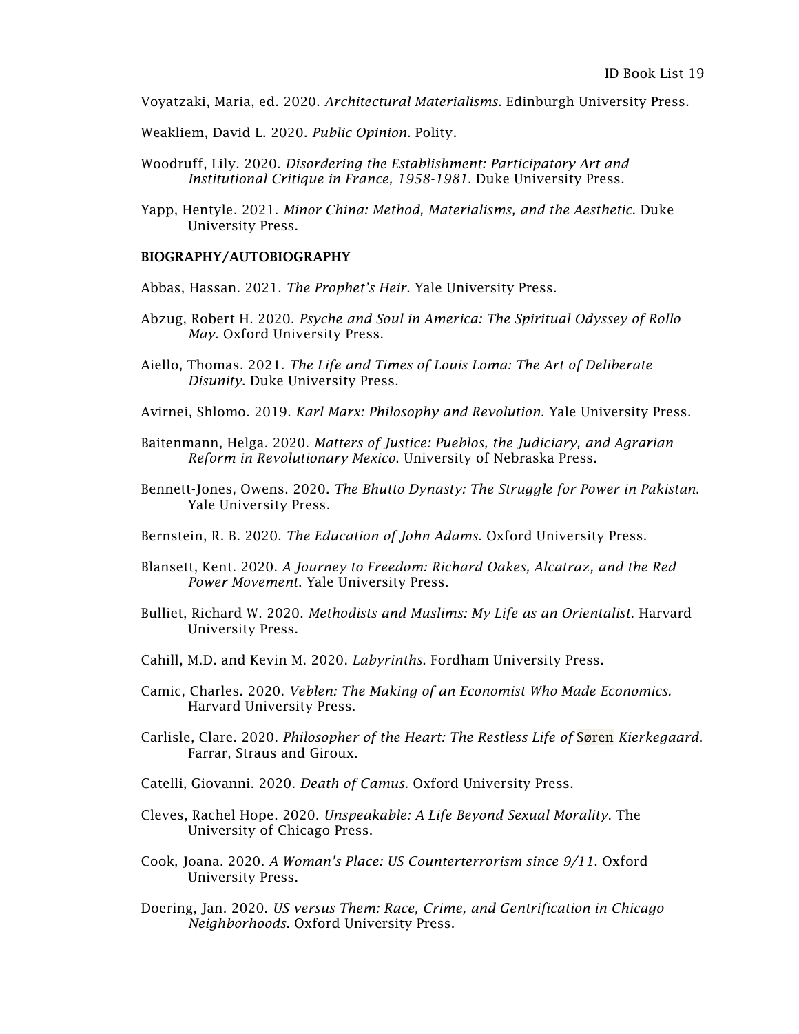Voyatzaki, Maria, ed. 2020. *Architectural Materialisms*. Edinburgh University Press.

Weakliem, David L. 2020. *Public Opinion*. Polity.

Woodruff, Lily. 2020. *Disordering the Establishment: Participatory Art and Institutional Critique in France, 1958-1981*. Duke University Press.

Yapp, Hentyle. 2021. *Minor China: Method, Materialisms, and the Aesthetic*. Duke University Press.

**BIOGRAPHY/AUTOBIOGRAPHY**

Abbas, Hassan. 2021. *The Prophet's Heir*. Yale University Press.

Abzug, Robert H. 2020. *Psyche and Soul in America: The Spiritual Odyssey of Rollo May*. Oxford University Press.

Aiello, Thomas. 2021. *The Life and Times of Louis Loma: The Art of Deliberate Disunity*. Duke University Press.

Avirnei, Shlomo. 2019. *Karl Marx: Philosophy and Revolution*. Yale University Press.

Baitenmann, Helga. 2020. *Matters of Justice: Pueblos, the Judiciary, and Agrarian Reform in Revolutionary Mexico*. University of Nebraska Press.

Bennett-Jones, Owens. 2020. *The Bhutto Dynasty: The Struggle for Power in Pakistan*. Yale University Press.

Bernstein, R. B. 2020. *The Education of John Adams*. Oxford University Press.

Blansett, Kent. 2020. *A Journey to Freedom: Richard Oakes, Alcatraz, and the Red Power Movement*. Yale University Press.

Bulliet, Richard W. 2020. *Methodists and Muslims: My Life as an Orientalist*. Harvard University Press.

Cahill, M.D. and Kevin M. 2020. *Labyrinths*. Fordham University Press.

Camic, Charles. 2020. *Veblen: The Making of an Economist Who Made Economics.* Harvard University Press.

Carlisle, Clare. 2020. *Philosopher of the Heart: The Restless Life of* Søren *Kierkegaard*. Farrar, Straus and Giroux.

Catelli, Giovanni. 2020. *Death of Camus*. Oxford University Press.

Cleves, Rachel Hope. 2020. *Unspeakable: A Life Beyond Sexual Morality*. The University of Chicago Press.

Cook, Joana. 2020. *A Woman's Place: US Counterterrorism since 9/11*. Oxford University Press.

Doering, Jan. 2020. *US versus Them: Race, Crime, and Gentrification in Chicago Neighborhoods*. Oxford University Press.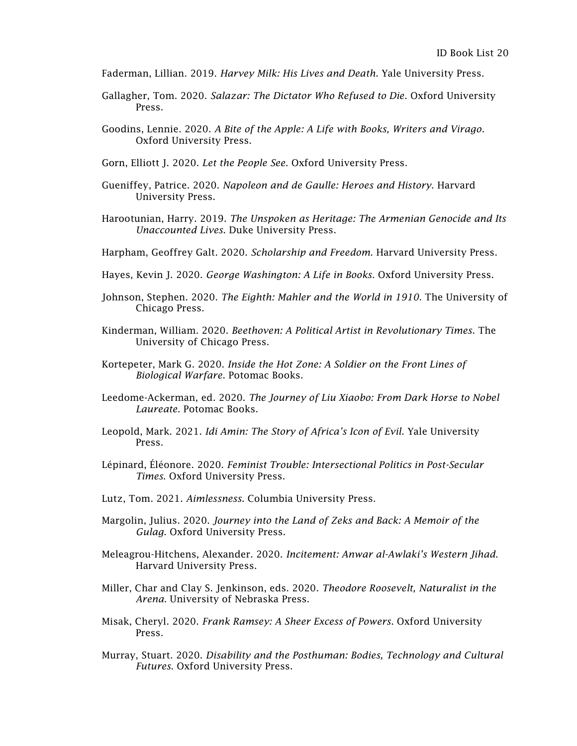Faderman, Lillian. 2019. *Harvey Milk: His Lives and Death*. Yale University Press.

Gallagher, Tom. 2020. *Salazar: The Dictator Who Refused to Die*. Oxford University Press.

Goodins, Lennie. 2020. *A Bite of the Apple: A Life with Books, Writers and Virago*. Oxford University Press.

Gorn, Elliott J. 2020. *Let the People See*. Oxford University Press.

Gueniffey, Patrice. 2020. *Napoleon and de Gaulle: Heroes and History*. Harvard University Press.

Harootunian, Harry. 2019. *The Unspoken as Heritage: The Armenian Genocide and Its Unaccounted Lives*. Duke University Press.

Harpham, Geoffrey Galt. 2020. *Scholarship and Freedom*. Harvard University Press.

Hayes, Kevin J. 2020. *George Washington: A Life in Books*. Oxford University Press.

Johnson, Stephen. 2020. *The Eighth: Mahler and the World in 1910*. The University of Chicago Press.

Kinderman, William. 2020. *Beethoven: A Political Artist in Revolutionary Times*. The University of Chicago Press.

Kortepeter, Mark G. 2020. *Inside the Hot Zone: A Soldier on the Front Lines of Biological Warfare*. Potomac Books.

Leedome-Ackerman, ed. 2020. *The Journey of Liu Xiaobo: From Dark Horse to Nobel Laureate*. Potomac Books.

Leopold, Mark. 2021. *Idi Amin: The Story of Africa's Icon of Evil*. Yale University Press.

Lépinard, Éléonore. 2020. *Feminist Trouble: Intersectional Politics in Post-Secular Times*. Oxford University Press.

Lutz, Tom. 2021. *Aimlessness*. Columbia University Press.

Margolin, Julius. 2020. *Journey into the Land of Zeks and Back: A Memoir of the Gulag*. Oxford University Press.

Meleagrou-Hitchens, Alexander. 2020. *Incitement: Anwar al-Awlaki's Western Jihad*. Harvard University Press.

Miller, Char and Clay S. Jenkinson, eds. 2020. *Theodore Roosevelt, Naturalist in the Arena*. University of Nebraska Press.

Misak, Cheryl. 2020. *Frank Ramsey: A Sheer Excess of Powers*. Oxford University Press.

Murray, Stuart. 2020. *Disability and the Posthuman: Bodies, Technology and Cultural Futures*. Oxford University Press.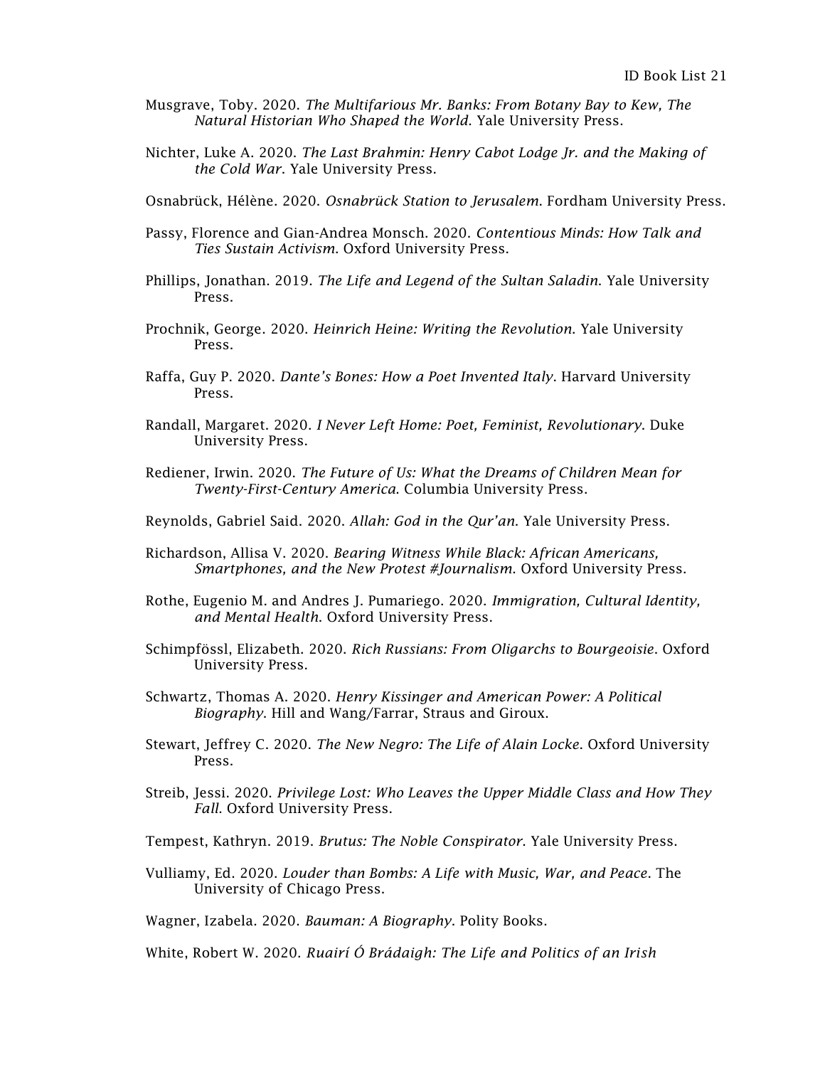Musgrave, Toby. 2020. *The Multifarious Mr. Banks: From Botany Bay to Kew, The Natural Historian Who Shaped the World*. Yale University Press.

Nichter, Luke A. 2020. *The Last Brahmin: Henry Cabot Lodge Jr. and the Making of the Cold War*. Yale University Press.

Osnabrück, Hélène. 2020. *Osnabrück Station to Jerusalem*. Fordham University Press.

Passy, Florence and Gian-Andrea Monsch. 2020. *Contentious Minds: How Talk and Ties Sustain Activism*. Oxford University Press.

Phillips, Jonathan. 2019. *The Life and Legend of the Sultan Saladin*. Yale University Press.

Prochnik, George. 2020. *Heinrich Heine: Writing the Revolution*. Yale University Press.

Raffa, Guy P. 2020. *Dante's Bones: How a Poet Invented Italy*. Harvard University Press.

Randall, Margaret. 2020. *I Never Left Home: Poet, Feminist, Revolutionary*. Duke University Press.

Rediener, Irwin. 2020. *The Future of Us: What the Dreams of Children Mean for Twenty-First-Century America*. Columbia University Press.

Reynolds, Gabriel Said. 2020. *Allah: God in the Qur'an*. Yale University Press.

Richardson, Allisa V. 2020. *Bearing Witness While Black: African Americans, Smartphones, and the New Protest #Journalism*. Oxford University Press.

Rothe, Eugenio M. and Andres J. Pumariego. 2020. *Immigration, Cultural Identity, and Mental Health*. Oxford University Press.

Schimpfössl, Elizabeth. 2020. *Rich Russians: From Oligarchs to Bourgeoisie*. Oxford University Press.

Schwartz, Thomas A. 2020. *Henry Kissinger and American Power: A Political Biography*. Hill and Wang/Farrar, Straus and Giroux.

Stewart, Jeffrey C. 2020. *The New Negro: The Life of Alain Locke*. Oxford University Press.

Streib, Jessi. 2020. *Privilege Lost: Who Leaves the Upper Middle Class and How They Fall*. Oxford University Press.

Tempest, Kathryn. 2019. *Brutus: The Noble Conspirator*. Yale University Press.

Vulliamy, Ed. 2020. *Louder than Bombs: A Life with Music, War, and Peace*. The University of Chicago Press.

Wagner, Izabela. 2020. *Bauman: A Biography*. Polity Books.

White, Robert W. 2020. *Ruairí Ó Brádaigh: The Life and Politics of an Irish*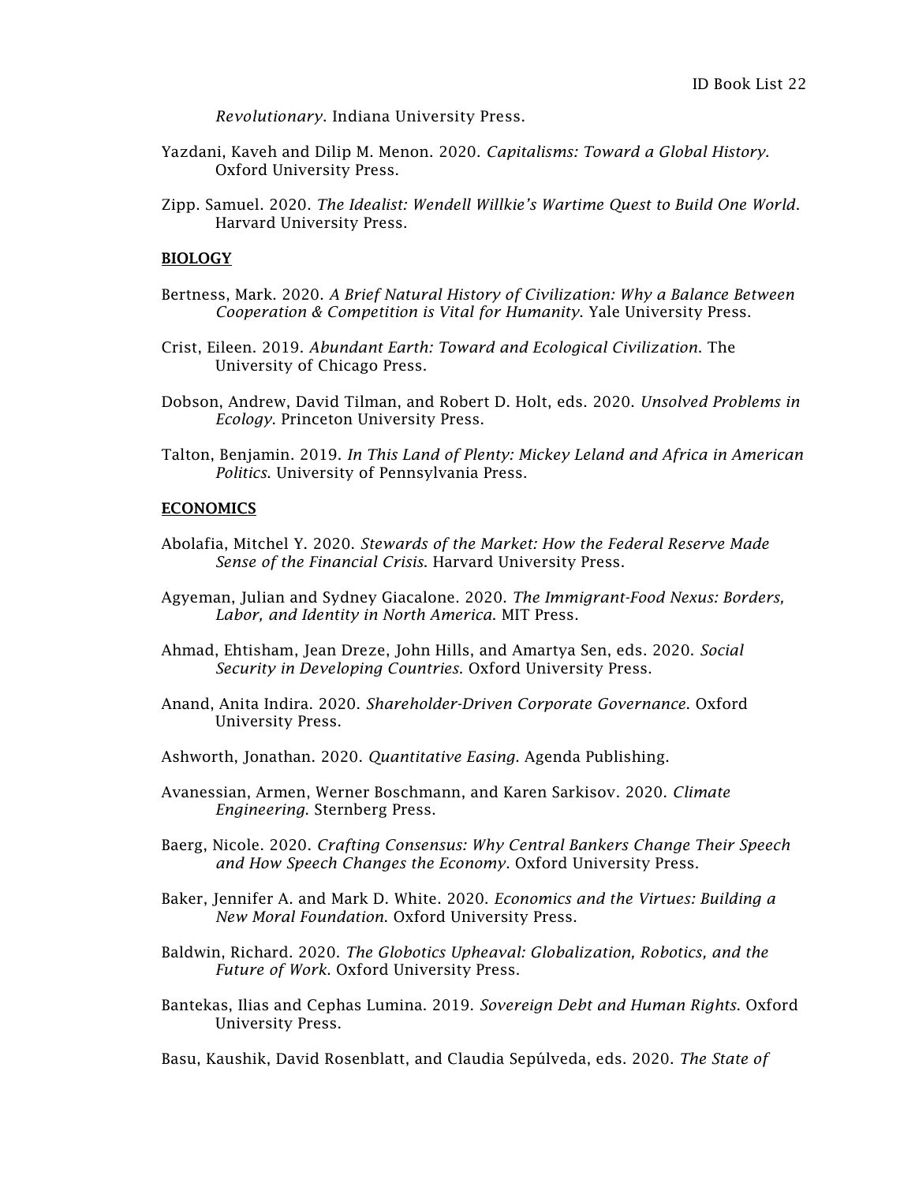*Revolutionary*. Indiana University Press.

Yazdani, Kaveh and Dilip M. Menon. 2020. *Capitalisms: Toward a Global History*. Oxford University Press.

Zipp. Samuel. 2020. *The Idealist: Wendell Willkie's Wartime Quest to Build One World*. Harvard University Press.

**BIOLOGY**

Bertness, Mark. 2020. *A Brief Natural History of Civilization: Why a Balance Between Cooperation & Competition is Vital for Humanity*. Yale University Press.

Crist, Eileen. 2019. *Abundant Earth: Toward and Ecological Civilization*. The University of Chicago Press.

Dobson, Andrew, David Tilman, and Robert D. Holt, eds. 2020. *Unsolved Problems in Ecology*. Princeton University Press.

Talton, Benjamin. 2019. *In This Land of Plenty: Mickey Leland and Africa in American Politics*. University of Pennsylvania Press.

**ECONOMICS**

Abolafia, Mitchel Y. 2020. *Stewards of the Market: How the Federal Reserve Made Sense of the Financial Crisis*. Harvard University Press.

Agyeman, Julian and Sydney Giacalone. 2020. *The Immigrant-Food Nexus: Borders, Labor, and Identity in North America*. MIT Press.

Ahmad, Ehtisham, Jean Dreze, John Hills, and Amartya Sen, eds. 2020. *Social Security in Developing Countries*. Oxford University Press.

Anand, Anita Indira. 2020. *Shareholder-Driven Corporate Governance*. Oxford University Press.

Ashworth, Jonathan. 2020. *Quantitative Easing*. Agenda Publishing.

Avanessian, Armen, Werner Boschmann, and Karen Sarkisov. 2020. *Climate Engineering*. Sternberg Press.

Baerg, Nicole. 2020. *Crafting Consensus: Why Central Bankers Change Their Speech and How Speech Changes the Economy*. Oxford University Press.

Baker, Jennifer A. and Mark D. White. 2020. *Economics and the Virtues: Building a New Moral Foundation*. Oxford University Press.

Baldwin, Richard. 2020. *The Globotics Upheaval: Globalization, Robotics, and the Future of Work*. Oxford University Press.

Bantekas, Ilias and Cephas Lumina. 2019. *Sovereign Debt and Human Rights*. Oxford University Press.

Basu, Kaushik, David Rosenblatt, and Claudia Sepúlveda, eds. 2020. *The State of*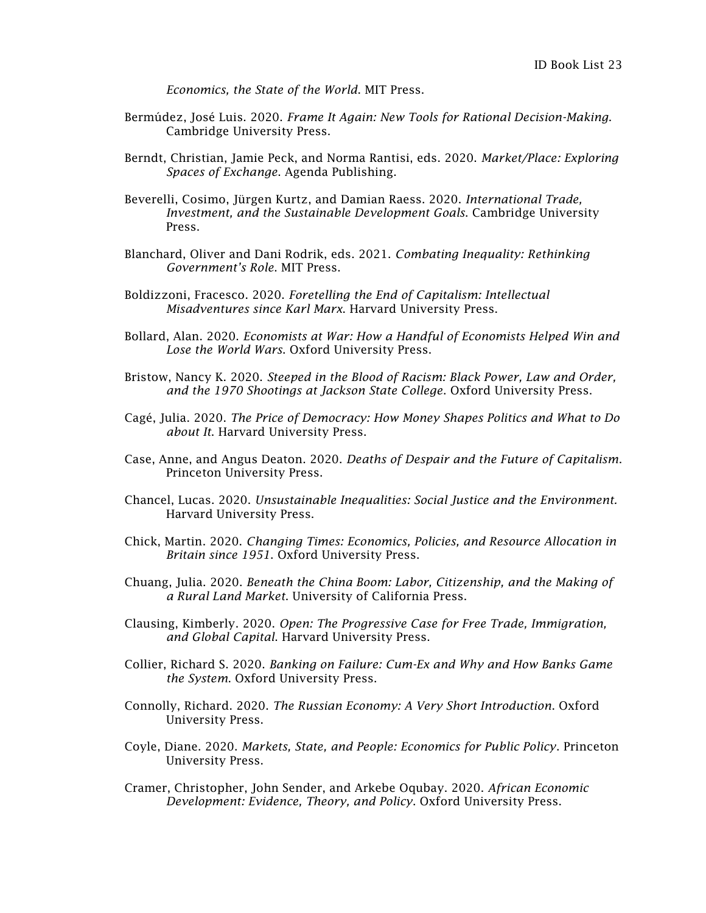*Economics, the State of the World*. MIT Press.

Bermúdez, José Luis. 2020. *Frame It Again: New Tools for Rational Decision-Making*. Cambridge University Press.

Berndt, Christian, Jamie Peck, and Norma Rantisi, eds. 2020. *Market/Place: Exploring Spaces of Exchange*. Agenda Publishing.

Beverelli, Cosimo, Jürgen Kurtz, and Damian Raess. 2020. *International Trade, Investment, and the Sustainable Development Goals*. Cambridge University Press.

Blanchard, Oliver and Dani Rodrik, eds. 2021. *Combating Inequality: Rethinking Government's Role*. MIT Press.

Boldizzoni, Fracesco. 2020. *Foretelling the End of Capitalism: Intellectual Misadventures since Karl Marx*. Harvard University Press.

Bollard, Alan. 2020. *Economists at War: How a Handful of Economists Helped Win and Lose the World Wars*. Oxford University Press.

Bristow, Nancy K. 2020. *Steeped in the Blood of Racism: Black Power, Law and Order, and the 1970 Shootings at Jackson State College*. Oxford University Press.

Cagé, Julia. 2020. *The Price of Democracy: How Money Shapes Politics and What to Do about It*. Harvard University Press.

Case, Anne, and Angus Deaton. 2020. *Deaths of Despair and the Future of Capitalism*. Princeton University Press.

Chancel, Lucas. 2020. *Unsustainable Inequalities: Social Justice and the Environment.* Harvard University Press.

Chick, Martin. 2020. *Changing Times: Economics, Policies, and Resource Allocation in Britain since 1951*. Oxford University Press.

Chuang, Julia. 2020. *Beneath the China Boom: Labor, Citizenship, and the Making of a Rural Land Market*. University of California Press.

Clausing, Kimberly. 2020. *Open: The Progressive Case for Free Trade, Immigration, and Global Capital*. Harvard University Press.

Collier, Richard S. 2020. *Banking on Failure: Cum-Ex and Why and How Banks Game the System*. Oxford University Press.

Connolly, Richard. 2020. *The Russian Economy: A Very Short Introduction*. Oxford University Press.

Coyle, Diane. 2020. *Markets, State, and People: Economics for Public Policy*. Princeton University Press.

Cramer, Christopher, John Sender, and Arkebe Oqubay. 2020. *African Economic Development: Evidence, Theory, and Policy*. Oxford University Press.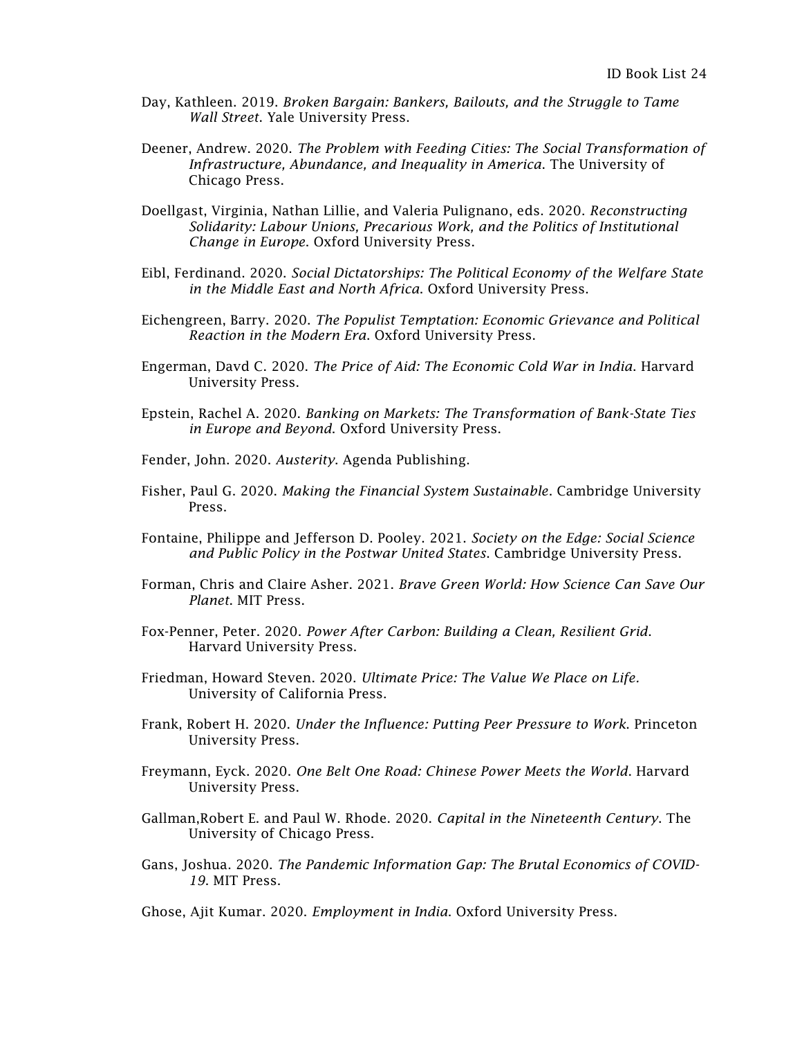Day, Kathleen. 2019. *Broken Bargain: Bankers, Bailouts, and the Struggle to Tame Wall Street.* Yale University Press.

Deener, Andrew. 2020. *The Problem with Feeding Cities: The Social Transformation of Infrastructure, Abundance, and Inequality in America*. The University of Chicago Press.

Doellgast, Virginia, Nathan Lillie, and Valeria Pulignano, eds. 2020. *Reconstructing Solidarity: Labour Unions, Precarious Work, and the Politics of Institutional Change in Europe*. Oxford University Press.

Eibl, Ferdinand. 2020. *Social Dictatorships: The Political Economy of the Welfare State in the Middle East and North Africa*. Oxford University Press.

Eichengreen, Barry. 2020. *The Populist Temptation: Economic Grievance and Political Reaction in the Modern Era*. Oxford University Press.

Engerman, Davd C. 2020. *The Price of Aid: The Economic Cold War in India*. Harvard University Press.

Epstein, Rachel A. 2020. *Banking on Markets: The Transformation of Bank-State Ties in Europe and Beyond*. Oxford University Press.

Fender, John. 2020. *Austerity*. Agenda Publishing.

Fisher, Paul G. 2020. *Making the Financial System Sustainable*. Cambridge University Press.

Fontaine, Philippe and Jefferson D. Pooley. 2021. *Society on the Edge: Social Science and Public Policy in the Postwar United States*. Cambridge University Press.

Forman, Chris and Claire Asher. 2021. *Brave Green World: How Science Can Save Our Planet*. MIT Press.

Fox-Penner, Peter. 2020. *Power After Carbon: Building a Clean, Resilient Grid.* Harvard University Press.

Friedman, Howard Steven. 2020. *Ultimate Price: The Value We Place on Life.* University of California Press.

Frank, Robert H. 2020. *Under the Influence: Putting Peer Pressure to Work*. Princeton University Press.

Freymann, Eyck. 2020. *One Belt One Road: Chinese Power Meets the World*. Harvard University Press.

Gallman,Robert E. and Paul W. Rhode. 2020. *Capital in the Nineteenth Century*. The University of Chicago Press.

Gans, Joshua. 2020. *The Pandemic Information Gap: The Brutal Economics of COVID-19*. MIT Press.

Ghose, Ajit Kumar. 2020. *Employment in India*. Oxford University Press.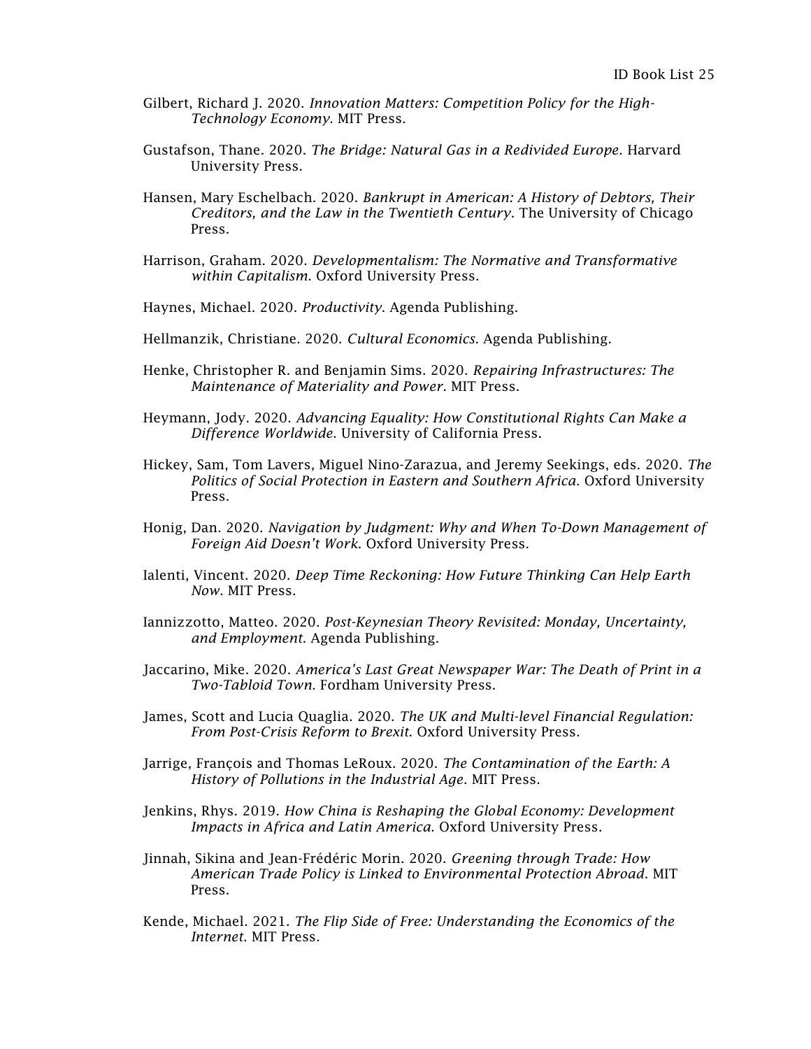Gilbert, Richard J. 2020. *Innovation Matters: Competition Policy for the High-Technology Economy*. MIT Press.

Gustafson, Thane. 2020. *The Bridge: Natural Gas in a Redivided Europe*. Harvard University Press.

Hansen, Mary Eschelbach. 2020. *Bankrupt in American: A History of Debtors, Their Creditors, and the Law in the Twentieth Century*. The University of Chicago Press.

Harrison, Graham. 2020. *Developmentalism: The Normative and Transformative within Capitalism*. Oxford University Press.

Haynes, Michael. 2020. *Productivity*. Agenda Publishing.

Hellmanzik, Christiane. 2020. *Cultural Economics*. Agenda Publishing.

Henke, Christopher R. and Benjamin Sims. 2020. *Repairing Infrastructures: The Maintenance of Materiality and Power*. MIT Press.

Heymann, Jody. 2020. *Advancing Equality: How Constitutional Rights Can Make a Difference Worldwide*. University of California Press.

Hickey, Sam, Tom Lavers, Miguel Nino-Zarazua, and Jeremy Seekings, eds. 2020. *The Politics of Social Protection in Eastern and Southern Africa*. Oxford University Press.

Honig, Dan. 2020. *Navigation by Judgment: Why and When To-Down Management of Foreign Aid Doesn't Work*. Oxford University Press.

Ialenti, Vincent. 2020. *Deep Time Reckoning: How Future Thinking Can Help Earth Now*. MIT Press.

Iannizzotto, Matteo. 2020. *Post-Keynesian Theory Revisited: Monday, Uncertainty, and Employment*. Agenda Publishing.

Jaccarino, Mike. 2020. *America's Last Great Newspaper War: The Death of Print in a Two-Tabloid Town*. Fordham University Press.

James, Scott and Lucia Quaglia. 2020. *The UK and Multi-level Financial Regulation: From Post-Crisis Reform to Brexit*. Oxford University Press.

Jarrige, François and Thomas LeRoux. 2020. *The Contamination of the Earth: A History of Pollutions in the Industrial Age*. MIT Press.

Jenkins, Rhys. 2019. *How China is Reshaping the Global Economy: Development Impacts in Africa and Latin America*. Oxford University Press.

Jinnah, Sikina and Jean-Frédéric Morin. 2020. *Greening through Trade: How American Trade Policy is Linked to Environmental Protection Abroad*. MIT Press.

Kende, Michael. 2021. *The Flip Side of Free: Understanding the Economics of the Internet*. MIT Press.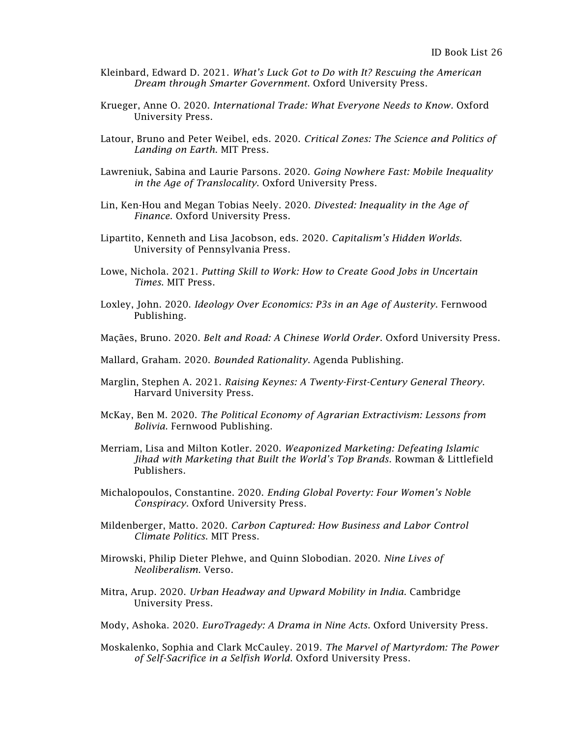Kleinbard, Edward D. 2021. *What's Luck Got to Do with It? Rescuing the American Dream through Smarter Government*. Oxford University Press.

Krueger, Anne O. 2020. *International Trade: What Everyone Needs to Know*. Oxford University Press.

Latour, Bruno and Peter Weibel, eds. 2020. *Critical Zones: The Science and Politics of Landing on Earth*. MIT Press.

Lawreniuk, Sabina and Laurie Parsons. 2020. *Going Nowhere Fast: Mobile Inequality in the Age of Translocality*. Oxford University Press.

Lin, Ken-Hou and Megan Tobias Neely. 2020. *Divested: Inequality in the Age of Finance*. Oxford University Press.

Lipartito, Kenneth and Lisa Jacobson, eds. 2020. *Capitalism's Hidden Worlds*. University of Pennsylvania Press.

Lowe, Nichola. 2021. *Putting Skill to Work: How to Create Good Jobs in Uncertain Times*. MIT Press.

Loxley, John. 2020. *Ideology Over Economics: P3s in an Age of Austerity*. Fernwood Publishing.

Maçães, Bruno. 2020. *Belt and Road: A Chinese World Order*. Oxford University Press.

Mallard, Graham. 2020. *Bounded Rationality*. Agenda Publishing.

Marglin, Stephen A. 2021. *Raising Keynes: A Twenty-First-Century General Theory*. Harvard University Press.

McKay, Ben M. 2020. *The Political Economy of Agrarian Extractivism: Lessons from Bolivia*. Fernwood Publishing.

Merriam, Lisa and Milton Kotler. 2020. *Weaponized Marketing: Defeating Islamic Jihad with Marketing that Built the World's Top Brands*. Rowman & Littlefield Publishers.

Michalopoulos, Constantine. 2020. *Ending Global Poverty: Four Women's Noble Conspiracy*. Oxford University Press.

Mildenberger, Matto. 2020. *Carbon Captured: How Business and Labor Control Climate Politics*. MIT Press.

Mirowski, Philip Dieter Plehwe, and Quinn Slobodian. 2020. *Nine Lives of Neoliberalism*. Verso.

Mitra, Arup. 2020. *Urban Headway and Upward Mobility in India*. Cambridge University Press.

Mody, Ashoka. 2020. *EuroTragedy: A Drama in Nine Acts*. Oxford University Press.

Moskalenko, Sophia and Clark McCauley. 2019. *The Marvel of Martyrdom: The Power of Self-Sacrifice in a Selfish World*. Oxford University Press.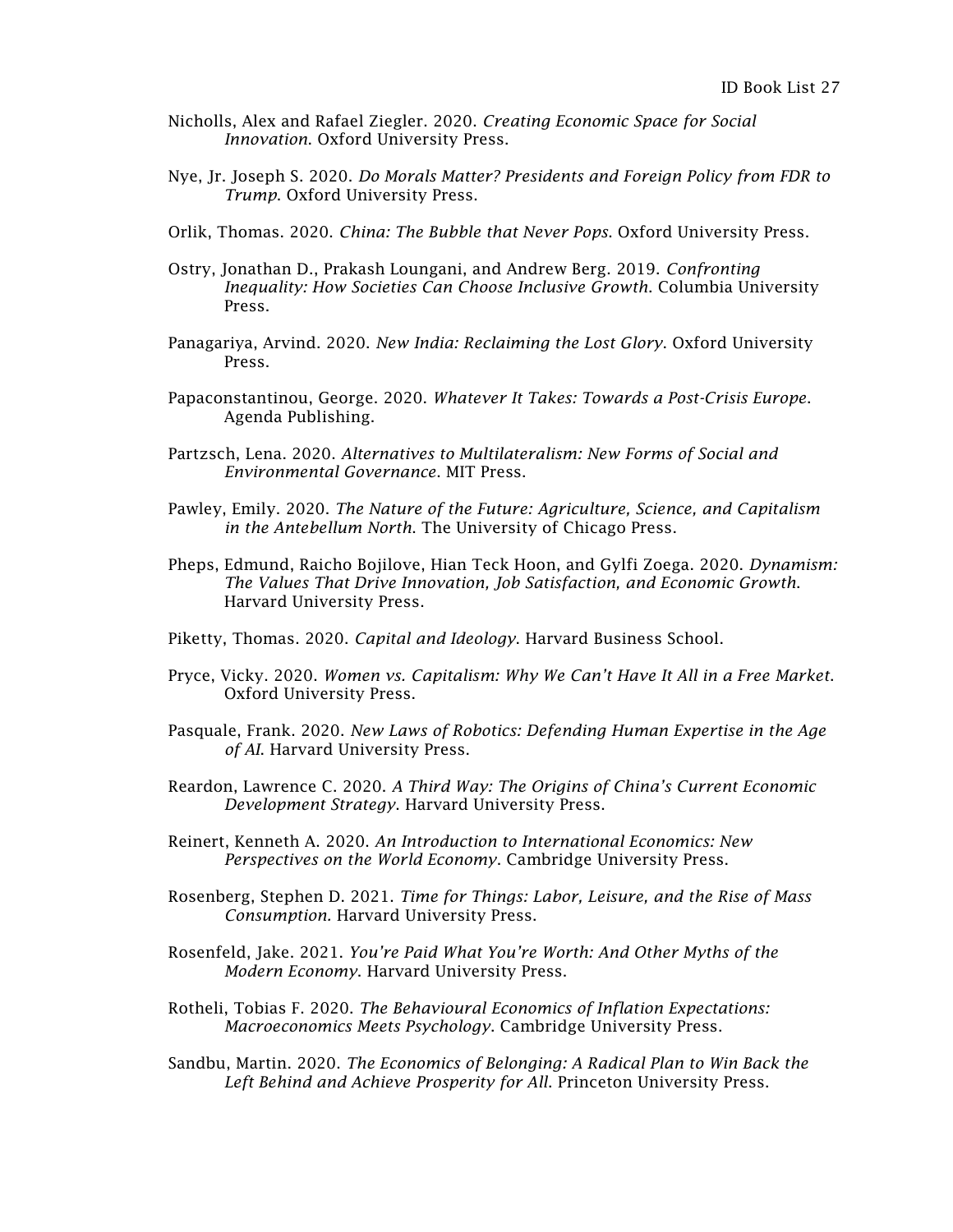Nicholls, Alex and Rafael Ziegler. 2020. *Creating Economic Space for Social Innovation*. Oxford University Press.

Nye, Jr. Joseph S. 2020. *Do Morals Matter? Presidents and Foreign Policy from FDR to Trump*. Oxford University Press.

Orlik, Thomas. 2020. *China: The Bubble that Never Pops*. Oxford University Press.

Ostry, Jonathan D., Prakash Loungani, and Andrew Berg. 2019. *Confronting Inequality: How Societies Can Choose Inclusive Growth*. Columbia University Press.

Panagariya, Arvind. 2020. *New India: Reclaiming the Lost Glory*. Oxford University Press.

Papaconstantinou, George. 2020. *Whatever It Takes: Towards a Post-Crisis Europe*. Agenda Publishing.

Partzsch, Lena. 2020. *Alternatives to Multilateralism: New Forms of Social and Environmental Governance*. MIT Press.

Pawley, Emily. 2020. *The Nature of the Future: Agriculture, Science, and Capitalism in the Antebellum North*. The University of Chicago Press.

Pheps, Edmund, Raicho Bojilove, Hian Teck Hoon, and Gylfi Zoega. 2020. *Dynamism: The Values That Drive Innovation, Job Satisfaction, and Economic Growth*. Harvard University Press.

Piketty, Thomas. 2020. *Capital and Ideology*. Harvard Business School.

Pryce, Vicky. 2020. *Women vs. Capitalism: Why We Can't Have It All in a Free Market*. Oxford University Press.

Pasquale, Frank. 2020. *New Laws of Robotics: Defending Human Expertise in the Age of AI*. Harvard University Press.

Reardon, Lawrence C. 2020. *A Third Way: The Origins of China's Current Economic Development Strategy*. Harvard University Press.

Reinert, Kenneth A. 2020. *An Introduction to International Economics: New Perspectives on the World Economy*. Cambridge University Press.

Rosenberg, Stephen D. 2021. *Time for Things: Labor, Leisure, and the Rise of Mass Consumption.* Harvard University Press.

Rosenfeld, Jake. 2021. *You're Paid What You're Worth: And Other Myths of the Modern Economy*. Harvard University Press.

Rotheli, Tobias F. 2020. *The Behavioural Economics of Inflation Expectations: Macroeconomics Meets Psychology*. Cambridge University Press.

Sandbu, Martin. 2020. *The Economics of Belonging: A Radical Plan to Win Back the Left Behind and Achieve Prosperity for All*. Princeton University Press.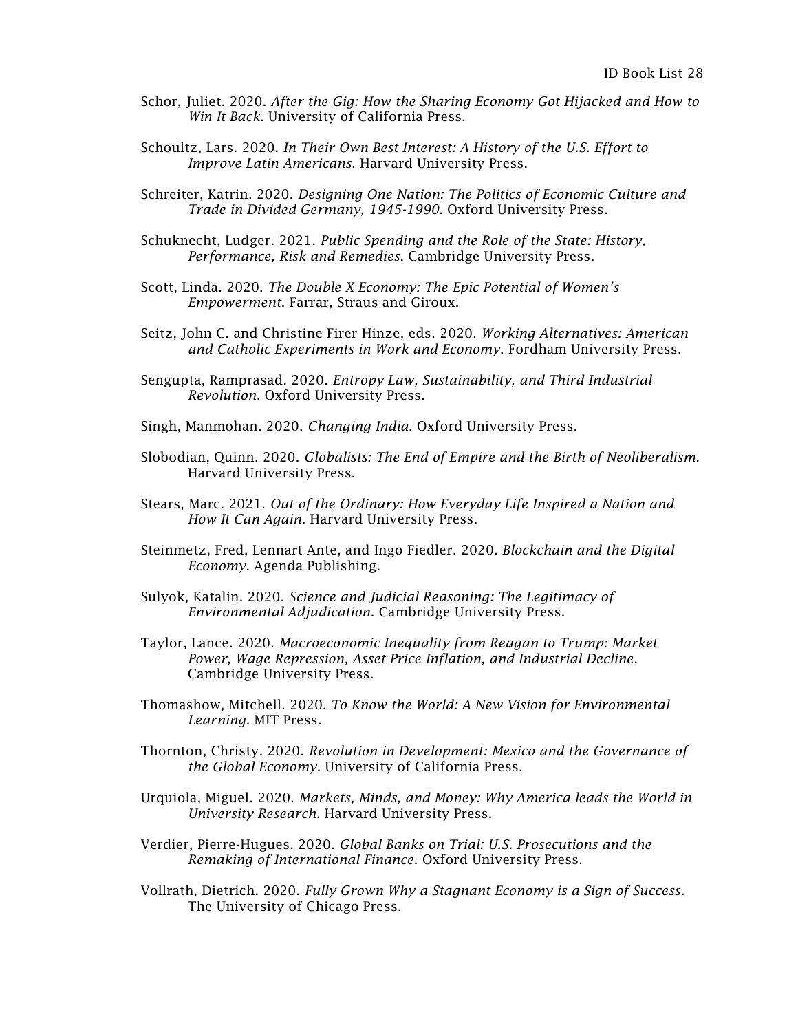Schor, Juliet. 2020. *After the Gig: How the Sharing Economy Got Hijacked and How to Win It Back*. University of California Press.

Schoultz, Lars. 2020. *In Their Own Best Interest: A History of the U.S. Effort to Improve Latin Americans*. Harvard University Press.

Schreiter, Katrin. 2020. *Designing One Nation: The Politics of Economic Culture and Trade in Divided Germany, 1945-1990*. Oxford University Press.

Schuknecht, Ludger. 2021. *Public Spending and the Role of the State: History, Performance, Risk and Remedies*. Cambridge University Press.

Scott, Linda. 2020. *The Double X Economy: The Epic Potential of Women's Empowerment*. Farrar, Straus and Giroux.

Seitz, John C. and Christine Firer Hinze, eds. 2020. *Working Alternatives: American and Catholic Experiments in Work and Economy*. Fordham University Press.

Sengupta, Ramprasad. 2020. *Entropy Law, Sustainability, and Third Industrial Revolution*. Oxford University Press.

Singh, Manmohan. 2020. *Changing India*. Oxford University Press.

Slobodian, Quinn. 2020. *Globalists: The End of Empire and the Birth of Neoliberalism.* Harvard University Press.

Stears, Marc. 2021. *Out of the Ordinary: How Everyday Life Inspired a Nation and How It Can Again*. Harvard University Press.

Steinmetz, Fred, Lennart Ante, and Ingo Fiedler. 2020. *Blockchain and the Digital Economy*. Agenda Publishing.

Sulyok, Katalin. 2020. *Science and Judicial Reasoning: The Legitimacy of Environmental Adjudication*. Cambridge University Press.

Taylor, Lance. 2020. *Macroeconomic Inequality from Reagan to Trump: Market Power, Wage Repression, Asset Price Inflation, and Industrial Decline*. Cambridge University Press.

Thomashow, Mitchell. 2020. *To Know the World: A New Vision for Environmental Learning*. MIT Press.

Thornton, Christy. 2020. *Revolution in Development: Mexico and the Governance of the Global Economy*. University of California Press.

Urquiola, Miguel. 2020. *Markets, Minds, and Money: Why America leads the World in University Research*. Harvard University Press.

Verdier, Pierre-Hugues. 2020. *Global Banks on Trial: U.S. Prosecutions and the Remaking of International Finance.* Oxford University Press.

Vollrath, Dietrich. 2020. *Fully Grown Why a Stagnant Economy is a Sign of Success*. The University of Chicago Press.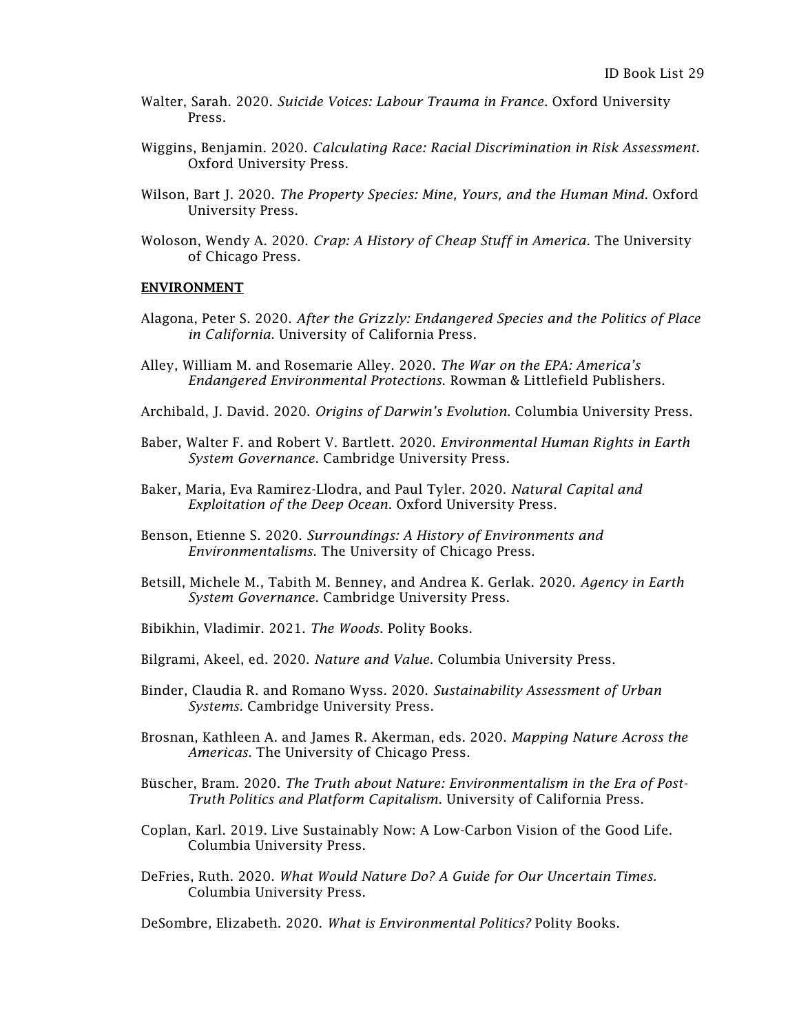Walter, Sarah. 2020. *Suicide Voices: Labour Trauma in France*. Oxford University Press.

Wiggins, Benjamin. 2020. *Calculating Race: Racial Discrimination in Risk Assessment*. Oxford University Press.

Wilson, Bart J. 2020. *The Property Species: Mine, Yours, and the Human Mind*. Oxford University Press.

Woloson, Wendy A. 2020. *Crap: A History of Cheap Stuff in America*. The University of Chicago Press.

## ENVIRONMENT

Alagona, Peter S. 2020. *After the Grizzly: Endangered Species and the Politics of Place in California*. University of California Press.

Alley, William M. and Rosemarie Alley. 2020. *The War on the EPA: America's Endangered Environmental Protections*. Rowman & Littlefield Publishers.

Archibald, J. David. 2020. *Origins of Darwin's Evolution*. Columbia University Press.

Baber, Walter F. and Robert V. Bartlett. 2020. *Environmental Human Rights in Earth System Governance*. Cambridge University Press.

Baker, Maria, Eva Ramirez-Llodra, and Paul Tyler. 2020. *Natural Capital and Exploitation of the Deep Ocean*. Oxford University Press.

Benson, Etienne S. 2020. *Surroundings: A History of Environments and Environmentalisms*. The University of Chicago Press.

Betsill, Michele M., Tabith M. Benney, and Andrea K. Gerlak. 2020. *Agency in Earth System Governance*. Cambridge University Press.

Bibikhin, Vladimir. 2021. *The Woods*. Polity Books.

Bilgrami, Akeel, ed. 2020. *Nature and Value*. Columbia University Press.

Binder, Claudia R. and Romano Wyss. 2020. *Sustainability Assessment of Urban Systems*. Cambridge University Press.

Brosnan, Kathleen A. and James R. Akerman, eds. 2020. *Mapping Nature Across the Americas*. The University of Chicago Press.

Büscher, Bram. 2020. *The Truth about Nature: Environmentalism in the Era of Post-Truth Politics and Platform Capitalism*. University of California Press.

Coplan, Karl. 2019. Live Sustainably Now: A Low-Carbon Vision of the Good Life. Columbia University Press.

DeFries, Ruth. 2020. *What Would Nature Do? A Guide for Our Uncertain Times.* Columbia University Press.

DeSombre, Elizabeth. 2020. *What is Environmental Politics?* Polity Books.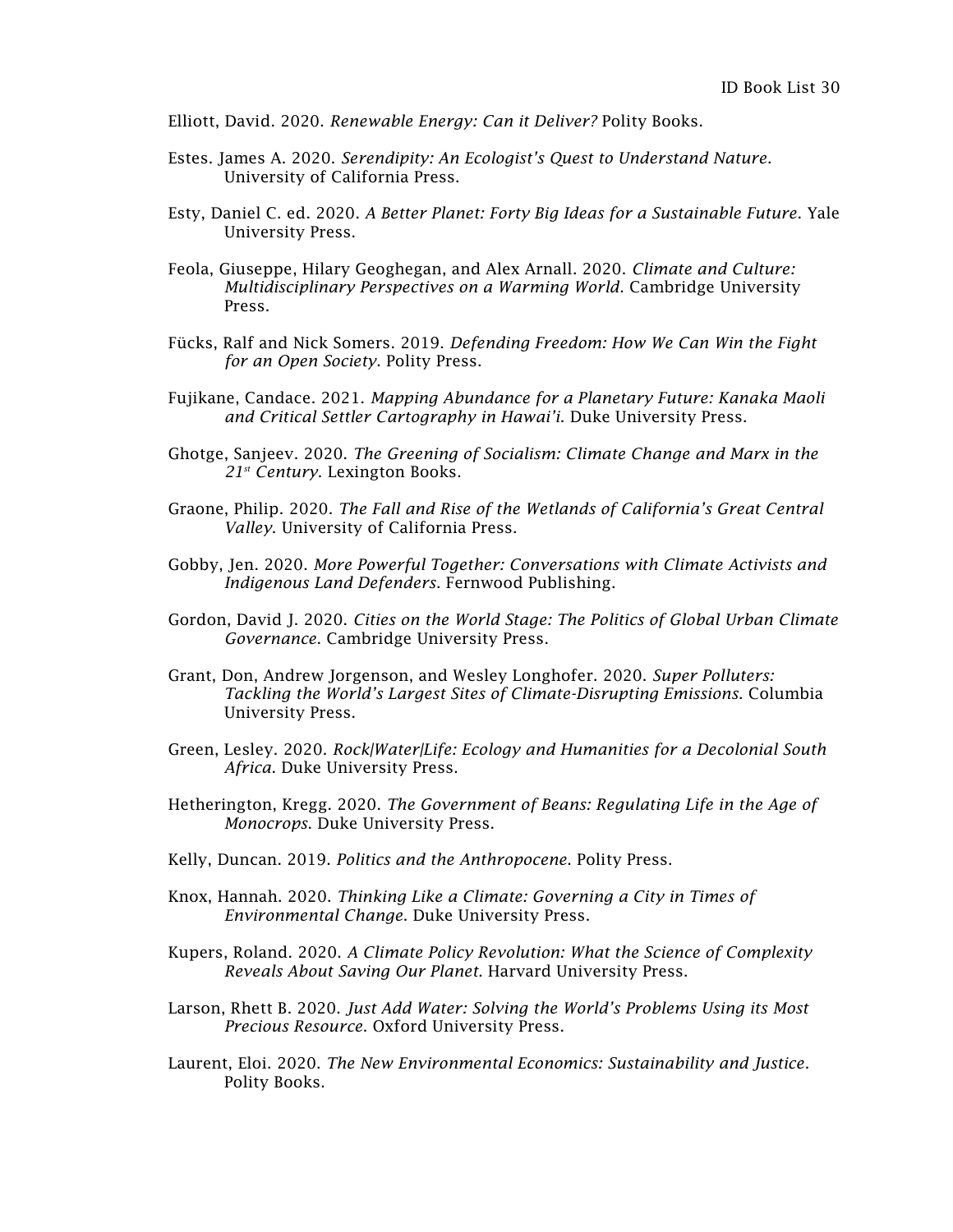Elliott, David. 2020. *Renewable Energy: Can it Deliver?* Polity Books.

Estes. James A. 2020. *Serendipity: An Ecologist's Quest to Understand Nature*. University of California Press.

Esty, Daniel C. ed. 2020. *A Better Planet: Forty Big Ideas for a Sustainable Future*. Yale University Press.

Feola, Giuseppe, Hilary Geoghegan, and Alex Arnall. 2020. *Climate and Culture: Multidisciplinary Perspectives on a Warming World*. Cambridge University Press.

Fücks, Ralf and Nick Somers. 2019. *Defending Freedom: How We Can Win the Fight for an Open Society*. Polity Press.

Fujikane, Candace. 2021. *Mapping Abundance for a Planetary Future: Kanaka Maoli and Critical Settler Cartography in Hawai'i*. Duke University Press.

Ghotge, Sanjeev. 2020. *The Greening of Socialism: Climate Change and Marx in the 21st Century*. Lexington Books.

Graone, Philip. 2020. *The Fall and Rise of the Wetlands of California's Great Central Valley*. University of California Press.

Gobby, Jen. 2020. *More Powerful Together: Conversations with Climate Activists and Indigenous Land Defenders*. Fernwood Publishing.

Gordon, David J. 2020. *Cities on the World Stage: The Politics of Global Urban Climate Governance*. Cambridge University Press.

Grant, Don, Andrew Jorgenson, and Wesley Longhofer. 2020. *Super Polluters: Tackling the World's Largest Sites of Climate-Disrupting Emissions*. Columbia University Press.

Green, Lesley. 2020. *Rock|Water|Life: Ecology and Humanities for a Decolonial South Africa*. Duke University Press.

Hetherington, Kregg. 2020. *The Government of Beans: Regulating Life in the Age of Monocrops*. Duke University Press.

Kelly, Duncan. 2019. *Politics and the Anthropocene*. Polity Press.

Knox, Hannah. 2020. *Thinking Like a Climate: Governing a City in Times of Environmental Change*. Duke University Press.

Kupers, Roland. 2020. *A Climate Policy Revolution: What the Science of Complexity Reveals About Saving Our Planet*. Harvard University Press.

Larson, Rhett B. 2020. *Just Add Water: Solving the World's Problems Using its Most Precious Resource*. Oxford University Press.

Laurent, Eloi. 2020. *The New Environmental Economics: Sustainability and Justice*. Polity Books.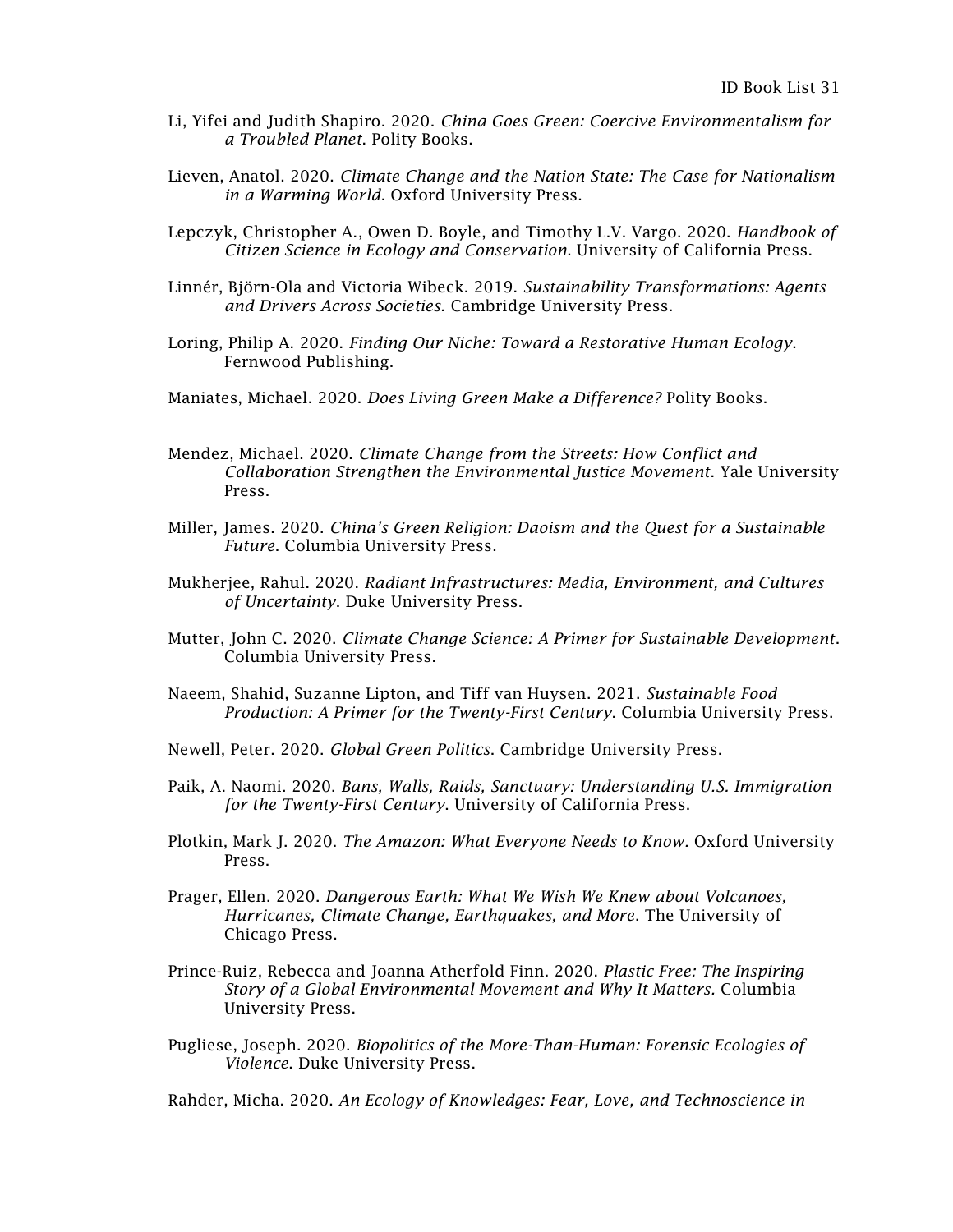Li, Yifei and Judith Shapiro. 2020. *China Goes Green: Coercive Environmentalism for a Troubled Planet*. Polity Books.

Lieven, Anatol. 2020. *Climate Change and the Nation State: The Case for Nationalism in a Warming World*. Oxford University Press.

Lepczyk, Christopher A., Owen D. Boyle, and Timothy L.V. Vargo. 2020. *Handbook of Citizen Science in Ecology and Conservation*. University of California Press.

Linnér, Björn-Ola and Victoria Wibeck. 2019. *Sustainability Transformations: Agents and Drivers Across Societies.* Cambridge University Press.

Loring, Philip A. 2020. *Finding Our Niche: Toward a Restorative Human Ecology*. Fernwood Publishing.

Maniates, Michael. 2020. *Does Living Green Make a Difference?* Polity Books.

Mendez, Michael. 2020. *Climate Change from the Streets: How Conflict and Collaboration Strengthen the Environmental Justice Movement*. Yale University Press.

Miller, James. 2020. *China's Green Religion: Daoism and the Quest for a Sustainable Future*. Columbia University Press.

Mukherjee, Rahul. 2020. *Radiant Infrastructures: Media, Environment, and Cultures of Uncertainty*. Duke University Press.

Mutter, John C. 2020. *Climate Change Science: A Primer for Sustainable Development*. Columbia University Press.

Naeem, Shahid, Suzanne Lipton, and Tiff van Huysen. 2021. *Sustainable Food Production: A Primer for the Twenty-First Century*. Columbia University Press.

Newell, Peter. 2020. *Global Green Politics*. Cambridge University Press.

Paik, A. Naomi. 2020. *Bans, Walls, Raids, Sanctuary: Understanding U.S. Immigration for the Twenty-First Century*. University of California Press.

Plotkin, Mark J. 2020. *The Amazon: What Everyone Needs to Know*. Oxford University Press.

Prager, Ellen. 2020. *Dangerous Earth: What We Wish We Knew about Volcanoes, Hurricanes, Climate Change, Earthquakes, and More*. The University of Chicago Press.

Prince-Ruiz, Rebecca and Joanna Atherfold Finn. 2020. *Plastic Free: The Inspiring Story of a Global Environmental Movement and Why It Matters.* Columbia University Press.

Pugliese, Joseph. 2020. *Biopolitics of the More-Than-Human: Forensic Ecologies of Violence*. Duke University Press.

Rahder, Micha. 2020. *An Ecology of Knowledges: Fear, Love, and Technoscience in*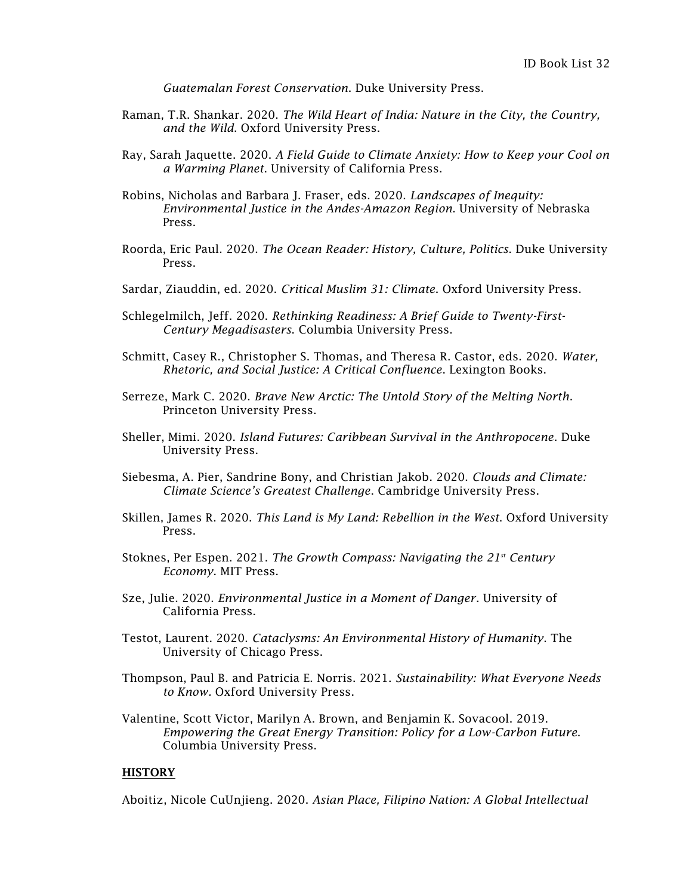*Guatemalan Forest Conservation*. Duke University Press.

Raman, T.R. Shankar. 2020. *The Wild Heart of India: Nature in the City, the Country, and the Wild*. Oxford University Press.

Ray, Sarah Jaquette. 2020. *A Field Guide to Climate Anxiety: How to Keep your Cool on a Warming Planet*. University of California Press.

Robins, Nicholas and Barbara J. Fraser, eds. 2020. *Landscapes of Inequity: Environmental Justice in the Andes-Amazon Region*. University of Nebraska Press.

Roorda, Eric Paul. 2020. *The Ocean Reader: History, Culture, Politics*. Duke University Press.

Sardar, Ziauddin, ed. 2020. *Critical Muslim 31: Climate*. Oxford University Press.

Schlegelmilch, Jeff. 2020. *Rethinking Readiness: A Brief Guide to Twenty-First-Century Megadisasters*. Columbia University Press.

Schmitt, Casey R., Christopher S. Thomas, and Theresa R. Castor, eds. 2020. *Water, Rhetoric, and Social Justice: A Critical Confluence*. Lexington Books.

Serreze, Mark C. 2020. *Brave New Arctic: The Untold Story of the Melting North*. Princeton University Press.

Sheller, Mimi. 2020. *Island Futures: Caribbean Survival in the Anthropocene*. Duke University Press.

Siebesma, A. Pier, Sandrine Bony, and Christian Jakob. 2020. *Clouds and Climate: Climate Science's Greatest Challenge*. Cambridge University Press.

Skillen, James R. 2020. *This Land is My Land: Rebellion in the West*. Oxford University Press.

Stoknes, Per Espen. 2021. *The Growth Compass: Navigating the 21st Century Economy*. MIT Press.

Sze, Julie. 2020. *Environmental Justice in a Moment of Danger*. University of California Press.

Testot, Laurent. 2020. *Cataclysms: An Environmental History of Humanity*. The University of Chicago Press.

Thompson, Paul B. and Patricia E. Norris. 2021. *Sustainability: What Everyone Needs to Know*. Oxford University Press.

Valentine, Scott Victor, Marilyn A. Brown, and Benjamin K. Sovacool. 2019. *Empowering the Great Energy Transition: Policy for a Low-Carbon Future*. Columbia University Press.

## HISTORY

Aboitiz, Nicole CuUnjieng. 2020. *Asian Place, Filipino Nation: A Global Intellectual*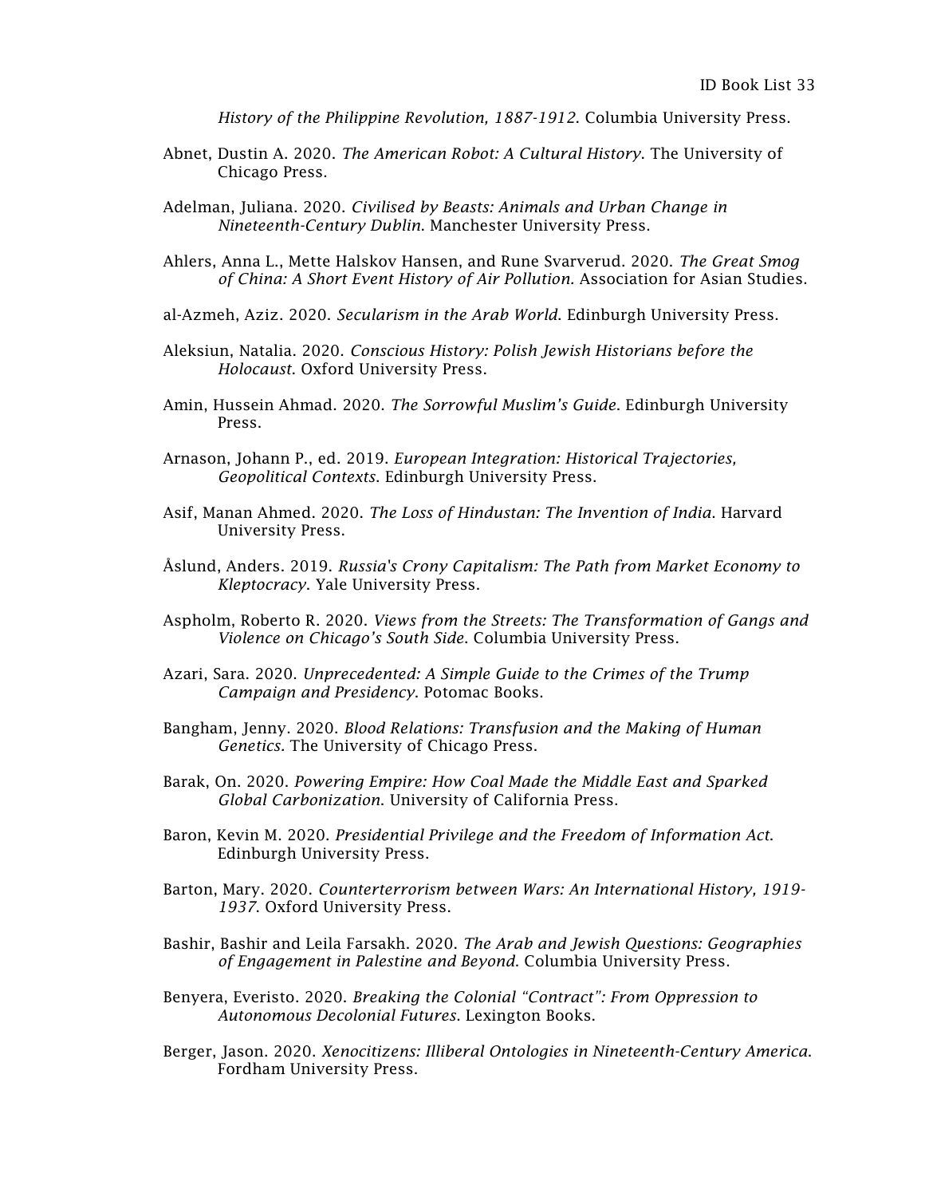*History of the Philippine Revolution, 1887-1912*. Columbia University Press.

Abnet, Dustin A. 2020. *The American Robot: A Cultural History*. The University of Chicago Press.

Adelman, Juliana. 2020. *Civilised by Beasts: Animals and Urban Change in Nineteenth-Century Dublin*. Manchester University Press.

Ahlers, Anna L., Mette Halskov Hansen, and Rune Svarverud. 2020. *The Great Smog of China: A Short Event History of Air Pollution*. Association for Asian Studies.

al-Azmeh, Aziz. 2020. *Secularism in the Arab World*. Edinburgh University Press.

Aleksiun, Natalia. 2020. *Conscious History: Polish Jewish Historians before the Holocaust*. Oxford University Press.

Amin, Hussein Ahmad. 2020. *The Sorrowful Muslim's Guide*. Edinburgh University Press.

Arnason, Johann P., ed. 2019. *European Integration: Historical Trajectories, Geopolitical Contexts*. Edinburgh University Press.

Asif, Manan Ahmed. 2020. *The Loss of Hindustan: The Invention of India*. Harvard University Press.

Åslund, Anders. 2019. *Russia's Crony Capitalism: The Path from Market Economy to Kleptocracy*. Yale University Press.

Aspholm, Roberto R. 2020. *Views from the Streets: The Transformation of Gangs and Violence on Chicago's South Side*. Columbia University Press.

Azari, Sara. 2020. *Unprecedented: A Simple Guide to the Crimes of the Trump Campaign and Presidency*. Potomac Books.

Bangham, Jenny. 2020. *Blood Relations: Transfusion and the Making of Human Genetics*. The University of Chicago Press.

Barak, On. 2020. *Powering Empire: How Coal Made the Middle East and Sparked Global Carbonization*. University of California Press.

Baron, Kevin M. 2020. *Presidential Privilege and the Freedom of Information Act*. Edinburgh University Press.

Barton, Mary. 2020. *Counterterrorism between Wars: An International History, 1919-1937*. Oxford University Press.

Bashir, Bashir and Leila Farsakh. 2020. *The Arab and Jewish Questions: Geographies of Engagement in Palestine and Beyond*. Columbia University Press.

Benyera, Everisto. 2020. *Breaking the Colonial "Contract": From Oppression to Autonomous Decolonial Futures*. Lexington Books.

Berger, Jason. 2020. *Xenocitizens: Illiberal Ontologies in Nineteenth-Century America*. Fordham University Press.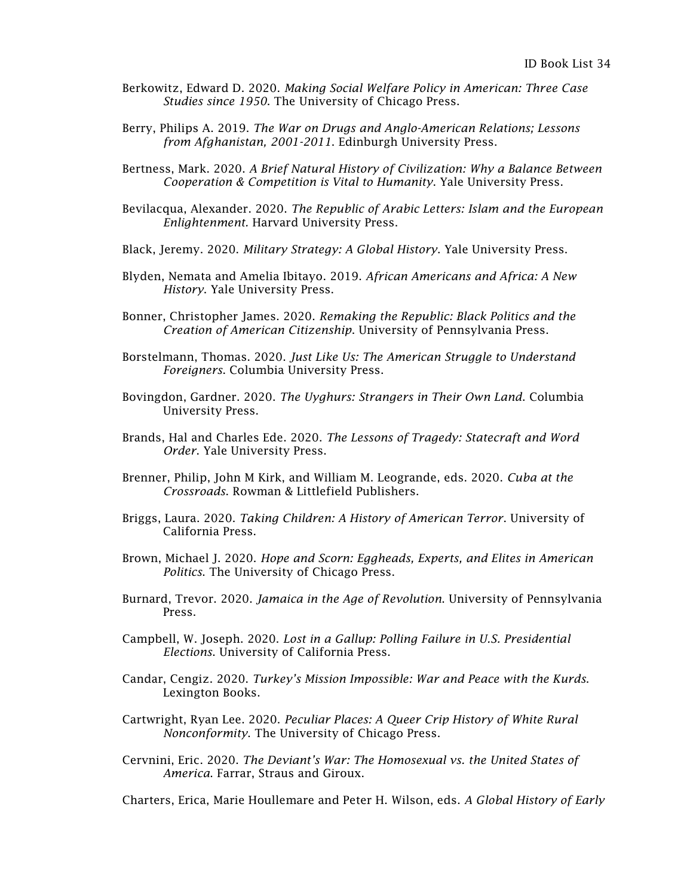Berkowitz, Edward D. 2020. *Making Social Welfare Policy in American: Three Case Studies since 1950*. The University of Chicago Press.

Berry, Philips A. 2019. *The War on Drugs and Anglo-American Relations; Lessons from Afghanistan, 2001-2011*. Edinburgh University Press.

Bertness, Mark. 2020. *A Brief Natural History of Civilization: Why a Balance Between Cooperation & Competition is Vital to Humanity*. Yale University Press.

Bevilacqua, Alexander. 2020. *The Republic of Arabic Letters: Islam and the European Enlightenment.* Harvard University Press.

Black, Jeremy. 2020. *Military Strategy: A Global History*. Yale University Press.

Blyden, Nemata and Amelia Ibitayo. 2019. *African Americans and Africa: A New History*. Yale University Press.

Bonner, Christopher James. 2020. *Remaking the Republic: Black Politics and the Creation of American Citizenship*. University of Pennsylvania Press.

Borstelmann, Thomas. 2020. *Just Like Us: The American Struggle to Understand Foreigners*. Columbia University Press.

Bovingdon, Gardner. 2020. *The Uyghurs: Strangers in Their Own Land*. Columbia University Press.

Brands, Hal and Charles Ede. 2020. *The Lessons of Tragedy: Statecraft and Word Order*. Yale University Press.

Brenner, Philip, John M Kirk, and William M. Leogrande, eds. 2020. *Cuba at the Crossroads*. Rowman & Littlefield Publishers.

Briggs, Laura. 2020. *Taking Children: A History of American Terror*. University of California Press.

Brown, Michael J. 2020. *Hope and Scorn: Eggheads, Experts, and Elites in American Politics*. The University of Chicago Press.

Burnard, Trevor. 2020. *Jamaica in the Age of Revolution*. University of Pennsylvania Press.

Campbell, W. Joseph. 2020. *Lost in a Gallup: Polling Failure in U.S. Presidential Elections*. University of California Press.

Candar, Cengiz. 2020. *Turkey's Mission Impossible: War and Peace with the Kurds*. Lexington Books.

Cartwright, Ryan Lee. 2020. *Peculiar Places: A Queer Crip History of White Rural Nonconformity*. The University of Chicago Press.

Cervnini, Eric. 2020. *The Deviant's War: The Homosexual vs. the United States of America*. Farrar, Straus and Giroux.

Charters, Erica, Marie Houllemare and Peter H. Wilson, eds. *A Global History of Early*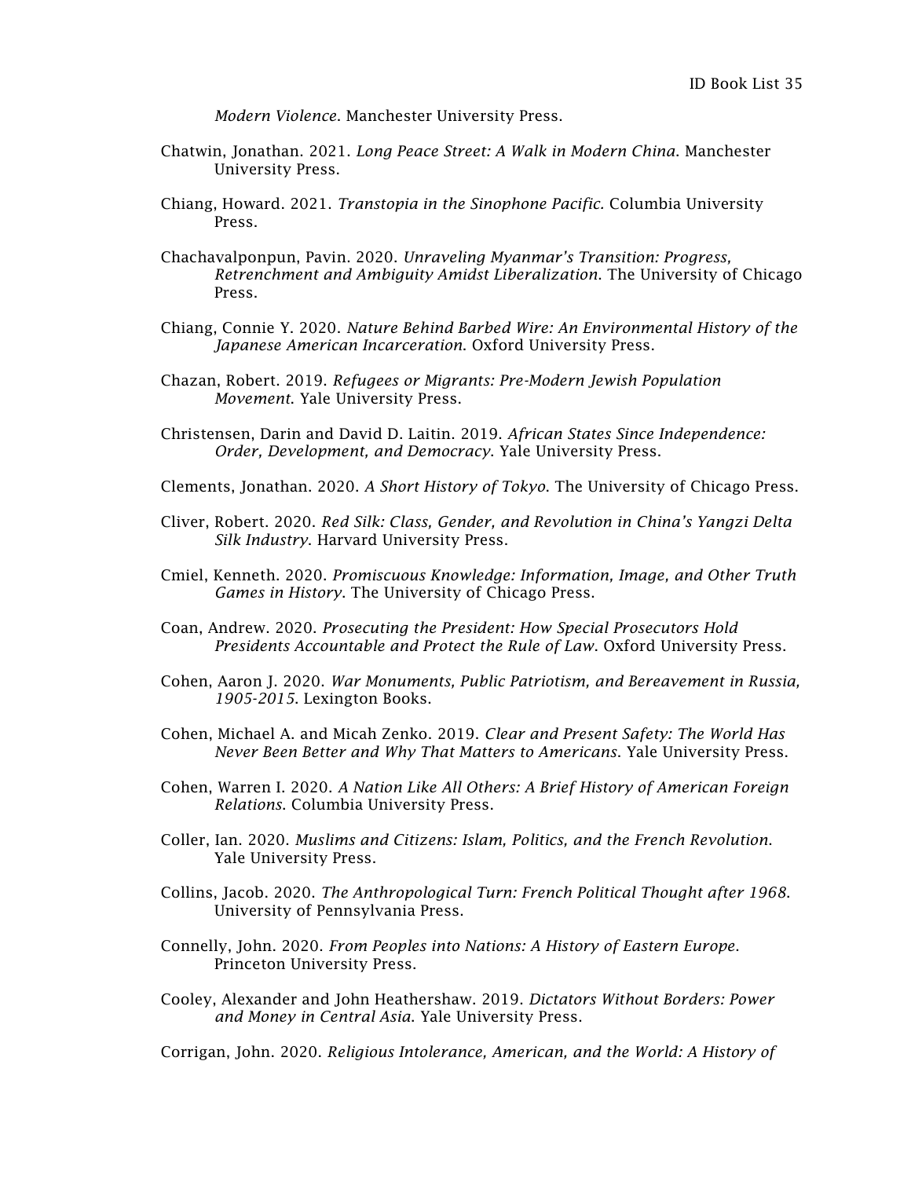*Modern Violence*. Manchester University Press.

Chatwin, Jonathan. 2021. *Long Peace Street: A Walk in Modern China*. Manchester University Press.

Chiang, Howard. 2021. *Transtopia in the Sinophone Pacific*. Columbia University Press.

Chachavalponpun, Pavin. 2020. *Unraveling Myanmar's Transition: Progress, Retrenchment and Ambiguity Amidst Liberalization*. The University of Chicago Press.

Chiang, Connie Y. 2020. *Nature Behind Barbed Wire: An Environmental History of the Japanese American Incarceration*. Oxford University Press.

Chazan, Robert. 2019. *Refugees or Migrants: Pre-Modern Jewish Population Movement*. Yale University Press.

Christensen, Darin and David D. Laitin. 2019. *African States Since Independence: Order, Development, and Democracy*. Yale University Press.

Clements, Jonathan. 2020. *A Short History of Tokyo*. The University of Chicago Press.

Cliver, Robert. 2020. *Red Silk: Class, Gender, and Revolution in China's Yangzi Delta Silk Industry*. Harvard University Press.

Cmiel, Kenneth. 2020. *Promiscuous Knowledge: Information, Image, and Other Truth Games in History*. The University of Chicago Press.

Coan, Andrew. 2020. *Prosecuting the President: How Special Prosecutors Hold Presidents Accountable and Protect the Rule of Law*. Oxford University Press.

Cohen, Aaron J. 2020. *War Monuments, Public Patriotism, and Bereavement in Russia, 1905-2015*. Lexington Books.

Cohen, Michael A. and Micah Zenko. 2019. *Clear and Present Safety: The World Has Never Been Better and Why That Matters to Americans*. Yale University Press.

Cohen, Warren I. 2020. *A Nation Like All Others: A Brief History of American Foreign Relations*. Columbia University Press.

Coller, Ian. 2020. *Muslims and Citizens: Islam, Politics, and the French Revolution*. Yale University Press.

Collins, Jacob. 2020. *The Anthropological Turn: French Political Thought after 1968*. University of Pennsylvania Press.

Connelly, John. 2020. *From Peoples into Nations: A History of Eastern Europe*. Princeton University Press.

Cooley, Alexander and John Heathershaw. 2019. *Dictators Without Borders: Power and Money in Central Asia*. Yale University Press.

Corrigan, John. 2020. *Religious Intolerance, American, and the World: A History of*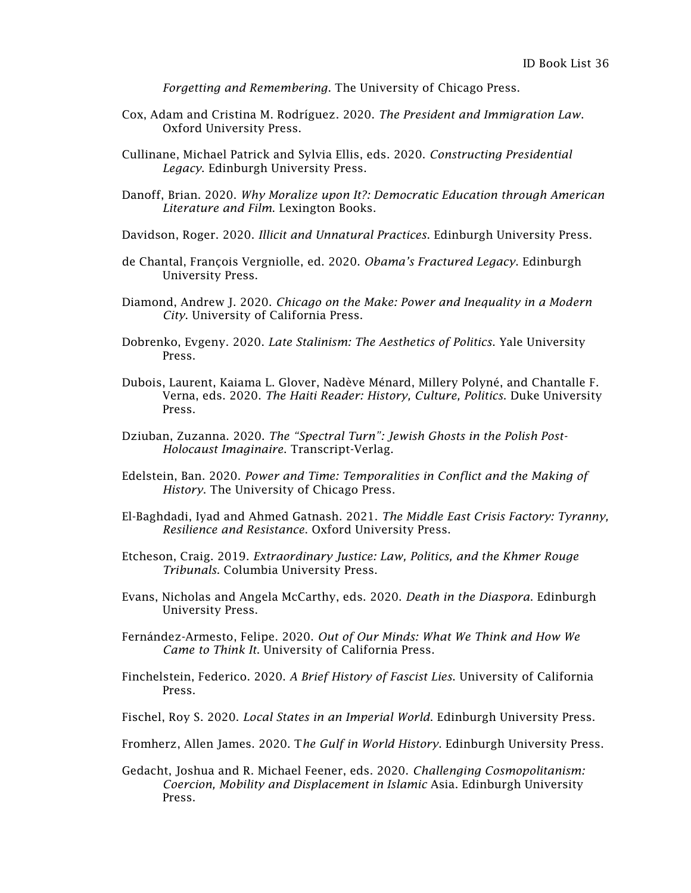*Forgetting and Remembering*. The University of Chicago Press.

Cox, Adam and Cristina M. Rodríguez. 2020. *The President and Immigration Law*. Oxford University Press.

Cullinane, Michael Patrick and Sylvia Ellis, eds. 2020. *Constructing Presidential Legacy*. Edinburgh University Press.

Danoff, Brian. 2020. *Why Moralize upon It?: Democratic Education through American Literature and Film*. Lexington Books.

Davidson, Roger. 2020. *Illicit and Unnatural Practices*. Edinburgh University Press.

de Chantal, François Vergniolle, ed. 2020. *Obama's Fractured Legacy*. Edinburgh University Press.

Diamond, Andrew J. 2020. *Chicago on the Make: Power and Inequality in a Modern City*. University of California Press.

Dobrenko, Evgeny. 2020. *Late Stalinism: The Aesthetics of Politics*. Yale University Press.

Dubois, Laurent, Kaiama L. Glover, Nadève Ménard, Millery Polyné, and Chantalle F. Verna, eds. 2020. *The Haiti Reader: History, Culture, Politics*. Duke University Press.

Dziuban, Zuzanna. 2020. *The "Spectral Turn": Jewish Ghosts in the Polish Post-Holocaust Imaginaire*. Transcript-Verlag.

Edelstein, Ban. 2020. *Power and Time: Temporalities in Conflict and the Making of History*. The University of Chicago Press.

El-Baghdadi, Iyad and Ahmed Gatnash. 2021. *The Middle East Crisis Factory: Tyranny, Resilience and Resistance*. Oxford University Press.

Etcheson, Craig. 2019. *Extraordinary Justice: Law, Politics, and the Khmer Rouge Tribunals.* Columbia University Press.

Evans, Nicholas and Angela McCarthy, eds. 2020. *Death in the Diaspora*. Edinburgh University Press.

Fernández-Armesto, Felipe. 2020. *Out of Our Minds: What We Think and How We Came to Think It*. University of California Press.

Finchelstein, Federico. 2020. *A Brief History of Fascist Lies*. University of California Press.

Fischel, Roy S. 2020. *Local States in an Imperial World*. Edinburgh University Press.

Fromherz, Allen James. 2020. T*he Gulf in World History*. Edinburgh University Press.

Gedacht, Joshua and R. Michael Feener, eds. 2020. *Challenging Cosmopolitanism: Coercion, Mobility and Displacement in Islamic* Asia. Edinburgh University Press.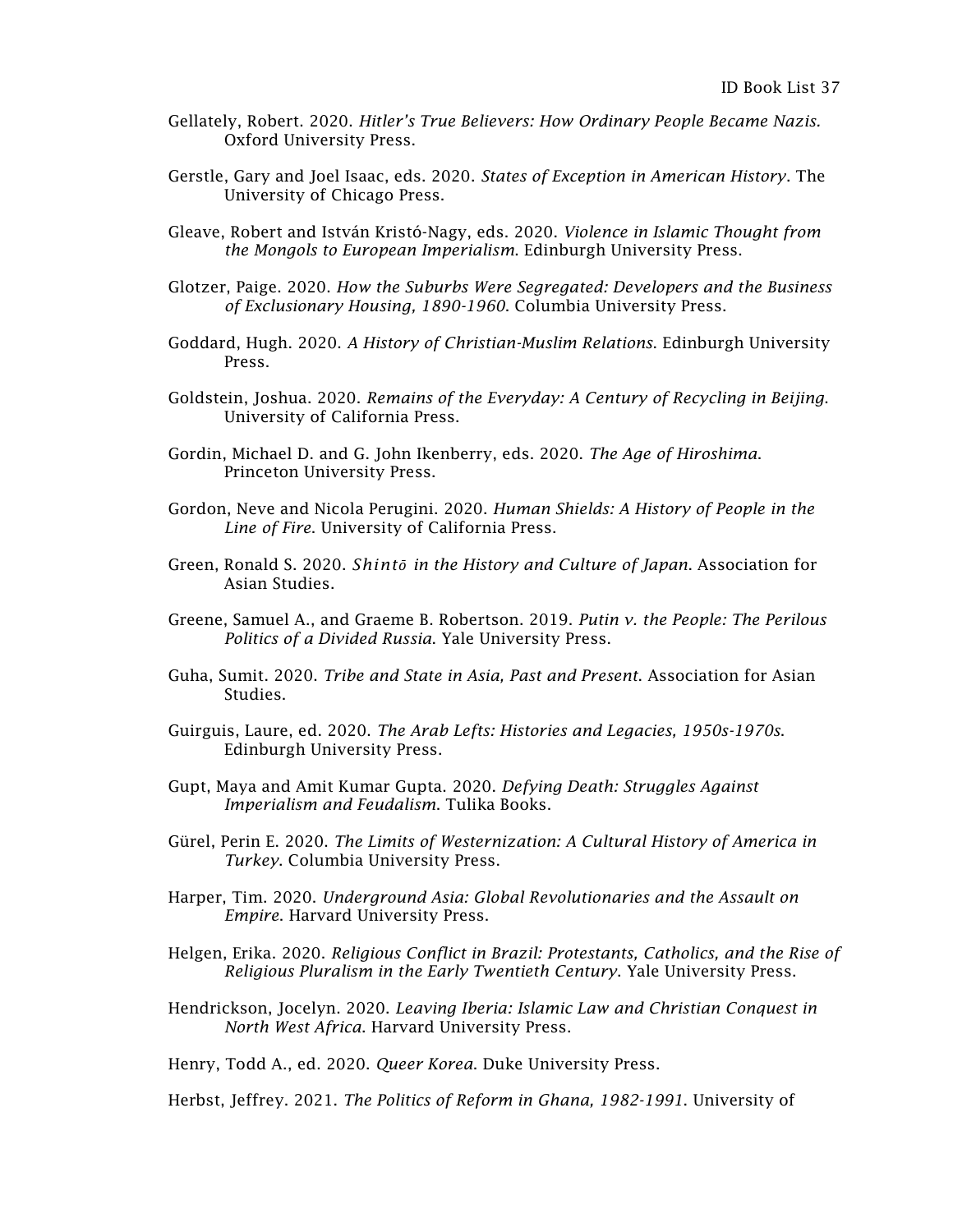Gellately, Robert. 2020. *Hitler's True Believers: How Ordinary People Became Nazis.* Oxford University Press.

Gerstle, Gary and Joel Isaac, eds. 2020. *States of Exception in American History*. The University of Chicago Press.

Gleave, Robert and István Kristó-Nagy, eds. 2020. *Violence in Islamic Thought from the Mongols to European Imperialism*. Edinburgh University Press.

Glotzer, Paige. 2020. *How the Suburbs Were Segregated: Developers and the Business of Exclusionary Housing, 1890-1960*. Columbia University Press.

Goddard, Hugh. 2020. *A History of Christian-Muslim Relations*. Edinburgh University Press.

Goldstein, Joshua. 2020. *Remains of the Everyday: A Century of Recycling in Beijing*. University of California Press.

Gordin, Michael D. and G. John Ikenberry, eds. 2020. *The Age of Hiroshima*. Princeton University Press.

Gordon, Neve and Nicola Perugini. 2020. *Human Shields: A History of People in the Line of Fire*. University of California Press.

Green, Ronald S. 2020. *Shintō in the History and Culture of Japan*. Association for Asian Studies.

Greene, Samuel A., and Graeme B. Robertson. 2019. *Putin v. the People: The Perilous Politics of a Divided Russia*. Yale University Press.

Guha, Sumit. 2020. *Tribe and State in Asia, Past and Present*. Association for Asian Studies.

Guirguis, Laure, ed. 2020. *The Arab Lefts: Histories and Legacies, 1950s-1970s*. Edinburgh University Press.

Gupt, Maya and Amit Kumar Gupta. 2020. *Defying Death: Struggles Against Imperialism and Feudalism*. Tulika Books.

Gürel, Perin E. 2020. *The Limits of Westernization: A Cultural History of America in Turkey*. Columbia University Press.

Harper, Tim. 2020. *Underground Asia: Global Revolutionaries and the Assault on Empire*. Harvard University Press.

Helgen, Erika. 2020. *Religious Conflict in Brazil: Protestants, Catholics, and the Rise of Religious Pluralism in the Early Twentieth Century*. Yale University Press.

Hendrickson, Jocelyn. 2020. *Leaving Iberia: Islamic Law and Christian Conquest in North West Africa*. Harvard University Press.

Henry, Todd A., ed. 2020. *Queer Korea*. Duke University Press.

Herbst, Jeffrey. 2021. *The Politics of Reform in Ghana, 1982-1991*. University of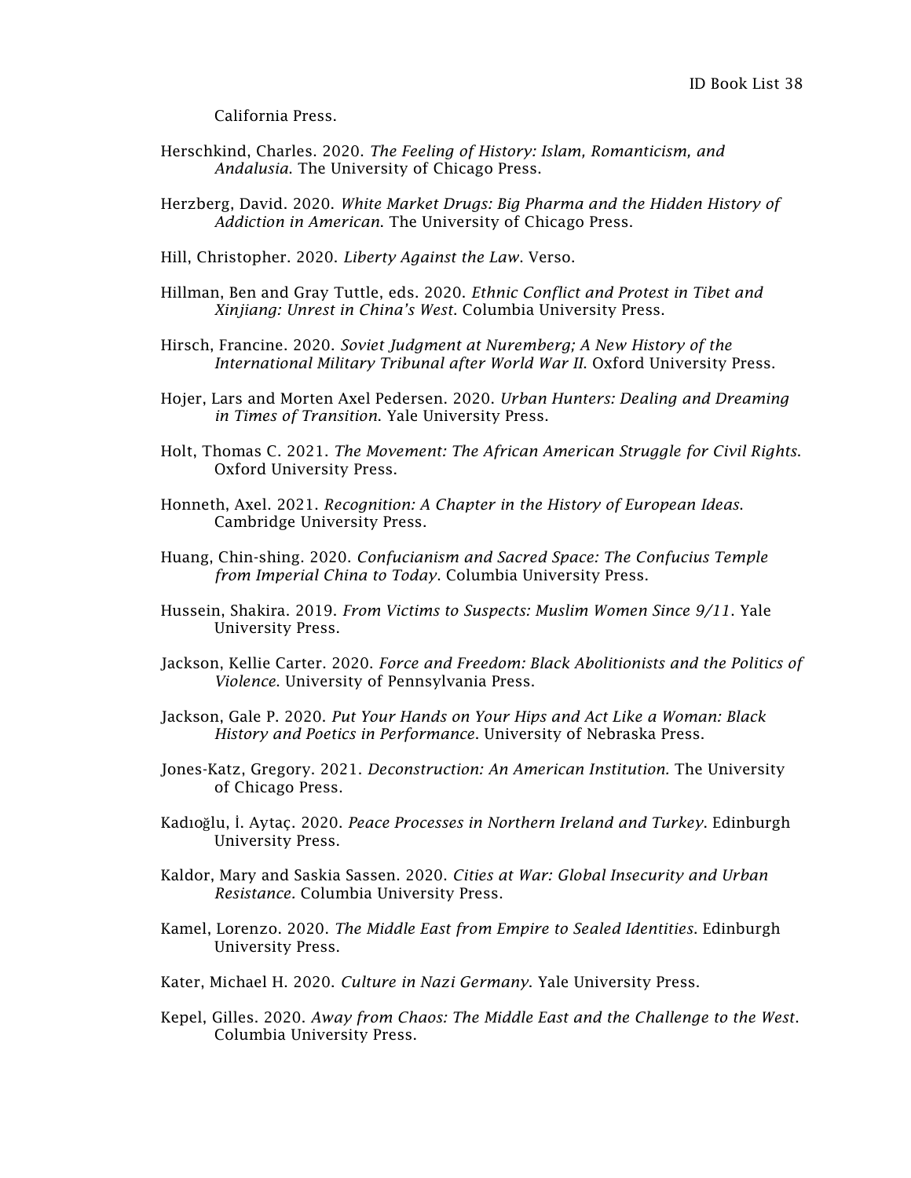California Press.

Herschkind, Charles. 2020. *The Feeling of History: Islam, Romanticism, and Andalusia*. The University of Chicago Press.

Herzberg, David. 2020. *White Market Drugs: Big Pharma and the Hidden History of Addiction in American*. The University of Chicago Press.

Hill, Christopher. 2020. *Liberty Against the Law*. Verso.

Hillman, Ben and Gray Tuttle, eds. 2020. *Ethnic Conflict and Protest in Tibet and Xinjiang: Unrest in China's West*. Columbia University Press.

Hirsch, Francine. 2020. *Soviet Judgment at Nuremberg; A New History of the International Military Tribunal after World War II*. Oxford University Press.

Hojer, Lars and Morten Axel Pedersen. 2020. *Urban Hunters: Dealing and Dreaming in Times of Transition*. Yale University Press.

Holt, Thomas C. 2021. *The Movement: The African American Struggle for Civil Rights*. Oxford University Press.

Honneth, Axel. 2021. *Recognition: A Chapter in the History of European Ideas*. Cambridge University Press.

Huang, Chin-shing. 2020. *Confucianism and Sacred Space: The Confucius Temple from Imperial China to Today*. Columbia University Press.

Hussein, Shakira. 2019. *From Victims to Suspects: Muslim Women Since 9/11*. Yale University Press.

Jackson, Kellie Carter. 2020. *Force and Freedom: Black Abolitionists and the Politics of Violence*. University of Pennsylvania Press.

Jackson, Gale P. 2020. *Put Your Hands on Your Hips and Act Like a Woman: Black History and Poetics in Performance*. University of Nebraska Press.

Jones-Katz, Gregory. 2021. *Deconstruction: An American Institution.* The University of Chicago Press.

Kadıoğlu, İ. Aytaç. 2020. *Peace Processes in Northern Ireland and Turkey*. Edinburgh University Press.

Kaldor, Mary and Saskia Sassen. 2020. *Cities at War: Global Insecurity and Urban Resistance.* Columbia University Press.

Kamel, Lorenzo. 2020. *The Middle East from Empire to Sealed Identities*. Edinburgh University Press.

Kater, Michael H. 2020. *Culture in Nazi Germany*. Yale University Press.

Kepel, Gilles. 2020. *Away from Chaos: The Middle East and the Challenge to the West*. Columbia University Press.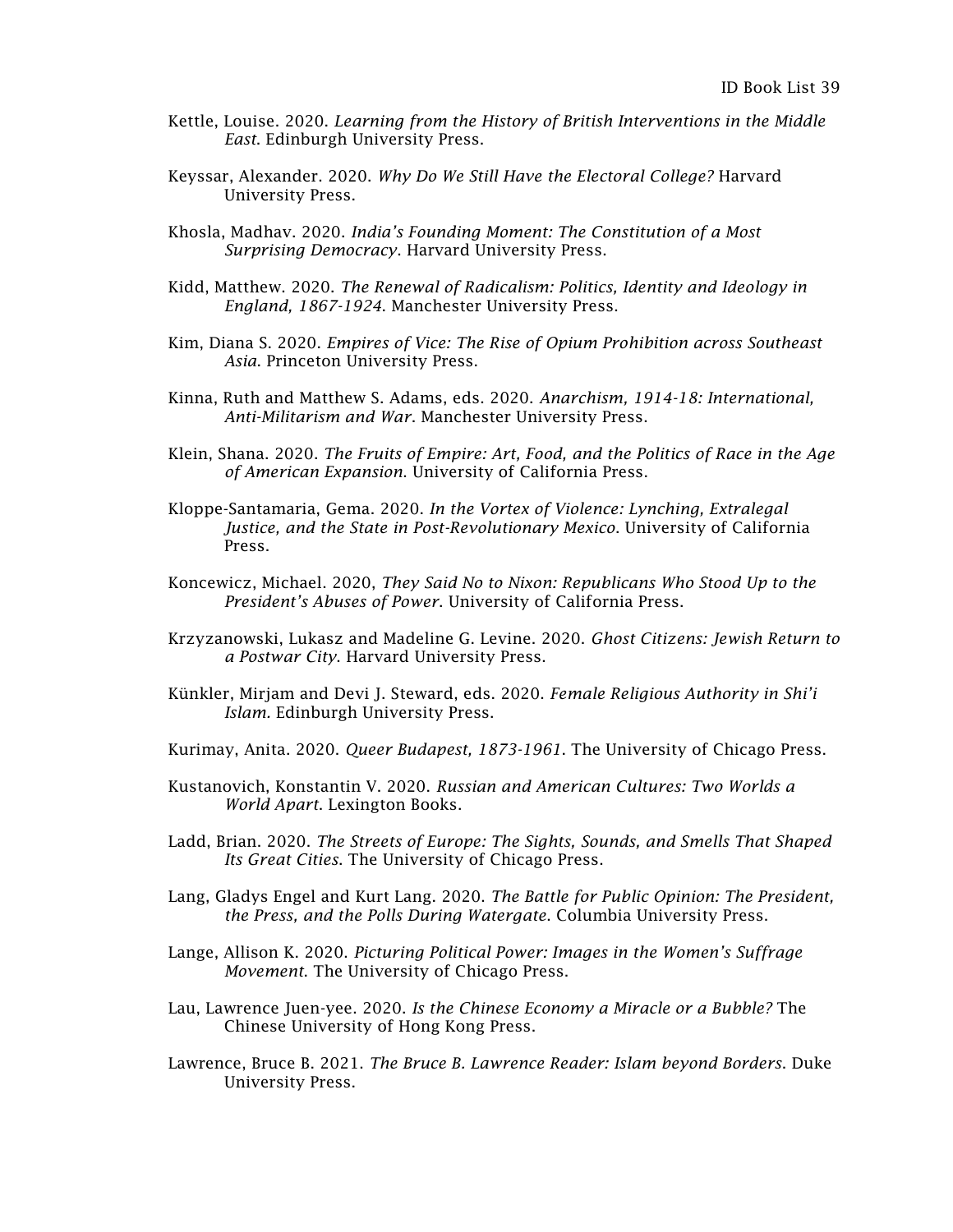Kettle, Louise. 2020. *Learning from the History of British Interventions in the Middle East*. Edinburgh University Press.

Keyssar, Alexander. 2020. *Why Do We Still Have the Electoral College?* Harvard University Press.

Khosla, Madhav. 2020. *India's Founding Moment: The Constitution of a Most Surprising Democracy*. Harvard University Press.

Kidd, Matthew. 2020. *The Renewal of Radicalism: Politics, Identity and Ideology in England, 1867-1924*. Manchester University Press.

Kim, Diana S. 2020. *Empires of Vice: The Rise of Opium Prohibition across Southeast Asia*. Princeton University Press.

Kinna, Ruth and Matthew S. Adams, eds. 2020. *Anarchism, 1914-18: International, Anti-Militarism and War*. Manchester University Press.

Klein, Shana. 2020. *The Fruits of Empire: Art, Food, and the Politics of Race in the Age of American Expansion*. University of California Press.

Kloppe-Santamaria, Gema. 2020. *In the Vortex of Violence: Lynching, Extralegal Justice, and the State in Post-Revolutionary Mexico*. University of California Press.

Koncewicz, Michael. 2020, *They Said No to Nixon: Republicans Who Stood Up to the President's Abuses of Power*. University of California Press.

Krzyzanowski, Lukasz and Madeline G. Levine. 2020. *Ghost Citizens: Jewish Return to a Postwar City*. Harvard University Press.

Künkler, Mirjam and Devi J. Steward, eds. 2020. *Female Religious Authority in Shi'i Islam*. Edinburgh University Press.

Kurimay, Anita. 2020. *Queer Budapest, 1873-1961*. The University of Chicago Press.

Kustanovich, Konstantin V. 2020. *Russian and American Cultures: Two Worlds a World Apart*. Lexington Books.

Ladd, Brian. 2020. *The Streets of Europe: The Sights, Sounds, and Smells That Shaped Its Great Cities*. The University of Chicago Press.

Lang, Gladys Engel and Kurt Lang. 2020. *The Battle for Public Opinion: The President, the Press, and the Polls During Watergate*. Columbia University Press.

Lange, Allison K. 2020. *Picturing Political Power: Images in the Women's Suffrage Movement*. The University of Chicago Press.

Lau, Lawrence Juen-yee. 2020. *Is the Chinese Economy a Miracle or a Bubble?* The Chinese University of Hong Kong Press.

Lawrence, Bruce B. 2021. *The Bruce B. Lawrence Reader: Islam beyond Borders*. Duke University Press.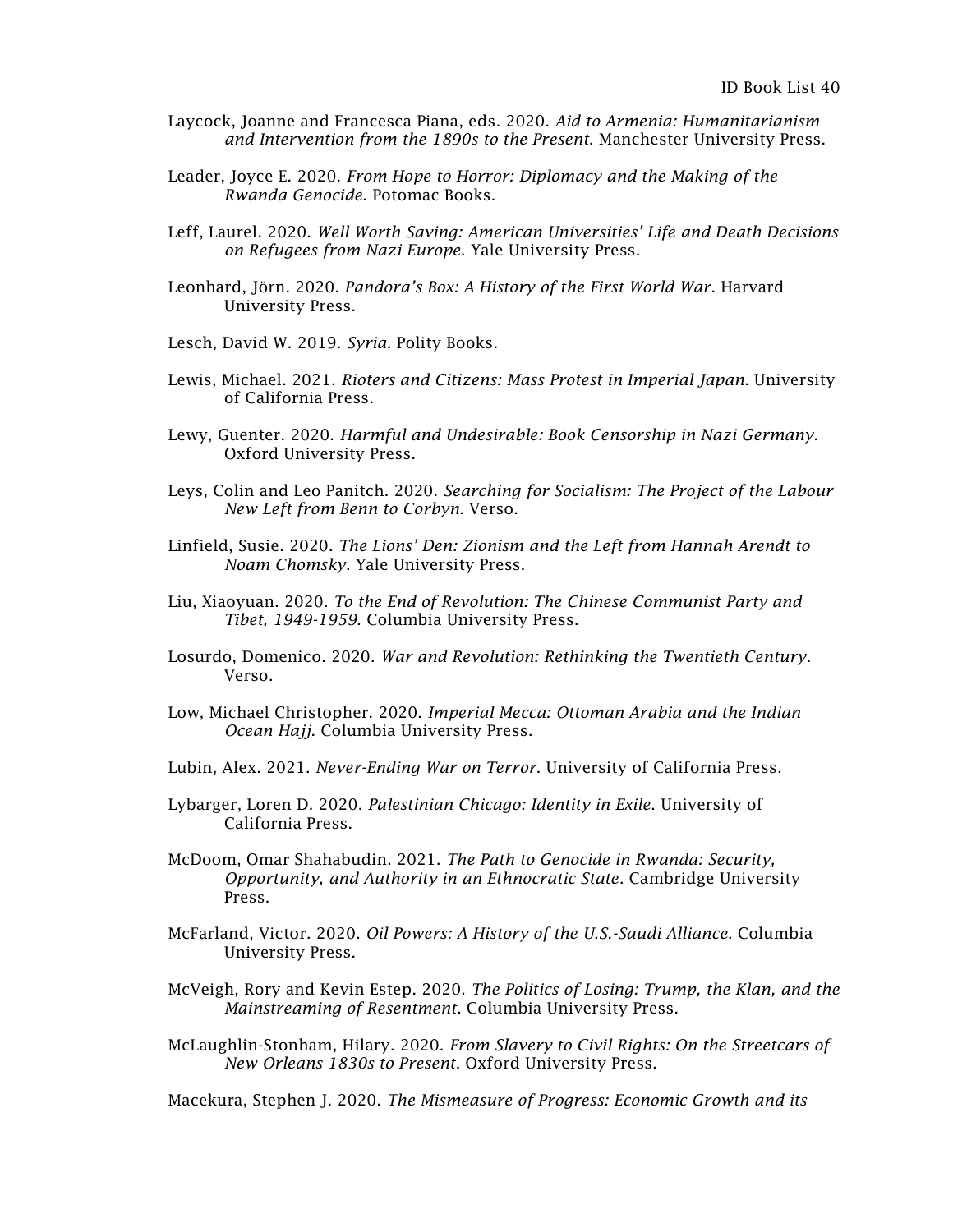Laycock, Joanne and Francesca Piana, eds. 2020. *Aid to Armenia: Humanitarianism and Intervention from the 1890s to the Present*. Manchester University Press.

Leader, Joyce E. 2020. *From Hope to Horror: Diplomacy and the Making of the Rwanda Genocide*. Potomac Books.

Leff, Laurel. 2020. *Well Worth Saving: American Universities' Life and Death Decisions on Refugees from Nazi Europe*. Yale University Press.

Leonhard, Jörn. 2020. *Pandora's Box: A History of the First World War*. Harvard University Press.

Lesch, David W. 2019. *Syria*. Polity Books.

Lewis, Michael. 2021. *Rioters and Citizens: Mass Protest in Imperial Japan*. University of California Press.

Lewy, Guenter. 2020. *Harmful and Undesirable: Book Censorship in Nazi Germany*. Oxford University Press.

Leys, Colin and Leo Panitch. 2020. *Searching for Socialism: The Project of the Labour New Left from Benn to Corbyn*. Verso.

Linfield, Susie. 2020. *The Lions' Den: Zionism and the Left from Hannah Arendt to Noam Chomsky*. Yale University Press.

Liu, Xiaoyuan. 2020. *To the End of Revolution: The Chinese Communist Party and Tibet, 1949-1959*. Columbia University Press.

Losurdo, Domenico. 2020. *War and Revolution: Rethinking the Twentieth Century*. Verso.

Low, Michael Christopher. 2020. *Imperial Mecca: Ottoman Arabia and the Indian Ocean Hajj*. Columbia University Press.

Lubin, Alex. 2021. *Never-Ending War on Terror*. University of California Press.

Lybarger, Loren D. 2020. *Palestinian Chicago: Identity in Exile*. University of California Press.

McDoom, Omar Shahabudin. 2021. *The Path to Genocide in Rwanda: Security, Opportunity, and Authority in an Ethnocratic State*. Cambridge University Press.

McFarland, Victor. 2020. *Oil Powers: A History of the U.S.-Saudi Alliance*. Columbia University Press.

McVeigh, Rory and Kevin Estep. 2020. *The Politics of Losing: Trump, the Klan, and the Mainstreaming of Resentment*. Columbia University Press.

McLaughlin-Stonham, Hilary. 2020. *From Slavery to Civil Rights: On the Streetcars of New Orleans 1830s to Present*. Oxford University Press.

Macekura, Stephen J. 2020. *The Mismeasure of Progress: Economic Growth and its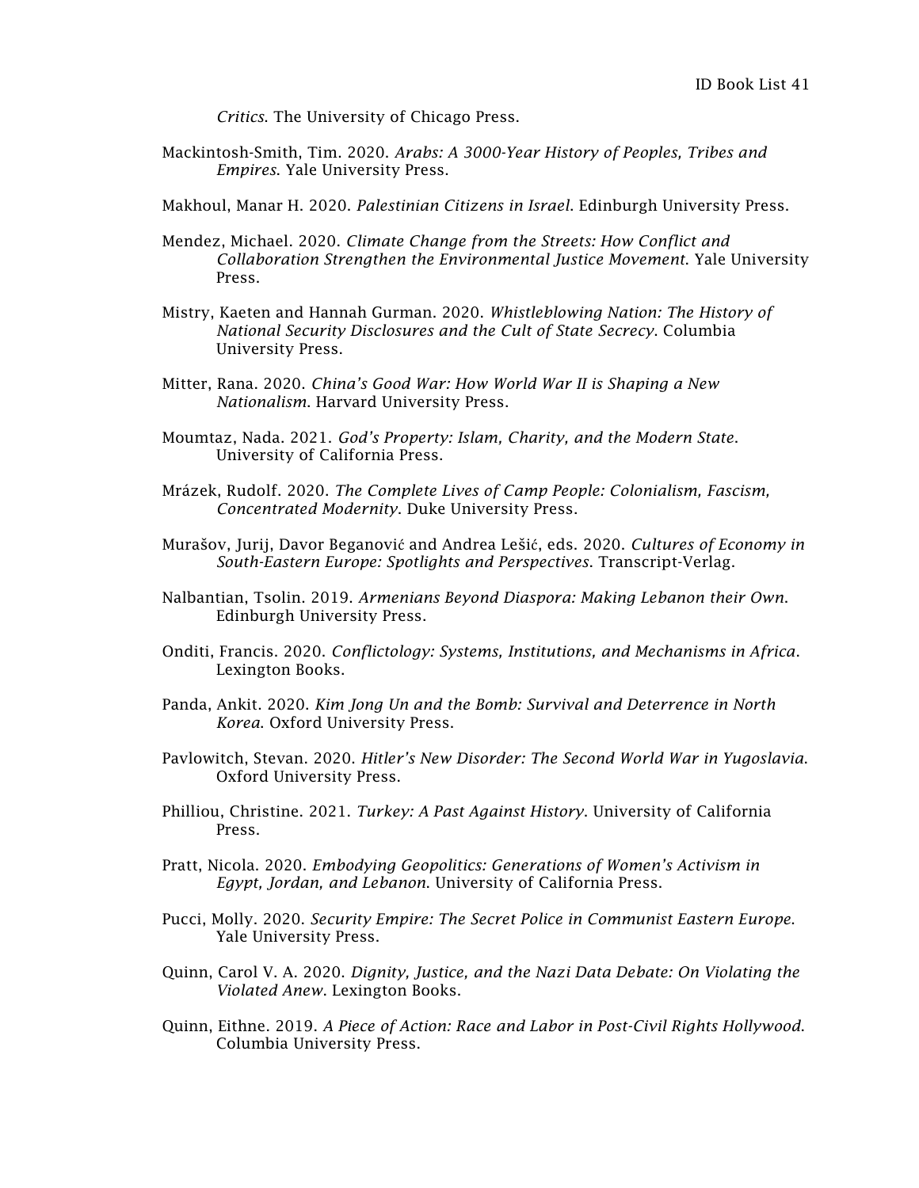*Critics*. The University of Chicago Press.

Mackintosh-Smith, Tim. 2020. *Arabs: A 3000-Year History of Peoples, Tribes and Empires*. Yale University Press.

Makhoul, Manar H. 2020. *Palestinian Citizens in Israel*. Edinburgh University Press.

Mendez, Michael. 2020. *Climate Change from the Streets: How Conflict and Collaboration Strengthen the Environmental Justice Movement*. Yale University Press.

Mistry, Kaeten and Hannah Gurman. 2020. *Whistleblowing Nation: The History of National Security Disclosures and the Cult of State Secrecy*. Columbia University Press.

Mitter, Rana. 2020. *China's Good War: How World War II is Shaping a New Nationalism*. Harvard University Press.

Moumtaz, Nada. 2021. *God's Property: Islam, Charity, and the Modern State*. University of California Press.

Mrázek, Rudolf. 2020. *The Complete Lives of Camp People: Colonialism, Fascism, Concentrated Modernity*. Duke University Press.

Murašov, Jurij, Davor Beganović and Andrea Lešić, eds. 2020. *Cultures of Economy in South-Eastern Europe: Spotlights and Perspectives*. Transcript-Verlag.

Nalbantian, Tsolin. 2019. *Armenians Beyond Diaspora: Making Lebanon their Own*. Edinburgh University Press.

Onditi, Francis. 2020. *Conflictology: Systems, Institutions, and Mechanisms in Africa*. Lexington Books.

Panda, Ankit. 2020. *Kim Jong Un and the Bomb: Survival and Deterrence in North Korea*. Oxford University Press.

Pavlowitch, Stevan. 2020. *Hitler's New Disorder: The Second World War in Yugoslavia*. Oxford University Press.

Philliou, Christine. 2021. *Turkey: A Past Against History*. University of California Press.

Pratt, Nicola. 2020. *Embodying Geopolitics: Generations of Women's Activism in Egypt, Jordan, and Lebanon*. University of California Press.

Pucci, Molly. 2020. *Security Empire: The Secret Police in Communist Eastern Europe*. Yale University Press.

Quinn, Carol V. A. 2020. *Dignity, Justice, and the Nazi Data Debate: On Violating the Violated Anew*. Lexington Books.

Quinn, Eithne. 2019. *A Piece of Action: Race and Labor in Post-Civil Rights Hollywood*. Columbia University Press.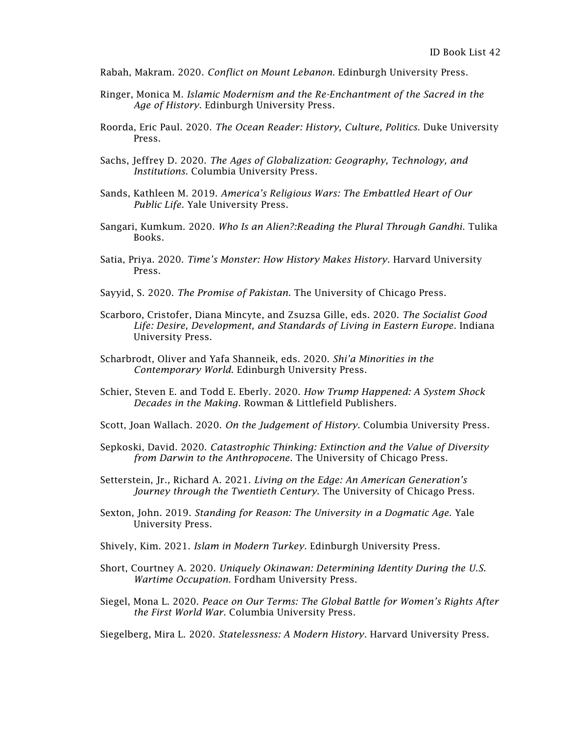Rabah, Makram. 2020. *Conflict on Mount Lebanon*. Edinburgh University Press.

Ringer, Monica M. *Islamic Modernism and the Re-Enchantment of the Sacred in the Age of History*. Edinburgh University Press.

Roorda, Eric Paul. 2020. *The Ocean Reader: History, Culture, Politics*. Duke University Press.

Sachs, Jeffrey D. 2020. *The Ages of Globalization: Geography, Technology, and Institutions*. Columbia University Press.

Sands, Kathleen M. 2019. *America's Religious Wars: The Embattled Heart of Our Public Life*. Yale University Press.

Sangari, Kumkum. 2020. *Who Is an Alien?:Reading the Plural Through Gandhi*. Tulika Books.

Satia, Priya. 2020. *Time's Monster: How History Makes History*. Harvard University Press.

Sayyid, S. 2020. *The Promise of Pakistan*. The University of Chicago Press.

Scarboro, Cristofer, Diana Mincyte, and Zsuzsa Gille, eds. 2020. *The Socialist Good Life: Desire, Development, and Standards of Living in Eastern Europe*. Indiana University Press.

Scharbrodt, Oliver and Yafa Shanneik, eds. 2020. *Shi'a Minorities in the Contemporary World*. Edinburgh University Press.

Schier, Steven E. and Todd E. Eberly. 2020. *How Trump Happened: A System Shock Decades in the Making*. Rowman & Littlefield Publishers.

Scott, Joan Wallach. 2020. *On the Judgement of History*. Columbia University Press.

Sepkoski, David. 2020. *Catastrophic Thinking: Extinction and the Value of Diversity from Darwin to the Anthropocene*. The University of Chicago Press.

Setterstein, Jr., Richard A. 2021. *Living on the Edge: An American Generation's Journey through the Twentieth Century*. The University of Chicago Press.

Sexton, John. 2019. *Standing for Reason: The University in a Dogmatic Age.* Yale University Press.

Shively, Kim. 2021. *Islam in Modern Turkey*. Edinburgh University Press.

Short, Courtney A. 2020. *Uniquely Okinawan: Determining Identity During the U.S. Wartime Occupation*. Fordham University Press.

Siegel, Mona L. 2020. *Peace on Our Terms: The Global Battle for Women's Rights After the First World War*. Columbia University Press.

Siegelberg, Mira L. 2020. *Statelessness: A Modern History*. Harvard University Press.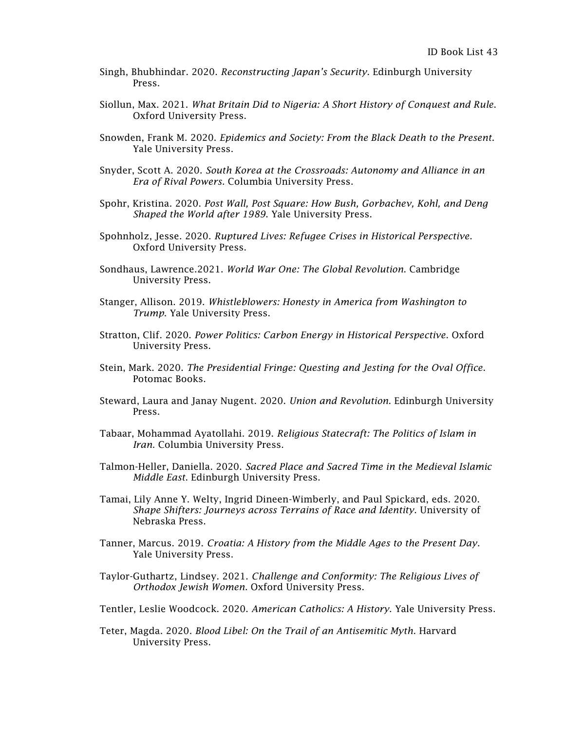Singh, Bhubhindar. 2020. *Reconstructing Japan's Security*. Edinburgh University Press.

Siollun, Max. 2021. *What Britain Did to Nigeria: A Short History of Conquest and Rule*. Oxford University Press.

Snowden, Frank M. 2020. *Epidemics and Society: From the Black Death to the Present*. Yale University Press.

Snyder, Scott A. 2020. *South Korea at the Crossroads: Autonomy and Alliance in an Era of Rival Powers*. Columbia University Press.

Spohr, Kristina. 2020. *Post Wall, Post Square: How Bush, Gorbachev, Kohl, and Deng Shaped the World after 1989*. Yale University Press.

Spohnholz, Jesse. 2020. *Ruptured Lives: Refugee Crises in Historical Perspective*. Oxford University Press.

Sondhaus, Lawrence.2021. *World War One: The Global Revolution*. Cambridge University Press.

Stanger, Allison. 2019. *Whistleblowers: Honesty in America from Washington to Trump*. Yale University Press.

Stratton, Clif. 2020. *Power Politics: Carbon Energy in Historical Perspective*. Oxford University Press.

Stein, Mark. 2020. *The Presidential Fringe: Questing and Jesting for the Oval Office*. Potomac Books.

Steward, Laura and Janay Nugent. 2020. *Union and Revolution*. Edinburgh University Press.

Tabaar, Mohammad Ayatollahi. 2019. *Religious Statecraft: The Politics of Islam in Iran*. Columbia University Press.

Talmon-Heller, Daniella. 2020. *Sacred Place and Sacred Time in the Medieval Islamic Middle East*. Edinburgh University Press.

Tamai, Lily Anne Y. Welty, Ingrid Dineen-Wimberly, and Paul Spickard, eds. 2020. *Shape Shifters: Journeys across Terrains of Race and Identity*. University of Nebraska Press.

Tanner, Marcus. 2019. *Croatia: A History from the Middle Ages to the Present Day*. Yale University Press.

Taylor-Guthartz, Lindsey. 2021. *Challenge and Conformity: The Religious Lives of Orthodox Jewish Women*. Oxford University Press.

Tentler, Leslie Woodcock. 2020. *American Catholics: A History*. Yale University Press.

Teter, Magda. 2020. *Blood Libel: On the Trail of an Antisemitic Myth*. Harvard University Press.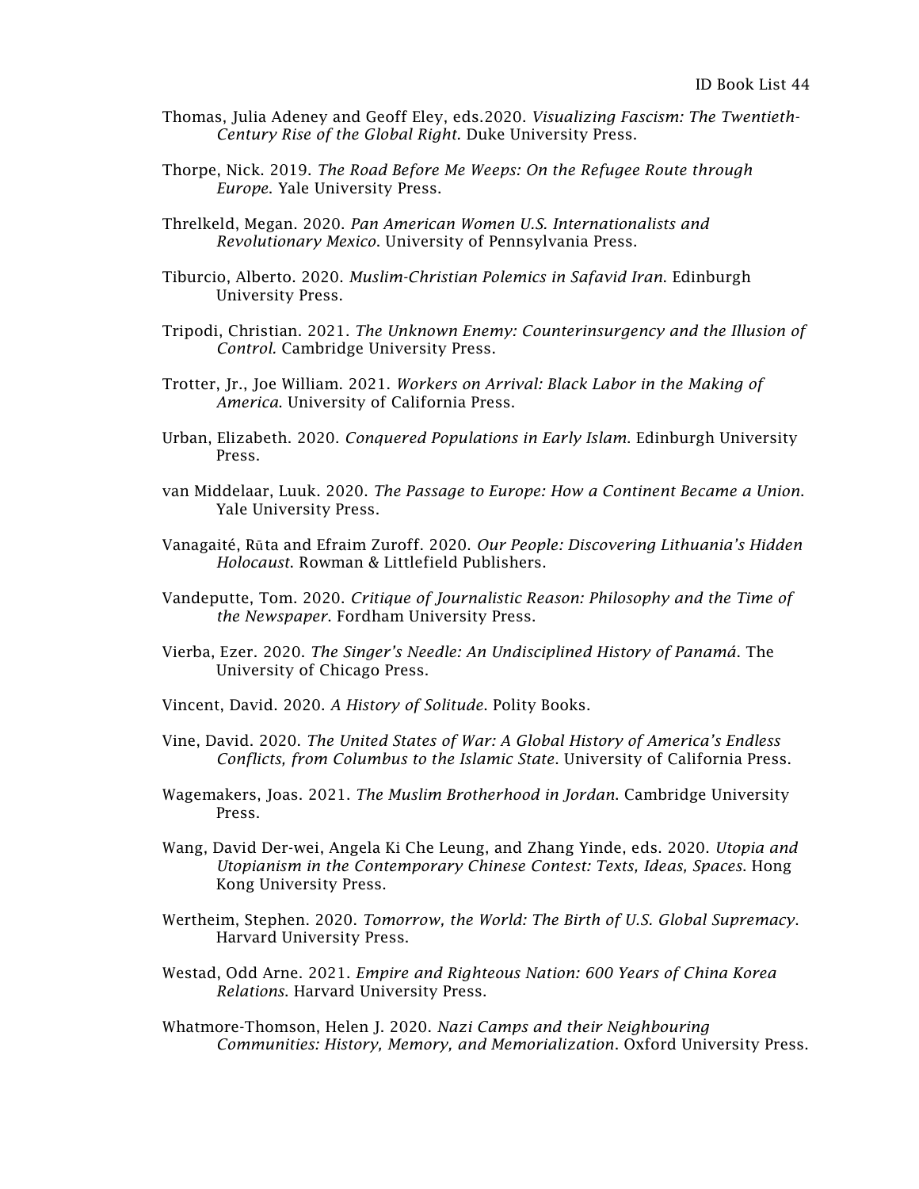Thomas, Julia Adeney and Geoff Eley, eds.2020. *Visualizing Fascism: The Twentieth-Century Rise of the Global Right.* Duke University Press.

Thorpe, Nick. 2019. *The Road Before Me Weeps: On the Refugee Route through Europe.* Yale University Press.

Threlkeld, Megan. 2020. *Pan American Women U.S. Internationalists and Revolutionary Mexico.* University of Pennsylvania Press.

Tiburcio, Alberto. 2020. *Muslim-Christian Polemics in Safavid Iran.* Edinburgh University Press.

Tripodi, Christian. 2021. *The Unknown Enemy: Counterinsurgency and the Illusion of Control.* Cambridge University Press.

Trotter, Jr., Joe William. 2021. *Workers on Arrival: Black Labor in the Making of America.* University of California Press.

Urban, Elizabeth. 2020. *Conquered Populations in Early Islam.* Edinburgh University Press.

van Middelaar, Luuk. 2020. *The Passage to Europe: How a Continent Became a Union.* Yale University Press.

Vanagaité, Rūta and Efraim Zuroff. 2020. *Our People: Discovering Lithuania's Hidden Holocaust.* Rowman & Littlefield Publishers.

Vandeputte, Tom. 2020. *Critique of Journalistic Reason: Philosophy and the Time of the Newspaper.* Fordham University Press.

Vierba, Ezer. 2020. *The Singer's Needle: An Undisciplined History of Panamá.* The University of Chicago Press.

Vincent, David. 2020. *A History of Solitude.* Polity Books.

Vine, David. 2020. *The United States of War: A Global History of America's Endless Conflicts, from Columbus to the Islamic State.* University of California Press.

Wagemakers, Joas. 2021. *The Muslim Brotherhood in Jordan.* Cambridge University Press.

Wang, David Der-wei, Angela Ki Che Leung, and Zhang Yinde, eds. 2020. *Utopia and Utopianism in the Contemporary Chinese Contest: Texts, Ideas, Spaces.* Hong Kong University Press.

Wertheim, Stephen. 2020. *Tomorrow, the World: The Birth of U.S. Global Supremacy.* Harvard University Press.

Westad, Odd Arne. 2021. *Empire and Righteous Nation: 600 Years of China Korea Relations.* Harvard University Press.

Whatmore-Thomson, Helen J. 2020. *Nazi Camps and their Neighbouring Communities: History, Memory, and Memorialization.* Oxford University Press.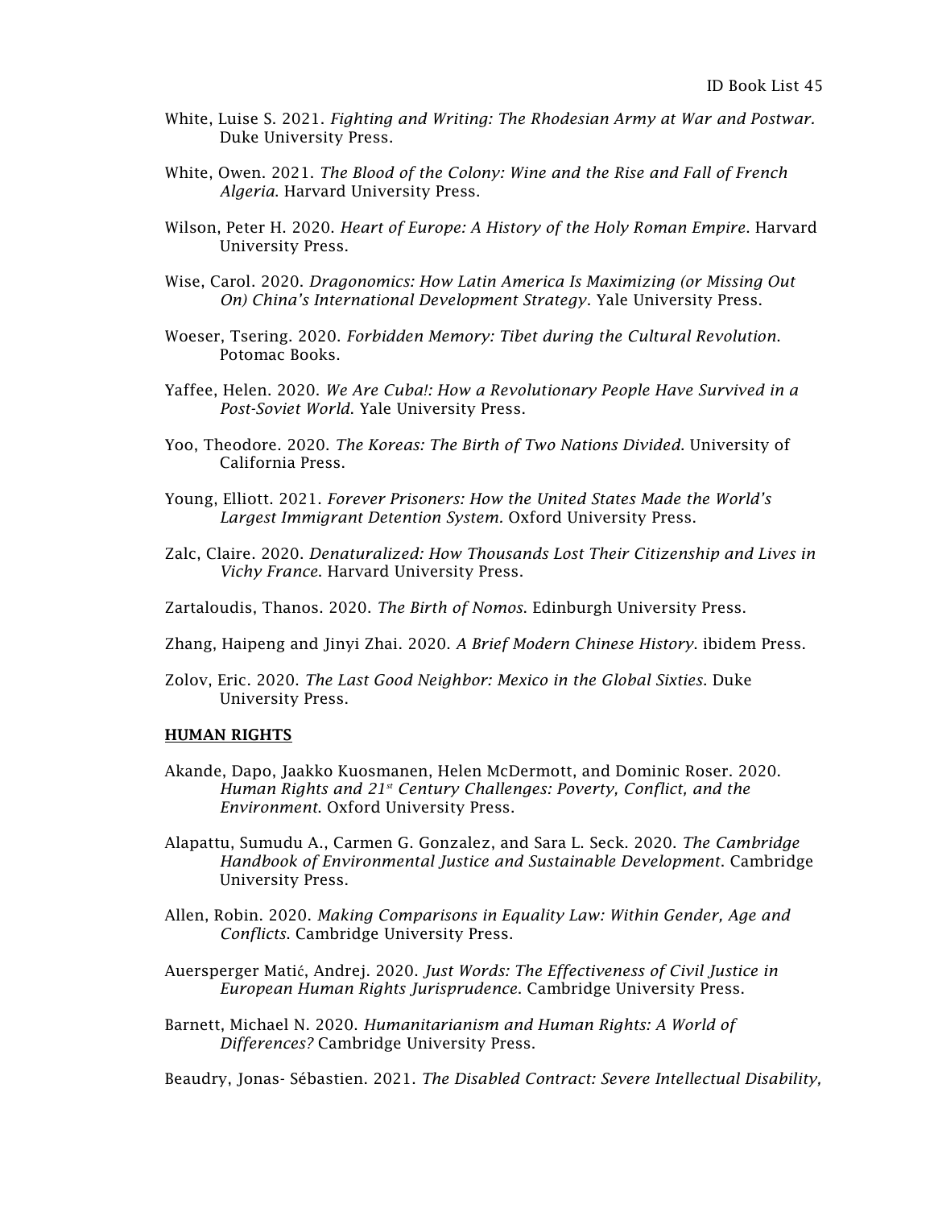White, Luise S. 2021. *Fighting and Writing: The Rhodesian Army at War and Postwar.* Duke University Press.

White, Owen. 2021. *The Blood of the Colony: Wine and the Rise and Fall of French Algeria*. Harvard University Press.

Wilson, Peter H. 2020. *Heart of Europe: A History of the Holy Roman Empire*. Harvard University Press.

Wise, Carol. 2020. *Dragonomics: How Latin America Is Maximizing (or Missing Out On) China's International Development Strategy*. Yale University Press.

Woeser, Tsering. 2020. *Forbidden Memory: Tibet during the Cultural Revolution*. Potomac Books.

Yaffee, Helen. 2020. *We Are Cuba!: How a Revolutionary People Have Survived in a Post-Soviet World*. Yale University Press.

Yoo, Theodore. 2020. *The Koreas: The Birth of Two Nations Divided*. University of California Press.

Young, Elliott. 2021. *Forever Prisoners: How the United States Made the World's Largest Immigrant Detention System*. Oxford University Press.

Zalc, Claire. 2020. *Denaturalized: How Thousands Lost Their Citizenship and Lives in Vichy France*. Harvard University Press.

Zartaloudis, Thanos. 2020. *The Birth of Nomos*. Edinburgh University Press.

Zhang, Haipeng and Jinyi Zhai. 2020. *A Brief Modern Chinese History*. ibidem Press.

Zolov, Eric. 2020. *The Last Good Neighbor: Mexico in the Global Sixties*. Duke University Press.

**HUMAN RIGHTS**

Akande, Dapo, Jaakko Kuosmanen, Helen McDermott, and Dominic Roser. 2020. *Human Rights and 21st Century Challenges: Poverty, Conflict, and the Environment*. Oxford University Press.

Alapattu, Sumudu A., Carmen G. Gonzalez, and Sara L. Seck. 2020. *The Cambridge Handbook of Environmental Justice and Sustainable Development*. Cambridge University Press.

Allen, Robin. 2020. *Making Comparisons in Equality Law: Within Gender, Age and Conflicts*. Cambridge University Press.

Auersperger Matić, Andrej. 2020. *Just Words: The Effectiveness of Civil Justice in European Human Rights Jurisprudence*. Cambridge University Press.

Barnett, Michael N. 2020. *Humanitarianism and Human Rights: A World of Differences?* Cambridge University Press.

Beaudry, Jonas- Sébastien. 2021. *The Disabled Contract: Severe Intellectual Disability,*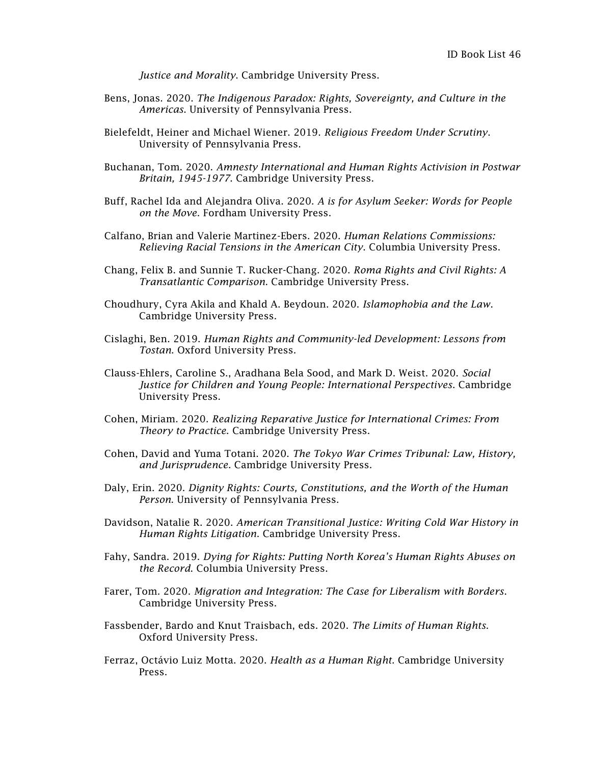*Justice and Morality*. Cambridge University Press.

Bens, Jonas. 2020. *The Indigenous Paradox: Rights, Sovereignty, and Culture in the Americas*. University of Pennsylvania Press.

Bielefeldt, Heiner and Michael Wiener. 2019. *Religious Freedom Under Scrutiny*. University of Pennsylvania Press.

Buchanan, Tom. 2020. *Amnesty International and Human Rights Activision in Postwar Britain, 1945-1977*. Cambridge University Press.

Buff, Rachel Ida and Alejandra Oliva. 2020. *A is for Asylum Seeker: Words for People on the Move*. Fordham University Press.

Calfano, Brian and Valerie Martinez-Ebers. 2020. *Human Relations Commissions: Relieving Racial Tensions in the American City*. Columbia University Press.

Chang, Felix B. and Sunnie T. Rucker-Chang. 2020. *Roma Rights and Civil Rights: A Transatlantic Comparison*. Cambridge University Press.

Choudhury, Cyra Akila and Khald A. Beydoun. 2020. *Islamophobia and the Law*. Cambridge University Press.

Cislaghi, Ben. 2019. *Human Rights and Community-led Development: Lessons from Tostan*. Oxford University Press.

Clauss-Ehlers, Caroline S., Aradhana Bela Sood, and Mark D. Weist. 2020. *Social Justice for Children and Young People: International Perspectives*. Cambridge University Press.

Cohen, Miriam. 2020. *Realizing Reparative Justice for International Crimes: From Theory to Practice*. Cambridge University Press.

Cohen, David and Yuma Totani. 2020. *The Tokyo War Crimes Tribunal: Law, History, and Jurisprudence*. Cambridge University Press.

Daly, Erin. 2020. *Dignity Rights: Courts, Constitutions, and the Worth of the Human Person*. University of Pennsylvania Press.

Davidson, Natalie R. 2020. *American Transitional Justice: Writing Cold War History in Human Rights Litigation*. Cambridge University Press.

Fahy, Sandra. 2019. *Dying for Rights: Putting North Korea's Human Rights Abuses on the Record*. Columbia University Press.

Farer, Tom. 2020. *Migration and Integration: The Case for Liberalism with Borders*. Cambridge University Press.

Fassbender, Bardo and Knut Traisbach, eds. 2020. *The Limits of Human Rights*. Oxford University Press.

Ferraz, Octávio Luiz Motta. 2020. *Health as a Human Right*. Cambridge University Press.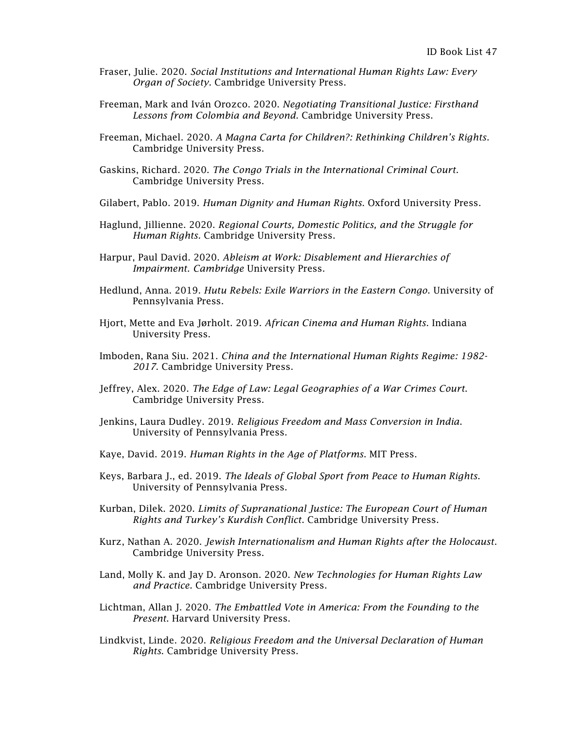Fraser, Julie. 2020. *Social Institutions and International Human Rights Law: Every Organ of Society*. Cambridge University Press.

Freeman, Mark and Iván Orozco. 2020. *Negotiating Transitional Justice: Firsthand Lessons from Colombia and Beyond*. Cambridge University Press.

Freeman, Michael. 2020. *A Magna Carta for Children?: Rethinking Children's Rights*. Cambridge University Press.

Gaskins, Richard. 2020. *The Congo Trials in the International Criminal Court*. Cambridge University Press.

Gilabert, Pablo. 2019. *Human Dignity and Human Rights*. Oxford University Press.

Haglund, Jillienne. 2020. *Regional Courts, Domestic Politics, and the Struggle for Human Rights.* Cambridge University Press.

Harpur, Paul David. 2020. *Ableism at Work: Disablement and Hierarchies of Impairment. Cambridge* University Press.

Hedlund, Anna. 2019. *Hutu Rebels: Exile Warriors in the Eastern Congo*. University of Pennsylvania Press.

Hjort, Mette and Eva Jørholt. 2019. *African Cinema and Human Rights*. Indiana University Press.

Imboden, Rana Siu. 2021. *China and the International Human Rights Regime: 1982-2017*. Cambridge University Press.

Jeffrey, Alex. 2020. *The Edge of Law: Legal Geographies of a War Crimes Court*. Cambridge University Press.

Jenkins, Laura Dudley. 2019. *Religious Freedom and Mass Conversion in India*. University of Pennsylvania Press.

Kaye, David. 2019. *Human Rights in the Age of Platforms*. MIT Press.

Keys, Barbara J., ed. 2019. *The Ideals of Global Sport from Peace to Human Rights*. University of Pennsylvania Press.

Kurban, Dilek. 2020. *Limits of Supranational Justice: The European Court of Human Rights and Turkey's Kurdish Conflict*. Cambridge University Press.

Kurz, Nathan A. 2020. *Jewish Internationalism and Human Rights after the Holocaust*. Cambridge University Press.

Land, Molly K. and Jay D. Aronson. 2020. *New Technologies for Human Rights Law and Practice.* Cambridge University Press.

Lichtman, Allan J. 2020. *The Embattled Vote in America: From the Founding to the Present*. Harvard University Press.

Lindkvist, Linde. 2020. *Religious Freedom and the Universal Declaration of Human Rights*. Cambridge University Press.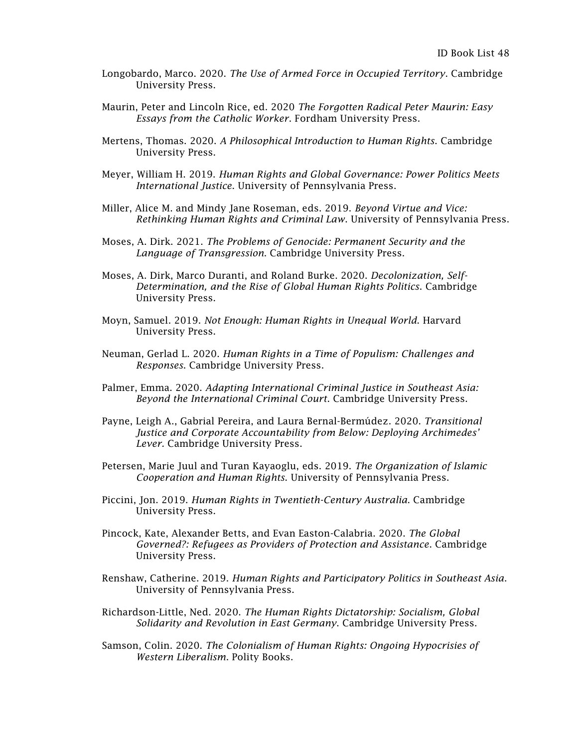Longobardo, Marco. 2020. *The Use of Armed Force in Occupied Territory*. Cambridge University Press.

Maurin, Peter and Lincoln Rice, ed. 2020 *The Forgotten Radical Peter Maurin: Easy Essays from the Catholic Worker*. Fordham University Press.

Mertens, Thomas. 2020. *A Philosophical Introduction to Human Rights*. Cambridge University Press.

Meyer, William H. 2019. *Human Rights and Global Governance: Power Politics Meets International Justice*. University of Pennsylvania Press.

Miller, Alice M. and Mindy Jane Roseman, eds. 2019. *Beyond Virtue and Vice: Rethinking Human Rights and Criminal Law*. University of Pennsylvania Press.

Moses, A. Dirk. 2021. *The Problems of Genocide: Permanent Security and the Language of Transgression*. Cambridge University Press.

Moses, A. Dirk, Marco Duranti, and Roland Burke. 2020. *Decolonization, Self-Determination, and the Rise of Global Human Rights Politics*. Cambridge University Press.

Moyn, Samuel. 2019. *Not Enough: Human Rights in Unequal World*. Harvard University Press.

Neuman, Gerlad L. 2020. *Human Rights in a Time of Populism: Challenges and Responses*. Cambridge University Press.

Palmer, Emma. 2020. *Adapting International Criminal Justice in Southeast Asia: Beyond the International Criminal Court*. Cambridge University Press.

Payne, Leigh A., Gabrial Pereira, and Laura Bernal-Bermúdez. 2020. *Transitional Justice and Corporate Accountability from Below: Deploying Archimedes' Lever*. Cambridge University Press.

Petersen, Marie Juul and Turan Kayaoglu, eds. 2019. *The Organization of Islamic Cooperation and Human Rights*. University of Pennsylvania Press.

Piccini, Jon. 2019. *Human Rights in Twentieth-Century Australia*. Cambridge University Press.

Pincock, Kate, Alexander Betts, and Evan Easton-Calabria. 2020. *The Global Governed?: Refugees as Providers of Protection and Assistance*. Cambridge University Press.

Renshaw, Catherine. 2019. *Human Rights and Participatory Politics in Southeast Asia*. University of Pennsylvania Press.

Richardson-Little, Ned. 2020. *The Human Rights Dictatorship: Socialism, Global Solidarity and Revolution in East Germany*. Cambridge University Press.

Samson, Colin. 2020. *The Colonialism of Human Rights: Ongoing Hypocrisies of Western Liberalism*. Polity Books.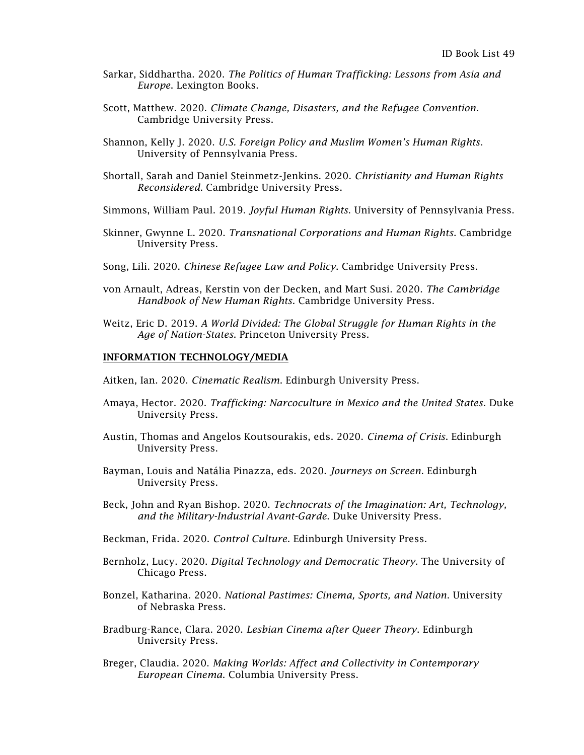Sarkar, Siddhartha. 2020. *The Politics of Human Trafficking: Lessons from Asia and Europe*. Lexington Books.

Scott, Matthew. 2020. *Climate Change, Disasters, and the Refugee Convention*. Cambridge University Press.

Shannon, Kelly J. 2020. *U.S. Foreign Policy and Muslim Women's Human Rights*. University of Pennsylvania Press.

Shortall, Sarah and Daniel Steinmetz-Jenkins. 2020. *Christianity and Human Rights Reconsidered*. Cambridge University Press.

Simmons, William Paul. 2019. *Joyful Human Rights*. University of Pennsylvania Press.

Skinner, Gwynne L. 2020. *Transnational Corporations and Human Rights*. Cambridge University Press.

Song, Lili. 2020. *Chinese Refugee Law and Policy*. Cambridge University Press.

von Arnault, Adreas, Kerstin von der Decken, and Mart Susi. 2020. *The Cambridge Handbook of New Human Rights.* Cambridge University Press.

Weitz, Eric D. 2019. *A World Divided: The Global Struggle for Human Rights in the Age of Nation-States*. Princeton University Press.

## INFORMATION TECHNOLOGY/MEDIA

Aitken, Ian. 2020. *Cinematic Realism*. Edinburgh University Press.

Amaya, Hector. 2020. *Trafficking: Narcoculture in Mexico and the United States*. Duke University Press.

Austin, Thomas and Angelos Koutsourakis, eds. 2020. *Cinema of Crisis*. Edinburgh University Press.

Bayman, Louis and Natália Pinazza, eds. 2020. *Journeys on Screen*. Edinburgh University Press.

Beck, John and Ryan Bishop. 2020. *Technocrats of the Imagination: Art, Technology, and the Military-Industrial Avant-Garde*. Duke University Press.

Beckman, Frida. 2020. *Control Culture*. Edinburgh University Press.

Bernholz, Lucy. 2020. *Digital Technology and Democratic Theory*. The University of Chicago Press.

Bonzel, Katharina. 2020. *National Pastimes: Cinema, Sports, and Nation*. University of Nebraska Press.

Bradburg-Rance, Clara. 2020. *Lesbian Cinema after Queer Theory*. Edinburgh University Press.

Breger, Claudia. 2020. *Making Worlds: Affect and Collectivity in Contemporary European Cinema.* Columbia University Press.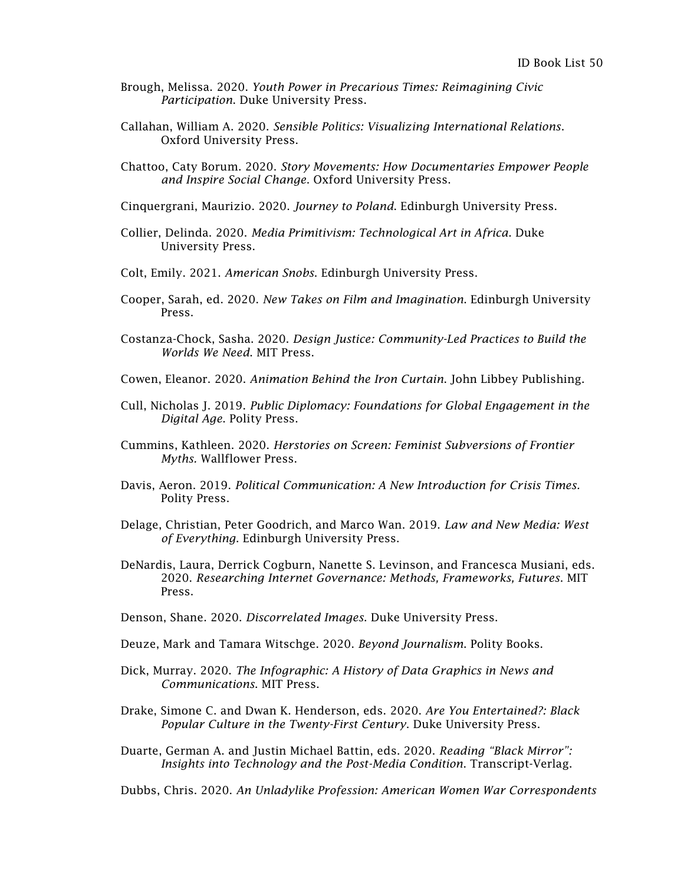Brough, Melissa. 2020. *Youth Power in Precarious Times: Reimagining Civic Participation*. Duke University Press.

Callahan, William A. 2020. *Sensible Politics: Visualizing International Relations*. Oxford University Press.

Chattoo, Caty Borum. 2020. *Story Movements: How Documentaries Empower People and Inspire Social Change*. Oxford University Press.

Cinquergrani, Maurizio. 2020. *Journey to Poland*. Edinburgh University Press.

Collier, Delinda. 2020. *Media Primitivism: Technological Art in Africa*. Duke University Press.

Colt, Emily. 2021. *American Snobs*. Edinburgh University Press.

Cooper, Sarah, ed. 2020. *New Takes on Film and Imagination*. Edinburgh University Press.

Costanza-Chock, Sasha. 2020. *Design Justice: Community-Led Practices to Build the Worlds We Need*. MIT Press.

Cowen, Eleanor. 2020. *Animation Behind the Iron Curtain*. John Libbey Publishing.

Cull, Nicholas J. 2019. *Public Diplomacy: Foundations for Global Engagement in the Digital Age*. Polity Press.

Cummins, Kathleen. 2020. *Herstories on Screen: Feminist Subversions of Frontier Myths*. Wallflower Press.

Davis, Aeron. 2019. *Political Communication: A New Introduction for Crisis Times*. Polity Press.

Delage, Christian, Peter Goodrich, and Marco Wan. 2019. *Law and New Media: West of Everything*. Edinburgh University Press.

DeNardis, Laura, Derrick Cogburn, Nanette S. Levinson, and Francesca Musiani, eds. 2020. *Researching Internet Governance: Methods, Frameworks, Futures*. MIT Press.

Denson, Shane. 2020. *Discorrelated Images*. Duke University Press.

Deuze, Mark and Tamara Witschge. 2020. *Beyond Journalism*. Polity Books.

Dick, Murray. 2020. *The Infographic: A History of Data Graphics in News and Communications*. MIT Press.

Drake, Simone C. and Dwan K. Henderson, eds. 2020. *Are You Entertained?: Black Popular Culture in the Twenty-First Century*. Duke University Press.

Duarte, German A. and Justin Michael Battin, eds. 2020. *Reading "Black Mirror": Insights into Technology and the Post-Media Condition*. Transcript-Verlag.

Dubbs, Chris. 2020. *An Unladylike Profession: American Women War Correspondents*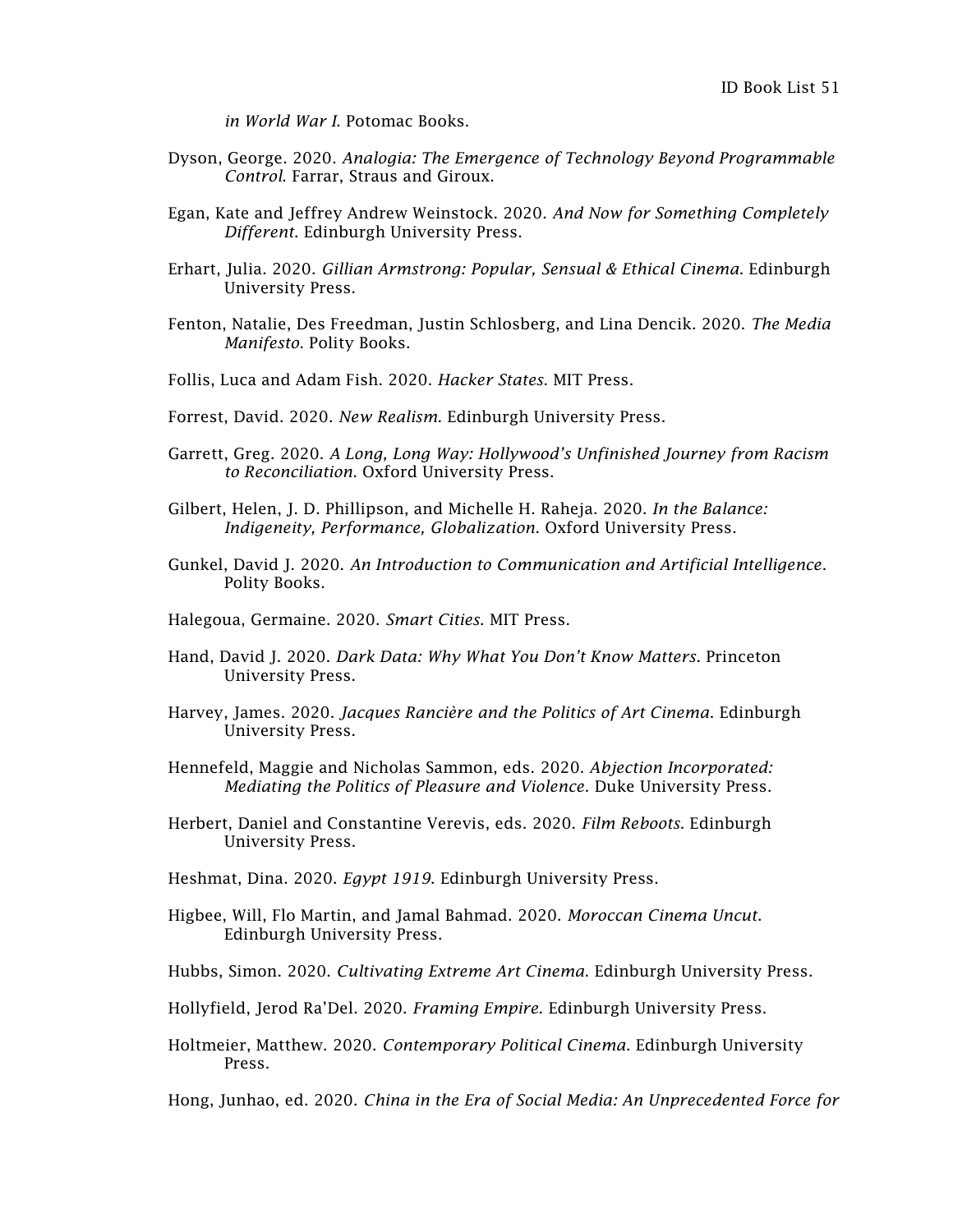*in World War I*. Potomac Books.

Dyson, George. 2020. *Analogia: The Emergence of Technology Beyond Programmable Control*. Farrar, Straus and Giroux.

Egan, Kate and Jeffrey Andrew Weinstock. 2020. *And Now for Something Completely Different*. Edinburgh University Press.

Erhart, Julia. 2020. *Gillian Armstrong: Popular, Sensual & Ethical Cinema*. Edinburgh University Press.

Fenton, Natalie, Des Freedman, Justin Schlosberg, and Lina Dencik. 2020. *The Media Manifesto*. Polity Books.

Follis, Luca and Adam Fish. 2020. *Hacker States*. MIT Press.

Forrest, David. 2020. *New Realism*. Edinburgh University Press.

Garrett, Greg. 2020. *A Long, Long Way: Hollywood's Unfinished Journey from Racism to Reconciliation*. Oxford University Press.

Gilbert, Helen, J. D. Phillipson, and Michelle H. Raheja. 2020. *In the Balance: Indigeneity, Performance, Globalization*. Oxford University Press.

Gunkel, David J. 2020. *An Introduction to Communication and Artificial Intelligence*. Polity Books.

Halegoua, Germaine. 2020. *Smart Cities*. MIT Press.

Hand, David J. 2020. *Dark Data: Why What You Don't Know Matters*. Princeton University Press.

Harvey, James. 2020. *Jacques Rancière and the Politics of Art Cinema*. Edinburgh University Press.

Hennefeld, Maggie and Nicholas Sammon, eds. 2020. *Abjection Incorporated: Mediating the Politics of Pleasure and Violence*. Duke University Press.

Herbert, Daniel and Constantine Verevis, eds. 2020. *Film Reboots*. Edinburgh University Press.

Heshmat, Dina. 2020. *Egypt 1919*. Edinburgh University Press.

Higbee, Will, Flo Martin, and Jamal Bahmad. 2020. *Moroccan Cinema Uncut*. Edinburgh University Press.

Hubbs, Simon. 2020. *Cultivating Extreme Art Cinema*. Edinburgh University Press.

Hollyfield, Jerod Ra'Del. 2020. *Framing Empire*. Edinburgh University Press.

Holtmeier, Matthew. 2020. *Contemporary Political Cinema*. Edinburgh University Press.

Hong, Junhao, ed. 2020. *China in the Era of Social Media: An Unprecedented Force for*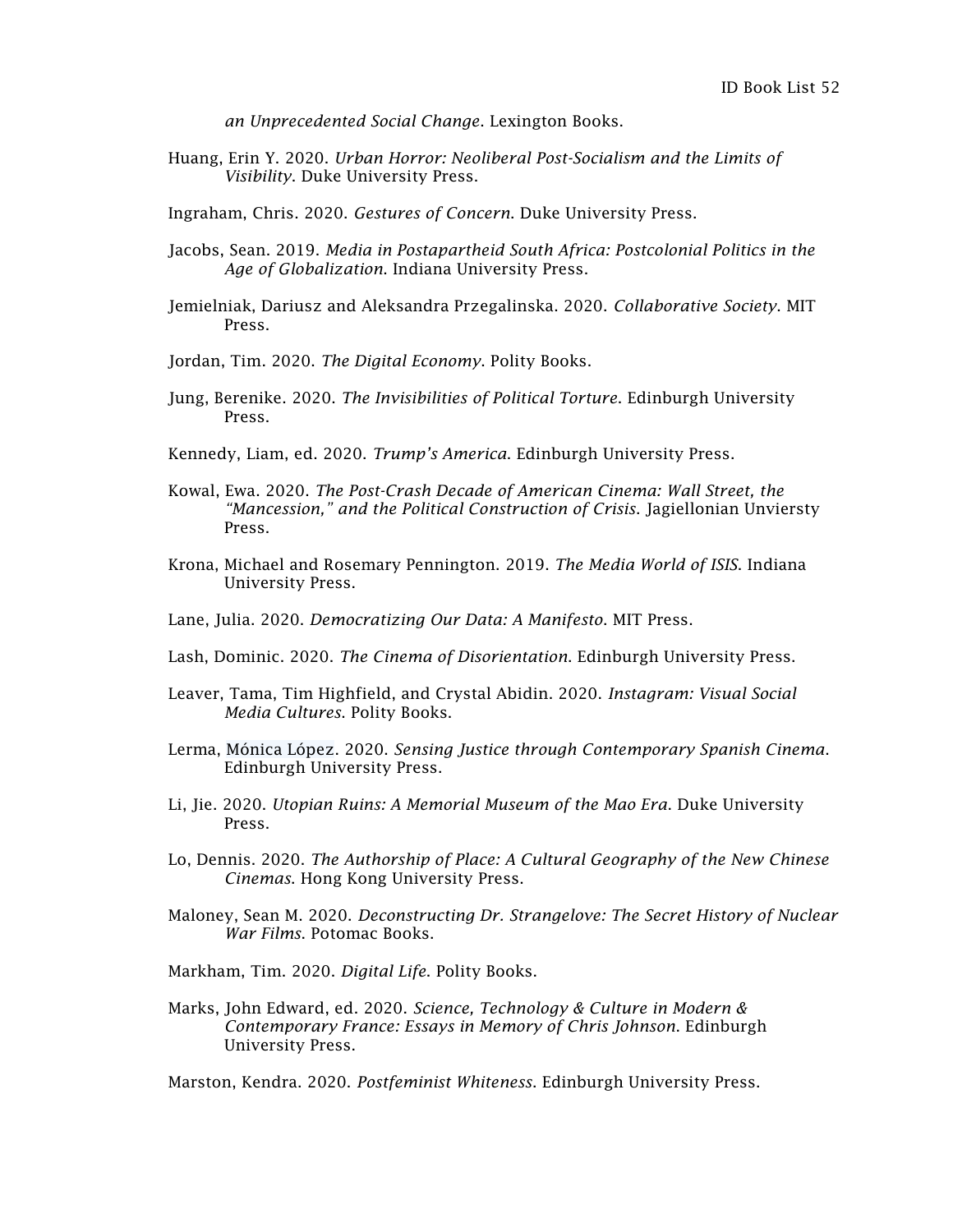*an Unprecedented Social Change*. Lexington Books.

Huang, Erin Y. 2020. *Urban Horror: Neoliberal Post-Socialism and the Limits of Visibility*. Duke University Press.

Ingraham, Chris. 2020. *Gestures of Concern*. Duke University Press.

Jacobs, Sean. 2019. *Media in Postapartheid South Africa: Postcolonial Politics in the Age of Globalization*. Indiana University Press.

Jemielniak, Dariusz and Aleksandra Przegalinska. 2020. *Collaborative Society*. MIT Press.

Jordan, Tim. 2020. *The Digital Economy*. Polity Books.

Jung, Berenike. 2020. *The Invisibilities of Political Torture*. Edinburgh University Press.

Kennedy, Liam, ed. 2020. *Trump's America*. Edinburgh University Press.

Kowal, Ewa. 2020. *The Post-Crash Decade of American Cinema: Wall Street, the "Mancession," and the Political Construction of Crisis*. Jagiellonian Unviersty Press.

Krona, Michael and Rosemary Pennington. 2019. *The Media World of ISIS*. Indiana University Press.

Lane, Julia. 2020. *Democratizing Our Data: A Manifesto*. MIT Press.

Lash, Dominic. 2020. *The Cinema of Disorientation*. Edinburgh University Press.

Leaver, Tama, Tim Highfield, and Crystal Abidin. 2020. *Instagram: Visual Social Media Cultures*. Polity Books.

Lerma, Mónica López. 2020. *Sensing Justice through Contemporary Spanish Cinema*. Edinburgh University Press.

Li, Jie. 2020. *Utopian Ruins: A Memorial Museum of the Mao Era*. Duke University Press.

Lo, Dennis. 2020. *The Authorship of Place: A Cultural Geography of the New Chinese Cinemas*. Hong Kong University Press.

Maloney, Sean M. 2020. *Deconstructing Dr. Strangelove: The Secret History of Nuclear War Films*. Potomac Books.

Markham, Tim. 2020. *Digital Life*. Polity Books.

Marks, John Edward, ed. 2020. *Science, Technology & Culture in Modern & Contemporary France: Essays in Memory of Chris Johnson*. Edinburgh University Press.

Marston, Kendra. 2020. *Postfeminist Whiteness*. Edinburgh University Press.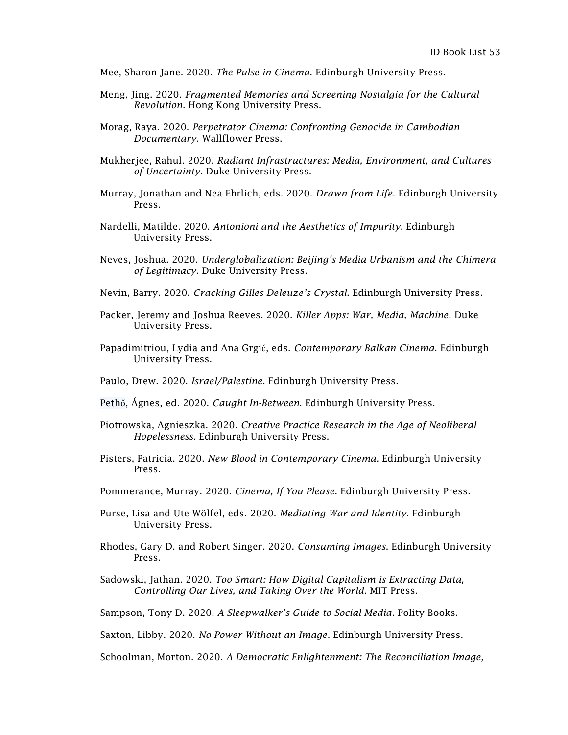Mee, Sharon Jane. 2020. *The Pulse in Cinema*. Edinburgh University Press.

Meng, Jing. 2020. *Fragmented Memories and Screening Nostalgia for the Cultural Revolution*. Hong Kong University Press.

Morag, Raya. 2020. *Perpetrator Cinema: Confronting Genocide in Cambodian Documentary*. Wallflower Press.

Mukherjee, Rahul. 2020. *Radiant Infrastructures: Media, Environment, and Cultures of Uncertainty*. Duke University Press.

Murray, Jonathan and Nea Ehrlich, eds. 2020. *Drawn from Life*. Edinburgh University Press.

Nardelli, Matilde. 2020. *Antonioni and the Aesthetics of Impurity*. Edinburgh University Press.

Neves, Joshua. 2020. *Underglobalization: Beijing's Media Urbanism and the Chimera of Legitimacy*. Duke University Press.

Nevin, Barry. 2020. *Cracking Gilles Deleuze's Crystal*. Edinburgh University Press.

Packer, Jeremy and Joshua Reeves. 2020. *Killer Apps: War, Media, Machine*. Duke University Press.

Papadimitriou, Lydia and Ana Grgić, eds. *Contemporary Balkan Cinema*. Edinburgh University Press.

Paulo, Drew. 2020. *Israel/Palestine*. Edinburgh University Press.

Pethő, Ágnes, ed. 2020. *Caught In-Between*. Edinburgh University Press.

Piotrowska, Agnieszka. 2020. *Creative Practice Research in the Age of Neoliberal Hopelessness.* Edinburgh University Press.

Pisters, Patricia. 2020. *New Blood in Contemporary Cinema*. Edinburgh University Press.

Pommerance, Murray. 2020. *Cinema, If You Please*. Edinburgh University Press.

Purse, Lisa and Ute Wölfel, eds. 2020. *Mediating War and Identity*. Edinburgh University Press.

Rhodes, Gary D. and Robert Singer. 2020. *Consuming Images*. Edinburgh University Press.

Sadowski, Jathan. 2020. *Too Smart: How Digital Capitalism is Extracting Data, Controlling Our Lives, and Taking Over the World*. MIT Press.

Sampson, Tony D. 2020. *A Sleepwalker's Guide to Social Media*. Polity Books.

Saxton, Libby. 2020. *No Power Without an Image*. Edinburgh University Press.

Schoolman, Morton. 2020. *A Democratic Enlightenment: The Reconciliation Image,*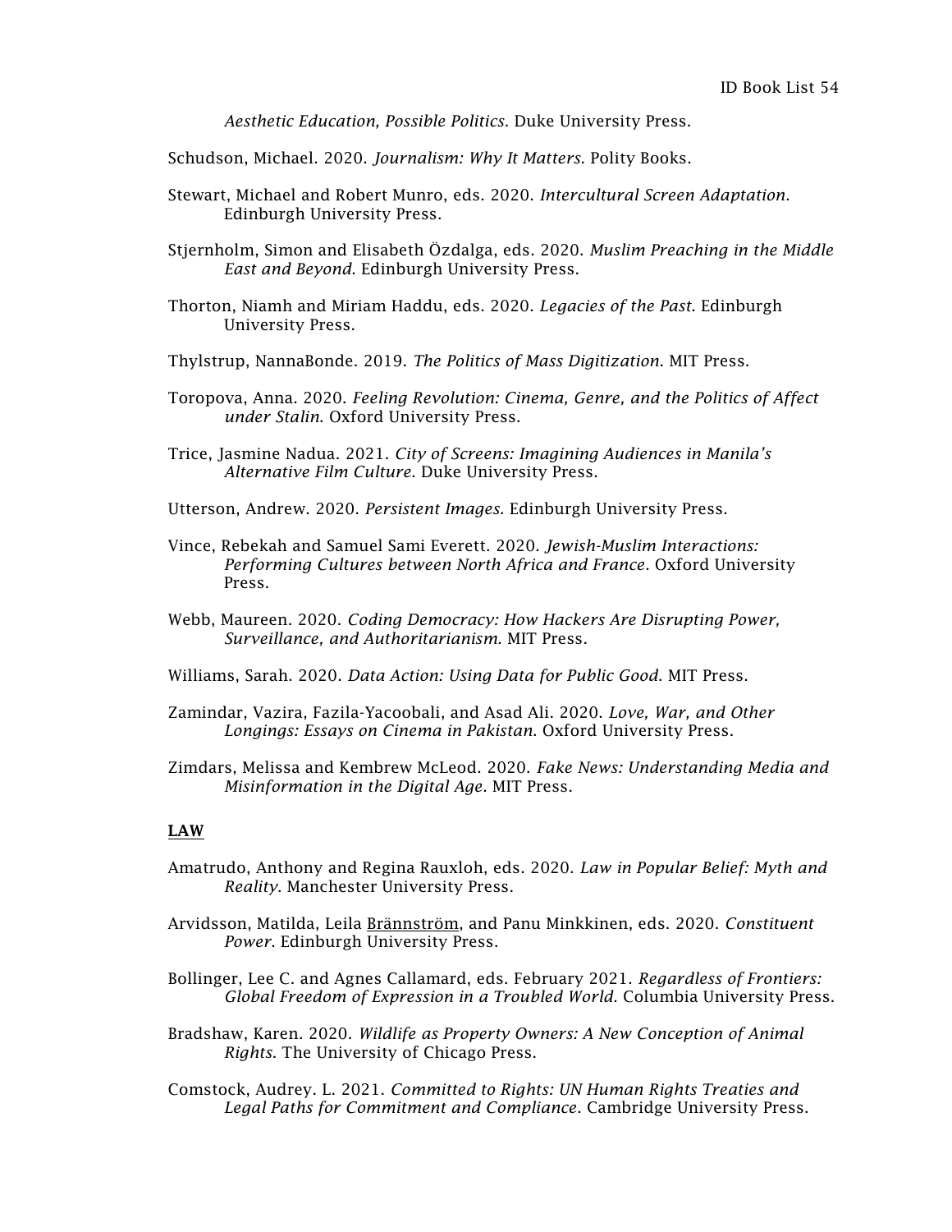*Aesthetic Education, Possible Politics*. Duke University Press.

Schudson, Michael. 2020. *Journalism: Why It Matters*. Polity Books.

Stewart, Michael and Robert Munro, eds. 2020. *Intercultural Screen Adaptation*. Edinburgh University Press.

Stjernholm, Simon and Elisabeth Özdalga, eds. 2020. *Muslim Preaching in the Middle East and Beyond*. Edinburgh University Press.

Thorton, Niamh and Miriam Haddu, eds. 2020. *Legacies of the Past*. Edinburgh University Press.

Thylstrup, NannaBonde. 2019. *The Politics of Mass Digitization*. MIT Press.

Toropova, Anna. 2020. *Feeling Revolution: Cinema, Genre, and the Politics of Affect under Stalin*. Oxford University Press.

Trice, Jasmine Nadua. 2021. *City of Screens: Imagining Audiences in Manila's Alternative Film Culture*. Duke University Press.

Utterson, Andrew. 2020. *Persistent Images*. Edinburgh University Press.

Vince, Rebekah and Samuel Sami Everett. 2020. *Jewish-Muslim Interactions: Performing Cultures between North Africa and France*. Oxford University Press.

Webb, Maureen. 2020. *Coding Democracy: How Hackers Are Disrupting Power, Surveillance, and Authoritarianism*. MIT Press.

Williams, Sarah. 2020. *Data Action: Using Data for Public Good*. MIT Press.

Zamindar, Vazira, Fazila-Yacoobali, and Asad Ali. 2020. *Love, War, and Other Longings: Essays on Cinema in Pakistan*. Oxford University Press.

Zimdars, Melissa and Kembrew McLeod. 2020. *Fake News: Understanding Media and Misinformation in the Digital Age*. MIT Press.

## LAW

Amatrudo, Anthony and Regina Rauxloh, eds. 2020. *Law in Popular Belief: Myth and Reality*. Manchester University Press.

Arvidsson, Matilda, Leila Brännström, and Panu Minkkinen, eds. 2020. *Constituent Power*. Edinburgh University Press.

Bollinger, Lee C. and Agnes Callamard, eds. February 2021. *Regardless of Frontiers: Global Freedom of Expression in a Troubled World*. Columbia University Press.

Bradshaw, Karen. 2020. *Wildlife as Property Owners: A New Conception of Animal Rights*. The University of Chicago Press.

Comstock, Audrey. L. 2021. *Committed to Rights: UN Human Rights Treaties and Legal Paths for Commitment and Compliance*. Cambridge University Press.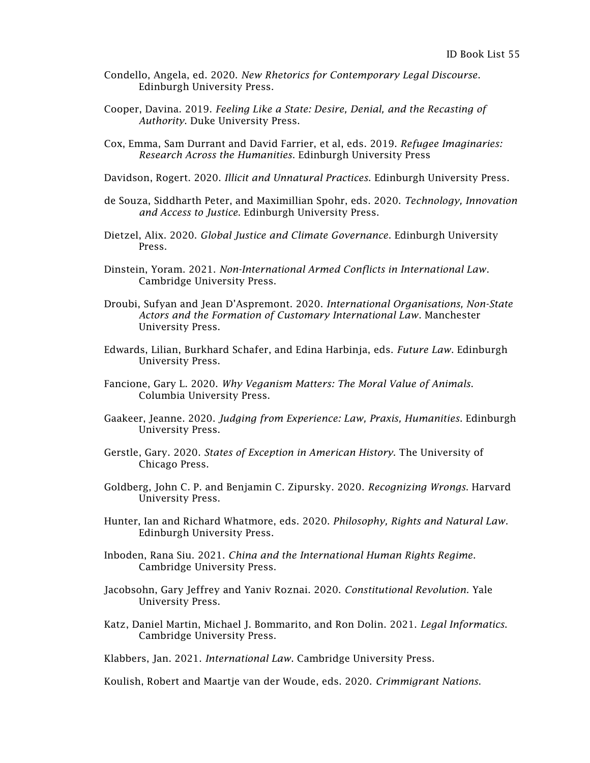Condello, Angela, ed. 2020. *New Rhetorics for Contemporary Legal Discourse*. Edinburgh University Press.

Cooper, Davina. 2019. *Feeling Like a State: Desire, Denial, and the Recasting of Authority*. Duke University Press.

Cox, Emma, Sam Durrant and David Farrier, et al, eds. 2019. *Refugee Imaginaries: Research Across the Humanities*. Edinburgh University Press

Davidson, Rogert. 2020. *Illicit and Unnatural Practices*. Edinburgh University Press.

de Souza, Siddharth Peter, and Maximillian Spohr, eds. 2020. *Technology, Innovation and Access to Justice*. Edinburgh University Press.

Dietzel, Alix. 2020. *Global Justice and Climate Governance*. Edinburgh University Press.

Dinstein, Yoram. 2021. *Non-International Armed Conflicts in International Law*. Cambridge University Press.

Droubi, Sufyan and Jean D'Aspremont. 2020. *International Organisations, Non-State Actors and the Formation of Customary International Law*. Manchester University Press.

Edwards, Lilian, Burkhard Schafer, and Edina Harbinja, eds. *Future Law*. Edinburgh University Press.

Fancione, Gary L. 2020. *Why Veganism Matters: The Moral Value of Animals*. Columbia University Press.

Gaakeer, Jeanne. 2020. *Judging from Experience: Law, Praxis, Humanities*. Edinburgh University Press.

Gerstle, Gary. 2020. *States of Exception in American History*. The University of Chicago Press.

Goldberg, John C. P. and Benjamin C. Zipursky. 2020. *Recognizing Wrongs*. Harvard University Press.

Hunter, Ian and Richard Whatmore, eds. 2020. *Philosophy, Rights and Natural Law*. Edinburgh University Press.

Inboden, Rana Siu. 2021. *China and the International Human Rights Regime*. Cambridge University Press.

Jacobsohn, Gary Jeffrey and Yaniv Roznai. 2020. *Constitutional Revolution.* Yale University Press.

Katz, Daniel Martin, Michael J. Bommarito, and Ron Dolin. 2021. *Legal Informatics*. Cambridge University Press.

Klabbers, Jan. 2021. *International Law*. Cambridge University Press.

Koulish, Robert and Maartje van der Woude, eds. 2020. *Crimmigrant Nations*.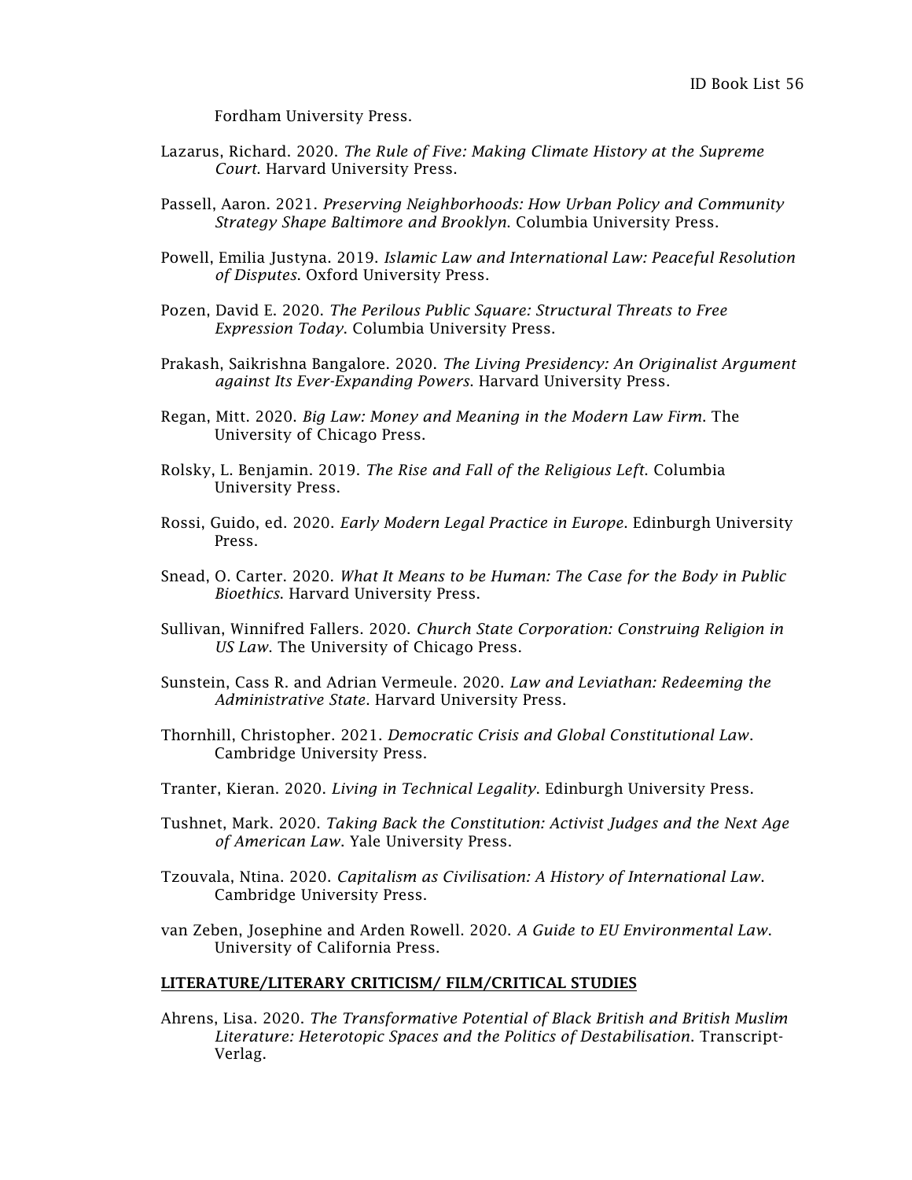Fordham University Press.

Lazarus, Richard. 2020. *The Rule of Five: Making Climate History at the Supreme Court*. Harvard University Press.

Passell, Aaron. 2021. *Preserving Neighborhoods: How Urban Policy and Community Strategy Shape Baltimore and Brooklyn*. Columbia University Press.

Powell, Emilia Justyna. 2019. *Islamic Law and International Law: Peaceful Resolution of Disputes*. Oxford University Press.

Pozen, David E. 2020. *The Perilous Public Square: Structural Threats to Free Expression Today*. Columbia University Press.

Prakash, Saikrishna Bangalore. 2020. *The Living Presidency: An Originalist Argument against Its Ever-Expanding Powers*. Harvard University Press.

Regan, Mitt. 2020. *Big Law: Money and Meaning in the Modern Law Firm*. The University of Chicago Press.

Rolsky, L. Benjamin. 2019. *The Rise and Fall of the Religious Left*. Columbia University Press.

Rossi, Guido, ed. 2020. *Early Modern Legal Practice in Europe*. Edinburgh University Press.

Snead, O. Carter. 2020. *What It Means to be Human: The Case for the Body in Public Bioethics*. Harvard University Press.

Sullivan, Winnifred Fallers. 2020. *Church State Corporation: Construing Religion in US Law*. The University of Chicago Press.

Sunstein, Cass R. and Adrian Vermeule. 2020. *Law and Leviathan: Redeeming the Administrative State*. Harvard University Press.

Thornhill, Christopher. 2021. *Democratic Crisis and Global Constitutional Law*. Cambridge University Press.

Tranter, Kieran. 2020. *Living in Technical Legality*. Edinburgh University Press.

Tushnet, Mark. 2020. *Taking Back the Constitution: Activist Judges and the Next Age of American Law*. Yale University Press.

Tzouvala, Ntina. 2020. *Capitalism as Civilisation: A History of International Law*. Cambridge University Press.

van Zeben, Josephine and Arden Rowell. 2020. *A Guide to EU Environmental Law*. University of California Press.

## LITERATURE/LITERARY CRITICISM/ FILM/CRITICAL STUDIES

Ahrens, Lisa. 2020. *The Transformative Potential of Black British and British Muslim Literature: Heterotopic Spaces and the Politics of Destabilisation*. Transcript-Verlag.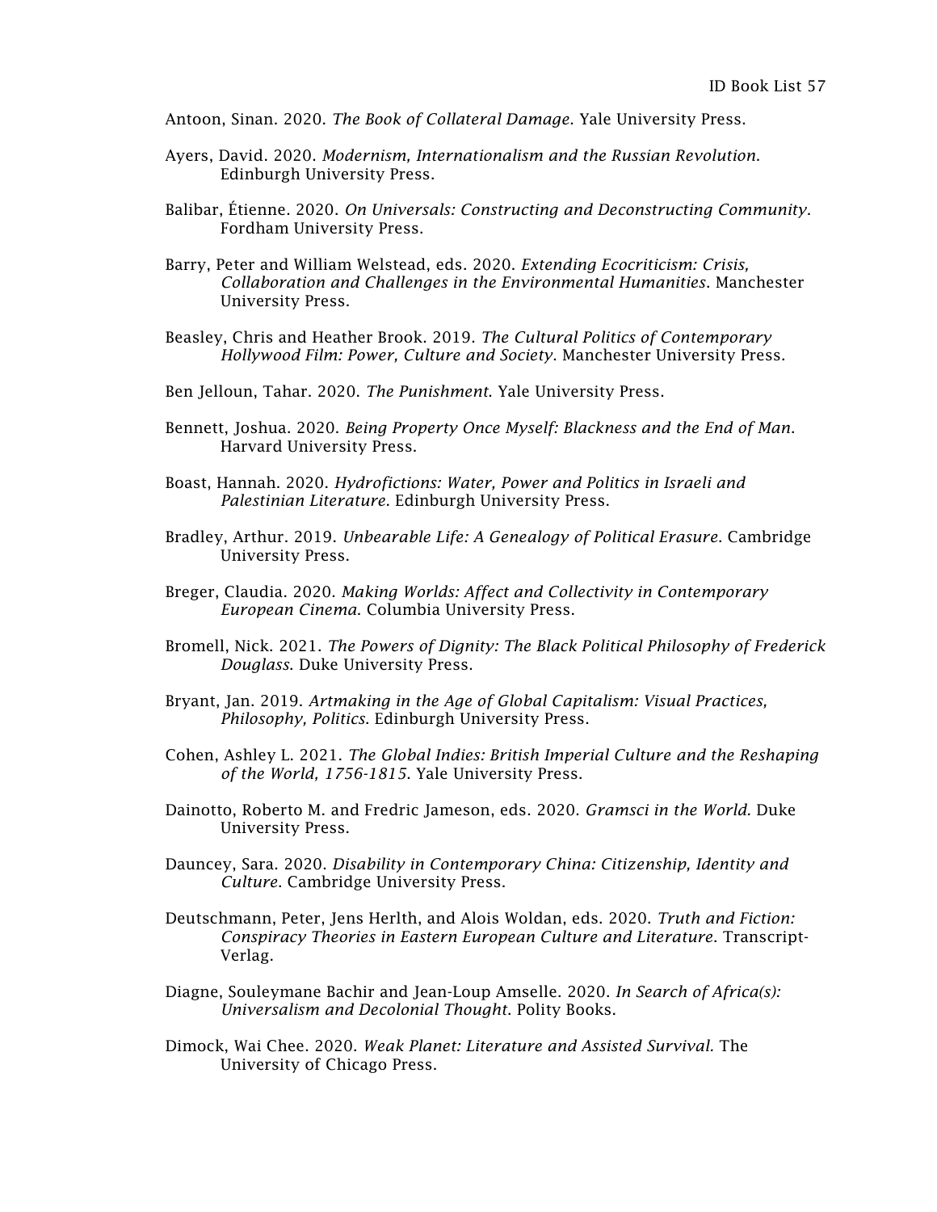Antoon, Sinan. 2020. *The Book of Collateral Damage*. Yale University Press.

Ayers, David. 2020. *Modernism, Internationalism and the Russian Revolution*. Edinburgh University Press.

Balibar, Étienne. 2020. *On Universals: Constructing and Deconstructing Community*. Fordham University Press.

Barry, Peter and William Welstead, eds. 2020. *Extending Ecocriticism: Crisis, Collaboration and Challenges in the Environmental Humanities*. Manchester University Press.

Beasley, Chris and Heather Brook. 2019. *The Cultural Politics of Contemporary Hollywood Film: Power, Culture and Society*. Manchester University Press.

Ben Jelloun, Tahar. 2020. *The Punishment*. Yale University Press.

Bennett, Joshua. 2020. *Being Property Once Myself: Blackness and the End of Man*. Harvard University Press.

Boast, Hannah. 2020. *Hydrofictions: Water, Power and Politics in Israeli and Palestinian Literature*. Edinburgh University Press.

Bradley, Arthur. 2019. *Unbearable Life: A Genealogy of Political Erasure*. Cambridge University Press.

Breger, Claudia. 2020. *Making Worlds: Affect and Collectivity in Contemporary European Cinema*. Columbia University Press.

Bromell, Nick. 2021. *The Powers of Dignity: The Black Political Philosophy of Frederick Douglass*. Duke University Press.

Bryant, Jan. 2019. *Artmaking in the Age of Global Capitalism: Visual Practices, Philosophy, Politics*. Edinburgh University Press.

Cohen, Ashley L. 2021. *The Global Indies: British Imperial Culture and the Reshaping of the World, 1756-1815*. Yale University Press.

Dainotto, Roberto M. and Fredric Jameson, eds. 2020. *Gramsci in the World*. Duke University Press.

Dauncey, Sara. 2020. *Disability in Contemporary China: Citizenship, Identity and Culture*. Cambridge University Press.

Deutschmann, Peter, Jens Herlth, and Alois Woldan, eds. 2020. *Truth and Fiction: Conspiracy Theories in Eastern European Culture and Literature*. Transcript-Verlag.

Diagne, Souleymane Bachir and Jean-Loup Amselle. 2020. *In Search of Africa(s): Universalism and Decolonial Thought*. Polity Books.

Dimock, Wai Chee. 2020. *Weak Planet: Literature and Assisted Survival*. The University of Chicago Press.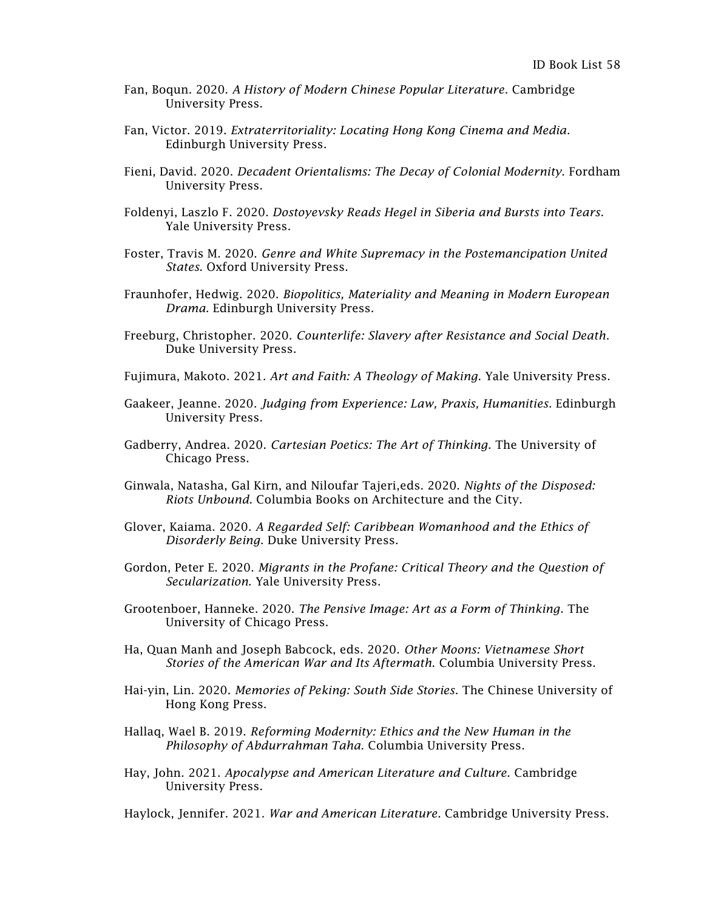Fan, Boqun. 2020. *A History of Modern Chinese Popular Literature*. Cambridge University Press.

Fan, Victor. 2019. *Extraterritoriality: Locating Hong Kong Cinema and Media*. Edinburgh University Press.

Fieni, David. 2020. *Decadent Orientalisms: The Decay of Colonial Modernity*. Fordham University Press.

Foldenyi, Laszlo F. 2020. *Dostoyevsky Reads Hegel in Siberia and Bursts into Tears*. Yale University Press.

Foster, Travis M. 2020. *Genre and White Supremacy in the Postemancipation United States*. Oxford University Press.

Fraunhofer, Hedwig. 2020. *Biopolitics, Materiality and Meaning in Modern European Drama.* Edinburgh University Press.

Freeburg, Christopher. 2020. *Counterlife: Slavery after Resistance and Social Death*. Duke University Press.

Fujimura, Makoto. 2021. *Art and Faith: A Theology of Making*. Yale University Press.

Gaakeer, Jeanne. 2020. *Judging from Experience: Law, Praxis, Humanities*. Edinburgh University Press.

Gadberry, Andrea. 2020. *Cartesian Poetics: The Art of Thinking*. The University of Chicago Press.

Ginwala, Natasha, Gal Kirn, and Niloufar Tajeri,eds. 2020. *Nights of the Disposed: Riots Unbound*. Columbia Books on Architecture and the City.

Glover, Kaiama. 2020. *A Regarded Self: Caribbean Womanhood and the Ethics of Disorderly Being*. Duke University Press.

Gordon, Peter E. 2020. *Migrants in the Profane: Critical Theory and the Question of Secularization*. Yale University Press.

Grootenboer, Hanneke. 2020. *The Pensive Image: Art as a Form of Thinking*. The University of Chicago Press.

Ha, Quan Manh and Joseph Babcock, eds. 2020. *Other Moons: Vietnamese Short Stories of the American War and Its Aftermath*. Columbia University Press.

Hai-yin, Lin. 2020. *Memories of Peking: South Side Stories*. The Chinese University of Hong Kong Press.

Hallaq, Wael B. 2019. *Reforming Modernity: Ethics and the New Human in the Philosophy of Abdurrahman Taha*. Columbia University Press.

Hay, John. 2021. *Apocalypse and American Literature and Culture*. Cambridge University Press.

Haylock, Jennifer. 2021. *War and American Literature*. Cambridge University Press.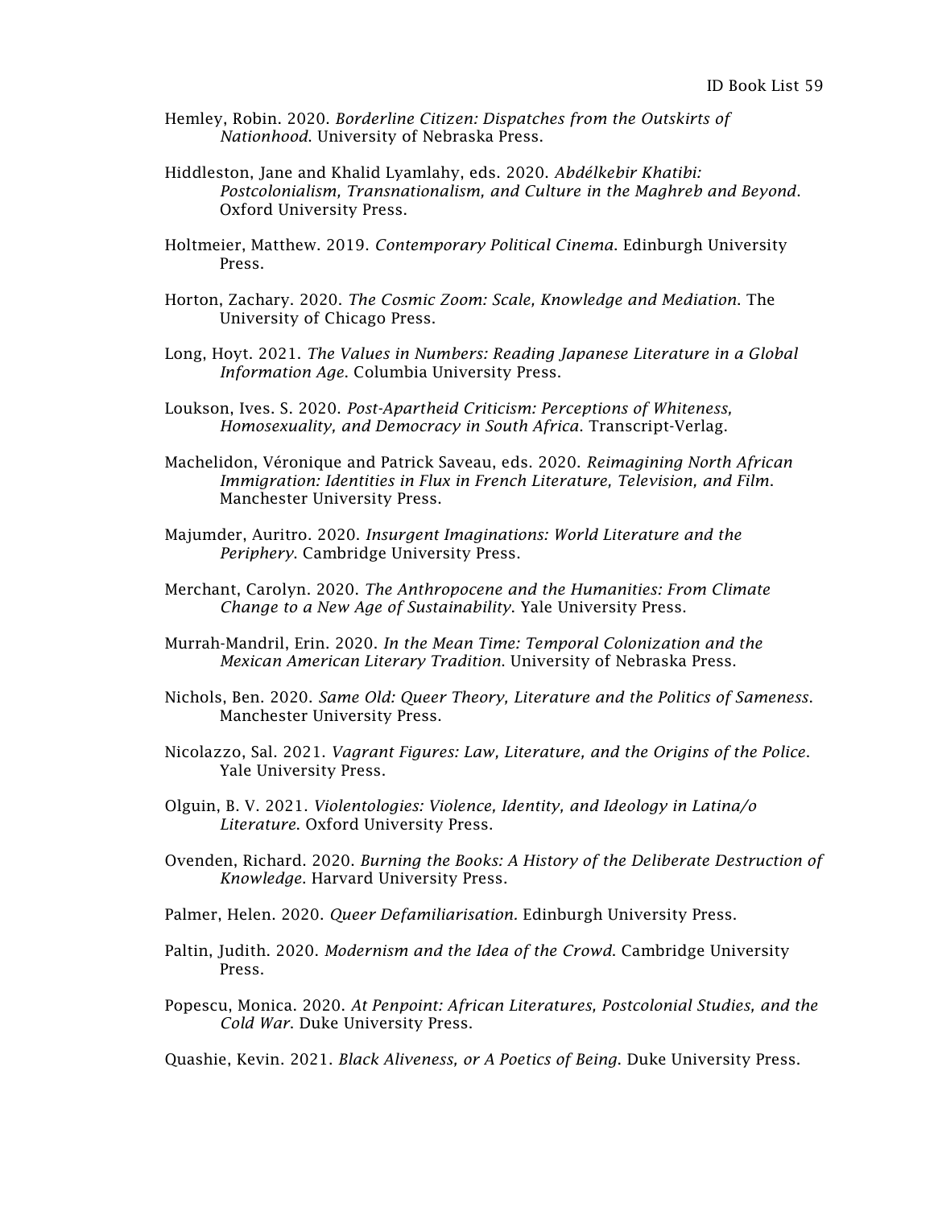Hemley, Robin. 2020. *Borderline Citizen: Dispatches from the Outskirts of Nationhood*. University of Nebraska Press.

Hiddleston, Jane and Khalid Lyamlahy, eds. 2020. *Abdélkebir Khatibi: Postcolonialism, Transnationalism, and Culture in the Maghreb and Beyond*. Oxford University Press.

Holtmeier, Matthew. 2019. *Contemporary Political Cinema*. Edinburgh University Press.

Horton, Zachary. 2020. *The Cosmic Zoom: Scale, Knowledge and Mediation*. The University of Chicago Press.

Long, Hoyt. 2021. *The Values in Numbers: Reading Japanese Literature in a Global Information Age*. Columbia University Press.

Loukson, Ives. S. 2020. *Post-Apartheid Criticism: Perceptions of Whiteness, Homosexuality, and Democracy in South Africa*. Transcript-Verlag.

Machelidon, Véronique and Patrick Saveau, eds. 2020. *Reimagining North African Immigration: Identities in Flux in French Literature, Television, and Film*. Manchester University Press.

Majumder, Auritro. 2020. *Insurgent Imaginations: World Literature and the Periphery*. Cambridge University Press.

Merchant, Carolyn. 2020. *The Anthropocene and the Humanities: From Climate Change to a New Age of Sustainability*. Yale University Press.

Murrah-Mandril, Erin. 2020. *In the Mean Time: Temporal Colonization and the Mexican American Literary Tradition*. University of Nebraska Press.

Nichols, Ben. 2020. *Same Old: Queer Theory, Literature and the Politics of Sameness*. Manchester University Press.

Nicolazzo, Sal. 2021. *Vagrant Figures: Law, Literature, and the Origins of the Police*. Yale University Press.

Olguin, B. V. 2021. *Violentologies: Violence, Identity, and Ideology in Latina/o Literature*. Oxford University Press.

Ovenden, Richard. 2020. *Burning the Books: A History of the Deliberate Destruction of Knowledge*. Harvard University Press.

Palmer, Helen. 2020. *Queer Defamiliarisation*. Edinburgh University Press.

Paltin, Judith. 2020. *Modernism and the Idea of the Crowd*. Cambridge University Press.

Popescu, Monica. 2020. *At Penpoint: African Literatures, Postcolonial Studies, and the Cold War*. Duke University Press.

Quashie, Kevin. 2021. *Black Aliveness, or A Poetics of Being*. Duke University Press.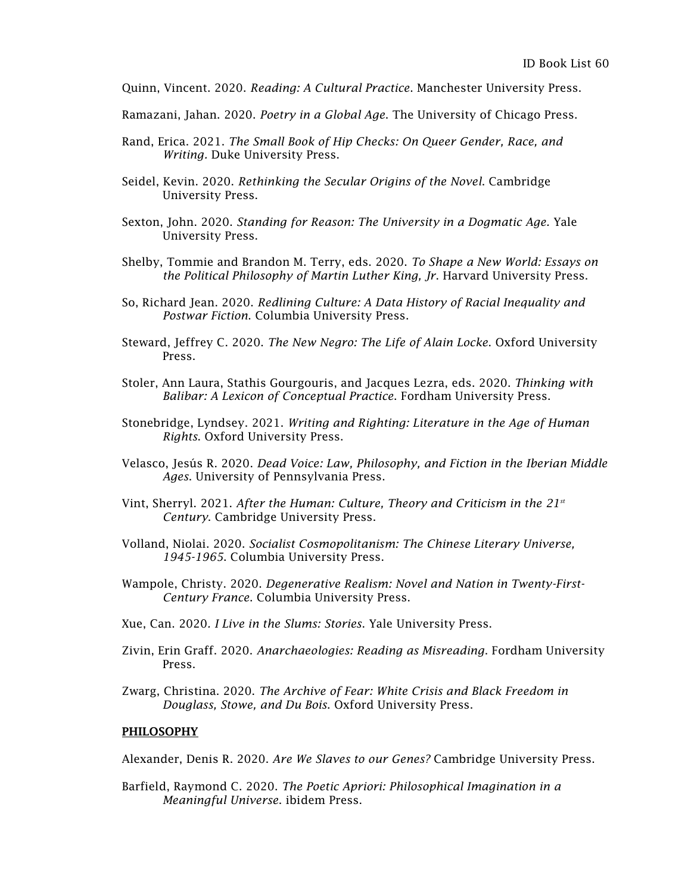Quinn, Vincent. 2020. *Reading: A Cultural Practice*. Manchester University Press.

Ramazani, Jahan. 2020. *Poetry in a Global Age*. The University of Chicago Press.

Rand, Erica. 2021. *The Small Book of Hip Checks: On Queer Gender, Race, and Writing*. Duke University Press.

Seidel, Kevin. 2020. *Rethinking the Secular Origins of the Novel*. Cambridge University Press.

Sexton, John. 2020. *Standing for Reason: The University in a Dogmatic Age*. Yale University Press.

Shelby, Tommie and Brandon M. Terry, eds. 2020. *To Shape a New World: Essays on the Political Philosophy of Martin Luther King, Jr*. Harvard University Press.

So, Richard Jean. 2020. *Redlining Culture: A Data History of Racial Inequality and Postwar Fiction*. Columbia University Press.

Steward, Jeffrey C. 2020. *The New Negro: The Life of Alain Locke*. Oxford University Press.

Stoler, Ann Laura, Stathis Gourgouris, and Jacques Lezra, eds. 2020. *Thinking with Balibar: A Lexicon of Conceptual Practice*. Fordham University Press.

Stonebridge, Lyndsey. 2021. *Writing and Righting: Literature in the Age of Human Rights*. Oxford University Press.

Velasco, Jesús R. 2020. *Dead Voice: Law, Philosophy, and Fiction in the Iberian Middle Ages*. University of Pennsylvania Press.

Vint, Sherryl. 2021. *After the Human: Culture, Theory and Criticism in the 21st Century*. Cambridge University Press.

Volland, Niolai. 2020. *Socialist Cosmopolitanism: The Chinese Literary Universe, 1945-1965*. Columbia University Press.

Wampole, Christy. 2020. *Degenerative Realism: Novel and Nation in Twenty-First-Century France*. Columbia University Press.

Xue, Can. 2020. *I Live in the Slums: Stories*. Yale University Press.

Zivin, Erin Graff. 2020. *Anarchaeologies: Reading as Misreading*. Fordham University Press.

Zwarg, Christina. 2020. *The Archive of Fear: White Crisis and Black Freedom in Douglass, Stowe, and Du Bois*. Oxford University Press.

## PHILOSOPHY

Alexander, Denis R. 2020. *Are We Slaves to our Genes?* Cambridge University Press.

Barfield, Raymond C. 2020. *The Poetic Apriori: Philosophical Imagination in a Meaningful Universe*. ibidem Press.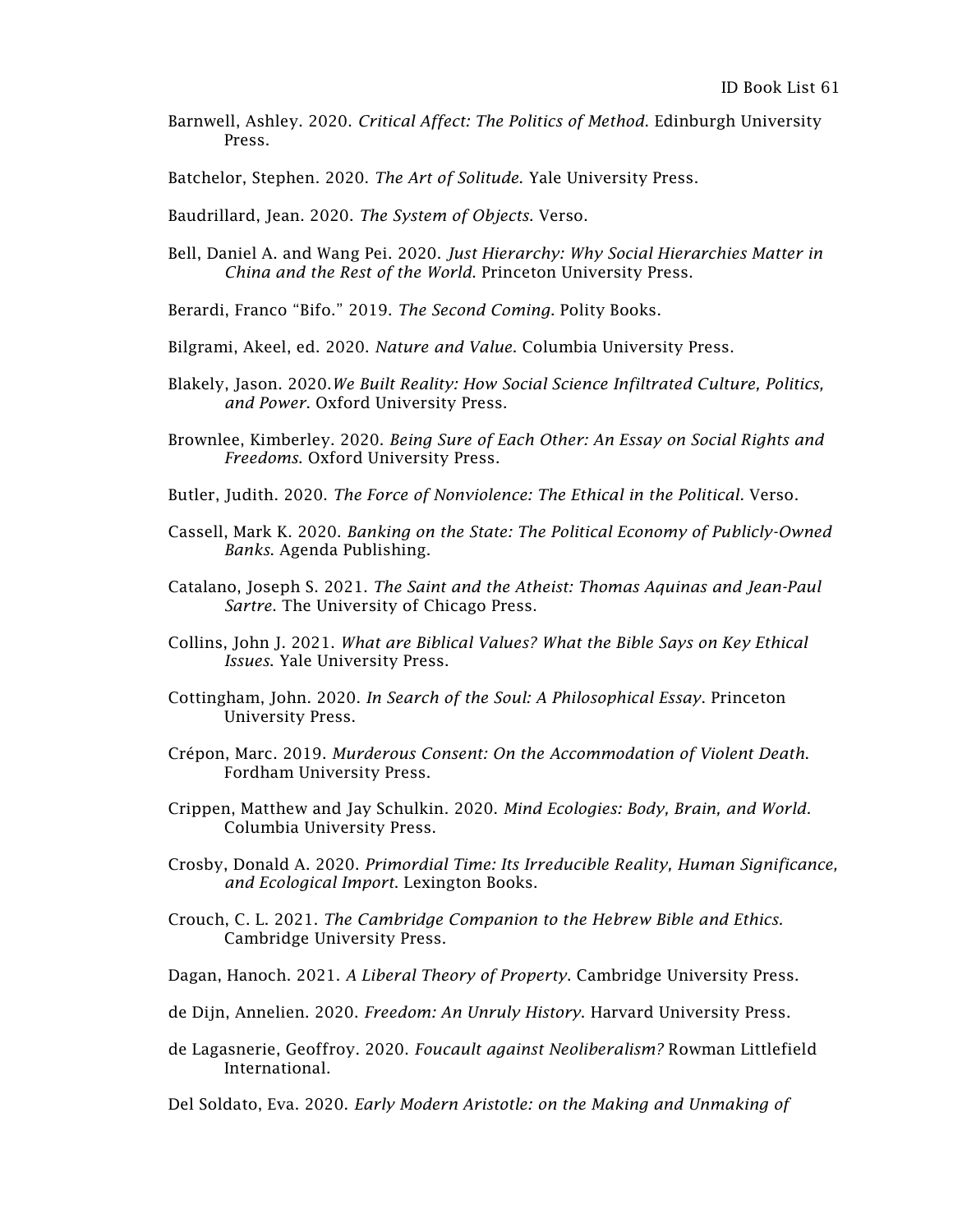Barnwell, Ashley. 2020. *Critical Affect: The Politics of Method*. Edinburgh University Press.

Batchelor, Stephen. 2020. *The Art of Solitude*. Yale University Press.

Baudrillard, Jean. 2020. *The System of Objects*. Verso.

Bell, Daniel A. and Wang Pei. 2020. *Just Hierarchy: Why Social Hierarchies Matter in China and the Rest of the World*. Princeton University Press.

Berardi, Franco "Bifo." 2019. *The Second Coming*. Polity Books.

Bilgrami, Akeel, ed. 2020. *Nature and Value*. Columbia University Press.

Blakely, Jason. 2020.*We Built Reality: How Social Science Infiltrated Culture, Politics, and Power*. Oxford University Press.

Brownlee, Kimberley. 2020. *Being Sure of Each Other: An Essay on Social Rights and Freedoms*. Oxford University Press.

Butler, Judith. 2020. *The Force of Nonviolence: The Ethical in the Political*. Verso.

Cassell, Mark K. 2020. *Banking on the State: The Political Economy of Publicly-Owned Banks*. Agenda Publishing.

Catalano, Joseph S. 2021. *The Saint and the Atheist: Thomas Aquinas and Jean-Paul Sartre*. The University of Chicago Press.

Collins, John J. 2021. *What are Biblical Values? What the Bible Says on Key Ethical Issues*. Yale University Press.

Cottingham, John. 2020. *In Search of the Soul: A Philosophical Essay*. Princeton University Press.

Crépon, Marc. 2019. *Murderous Consent: On the Accommodation of Violent Death*. Fordham University Press.

Crippen, Matthew and Jay Schulkin. 2020. *Mind Ecologies: Body, Brain, and World*. Columbia University Press.

Crosby, Donald A. 2020. *Primordial Time: Its Irreducible Reality, Human Significance, and Ecological Import*. Lexington Books.

Crouch, C. L. 2021. *The Cambridge Companion to the Hebrew Bible and Ethics*. Cambridge University Press.

Dagan, Hanoch. 2021. *A Liberal Theory of Property*. Cambridge University Press.

de Dijn, Annelien. 2020. *Freedom: An Unruly History*. Harvard University Press.

de Lagasnerie, Geoffroy. 2020. *Foucault against Neoliberalism?* Rowman Littlefield International.

Del Soldato, Eva. 2020. *Early Modern Aristotle: on the Making and Unmaking of*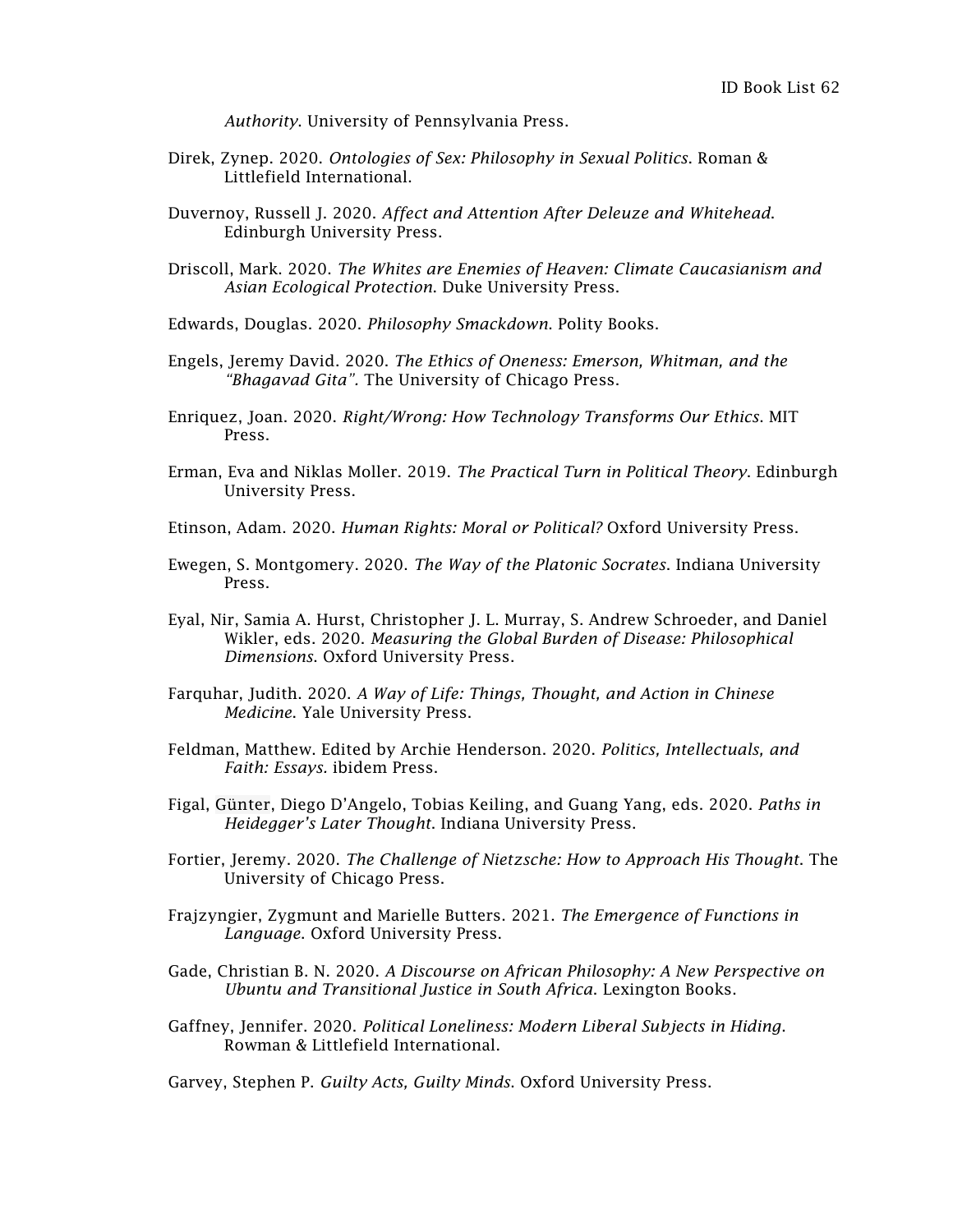*Authority*. University of Pennsylvania Press.

Direk, Zynep. 2020. *Ontologies of Sex: Philosophy in Sexual Politics*. Roman & Littlefield International.

Duvernoy, Russell J. 2020. *Affect and Attention After Deleuze and Whitehead.* Edinburgh University Press.

Driscoll, Mark. 2020. *The Whites are Enemies of Heaven: Climate Caucasianism and Asian Ecological Protection*. Duke University Press.

Edwards, Douglas. 2020. *Philosophy Smackdown.* Polity Books.

Engels, Jeremy David. 2020. *The Ethics of Oneness: Emerson, Whitman, and the "Bhagavad Gita".* The University of Chicago Press.

Enriquez, Joan. 2020. *Right/Wrong: How Technology Transforms Our Ethics*. MIT Press.

Erman, Eva and Niklas Moller. 2019. *The Practical Turn in Political Theory*. Edinburgh University Press.

Etinson, Adam. 2020. *Human Rights: Moral or Political?* Oxford University Press.

Ewegen, S. Montgomery. 2020. *The Way of the Platonic Socrates*. Indiana University Press.

Eyal, Nir, Samia A. Hurst, Christopher J. L. Murray, S. Andrew Schroeder, and Daniel Wikler, eds. 2020. *Measuring the Global Burden of Disease: Philosophical Dimensions*. Oxford University Press.

Farquhar, Judith. 2020. *A Way of Life: Things, Thought, and Action in Chinese Medicine.* Yale University Press.

Feldman, Matthew. Edited by Archie Henderson. 2020. *Politics, Intellectuals, and Faith: Essays.* ibidem Press.

Figal, Günter, Diego D'Angelo, Tobias Keiling, and Guang Yang, eds. 2020. *Paths in Heidegger's Later Thought*. Indiana University Press.

Fortier, Jeremy. 2020. *The Challenge of Nietzsche: How to Approach His Thought*. The University of Chicago Press.

Frajzyngier, Zygmunt and Marielle Butters. 2021. *The Emergence of Functions in Language.* Oxford University Press.

Gade, Christian B. N. 2020. *A Discourse on African Philosophy: A New Perspective on Ubuntu and Transitional Justice in South Africa*. Lexington Books.

Gaffney, Jennifer. 2020. *Political Loneliness: Modern Liberal Subjects in Hiding.* Rowman & Littlefield International.

Garvey, Stephen P. *Guilty Acts, Guilty Minds.* Oxford University Press.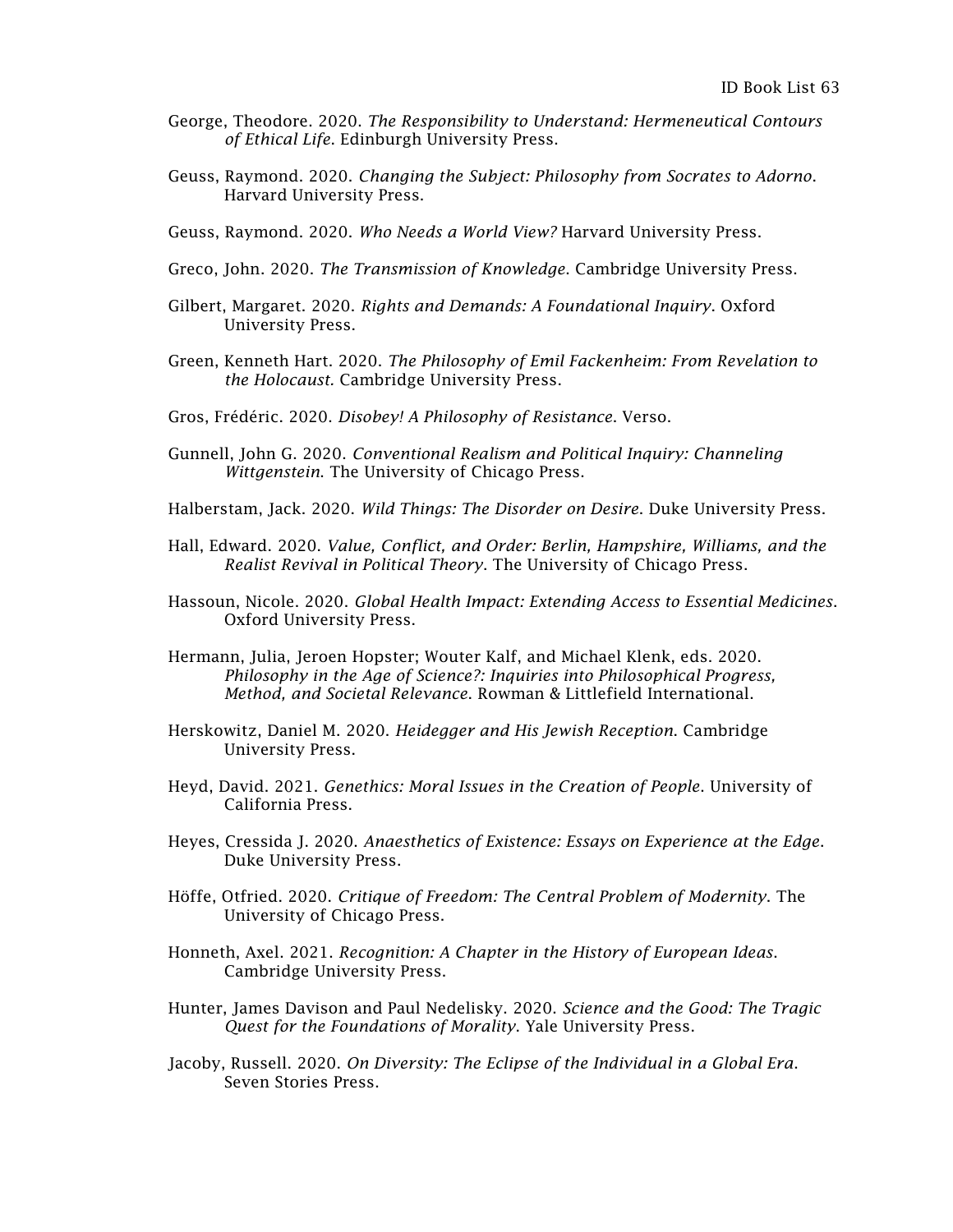George, Theodore. 2020. *The Responsibility to Understand: Hermeneutical Contours of Ethical Life*. Edinburgh University Press.

Geuss, Raymond. 2020. *Changing the Subject: Philosophy from Socrates to Adorno*. Harvard University Press.

Geuss, Raymond. 2020. *Who Needs a World View?* Harvard University Press.

Greco, John. 2020. *The Transmission of Knowledge*. Cambridge University Press.

Gilbert, Margaret. 2020. *Rights and Demands: A Foundational Inquiry*. Oxford University Press.

Green, Kenneth Hart. 2020. *The Philosophy of Emil Fackenheim: From Revelation to the Holocaust*. Cambridge University Press.

Gros, Frédéric. 2020. *Disobey! A Philosophy of Resistance*. Verso.

Gunnell, John G. 2020. *Conventional Realism and Political Inquiry: Channeling Wittgenstein*. The University of Chicago Press.

Halberstam, Jack. 2020. *Wild Things: The Disorder on Desire*. Duke University Press.

Hall, Edward. 2020. *Value, Conflict, and Order: Berlin, Hampshire, Williams, and the Realist Revival in Political Theory*. The University of Chicago Press.

Hassoun, Nicole. 2020. *Global Health Impact: Extending Access to Essential Medicines*. Oxford University Press.

Hermann, Julia, Jeroen Hopster; Wouter Kalf, and Michael Klenk, eds. 2020. *Philosophy in the Age of Science?: Inquiries into Philosophical Progress, Method, and Societal Relevance*. Rowman & Littlefield International.

Herskowitz, Daniel M. 2020. *Heidegger and His Jewish Reception*. Cambridge University Press.

Heyd, David. 2021. *Genethics: Moral Issues in the Creation of People*. University of California Press.

Heyes, Cressida J. 2020. *Anaesthetics of Existence: Essays on Experience at the Edge*. Duke University Press.

Höffe, Otfried. 2020. *Critique of Freedom: The Central Problem of Modernity*. The University of Chicago Press.

Honneth, Axel. 2021. *Recognition: A Chapter in the History of European Ideas*. Cambridge University Press.

Hunter, James Davison and Paul Nedelisky. 2020. *Science and the Good: The Tragic Quest for the Foundations of Morality*. Yale University Press.

Jacoby, Russell. 2020. *On Diversity: The Eclipse of the Individual in a Global Era*. Seven Stories Press.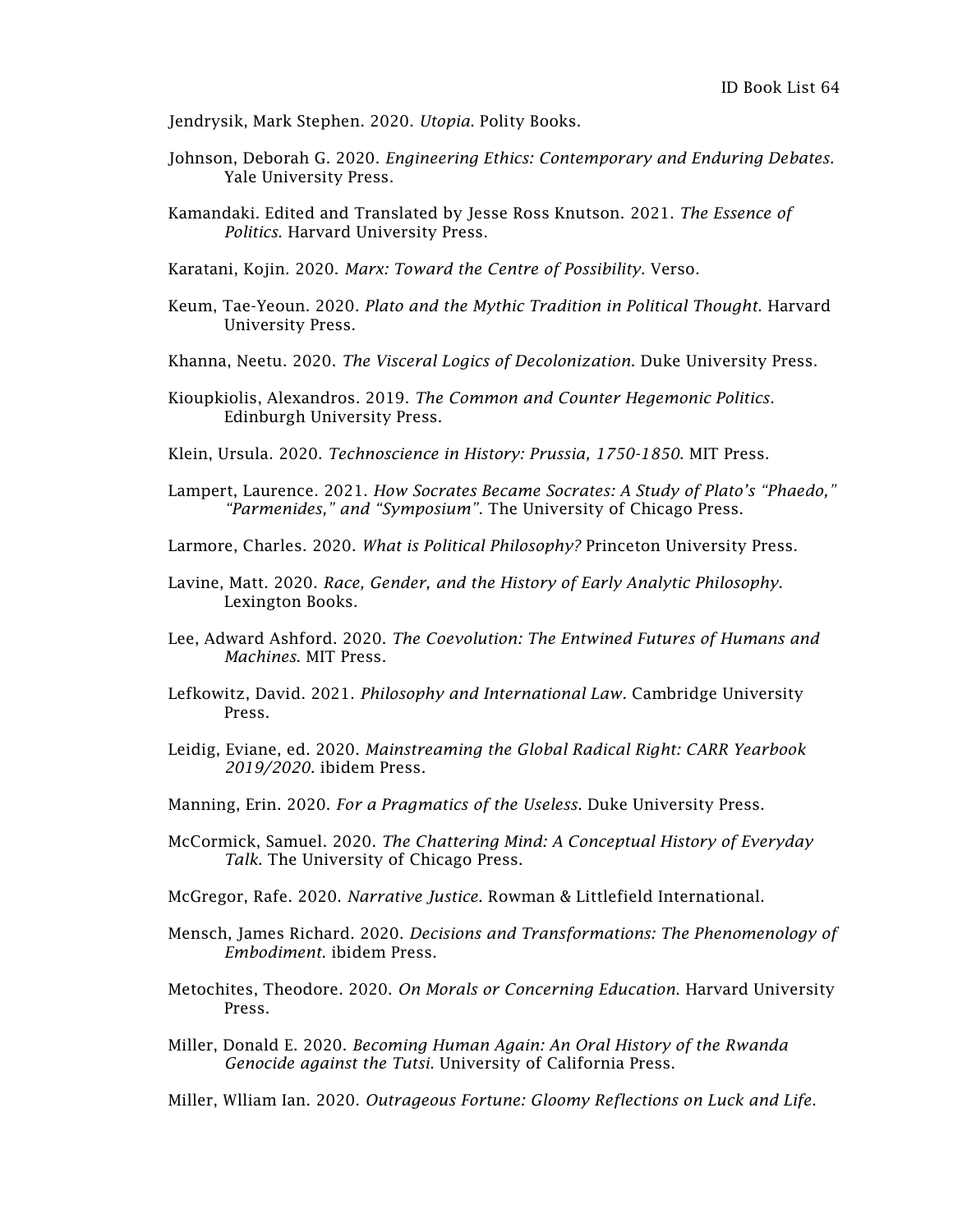Jendrysik, Mark Stephen. 2020. *Utopia*. Polity Books.

Johnson, Deborah G. 2020. *Engineering Ethics: Contemporary and Enduring Debates*. Yale University Press.

Kamandaki. Edited and Translated by Jesse Ross Knutson. 2021. *The Essence of Politics*. Harvard University Press.

Karatani, Kojin. 2020. *Marx: Toward the Centre of Possibility*. Verso.

Keum, Tae-Yeoun. 2020. *Plato and the Mythic Tradition in Political Thought*. Harvard University Press.

Khanna, Neetu. 2020. *The Visceral Logics of Decolonization*. Duke University Press.

Kioupkiolis, Alexandros. 2019. *The Common and Counter Hegemonic Politics*. Edinburgh University Press.

Klein, Ursula. 2020. *Technoscience in History: Prussia, 1750-1850*. MIT Press.

Lampert, Laurence. 2021. *How Socrates Became Socrates: A Study of Plato's "Phaedo," "Parmenides," and "Symposium"*. The University of Chicago Press.

Larmore, Charles. 2020. *What is Political Philosophy?* Princeton University Press.

Lavine, Matt. 2020. *Race, Gender, and the History of Early Analytic Philosophy*. Lexington Books.

Lee, Adward Ashford. 2020. *The Coevolution: The Entwined Futures of Humans and Machines*. MIT Press.

Lefkowitz, David. 2021. *Philosophy and International Law*. Cambridge University Press.

Leidig, Eviane, ed. 2020. *Mainstreaming the Global Radical Right: CARR Yearbook 2019/2020*. ibidem Press.

Manning, Erin. 2020. *For a Pragmatics of the Useless*. Duke University Press.

McCormick, Samuel. 2020. *The Chattering Mind: A Conceptual History of Everyday Talk*. The University of Chicago Press.

McGregor, Rafe. 2020. *Narrative Justice*. Rowman & Littlefield International.

Mensch, James Richard. 2020. *Decisions and Transformations: The Phenomenology of Embodiment*. ibidem Press.

Metochites, Theodore. 2020. *On Morals or Concerning Education*. Harvard University Press.

Miller, Donald E. 2020. *Becoming Human Again: An Oral History of the Rwanda Genocide against the Tutsi*. University of California Press.

Miller, Wlliam Ian. 2020. *Outrageous Fortune: Gloomy Reflections on Luck and Life*.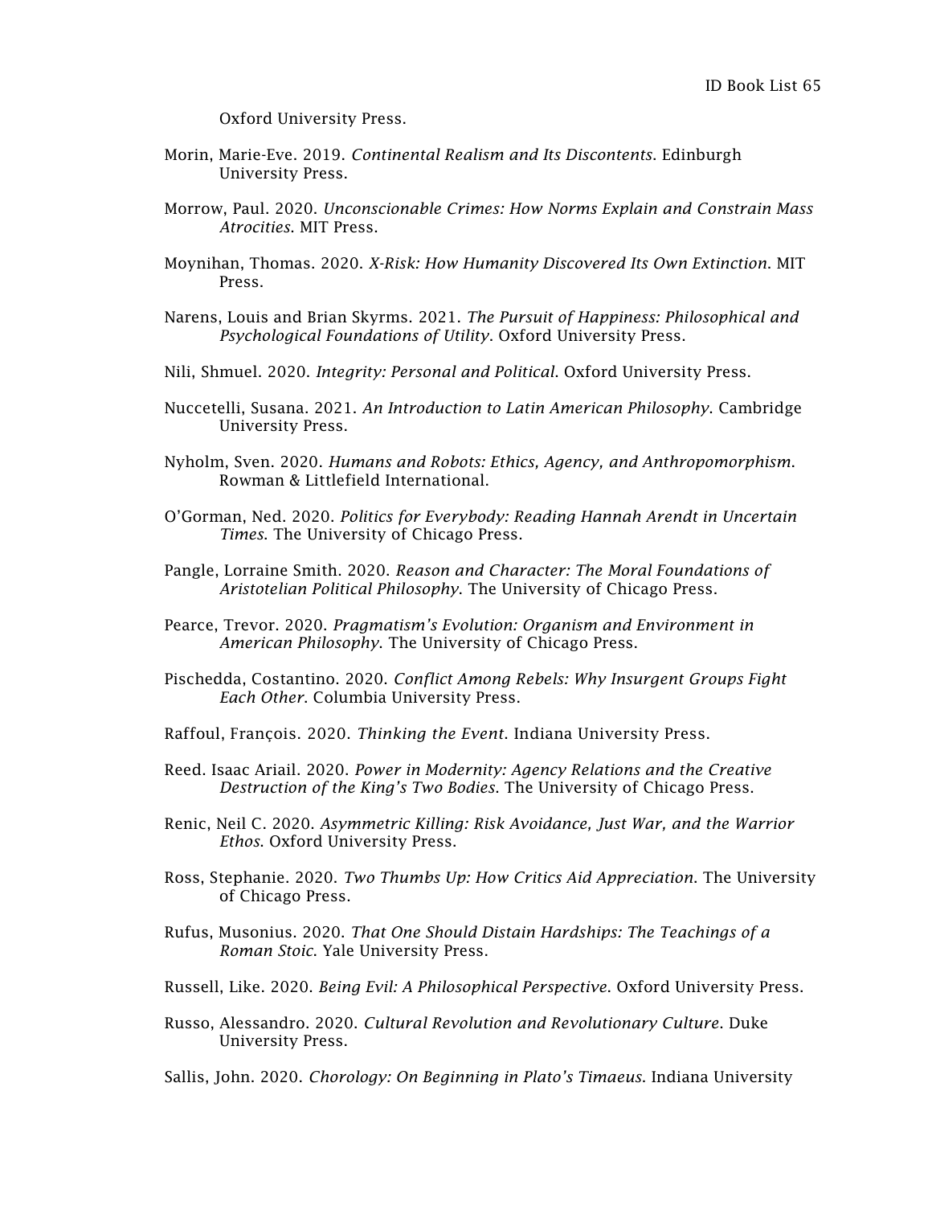Oxford University Press.

Morin, Marie-Eve. 2019. *Continental Realism and Its Discontents*. Edinburgh University Press.

Morrow, Paul. 2020. *Unconscionable Crimes: How Norms Explain and Constrain Mass Atrocities*. MIT Press.

Moynihan, Thomas. 2020. *X-Risk: How Humanity Discovered Its Own Extinction*. MIT Press.

Narens, Louis and Brian Skyrms. 2021. *The Pursuit of Happiness: Philosophical and Psychological Foundations of Utility*. Oxford University Press.

Nili, Shmuel. 2020. *Integrity: Personal and Political*. Oxford University Press.

Nuccetelli, Susana. 2021. *An Introduction to Latin American Philosophy*. Cambridge University Press.

Nyholm, Sven. 2020. *Humans and Robots: Ethics, Agency, and Anthropomorphism*. Rowman & Littlefield International.

O'Gorman, Ned. 2020. *Politics for Everybody: Reading Hannah Arendt in Uncertain Times*. The University of Chicago Press.

Pangle, Lorraine Smith. 2020. *Reason and Character: The Moral Foundations of Aristotelian Political Philosophy*. The University of Chicago Press.

Pearce, Trevor. 2020. *Pragmatism's Evolution: Organism and Environment in American Philosophy*. The University of Chicago Press.

Pischedda, Costantino. 2020. *Conflict Among Rebels: Why Insurgent Groups Fight Each Other*. Columbia University Press.

Raffoul, François. 2020. *Thinking the Event*. Indiana University Press.

Reed. Isaac Ariail. 2020. *Power in Modernity: Agency Relations and the Creative Destruction of the King's Two Bodies*. The University of Chicago Press.

Renic, Neil C. 2020. *Asymmetric Killing: Risk Avoidance, Just War, and the Warrior Ethos*. Oxford University Press.

Ross, Stephanie. 2020. *Two Thumbs Up: How Critics Aid Appreciation*. The University of Chicago Press.

Rufus, Musonius. 2020. *That One Should Distain Hardships: The Teachings of a Roman Stoic*. Yale University Press.

Russell, Like. 2020. *Being Evil: A Philosophical Perspective*. Oxford University Press.

Russo, Alessandro. 2020. *Cultural Revolution and Revolutionary Culture*. Duke University Press.

Sallis, John. 2020. *Chorology: On Beginning in Plato's Timaeus*. Indiana University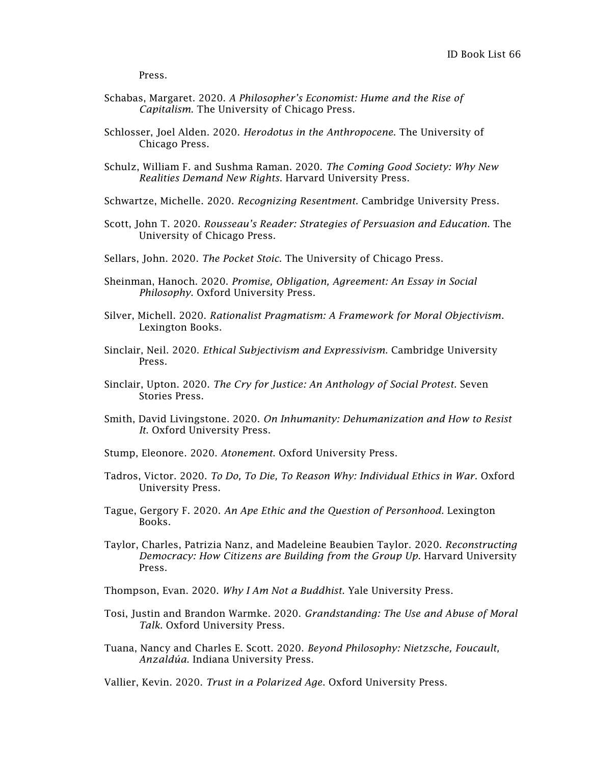Press.

Schabas, Margaret. 2020. *A Philosopher's Economist: Hume and the Rise of Capitalism*. The University of Chicago Press.

Schlosser, Joel Alden. 2020. *Herodotus in the Anthropocene*. The University of Chicago Press.

Schulz, William F. and Sushma Raman. 2020. *The Coming Good Society: Why New Realities Demand New Rights*. Harvard University Press.

Schwartze, Michelle. 2020. *Recognizing Resentment*. Cambridge University Press.

Scott, John T. 2020. *Rousseau's Reader: Strategies of Persuasion and Education*. The University of Chicago Press.

Sellars, John. 2020. *The Pocket Stoic*. The University of Chicago Press.

Sheinman, Hanoch. 2020. *Promise, Obligation, Agreement: An Essay in Social Philosophy*. Oxford University Press.

Silver, Michell. 2020. *Rationalist Pragmatism: A Framework for Moral Objectivism*. Lexington Books.

Sinclair, Neil. 2020. *Ethical Subjectivism and Expressivism*. Cambridge University Press.

Sinclair, Upton. 2020. *The Cry for Justice: An Anthology of Social Protest*. Seven Stories Press.

Smith, David Livingstone. 2020. *On Inhumanity: Dehumanization and How to Resist It*. Oxford University Press.

Stump, Eleonore. 2020. *Atonement*. Oxford University Press.

Tadros, Victor. 2020. *To Do, To Die, To Reason Why: Individual Ethics in War*. Oxford University Press.

Tague, Gergory F. 2020. *An Ape Ethic and the Question of Personhood*. Lexington Books.

Taylor, Charles, Patrizia Nanz, and Madeleine Beaubien Taylor. 2020. *Reconstructing Democracy: How Citizens are Building from the Group Up*. Harvard University Press.

Thompson, Evan. 2020. *Why I Am Not a Buddhist*. Yale University Press.

Tosi, Justin and Brandon Warmke. 2020. *Grandstanding: The Use and Abuse of Moral Talk*. Oxford University Press.

Tuana, Nancy and Charles E. Scott. 2020. *Beyond Philosophy: Nietzsche, Foucault, Anzaldúa*. Indiana University Press.

Vallier, Kevin. 2020. *Trust in a Polarized Age*. Oxford University Press.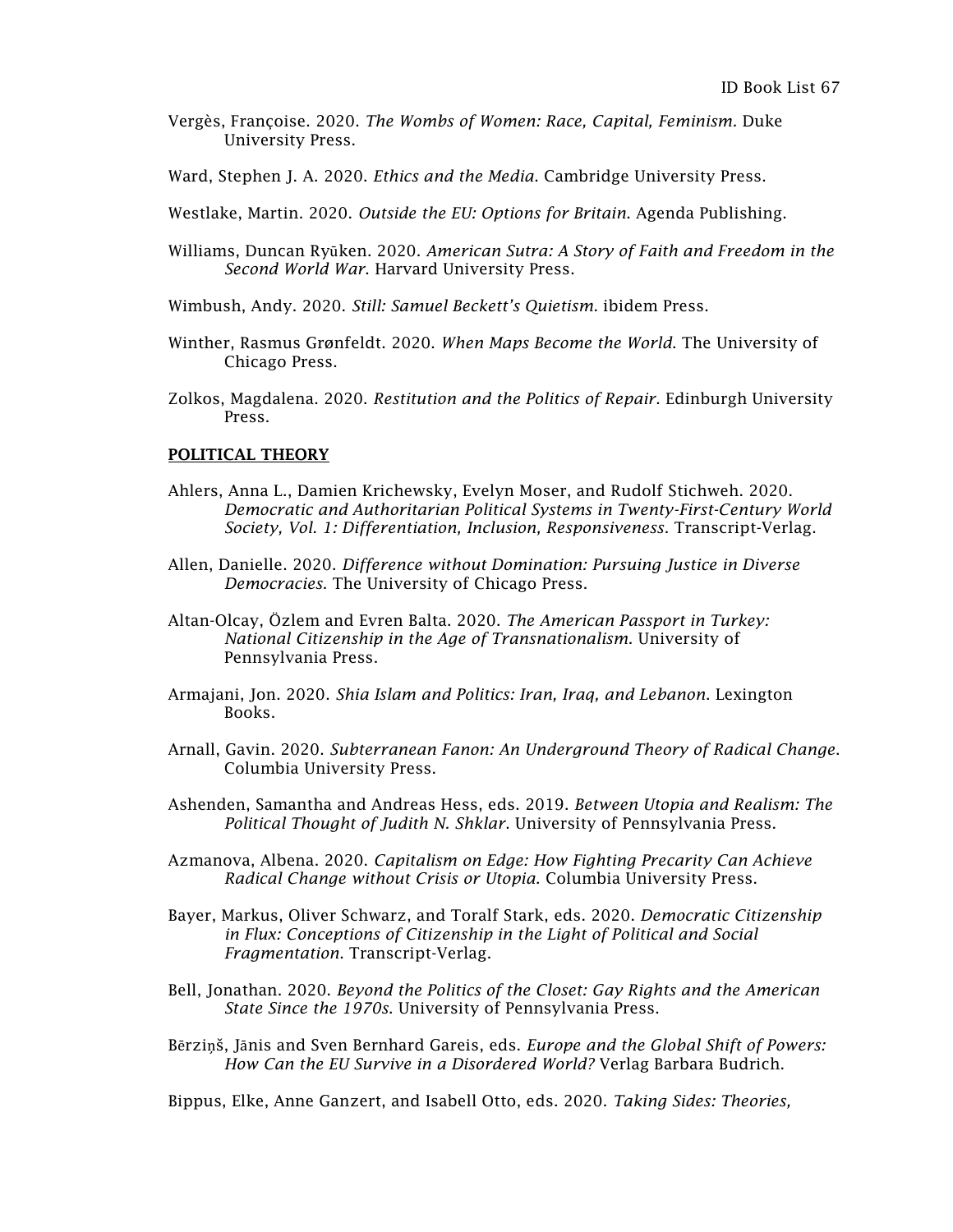Vergès, Françoise. 2020. *The Wombs of Women: Race, Capital, Feminism.* Duke University Press.

Ward, Stephen J. A. 2020. *Ethics and the Media.* Cambridge University Press.

Westlake, Martin. 2020. *Outside the EU: Options for Britain.* Agenda Publishing.

Williams, Duncan Ryūken. 2020. *American Sutra: A Story of Faith and Freedom in the Second World War.* Harvard University Press.

Wimbush, Andy. 2020. *Still: Samuel Beckett's Quietism.* ibidem Press.

Winther, Rasmus Grønfeldt. 2020. *When Maps Become the World.* The University of Chicago Press.

Zolkos, Magdalena. 2020. *Restitution and the Politics of Repair.* Edinburgh University Press.

**POLITICAL THEORY**

Ahlers, Anna L., Damien Krichewsky, Evelyn Moser, and Rudolf Stichweh. 2020. *Democratic and Authoritarian Political Systems in Twenty-First-Century World Society, Vol. 1: Differentiation, Inclusion, Responsiveness.* Transcript-Verlag.

Allen, Danielle. 2020. *Difference without Domination: Pursuing Justice in Diverse Democracies.* The University of Chicago Press.

Altan-Olcay, Özlem and Evren Balta. 2020. *The American Passport in Turkey: National Citizenship in the Age of Transnationalism.* University of Pennsylvania Press.

Armajani, Jon. 2020. *Shia Islam and Politics: Iran, Iraq, and Lebanon.* Lexington Books.

Arnall, Gavin. 2020. *Subterranean Fanon: An Underground Theory of Radical Change.* Columbia University Press.

Ashenden, Samantha and Andreas Hess, eds. 2019. *Between Utopia and Realism: The Political Thought of Judith N. Shklar.* University of Pennsylvania Press.

Azmanova, Albena. 2020. *Capitalism on Edge: How Fighting Precarity Can Achieve Radical Change without Crisis or Utopia.* Columbia University Press.

Bayer, Markus, Oliver Schwarz, and Toralf Stark, eds. 2020. *Democratic Citizenship in Flux: Conceptions of Citizenship in the Light of Political and Social Fragmentation.* Transcript-Verlag.

Bell, Jonathan. 2020. *Beyond the Politics of the Closet: Gay Rights and the American State Since the 1970s.* University of Pennsylvania Press.

Bērziņš, Jānis and Sven Bernhard Gareis, eds. *Europe and the Global Shift of Powers: How Can the EU Survive in a Disordered World?* Verlag Barbara Budrich.

Bippus, Elke, Anne Ganzert, and Isabell Otto, eds. 2020. *Taking Sides: Theories,*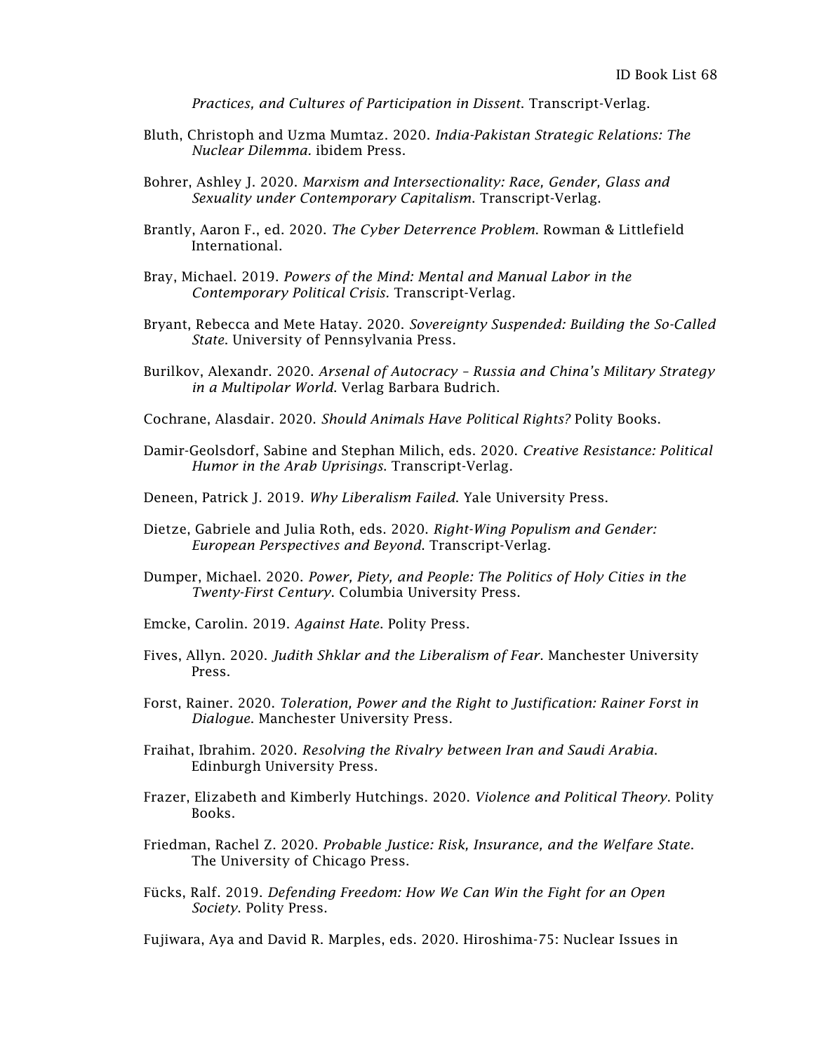*Practices, and Cultures of Participation in Dissent*. Transcript-Verlag.

Bluth, Christoph and Uzma Mumtaz. 2020. *India-Pakistan Strategic Relations: The Nuclear Dilemma.* ibidem Press.

Bohrer, Ashley J. 2020. *Marxism and Intersectionality: Race, Gender, Glass and Sexuality under Contemporary Capitalism*. Transcript-Verlag.

Brantly, Aaron F., ed. 2020. *The Cyber Deterrence Problem*. Rowman & Littlefield International.

Bray, Michael. 2019. *Powers of the Mind: Mental and Manual Labor in the Contemporary Political Crisis.* Transcript-Verlag.

Bryant, Rebecca and Mete Hatay. 2020. *Sovereignty Suspended: Building the So-Called State*. University of Pennsylvania Press.

Burilkov, Alexandr. 2020. *Arsenal of Autocracy – Russia and China's Military Strategy in a Multipolar World.* Verlag Barbara Budrich.

Cochrane, Alasdair. 2020. *Should Animals Have Political Rights?* Polity Books.

Damir-Geolsdorf, Sabine and Stephan Milich, eds. 2020. *Creative Resistance: Political Humor in the Arab Uprisings*. Transcript-Verlag.

Deneen, Patrick J. 2019. *Why Liberalism Failed*. Yale University Press.

Dietze, Gabriele and Julia Roth, eds. 2020. *Right-Wing Populism and Gender: European Perspectives and Beyond*. Transcript-Verlag.

Dumper, Michael. 2020. *Power, Piety, and People: The Politics of Holy Cities in the Twenty-First Century*. Columbia University Press.

Emcke, Carolin. 2019. *Against Hate*. Polity Press.

Fives, Allyn. 2020. *Judith Shklar and the Liberalism of Fear*. Manchester University Press.

Forst, Rainer. 2020. *Toleration, Power and the Right to Justification: Rainer Forst in Dialogue*. Manchester University Press.

Fraihat, Ibrahim. 2020. *Resolving the Rivalry between Iran and Saudi Arabia*. Edinburgh University Press.

Frazer, Elizabeth and Kimberly Hutchings. 2020. *Violence and Political Theory*. Polity Books.

Friedman, Rachel Z. 2020. *Probable Justice: Risk, Insurance, and the Welfare State*. The University of Chicago Press.

Fücks, Ralf. 2019. *Defending Freedom: How We Can Win the Fight for an Open Society*. Polity Press.

Fujiwara, Aya and David R. Marples, eds. 2020. Hiroshima-75: Nuclear Issues in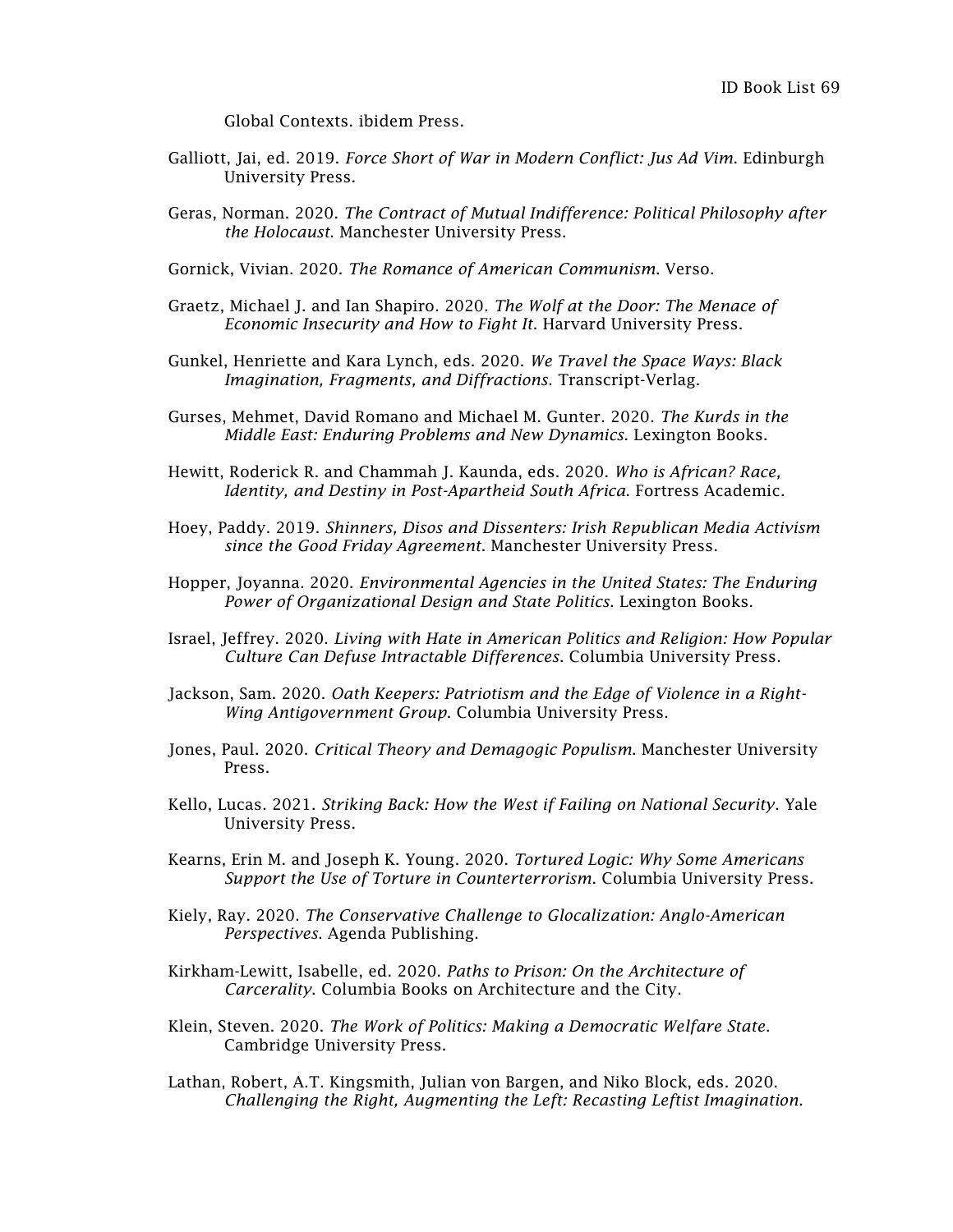Global Contexts. ibidem Press.

Galliott, Jai, ed. 2019. *Force Short of War in Modern Conflict: Jus Ad Vim*. Edinburgh University Press.

Geras, Norman. 2020. *The Contract of Mutual Indifference: Political Philosophy after the Holocaust*. Manchester University Press.

Gornick, Vivian. 2020. *The Romance of American Communism*. Verso.

Graetz, Michael J. and Ian Shapiro. 2020. *The Wolf at the Door: The Menace of Economic Insecurity and How to Fight It*. Harvard University Press.

Gunkel, Henriette and Kara Lynch, eds. 2020. *We Travel the Space Ways: Black Imagination, Fragments, and Diffractions*. Transcript-Verlag.

Gurses, Mehmet, David Romano and Michael M. Gunter. 2020. *The Kurds in the Middle East: Enduring Problems and New Dynamics*. Lexington Books.

Hewitt, Roderick R. and Chammah J. Kaunda, eds. 2020. *Who is African? Race, Identity, and Destiny in Post-Apartheid South Africa*. Fortress Academic.

Hoey, Paddy. 2019. *Shinners, Disos and Dissenters: Irish Republican Media Activism since the Good Friday Agreement*. Manchester University Press.

Hopper, Joyanna. 2020. *Environmental Agencies in the United States: The Enduring Power of Organizational Design and State Politics*. Lexington Books.

Israel, Jeffrey. 2020. *Living with Hate in American Politics and Religion: How Popular Culture Can Defuse Intractable Differences*. Columbia University Press.

Jackson, Sam. 2020. *Oath Keepers: Patriotism and the Edge of Violence in a Right-Wing Antigovernment Group*. Columbia University Press.

Jones, Paul. 2020. *Critical Theory and Demagogic Populism*. Manchester University Press.

Kello, Lucas. 2021. *Striking Back: How the West if Failing on National Security*. Yale University Press.

Kearns, Erin M. and Joseph K. Young. 2020. *Tortured Logic: Why Some Americans Support the Use of Torture in Counterterrorism*. Columbia University Press.

Kiely, Ray. 2020. *The Conservative Challenge to Glocalization: Anglo-American Perspectives*. Agenda Publishing.

Kirkham-Lewitt, Isabelle, ed. 2020. *Paths to Prison: On the Architecture of Carcerality*. Columbia Books on Architecture and the City.

Klein, Steven. 2020. *The Work of Politics: Making a Democratic Welfare State*. Cambridge University Press.

Lathan, Robert, A.T. Kingsmith, Julian von Bargen, and Niko Block, eds. 2020. *Challenging the Right, Augmenting the Left: Recasting Leftist Imagination*.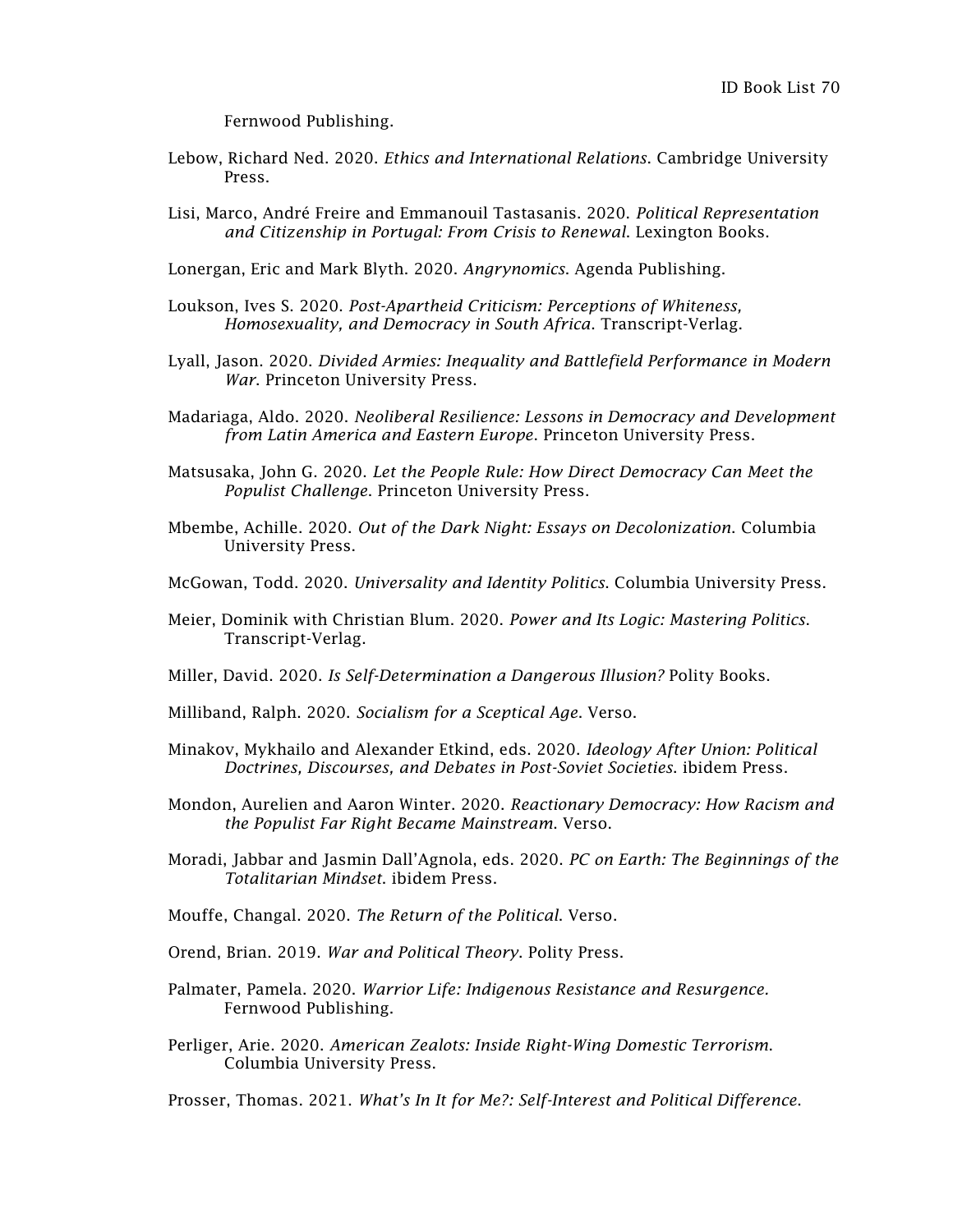Fernwood Publishing.

Lebow, Richard Ned. 2020. *Ethics and International Relations*. Cambridge University Press.

Lisi, Marco, André Freire and Emmanouil Tastasanis. 2020. *Political Representation and Citizenship in Portugal: From Crisis to Renewal*. Lexington Books.

Lonergan, Eric and Mark Blyth. 2020. *Angrynomics*. Agenda Publishing.

Loukson, Ives S. 2020. *Post-Apartheid Criticism: Perceptions of Whiteness, Homosexuality, and Democracy in South Africa*. Transcript-Verlag.

Lyall, Jason. 2020. *Divided Armies: Inequality and Battlefield Performance in Modern War*. Princeton University Press.

Madariaga, Aldo. 2020. *Neoliberal Resilience: Lessons in Democracy and Development from Latin America and Eastern Europe*. Princeton University Press.

Matsusaka, John G. 2020. *Let the People Rule: How Direct Democracy Can Meet the Populist Challenge*. Princeton University Press.

Mbembe, Achille. 2020. *Out of the Dark Night: Essays on Decolonization*. Columbia University Press.

McGowan, Todd. 2020. *Universality and Identity Politics*. Columbia University Press.

Meier, Dominik with Christian Blum. 2020. *Power and Its Logic: Mastering Politics*. Transcript-Verlag.

Miller, David. 2020. *Is Self-Determination a Dangerous Illusion?* Polity Books.

Milliband, Ralph. 2020. *Socialism for a Sceptical Age*. Verso.

Minakov, Mykhailo and Alexander Etkind, eds. 2020. *Ideology After Union: Political Doctrines, Discourses, and Debates in Post-Soviet Societies*. ibidem Press.

Mondon, Aurelien and Aaron Winter. 2020. *Reactionary Democracy: How Racism and the Populist Far Right Became Mainstream*. Verso.

Moradi, Jabbar and Jasmin Dall'Agnola, eds. 2020. *PC on Earth: The Beginnings of the Totalitarian Mindset*. ibidem Press.

Mouffe, Changal. 2020. *The Return of the Political*. Verso.

Orend, Brian. 2019. *War and Political Theory*. Polity Press.

Palmater, Pamela. 2020. *Warrior Life: Indigenous Resistance and Resurgence.* Fernwood Publishing.

Perliger, Arie. 2020. *American Zealots: Inside Right-Wing Domestic Terrorism*. Columbia University Press.

Prosser, Thomas. 2021. *What's In It for Me?: Self-Interest and Political Difference*.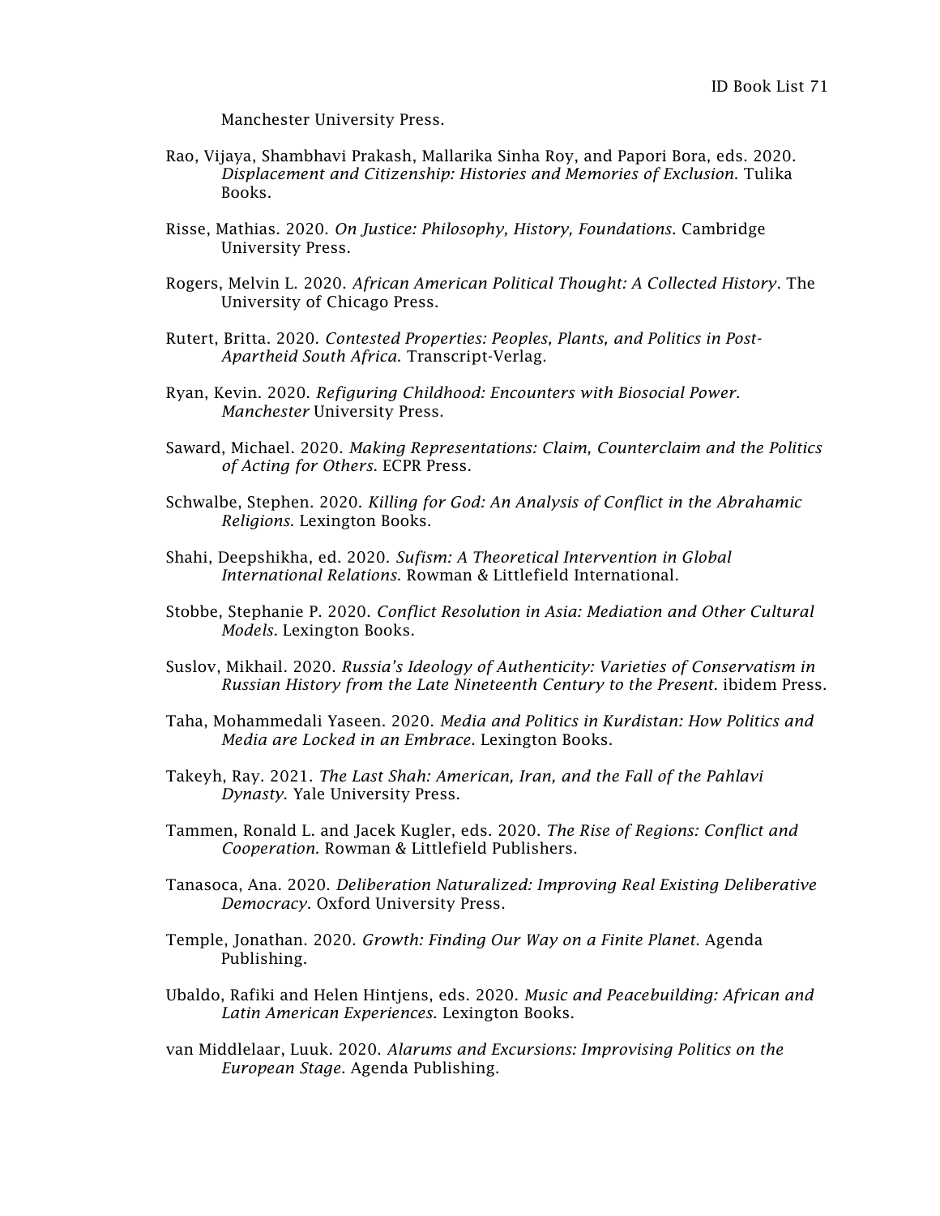Manchester University Press.

Rao, Vijaya, Shambhavi Prakash, Mallarika Sinha Roy, and Papori Bora, eds. 2020. *Displacement and Citizenship: Histories and Memories of Exclusion*. Tulika Books.

Risse, Mathias. 2020. *On Justice: Philosophy, History, Foundations*. Cambridge University Press.

Rogers, Melvin L. 2020. *African American Political Thought: A Collected History*. The University of Chicago Press.

Rutert, Britta. 2020. *Contested Properties: Peoples, Plants, and Politics in Post-Apartheid South Africa.* Transcript-Verlag.

Ryan, Kevin. 2020. *Refiguring Childhood: Encounters with Biosocial Power. Manchester* University Press.

Saward, Michael. 2020. *Making Representations: Claim, Counterclaim and the Politics of Acting for Others*. ECPR Press.

Schwalbe, Stephen. 2020. *Killing for God: An Analysis of Conflict in the Abrahamic Religions*. Lexington Books.

Shahi, Deepshikha, ed. 2020. *Sufism: A Theoretical Intervention in Global International Relations*. Rowman & Littlefield International.

Stobbe, Stephanie P. 2020. *Conflict Resolution in Asia: Mediation and Other Cultural Models.* Lexington Books.

Suslov, Mikhail. 2020. *Russia's Ideology of Authenticity: Varieties of Conservatism in Russian History from the Late Nineteenth Century to the Present*. ibidem Press.

Taha, Mohammedali Yaseen. 2020. *Media and Politics in Kurdistan: How Politics and Media are Locked in an Embrace*. Lexington Books.

Takeyh, Ray. 2021. *The Last Shah: American, Iran, and the Fall of the Pahlavi Dynasty*. Yale University Press.

Tammen, Ronald L. and Jacek Kugler, eds. 2020. *The Rise of Regions: Conflict and Cooperation*. Rowman & Littlefield Publishers.

Tanasoca, Ana. 2020. *Deliberation Naturalized: Improving Real Existing Deliberative Democracy*. Oxford University Press.

Temple, Jonathan. 2020. *Growth: Finding Our Way on a Finite Planet*. Agenda Publishing.

Ubaldo, Rafiki and Helen Hintjens, eds. 2020. *Music and Peacebuilding: African and Latin American Experiences*. Lexington Books.

van Middlelaar, Luuk. 2020. *Alarums and Excursions: Improvising Politics on the European Stage*. Agenda Publishing.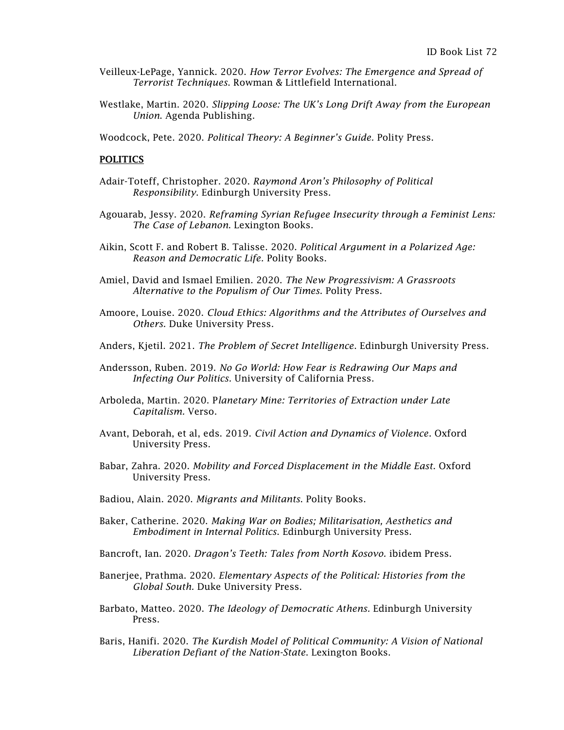Veilleux-LePage, Yannick. 2020. *How Terror Evolves: The Emergence and Spread of Terrorist Techniques*. Rowman & Littlefield International.

Westlake, Martin. 2020. *Slipping Loose: The UK's Long Drift Away from the European Union*. Agenda Publishing.

Woodcock, Pete. 2020. *Political Theory: A Beginner's Guide.* Polity Press.

## POLITICS

Adair-Toteff, Christopher. 2020. *Raymond Aron's Philosophy of Political Responsibility*. Edinburgh University Press.

Agouarab, Jessy. 2020. *Reframing Syrian Refugee Insecurity through a Feminist Lens: The Case of Lebanon*. Lexington Books.

Aikin, Scott F. and Robert B. Talisse. 2020. *Political Argument in a Polarized Age: Reason and Democratic Life.* Polity Books.

Amiel, David and Ismael Emilien. 2020. *The New Progressivism: A Grassroots Alternative to the Populism of Our Times*. Polity Press.

Amoore, Louise. 2020. *Cloud Ethics: Algorithms and the Attributes of Ourselves and Others*. Duke University Press.

Anders, Kjetil. 2021. *The Problem of Secret Intelligence*. Edinburgh University Press.

Andersson, Ruben. 2019. *No Go World: How Fear is Redrawing Our Maps and Infecting Our Politics.* University of California Press.

Arboleda, Martin. 2020. P*lanetary Mine: Territories of Extraction under Late Capitalism.* Verso.

Avant, Deborah, et al, eds. 2019. *Civil Action and Dynamics of Violence*. Oxford University Press.

Babar, Zahra. 2020. *Mobility and Forced Displacement in the Middle East*. Oxford University Press.

Badiou, Alain. 2020. *Migrants and Militants*. Polity Books.

Baker, Catherine. 2020. *Making War on Bodies; Militarisation, Aesthetics and Embodiment in Internal Politics*. Edinburgh University Press.

Bancroft, Ian. 2020. *Dragon's Teeth: Tales from North Kosovo.* ibidem Press.

Banerjee, Prathma. 2020. *Elementary Aspects of the Political: Histories from the Global South.* Duke University Press.

Barbato, Matteo. 2020. *The Ideology of Democratic Athens.* Edinburgh University Press.

Baris, Hanifi. 2020. *The Kurdish Model of Political Community: A Vision of National Liberation Defiant of the Nation-State*. Lexington Books.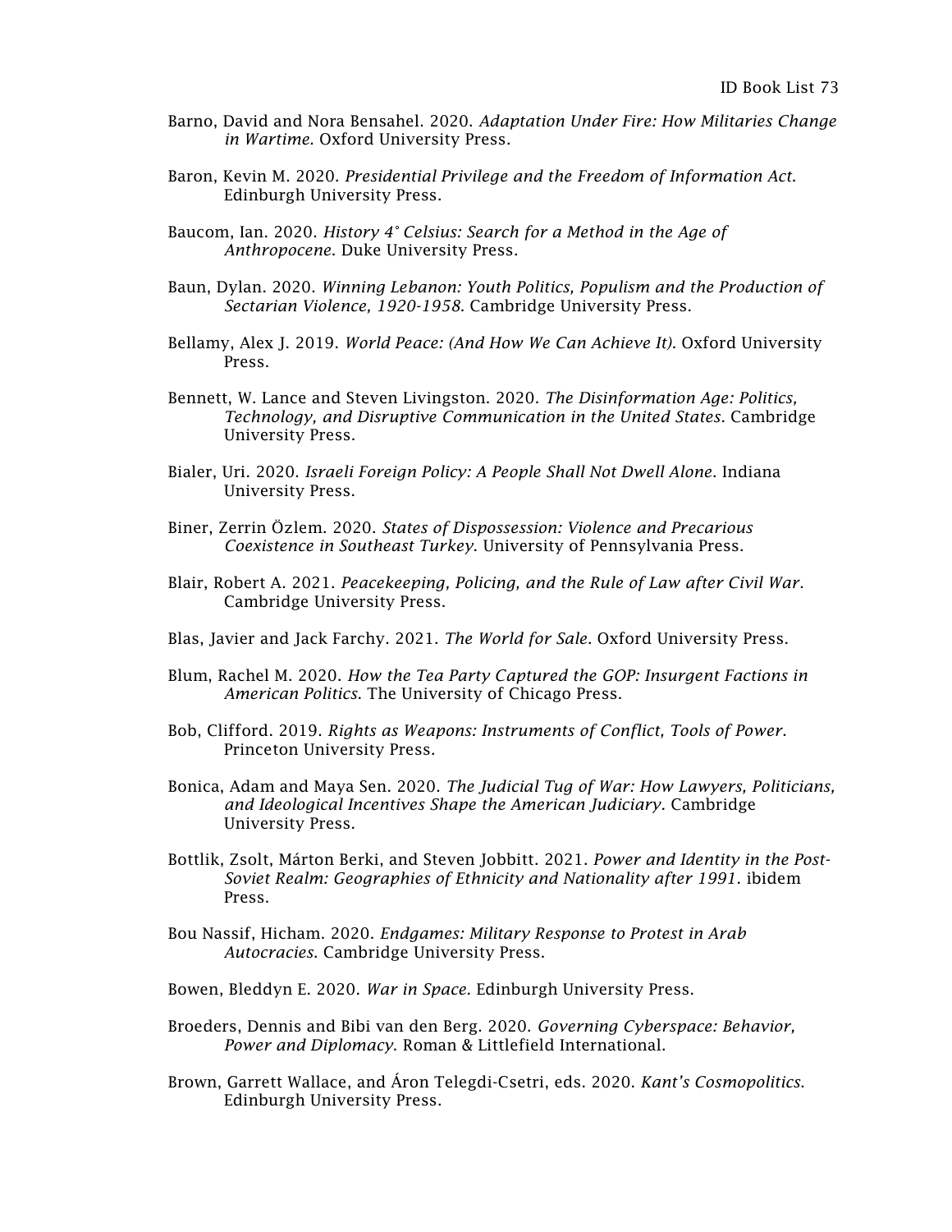Barno, David and Nora Bensahel. 2020. *Adaptation Under Fire: How Militaries Change in Wartime*. Oxford University Press.

Baron, Kevin M. 2020. *Presidential Privilege and the Freedom of Information Act*. Edinburgh University Press.

Baucom, Ian. 2020. *History 4° Celsius: Search for a Method in the Age of Anthropocene*. Duke University Press.

Baun, Dylan. 2020. *Winning Lebanon: Youth Politics, Populism and the Production of Sectarian Violence, 1920-1958*. Cambridge University Press.

Bellamy, Alex J. 2019. *World Peace: (And How We Can Achieve It)*. Oxford University Press.

Bennett, W. Lance and Steven Livingston. 2020. *The Disinformation Age: Politics, Technology, and Disruptive Communication in the United States*. Cambridge University Press.

Bialer, Uri. 2020. *Israeli Foreign Policy: A People Shall Not Dwell Alone*. Indiana University Press.

Biner, Zerrin Özlem. 2020. *States of Dispossession: Violence and Precarious Coexistence in Southeast Turkey*. University of Pennsylvania Press.

Blair, Robert A. 2021. *Peacekeeping, Policing, and the Rule of Law after Civil War*. Cambridge University Press.

Blas, Javier and Jack Farchy. 2021. *The World for Sale*. Oxford University Press.

Blum, Rachel M. 2020. *How the Tea Party Captured the GOP: Insurgent Factions in American Politics*. The University of Chicago Press.

Bob, Clifford. 2019. *Rights as Weapons: Instruments of Conflict, Tools of Power*. Princeton University Press.

Bonica, Adam and Maya Sen. 2020. *The Judicial Tug of War: How Lawyers, Politicians, and Ideological Incentives Shape the American Judiciary*. Cambridge University Press.

Bottlik, Zsolt, Márton Berki, and Steven Jobbitt. 2021. *Power and Identity in the Post-Soviet Realm: Geographies of Ethnicity and Nationality after 1991*. ibidem Press.

Bou Nassif, Hicham. 2020. *Endgames: Military Response to Protest in Arab Autocracies*. Cambridge University Press.

Bowen, Bleddyn E. 2020. *War in Space*. Edinburgh University Press.

Broeders, Dennis and Bibi van den Berg. 2020. *Governing Cyberspace: Behavior, Power and Diplomacy*. Roman & Littlefield International.

Brown, Garrett Wallace, and Áron Telegdi-Csetri, eds. 2020. *Kant's Cosmopolitics*. Edinburgh University Press.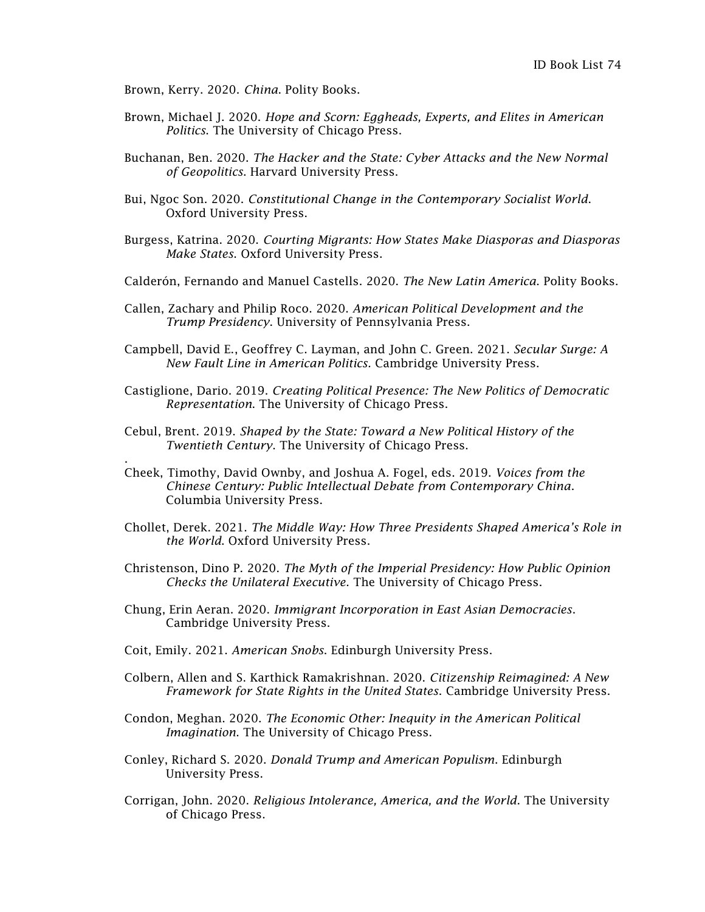Brown, Kerry. 2020. *China*. Polity Books.

Brown, Michael J. 2020. *Hope and Scorn: Eggheads, Experts, and Elites in American Politics*. The University of Chicago Press.

Buchanan, Ben. 2020. *The Hacker and the State: Cyber Attacks and the New Normal of Geopolitics*. Harvard University Press.

Bui, Ngoc Son. 2020. *Constitutional Change in the Contemporary Socialist World*. Oxford University Press.

Burgess, Katrina. 2020. *Courting Migrants: How States Make Diasporas and Diasporas Make States*. Oxford University Press.

Calderón, Fernando and Manuel Castells. 2020. *The New Latin America*. Polity Books.

Callen, Zachary and Philip Roco. 2020. *American Political Development and the Trump Presidency*. University of Pennsylvania Press.

Campbell, David E., Geoffrey C. Layman, and John C. Green. 2021. *Secular Surge: A New Fault Line in American Politics*. Cambridge University Press.

Castiglione, Dario. 2019. *Creating Political Presence: The New Politics of Democratic Representation*. The University of Chicago Press.

Cebul, Brent. 2019. *Shaped by the State: Toward a New Political History of the Twentieth Century*. The University of Chicago Press.

.

Cheek, Timothy, David Ownby, and Joshua A. Fogel, eds. 2019. *Voices from the Chinese Century: Public Intellectual Debate from Contemporary China*. Columbia University Press.

Chollet, Derek. 2021. *The Middle Way: How Three Presidents Shaped America's Role in the World*. Oxford University Press.

Christenson, Dino P. 2020. *The Myth of the Imperial Presidency: How Public Opinion Checks the Unilateral Executive*. The University of Chicago Press.

Chung, Erin Aeran. 2020. *Immigrant Incorporation in East Asian Democracies*. Cambridge University Press.

Coit, Emily. 2021. *American Snobs*. Edinburgh University Press.

Colbern, Allen and S. Karthick Ramakrishnan. 2020. *Citizenship Reimagined: A New Framework for State Rights in the United States*. Cambridge University Press.

Condon, Meghan. 2020. *The Economic Other: Inequity in the American Political Imagination*. The University of Chicago Press.

Conley, Richard S. 2020. *Donald Trump and American Populism*. Edinburgh University Press.

Corrigan, John. 2020. *Religious Intolerance, America, and the World*. The University of Chicago Press.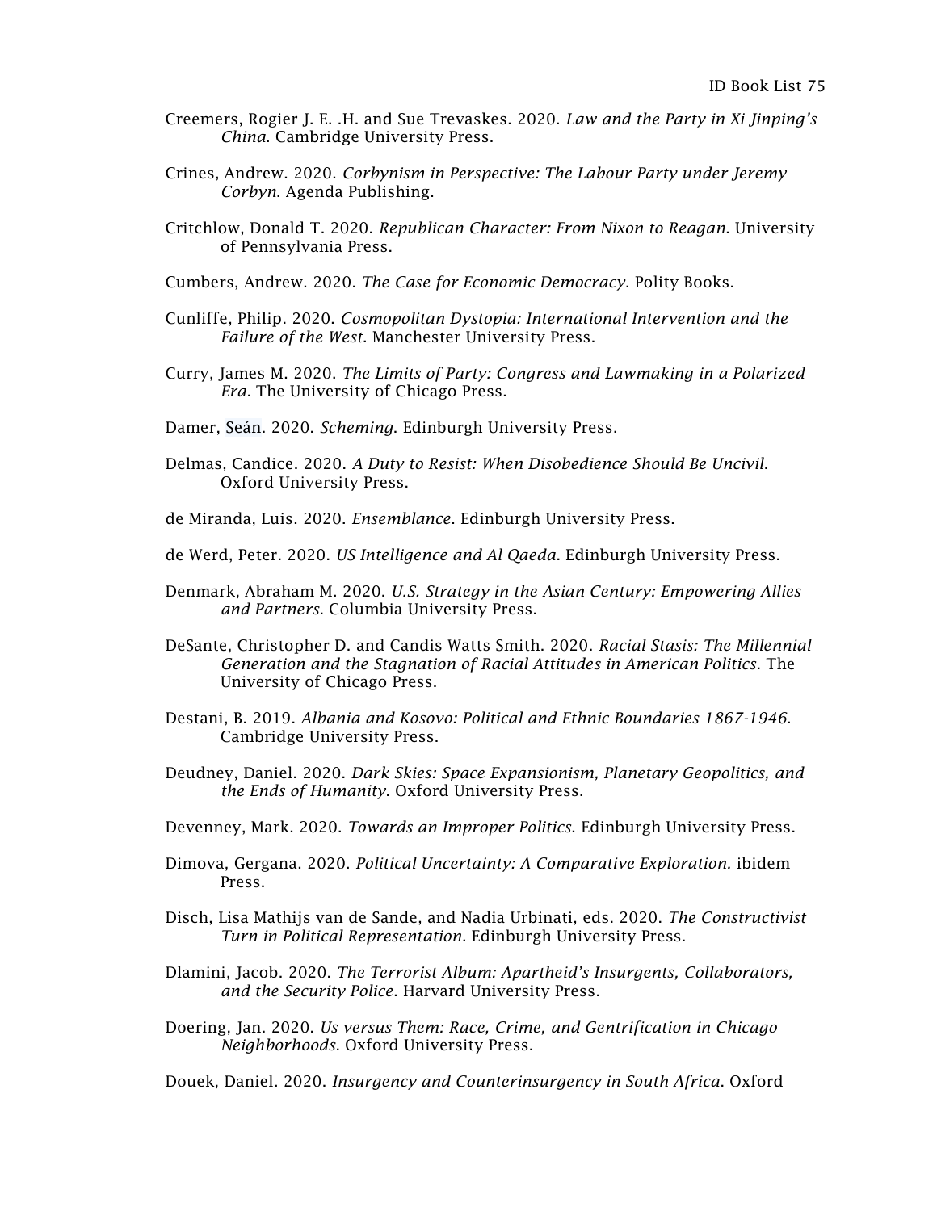Creemers, Rogier J. E. .H. and Sue Trevaskes. 2020. *Law and the Party in Xi Jinping's China*. Cambridge University Press.

Crines, Andrew. 2020. *Corbynism in Perspective: The Labour Party under Jeremy Corbyn*. Agenda Publishing.

Critchlow, Donald T. 2020. *Republican Character: From Nixon to Reagan*. University of Pennsylvania Press.

Cumbers, Andrew. 2020. *The Case for Economic Democracy*. Polity Books.

Cunliffe, Philip. 2020. *Cosmopolitan Dystopia: International Intervention and the Failure of the West*. Manchester University Press.

Curry, James M. 2020. *The Limits of Party: Congress and Lawmaking in a Polarized Era.* The University of Chicago Press.

Damer, Seán. 2020. *Scheming*. Edinburgh University Press.

Delmas, Candice. 2020. *A Duty to Resist: When Disobedience Should Be Uncivil*. Oxford University Press.

de Miranda, Luis. 2020. *Ensemblance*. Edinburgh University Press.

de Werd, Peter. 2020. *US Intelligence and Al Qaeda*. Edinburgh University Press.

Denmark, Abraham M. 2020. *U.S. Strategy in the Asian Century: Empowering Allies and Partners*. Columbia University Press.

DeSante, Christopher D. and Candis Watts Smith. 2020. *Racial Stasis: The Millennial Generation and the Stagnation of Racial Attitudes in American Politics*. The University of Chicago Press.

Destani, B. 2019. *Albania and Kosovo: Political and Ethnic Boundaries 1867-1946*. Cambridge University Press.

Deudney, Daniel. 2020. *Dark Skies: Space Expansionism, Planetary Geopolitics, and the Ends of Humanity*. Oxford University Press.

Devenney, Mark. 2020. *Towards an Improper Politics*. Edinburgh University Press.

Dimova, Gergana. 2020. *Political Uncertainty: A Comparative Exploration.* ibidem Press.

Disch, Lisa Mathijs van de Sande, and Nadia Urbinati, eds. 2020. *The Constructivist Turn in Political Representation.* Edinburgh University Press.

Dlamini, Jacob. 2020. *The Terrorist Album: Apartheid's Insurgents, Collaborators, and the Security Police*. Harvard University Press.

Doering, Jan. 2020. *Us versus Them: Race, Crime, and Gentrification in Chicago Neighborhoods*. Oxford University Press.

Douek, Daniel. 2020. *Insurgency and Counterinsurgency in South Africa*. Oxford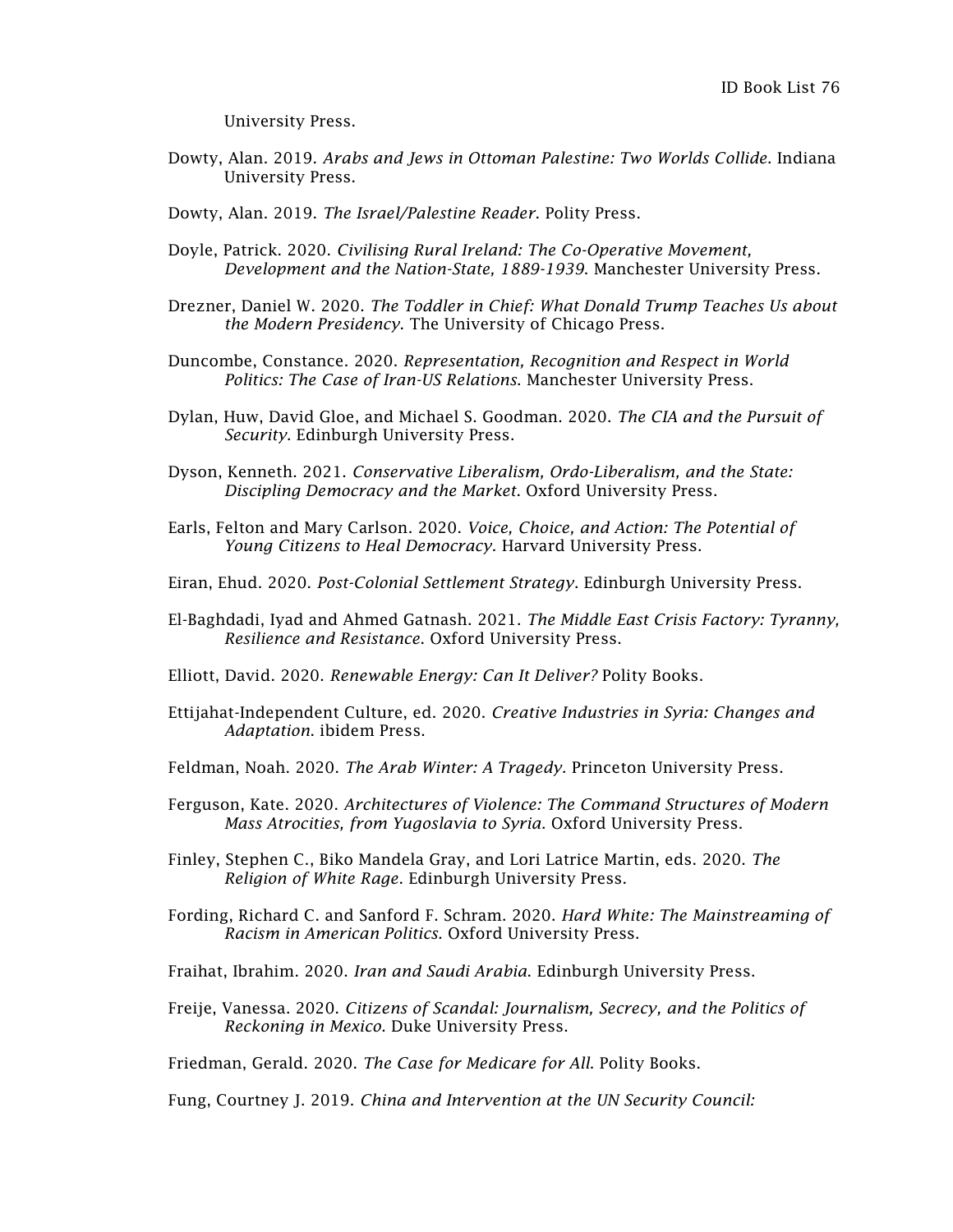University Press.

Dowty, Alan. 2019. *Arabs and Jews in Ottoman Palestine: Two Worlds Collide*. Indiana University Press.

Dowty, Alan. 2019. *The Israel/Palestine Reader*. Polity Press.

Doyle, Patrick. 2020. *Civilising Rural Ireland: The Co-Operative Movement, Development and the Nation-State, 1889-1939*. Manchester University Press.

Drezner, Daniel W. 2020. *The Toddler in Chief: What Donald Trump Teaches Us about the Modern Presidency*. The University of Chicago Press.

Duncombe, Constance. 2020. *Representation, Recognition and Respect in World Politics: The Case of Iran-US Relations*. Manchester University Press.

Dylan, Huw, David Gloe, and Michael S. Goodman. 2020. *The CIA and the Pursuit of Security*. Edinburgh University Press.

Dyson, Kenneth. 2021. *Conservative Liberalism, Ordo-Liberalism, and the State: Discipling Democracy and the Market*. Oxford University Press.

Earls, Felton and Mary Carlson. 2020. *Voice, Choice, and Action: The Potential of Young Citizens to Heal Democracy*. Harvard University Press.

Eiran, Ehud. 2020. *Post-Colonial Settlement Strategy*. Edinburgh University Press.

El-Baghdadi, Iyad and Ahmed Gatnash. 2021. *The Middle East Crisis Factory: Tyranny, Resilience and Resistance*. Oxford University Press.

Elliott, David. 2020. *Renewable Energy: Can It Deliver?* Polity Books.

Ettijahat-Independent Culture, ed. 2020. *Creative Industries in Syria: Changes and Adaptation*. ibidem Press.

Feldman, Noah. 2020. *The Arab Winter: A Tragedy.* Princeton University Press.

Ferguson, Kate. 2020. *Architectures of Violence: The Command Structures of Modern Mass Atrocities, from Yugoslavia to Syria*. Oxford University Press.

Finley, Stephen C., Biko Mandela Gray, and Lori Latrice Martin, eds. 2020. *The Religion of White Rage*. Edinburgh University Press.

Fording, Richard C. and Sanford F. Schram. 2020. *Hard White: The Mainstreaming of Racism in American Politics.* Oxford University Press.

Fraihat, Ibrahim. 2020. *Iran and Saudi Arabia*. Edinburgh University Press.

Freije, Vanessa. 2020. *Citizens of Scandal: Journalism, Secrecy, and the Politics of Reckoning in Mexico*. Duke University Press.

Friedman, Gerald. 2020. *The Case for Medicare for All*. Polity Books.

Fung, Courtney J. 2019. *China and Intervention at the UN Security Council:*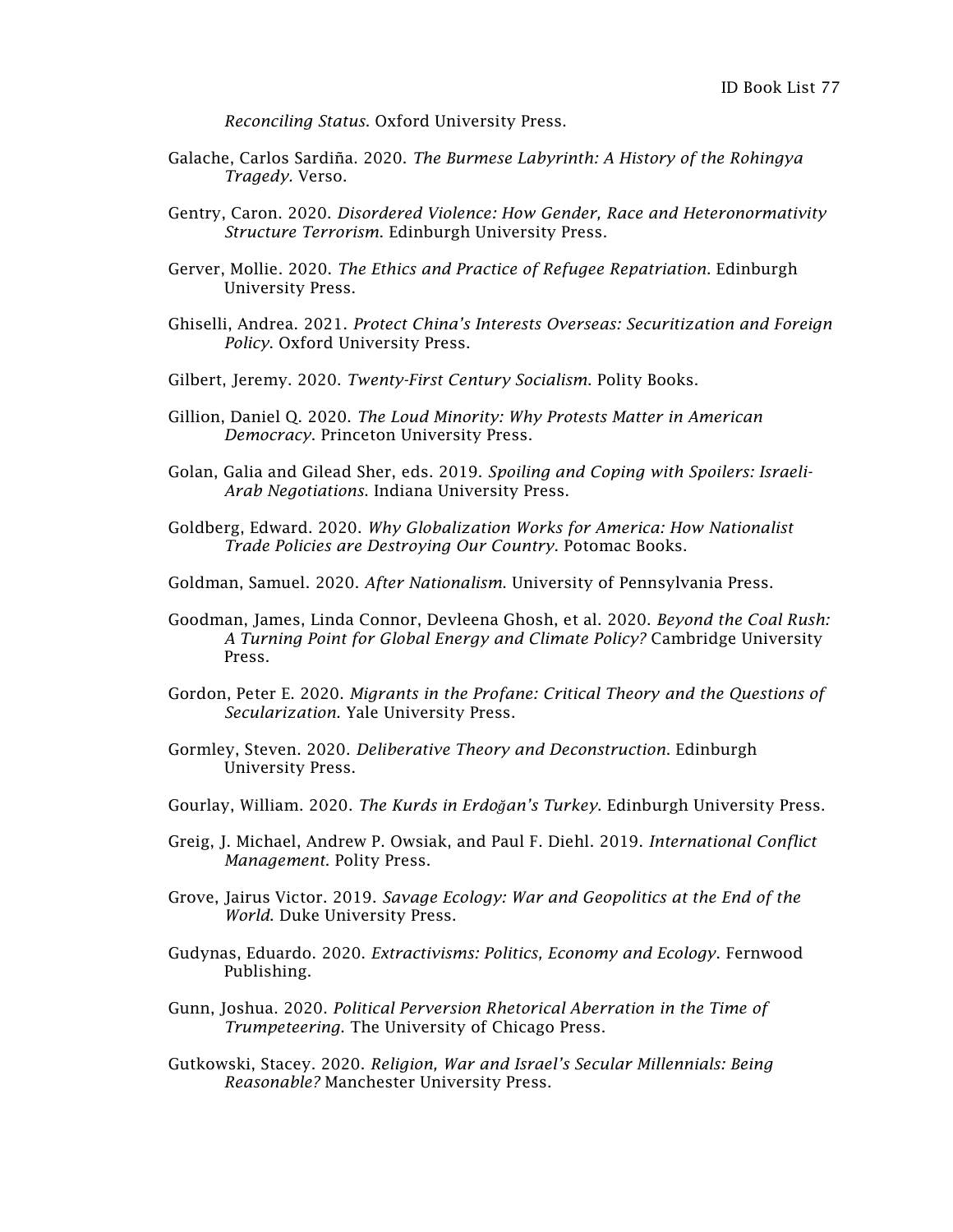*Reconciling Status*. Oxford University Press.

Galache, Carlos Sardiña. 2020. *The Burmese Labyrinth: A History of the Rohingya Tragedy*. Verso.

Gentry, Caron. 2020. *Disordered Violence: How Gender, Race and Heteronormativity Structure Terrorism*. Edinburgh University Press.

Gerver, Mollie. 2020. *The Ethics and Practice of Refugee Repatriation*. Edinburgh University Press.

Ghiselli, Andrea. 2021. *Protect China's Interests Overseas: Securitization and Foreign Policy*. Oxford University Press.

Gilbert, Jeremy. 2020. *Twenty-First Century Socialism*. Polity Books.

Gillion, Daniel Q. 2020. *The Loud Minority: Why Protests Matter in American Democracy*. Princeton University Press.

Golan, Galia and Gilead Sher, eds. 2019. *Spoiling and Coping with Spoilers: Israeli-Arab Negotiations*. Indiana University Press.

Goldberg, Edward. 2020. *Why Globalization Works for America: How Nationalist Trade Policies are Destroying Our Country*. Potomac Books.

Goldman, Samuel. 2020. *After Nationalism*. University of Pennsylvania Press.

Goodman, James, Linda Connor, Devleena Ghosh, et al. 2020. *Beyond the Coal Rush: A Turning Point for Global Energy and Climate Policy?* Cambridge University Press.

Gordon, Peter E. 2020. *Migrants in the Profane: Critical Theory and the Questions of Secularization*. Yale University Press.

Gormley, Steven. 2020. *Deliberative Theory and Deconstruction*. Edinburgh University Press.

Gourlay, William. 2020. *The Kurds in Erdoğan's Turkey*. Edinburgh University Press.

Greig, J. Michael, Andrew P. Owsiak, and Paul F. Diehl. 2019. *International Conflict Management*. Polity Press.

Grove, Jairus Victor. 2019. *Savage Ecology: War and Geopolitics at the End of the World*. Duke University Press.

Gudynas, Eduardo. 2020. *Extractivisms: Politics, Economy and Ecology*. Fernwood Publishing.

Gunn, Joshua. 2020. *Political Perversion Rhetorical Aberration in the Time of Trumpeteering*. The University of Chicago Press.

Gutkowski, Stacey. 2020. *Religion, War and Israel's Secular Millennials: Being Reasonable?* Manchester University Press.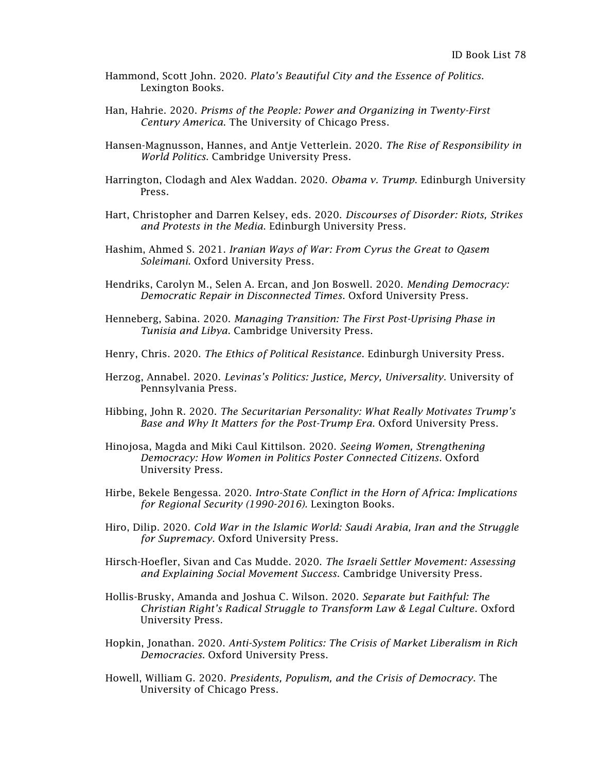Hammond, Scott John. 2020. *Plato's Beautiful City and the Essence of Politics*. Lexington Books.

Han, Hahrie. 2020. *Prisms of the People: Power and Organizing in Twenty-First Century America*. The University of Chicago Press.

Hansen-Magnusson, Hannes, and Antje Vetterlein. 2020. *The Rise of Responsibility in World Politics*. Cambridge University Press.

Harrington, Clodagh and Alex Waddan. 2020. *Obama v. Trump*. Edinburgh University Press.

Hart, Christopher and Darren Kelsey, eds. 2020. *Discourses of Disorder: Riots, Strikes and Protests in the Media*. Edinburgh University Press.

Hashim, Ahmed S. 2021. *Iranian Ways of War: From Cyrus the Great to Qasem Soleimani*. Oxford University Press.

Hendriks, Carolyn M., Selen A. Ercan, and Jon Boswell. 2020. *Mending Democracy: Democratic Repair in Disconnected Times*. Oxford University Press.

Henneberg, Sabina. 2020. *Managing Transition: The First Post-Uprising Phase in Tunisia and Libya*. Cambridge University Press.

Henry, Chris. 2020. *The Ethics of Political Resistance*. Edinburgh University Press.

Herzog, Annabel. 2020. *Levinas's Politics: Justice, Mercy, Universality*. University of Pennsylvania Press.

Hibbing, John R. 2020. *The Securitarian Personality: What Really Motivates Trump's Base and Why It Matters for the Post-Trump Era*. Oxford University Press.

Hinojosa, Magda and Miki Caul Kittilson. 2020. *Seeing Women, Strengthening Democracy: How Women in Politics Poster Connected Citizens*. Oxford University Press.

Hirbe, Bekele Bengessa. 2020. *Intro-State Conflict in the Horn of Africa: Implications for Regional Security (1990-2016)*. Lexington Books.

Hiro, Dilip. 2020. *Cold War in the Islamic World: Saudi Arabia, Iran and the Struggle for Supremacy*. Oxford University Press.

Hirsch-Hoefler, Sivan and Cas Mudde. 2020. *The Israeli Settler Movement: Assessing and Explaining Social Movement Success*. Cambridge University Press.

Hollis-Brusky, Amanda and Joshua C. Wilson. 2020. *Separate but Faithful: The Christian Right's Radical Struggle to Transform Law & Legal Culture*. Oxford University Press.

Hopkin, Jonathan. 2020. *Anti-System Politics: The Crisis of Market Liberalism in Rich Democracies*. Oxford University Press.

Howell, William G. 2020. *Presidents, Populism, and the Crisis of Democracy*. The University of Chicago Press.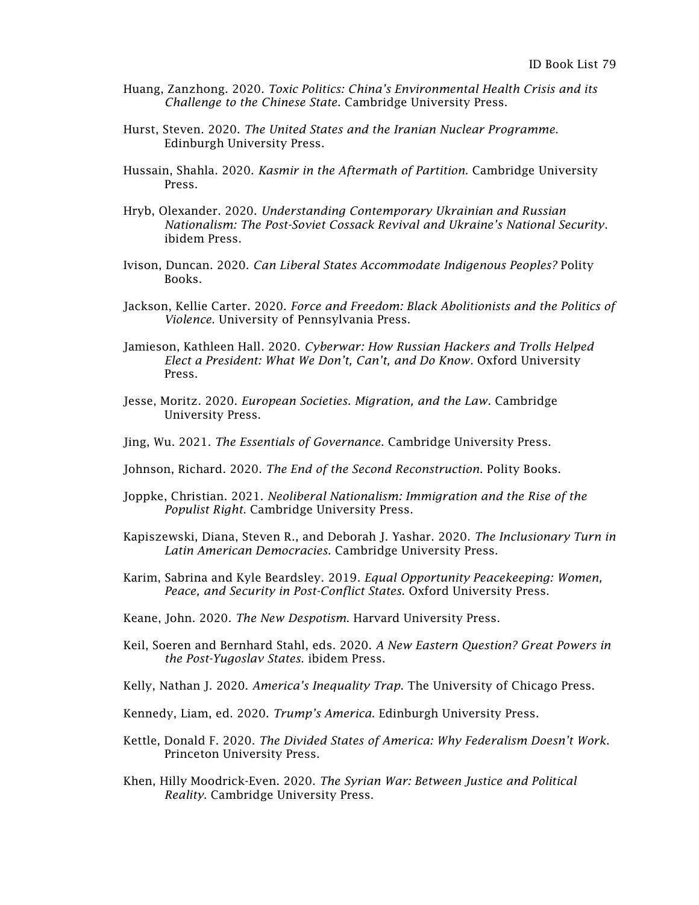Huang, Zanzhong. 2020. *Toxic Politics: China's Environmental Health Crisis and its Challenge to the Chinese State*. Cambridge University Press.

Hurst, Steven. 2020. *The United States and the Iranian Nuclear Programme.* Edinburgh University Press.

Hussain, Shahla. 2020. *Kasmir in the Aftermath of Partition*. Cambridge University Press.

Hryb, Olexander. 2020. *Understanding Contemporary Ukrainian and Russian Nationalism: The Post-Soviet Cossack Revival and Ukraine's National Security*. ibidem Press.

Ivison, Duncan. 2020. *Can Liberal States Accommodate Indigenous Peoples?* Polity Books.

Jackson, Kellie Carter. 2020. *Force and Freedom: Black Abolitionists and the Politics of Violence*. University of Pennsylvania Press.

Jamieson, Kathleen Hall. 2020. *Cyberwar: How Russian Hackers and Trolls Helped Elect a President: What We Don't, Can't, and Do Know*. Oxford University Press.

Jesse, Moritz. 2020. *European Societies. Migration, and the Law*. Cambridge University Press.

Jing, Wu. 2021. *The Essentials of Governance*. Cambridge University Press.

Johnson, Richard. 2020. *The End of the Second Reconstruction*. Polity Books.

Joppke, Christian. 2021. *Neoliberal Nationalism: Immigration and the Rise of the Populist Right*. Cambridge University Press.

Kapiszewski, Diana, Steven R., and Deborah J. Yashar. 2020. *The Inclusionary Turn in Latin American Democracies*. Cambridge University Press.

Karim, Sabrina and Kyle Beardsley. 2019. *Equal Opportunity Peacekeeping: Women, Peace, and Security in Post-Conflict States*. Oxford University Press.

Keane, John. 2020. *The New Despotism*. Harvard University Press.

Keil, Soeren and Bernhard Stahl, eds. 2020. *A New Eastern Question? Great Powers in the Post-Yugoslav States.* ibidem Press.

Kelly, Nathan J. 2020. *America's Inequality Trap*. The University of Chicago Press.

Kennedy, Liam, ed. 2020. *Trump's America*. Edinburgh University Press.

Kettle, Donald F. 2020. *The Divided States of America: Why Federalism Doesn't Work.* Princeton University Press.

Khen, Hilly Moodrick-Even. 2020. *The Syrian War: Between Justice and Political Reality*. Cambridge University Press.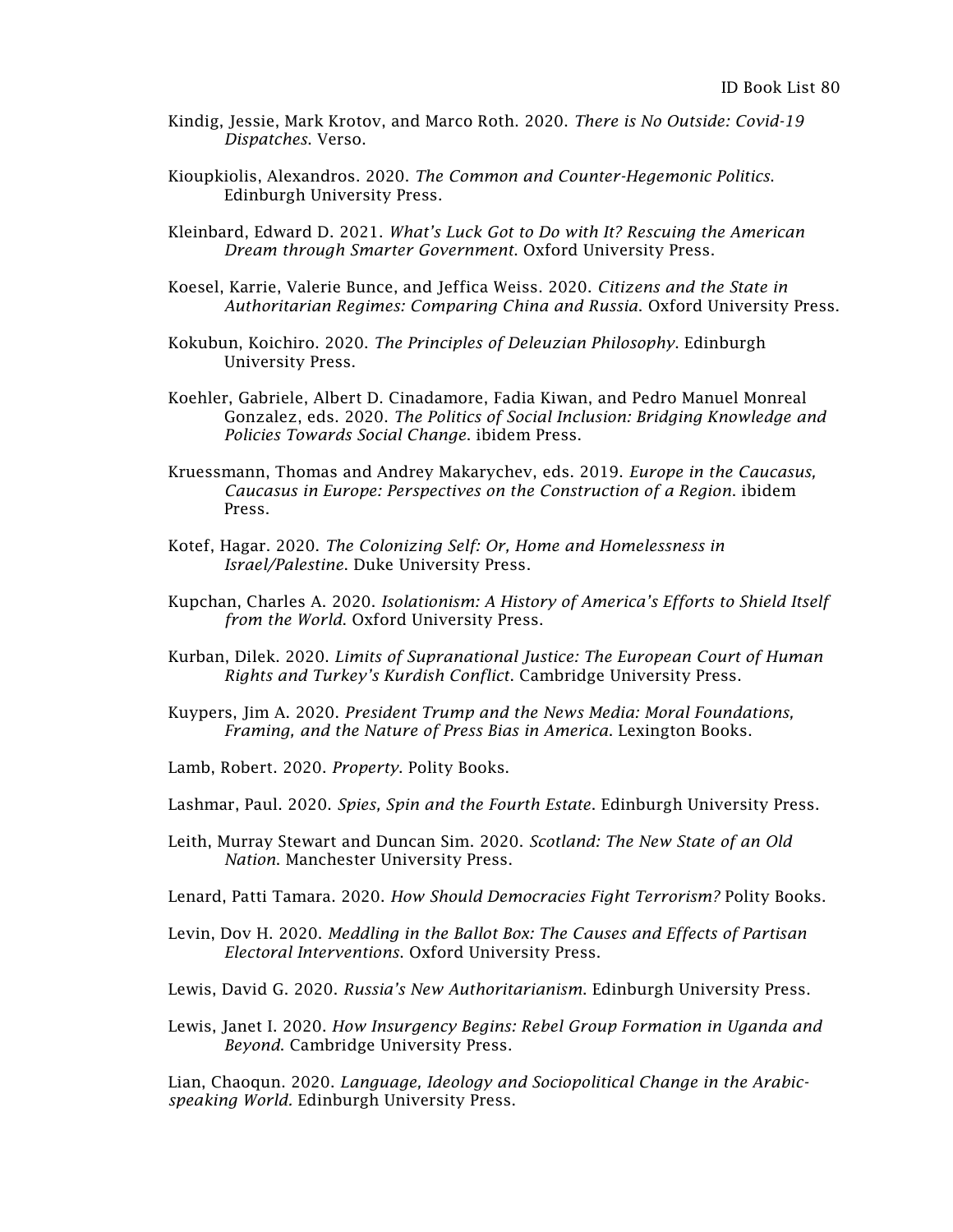Kindig, Jessie, Mark Krotov, and Marco Roth. 2020. *There is No Outside: Covid-19 Dispatches*. Verso.

Kioupkiolis, Alexandros. 2020. *The Common and Counter-Hegemonic Politics*. Edinburgh University Press.

Kleinbard, Edward D. 2021. *What's Luck Got to Do with It? Rescuing the American Dream through Smarter Government*. Oxford University Press.

Koesel, Karrie, Valerie Bunce, and Jeffica Weiss. 2020. *Citizens and the State in Authoritarian Regimes: Comparing China and Russia*. Oxford University Press.

Kokubun, Koichiro. 2020. *The Principles of Deleuzian Philosophy*. Edinburgh University Press.

Koehler, Gabriele, Albert D. Cinadamore, Fadia Kiwan, and Pedro Manuel Monreal Gonzalez, eds. 2020. *The Politics of Social Inclusion: Bridging Knowledge and Policies Towards Social Change*. ibidem Press.

Kruessmann, Thomas and Andrey Makarychev, eds. 2019. *Europe in the Caucasus, Caucasus in Europe: Perspectives on the Construction of a Region*. ibidem Press.

Kotef, Hagar. 2020. *The Colonizing Self: Or, Home and Homelessness in Israel/Palestine*. Duke University Press.

Kupchan, Charles A. 2020. *Isolationism: A History of America's Efforts to Shield Itself from the World*. Oxford University Press.

Kurban, Dilek. 2020. *Limits of Supranational Justice: The European Court of Human Rights and Turkey's Kurdish Conflict*. Cambridge University Press.

Kuypers, Jim A. 2020. *President Trump and the News Media: Moral Foundations, Framing, and the Nature of Press Bias in America*. Lexington Books.

Lamb, Robert. 2020. *Property*. Polity Books.

Lashmar, Paul. 2020. *Spies, Spin and the Fourth Estate*. Edinburgh University Press.

Leith, Murray Stewart and Duncan Sim. 2020. *Scotland: The New State of an Old Nation*. Manchester University Press.

Lenard, Patti Tamara. 2020. *How Should Democracies Fight Terrorism?* Polity Books.

Levin, Dov H. 2020. *Meddling in the Ballot Box: The Causes and Effects of Partisan Electoral Interventions*. Oxford University Press.

Lewis, David G. 2020. *Russia's New Authoritarianism*. Edinburgh University Press.

Lewis, Janet I. 2020. *How Insurgency Begins: Rebel Group Formation in Uganda and Beyond*. Cambridge University Press.

Lian, Chaoqun. 2020. *Language, Ideology and Sociopolitical Change in the Arabic-speaking World.* Edinburgh University Press.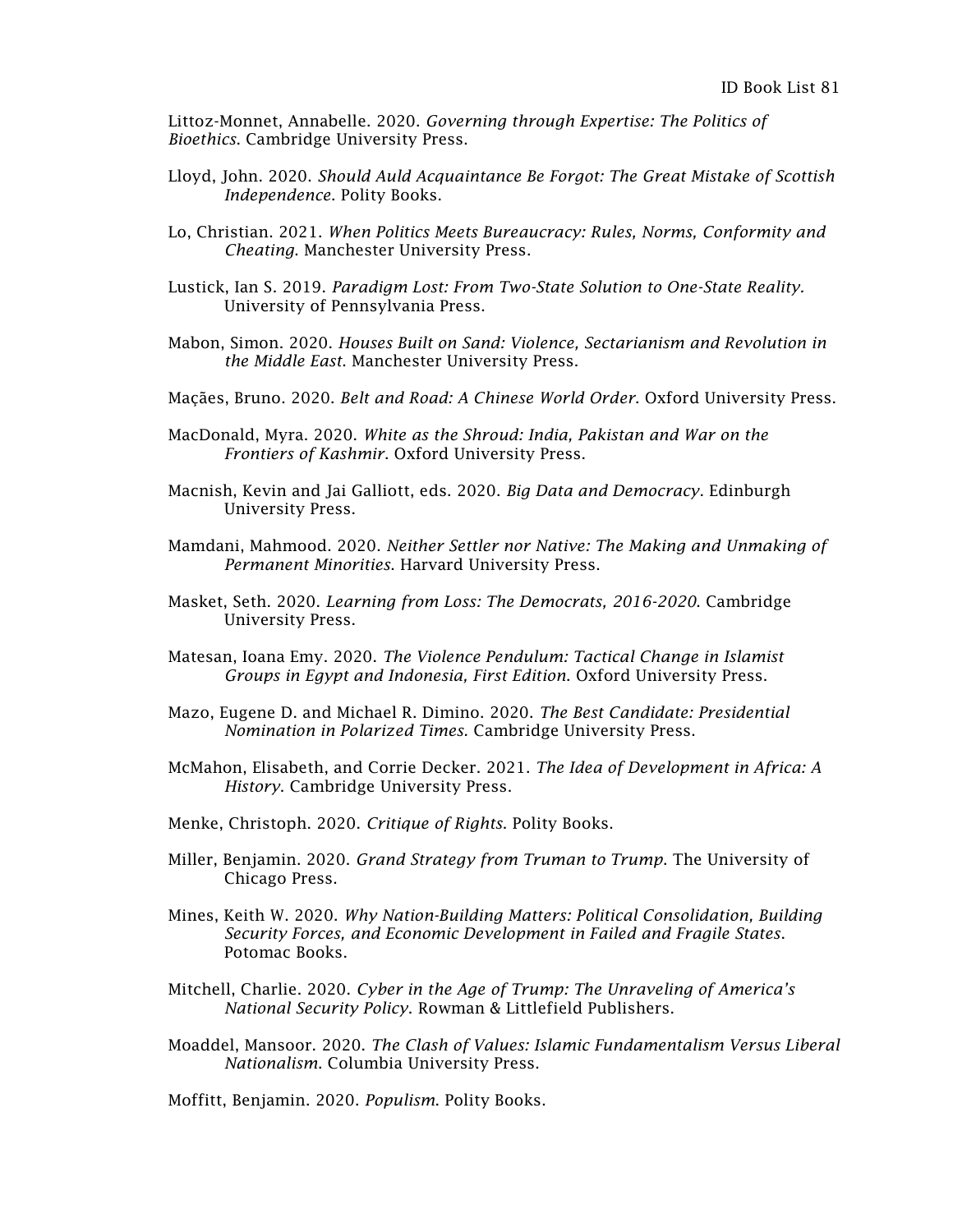Littoz-Monnet, Annabelle. 2020. *Governing through Expertise: The Politics of Bioethics*. Cambridge University Press.

Lloyd, John. 2020. *Should Auld Acquaintance Be Forgot: The Great Mistake of Scottish Independence*. Polity Books.

Lo, Christian. 2021. *When Politics Meets Bureaucracy: Rules, Norms, Conformity and Cheating*. Manchester University Press.

Lustick, Ian S. 2019. *Paradigm Lost: From Two-State Solution to One-State Reality.* University of Pennsylvania Press.

Mabon, Simon. 2020. *Houses Built on Sand: Violence, Sectarianism and Revolution in the Middle East*. Manchester University Press.

Maçães, Bruno. 2020. *Belt and Road: A Chinese World Order*. Oxford University Press.

MacDonald, Myra. 2020. *White as the Shroud: India, Pakistan and War on the Frontiers of Kashmir*. Oxford University Press.

Macnish, Kevin and Jai Galliott, eds. 2020. *Big Data and Democracy*. Edinburgh University Press.

Mamdani, Mahmood. 2020. *Neither Settler nor Native: The Making and Unmaking of Permanent Minorities*. Harvard University Press.

Masket, Seth. 2020. *Learning from Loss: The Democrats, 2016-2020*. Cambridge University Press.

Matesan, Ioana Emy. 2020. *The Violence Pendulum: Tactical Change in Islamist Groups in Egypt and Indonesia, First Edition*. Oxford University Press.

Mazo, Eugene D. and Michael R. Dimino. 2020. *The Best Candidate: Presidential Nomination in Polarized Times.* Cambridge University Press.

McMahon, Elisabeth, and Corrie Decker. 2021. *The Idea of Development in Africa: A History*. Cambridge University Press.

Menke, Christoph. 2020. *Critique of Rights*. Polity Books.

Miller, Benjamin. 2020. *Grand Strategy from Truman to Trump*. The University of Chicago Press.

Mines, Keith W. 2020. *Why Nation-Building Matters: Political Consolidation, Building Security Forces, and Economic Development in Failed and Fragile States*. Potomac Books.

Mitchell, Charlie. 2020. *Cyber in the Age of Trump: The Unraveling of America's National Security Policy.* Rowman & Littlefield Publishers.

Moaddel, Mansoor. 2020. *The Clash of Values: Islamic Fundamentalism Versus Liberal Nationalism*. Columbia University Press.

Moffitt, Benjamin. 2020. *Populism*. Polity Books.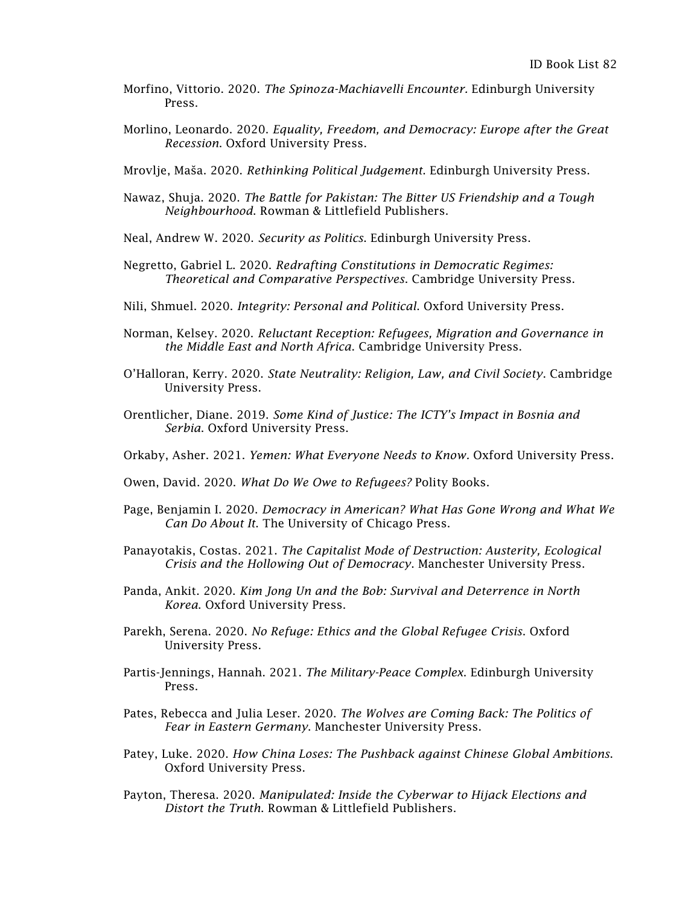Morfino, Vittorio. 2020. *The Spinoza-Machiavelli Encounter.* Edinburgh University Press.

Morlino, Leonardo. 2020. *Equality, Freedom, and Democracy: Europe after the Great Recession*. Oxford University Press.

Mrovlje, Maša. 2020. *Rethinking Political Judgement*. Edinburgh University Press.

Nawaz, Shuja. 2020. *The Battle for Pakistan: The Bitter US Friendship and a Tough Neighbourhood*. Rowman & Littlefield Publishers.

Neal, Andrew W. 2020. *Security as Politics*. Edinburgh University Press.

Negretto, Gabriel L. 2020. *Redrafting Constitutions in Democratic Regimes: Theoretical and Comparative Perspectives*. Cambridge University Press.

Nili, Shmuel. 2020. *Integrity: Personal and Political*. Oxford University Press.

Norman, Kelsey. 2020. *Reluctant Reception: Refugees, Migration and Governance in the Middle East and North Africa*. Cambridge University Press.

O'Halloran, Kerry. 2020. *State Neutrality: Religion, Law, and Civil Society*. Cambridge University Press.

Orentlicher, Diane. 2019. *Some Kind of Justice: The ICTY's Impact in Bosnia and Serbia*. Oxford University Press.

Orkaby, Asher. 2021. *Yemen: What Everyone Needs to Know.* Oxford University Press.

Owen, David. 2020. *What Do We Owe to Refugees?* Polity Books.

Page, Benjamin I. 2020. *Democracy in American? What Has Gone Wrong and What We Can Do About It*. The University of Chicago Press.

Panayotakis, Costas. 2021. *The Capitalist Mode of Destruction: Austerity, Ecological Crisis and the Hollowing Out of Democracy*. Manchester University Press.

Panda, Ankit. 2020. *Kim Jong Un and the Bob: Survival and Deterrence in North Korea*. Oxford University Press.

Parekh, Serena. 2020. *No Refuge: Ethics and the Global Refugee Crisis*. Oxford University Press.

Partis-Jennings, Hannah. 2021. *The Military-Peace Complex.* Edinburgh University Press.

Pates, Rebecca and Julia Leser. 2020. *The Wolves are Coming Back: The Politics of Fear in Eastern Germany*. Manchester University Press.

Patey, Luke. 2020. *How China Loses: The Pushback against Chinese Global Ambitions*. Oxford University Press.

Payton, Theresa. 2020. *Manipulated: Inside the Cyberwar to Hijack Elections and Distort the Truth*. Rowman & Littlefield Publishers.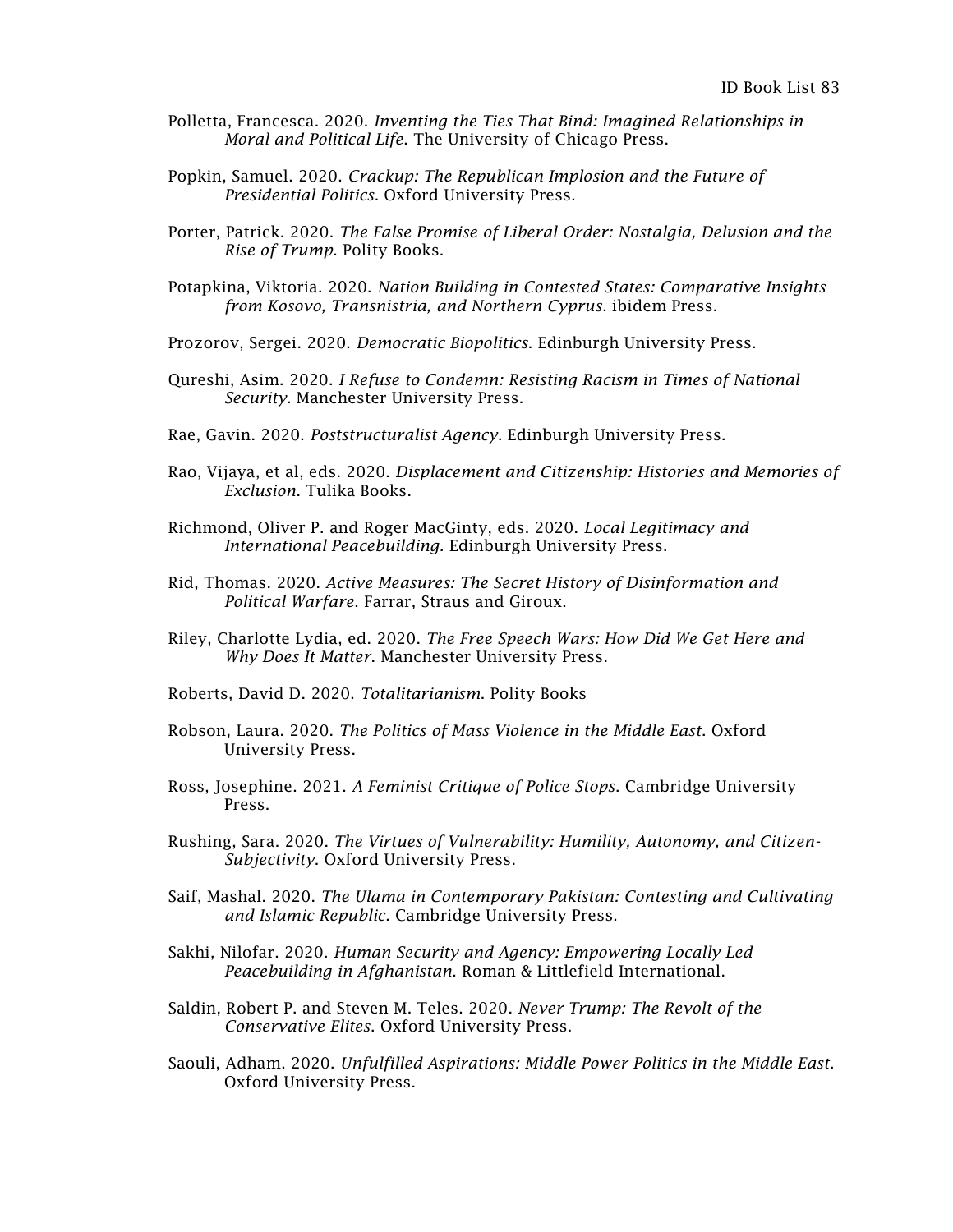Polletta, Francesca. 2020. *Inventing the Ties That Bind: Imagined Relationships in Moral and Political Life*. The University of Chicago Press.

Popkin, Samuel. 2020. *Crackup: The Republican Implosion and the Future of Presidential Politics*. Oxford University Press.

Porter, Patrick. 2020. *The False Promise of Liberal Order: Nostalgia, Delusion and the Rise of Trump*. Polity Books.

Potapkina, Viktoria. 2020. *Nation Building in Contested States: Comparative Insights from Kosovo, Transnistria, and Northern Cyprus*. ibidem Press.

Prozorov, Sergei. 2020. *Democratic Biopolitics*. Edinburgh University Press.

Qureshi, Asim. 2020. *I Refuse to Condemn: Resisting Racism in Times of National Security*. Manchester University Press.

Rae, Gavin. 2020. *Poststructuralist Agency*. Edinburgh University Press.

Rao, Vijaya, et al, eds. 2020. *Displacement and Citizenship: Histories and Memories of Exclusion*. Tulika Books.

Richmond, Oliver P. and Roger MacGinty, eds. 2020. *Local Legitimacy and International Peacebuilding*. Edinburgh University Press.

Rid, Thomas. 2020. *Active Measures: The Secret History of Disinformation and Political Warfare*. Farrar, Straus and Giroux.

Riley, Charlotte Lydia, ed. 2020. *The Free Speech Wars: How Did We Get Here and Why Does It Matter*. Manchester University Press.

Roberts, David D. 2020. *Totalitarianism*. Polity Books

Robson, Laura. 2020. *The Politics of Mass Violence in the Middle East*. Oxford University Press.

Ross, Josephine. 2021. *A Feminist Critique of Police Stops*. Cambridge University Press.

Rushing, Sara. 2020. *The Virtues of Vulnerability: Humility, Autonomy, and Citizen-Subjectivity*. Oxford University Press.

Saif, Mashal. 2020. *The Ulama in Contemporary Pakistan: Contesting and Cultivating and Islamic Republic*. Cambridge University Press.

Sakhi, Nilofar. 2020. *Human Security and Agency: Empowering Locally Led Peacebuilding in Afghanistan*. Roman & Littlefield International.

Saldin, Robert P. and Steven M. Teles. 2020. *Never Trump: The Revolt of the Conservative Elites*. Oxford University Press.

Saouli, Adham. 2020. *Unfulfilled Aspirations: Middle Power Politics in the Middle East*. Oxford University Press.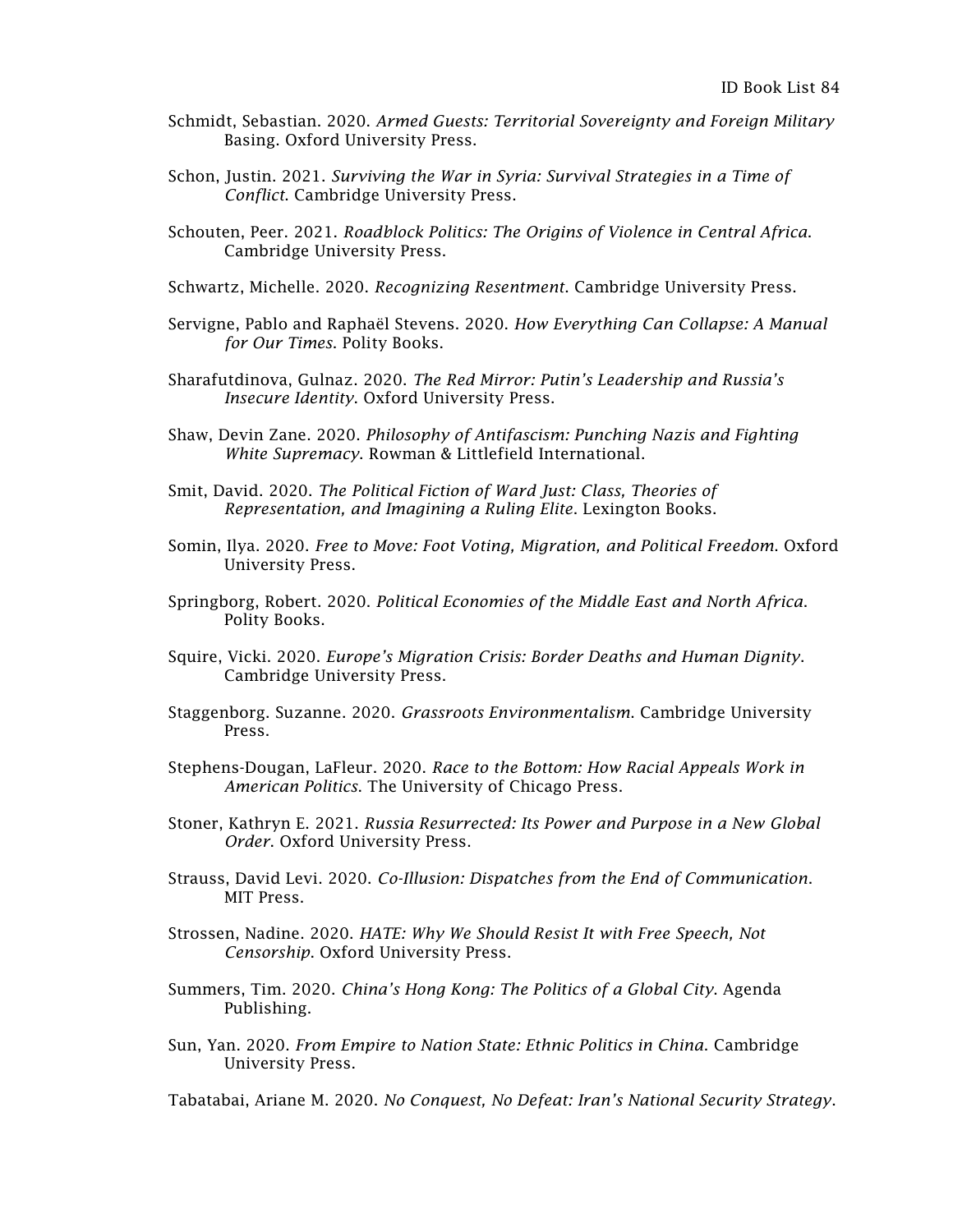Schmidt, Sebastian. 2020. *Armed Guests: Territorial Sovereignty and Foreign Military* Basing. Oxford University Press.

Schon, Justin. 2021. *Surviving the War in Syria: Survival Strategies in a Time of Conflict*. Cambridge University Press.

Schouten, Peer. 2021. *Roadblock Politics: The Origins of Violence in Central Africa*. Cambridge University Press.

Schwartz, Michelle. 2020. *Recognizing Resentment*. Cambridge University Press.

Servigne, Pablo and Raphaël Stevens. 2020. *How Everything Can Collapse: A Manual for Our Times*. Polity Books.

Sharafutdinova, Gulnaz. 2020. *The Red Mirror: Putin's Leadership and Russia's Insecure Identity*. Oxford University Press.

Shaw, Devin Zane. 2020. *Philosophy of Antifascism: Punching Nazis and Fighting White Supremacy*. Rowman & Littlefield International.

Smit, David. 2020. *The Political Fiction of Ward Just: Class, Theories of Representation, and Imagining a Ruling Elite*. Lexington Books.

Somin, Ilya. 2020. *Free to Move: Foot Voting, Migration, and Political Freedom*. Oxford University Press.

Springborg, Robert. 2020. *Political Economies of the Middle East and North Africa*. Polity Books.

Squire, Vicki. 2020. *Europe's Migration Crisis: Border Deaths and Human Dignity*. Cambridge University Press.

Staggenborg. Suzanne. 2020. *Grassroots Environmentalism*. Cambridge University Press.

Stephens-Dougan, LaFleur. 2020. *Race to the Bottom: How Racial Appeals Work in American Politics*. The University of Chicago Press.

Stoner, Kathryn E. 2021. *Russia Resurrected: Its Power and Purpose in a New Global Order*. Oxford University Press.

Strauss, David Levi. 2020. *Co-Illusion: Dispatches from the End of Communication*. MIT Press.

Strossen, Nadine. 2020. *HATE: Why We Should Resist It with Free Speech, Not Censorship*. Oxford University Press.

Summers, Tim. 2020. *China's Hong Kong: The Politics of a Global City*. Agenda Publishing.

Sun, Yan. 2020. *From Empire to Nation State: Ethnic Politics in China*. Cambridge University Press.

Tabatabai, Ariane M. 2020. *No Conquest, No Defeat: Iran's National Security Strategy*.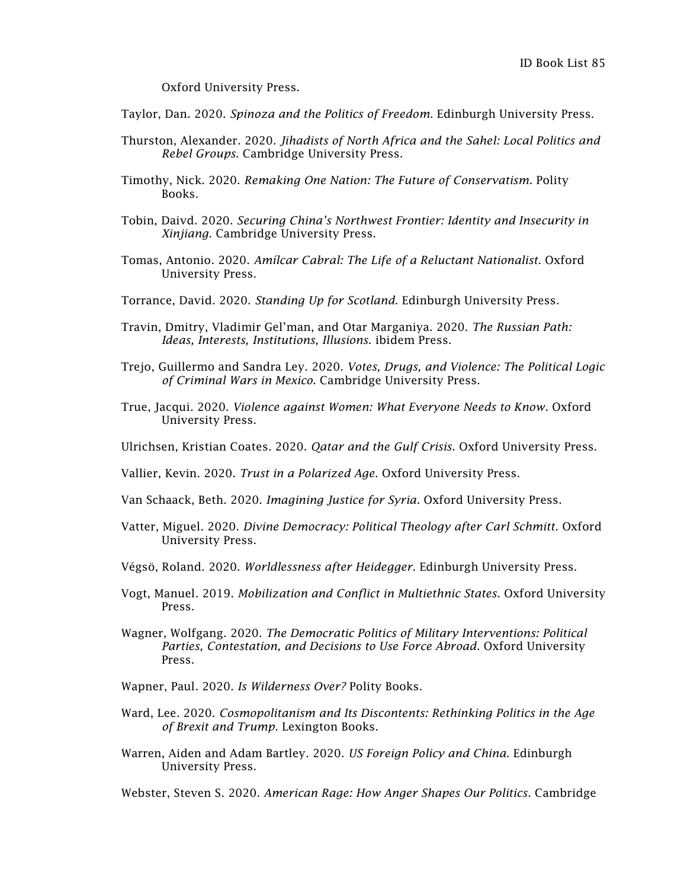Oxford University Press.

Taylor, Dan. 2020. *Spinoza and the Politics of Freedom*. Edinburgh University Press.

Thurston, Alexander. 2020. *Jihadists of North Africa and the Sahel: Local Politics and Rebel Groups*. Cambridge University Press.

Timothy, Nick. 2020. *Remaking One Nation: The Future of Conservatism*. Polity Books.

Tobin, Daivd. 2020. *Securing China's Northwest Frontier: Identity and Insecurity in Xinjiang*. Cambridge University Press.

Tomas, Antonio. 2020. *Amílcar Cabral: The Life of a Reluctant Nationalist*. Oxford University Press.

Torrance, David. 2020. *Standing Up for Scotland*. Edinburgh University Press.

Travin, Dmitry, Vladimir Gel'man, and Otar Marganiya. 2020. *The Russian Path: Ideas, Interests, Institutions, Illusions.* ibidem Press.

Trejo, Guillermo and Sandra Ley. 2020. *Votes, Drugs, and Violence: The Political Logic of Criminal Wars in Mexico*. Cambridge University Press.

True, Jacqui. 2020. *Violence against Women: What Everyone Needs to Know*. Oxford University Press.

Ulrichsen, Kristian Coates. 2020. *Qatar and the Gulf Crisis*. Oxford University Press.

Vallier, Kevin. 2020. *Trust in a Polarized Age*. Oxford University Press.

Van Schaack, Beth. 2020. *Imagining Justice for Syria*. Oxford University Press.

Vatter, Miguel. 2020. *Divine Democracy: Political Theology after Carl Schmitt*. Oxford University Press.

Végsö, Roland. 2020. *Worldlessness after Heidegger*. Edinburgh University Press.

Vogt, Manuel. 2019. *Mobilization and Conflict in Multiethnic States*. Oxford University Press.

Wagner, Wolfgang. 2020. *The Democratic Politics of Military Interventions: Political Parties, Contestation, and Decisions to Use Force Abroad*. Oxford University Press.

Wapner, Paul. 2020. *Is Wilderness Over?* Polity Books.

Ward, Lee. 2020. *Cosmopolitanism and Its Discontents: Rethinking Politics in the Age of Brexit and Trump*. Lexington Books.

Warren, Aiden and Adam Bartley. 2020. *US Foreign Policy and China*. Edinburgh University Press.

Webster, Steven S. 2020. *American Rage: How Anger Shapes Our Politics*. Cambridge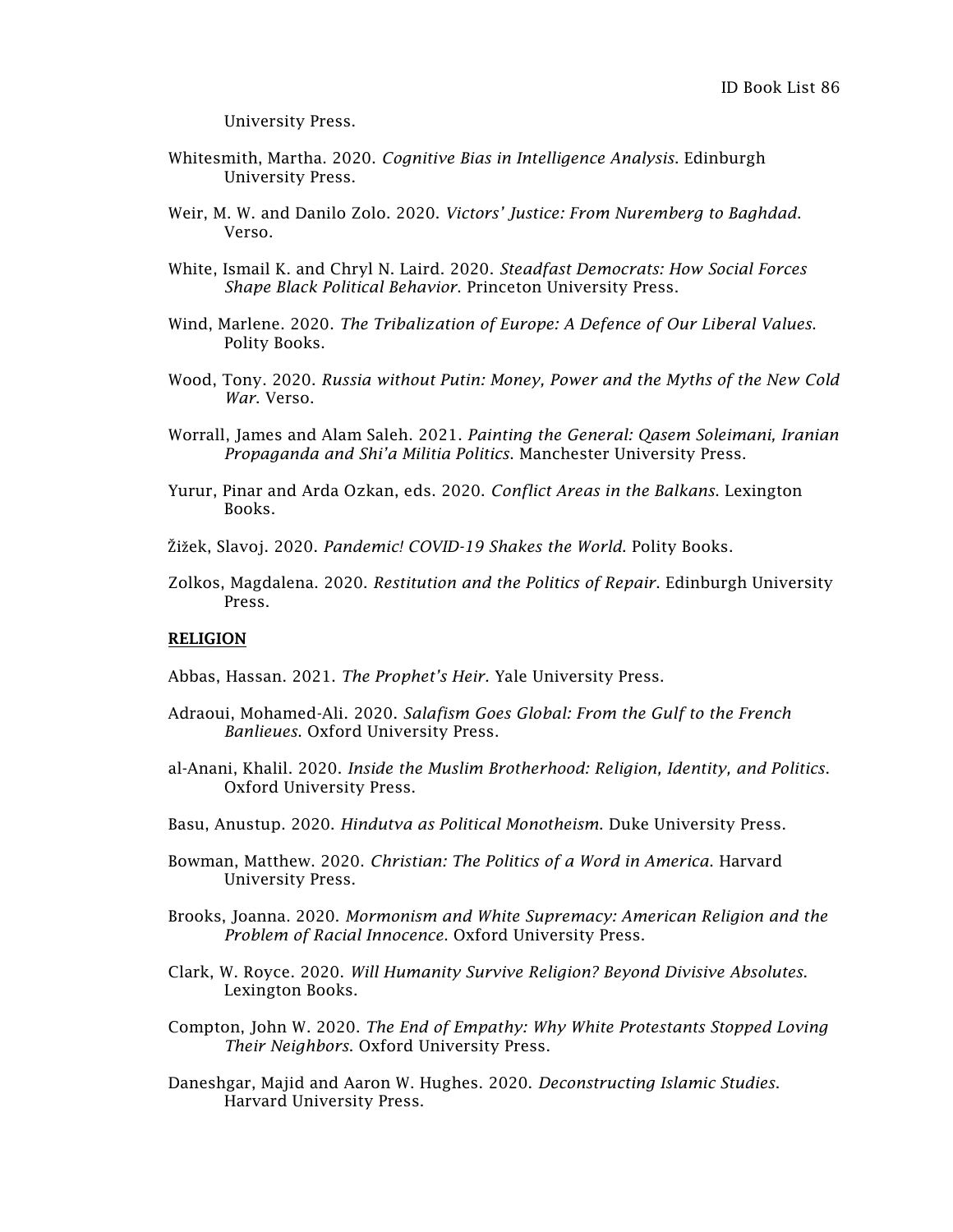University Press.

Whitesmith, Martha. 2020. *Cognitive Bias in Intelligence Analysis*. Edinburgh University Press.

Weir, M. W. and Danilo Zolo. 2020. *Victors' Justice: From Nuremberg to Baghdad.* Verso.

White, Ismail K. and Chryl N. Laird. 2020. *Steadfast Democrats: How Social Forces Shape Black Political Behavior*. Princeton University Press.

Wind, Marlene. 2020. *The Tribalization of Europe: A Defence of Our Liberal Values.* Polity Books.

Wood, Tony. 2020. *Russia without Putin: Money, Power and the Myths of the New Cold War.* Verso.

Worrall, James and Alam Saleh. 2021. *Painting the General: Qasem Soleimani, Iranian Propaganda and Shi'a Militia Politics*. Manchester University Press.

Yurur, Pinar and Arda Ozkan, eds. 2020. *Conflict Areas in the Balkans*. Lexington Books.

Žižek, Slavoj. 2020. *Pandemic! COVID-19 Shakes the World*. Polity Books.

Zolkos, Magdalena. 2020. *Restitution and the Politics of Repair*. Edinburgh University Press.

**RELIGION**

Abbas, Hassan. 2021. *The Prophet's Heir.* Yale University Press.

Adraoui, Mohamed-Ali. 2020. *Salafism Goes Global: From the Gulf to the French Banlieues.* Oxford University Press.

al-Anani, Khalil. 2020. *Inside the Muslim Brotherhood: Religion, Identity, and Politics*. Oxford University Press.

Basu, Anustup. 2020. *Hindutva as Political Monotheism*. Duke University Press.

Bowman, Matthew. 2020. *Christian: The Politics of a Word in America*. Harvard University Press.

Brooks, Joanna. 2020. *Mormonism and White Supremacy: American Religion and the Problem of Racial Innocence.* Oxford University Press.

Clark, W. Royce. 2020. *Will Humanity Survive Religion? Beyond Divisive Absolutes.* Lexington Books.

Compton, John W. 2020. *The End of Empathy: Why White Protestants Stopped Loving Their Neighbors*. Oxford University Press.

Daneshgar, Majid and Aaron W. Hughes. 2020. *Deconstructing Islamic Studies*. Harvard University Press.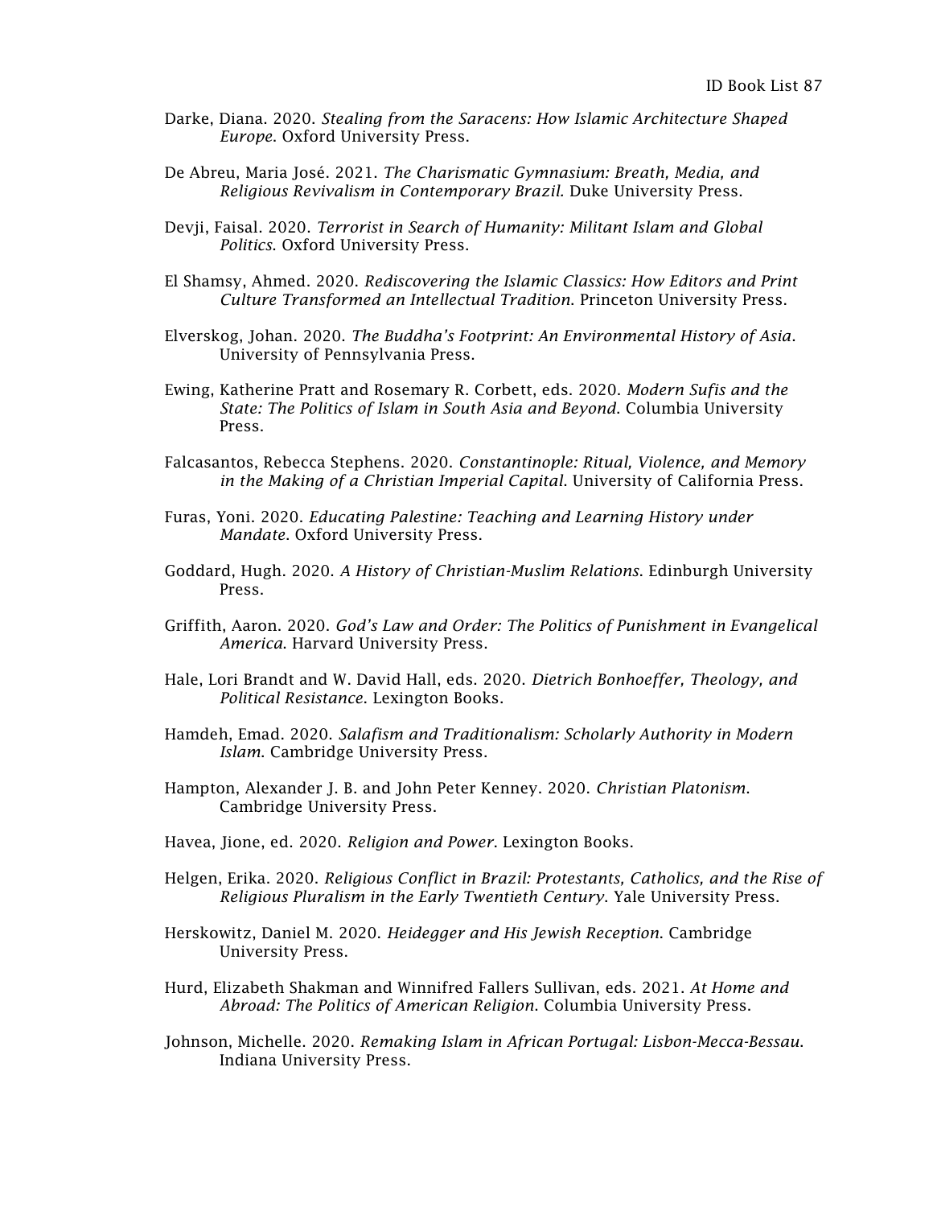Darke, Diana. 2020. *Stealing from the Saracens: How Islamic Architecture Shaped Europe*. Oxford University Press.

De Abreu, Maria José. 2021. *The Charismatic Gymnasium: Breath, Media, and Religious Revivalism in Contemporary Brazil*. Duke University Press.

Devji, Faisal. 2020. *Terrorist in Search of Humanity: Militant Islam and Global Politics*. Oxford University Press.

El Shamsy, Ahmed. 2020. *Rediscovering the Islamic Classics: How Editors and Print Culture Transformed an Intellectual Tradition*. Princeton University Press.

Elverskog, Johan. 2020. *The Buddha's Footprint: An Environmental History of Asia*. University of Pennsylvania Press.

Ewing, Katherine Pratt and Rosemary R. Corbett, eds. 2020. *Modern Sufis and the State: The Politics of Islam in South Asia and Beyond*. Columbia University Press.

Falcasantos, Rebecca Stephens. 2020. *Constantinople: Ritual, Violence, and Memory in the Making of a Christian Imperial Capital*. University of California Press.

Furas, Yoni. 2020. *Educating Palestine: Teaching and Learning History under Mandate*. Oxford University Press.

Goddard, Hugh. 2020. *A History of Christian-Muslim Relations*. Edinburgh University Press.

Griffith, Aaron. 2020. *God's Law and Order: The Politics of Punishment in Evangelical America*. Harvard University Press.

Hale, Lori Brandt and W. David Hall, eds. 2020. *Dietrich Bonhoeffer, Theology, and Political Resistance*. Lexington Books.

Hamdeh, Emad. 2020. *Salafism and Traditionalism: Scholarly Authority in Modern Islam*. Cambridge University Press.

Hampton, Alexander J. B. and John Peter Kenney. 2020. *Christian Platonism*. Cambridge University Press.

Havea, Jione, ed. 2020. *Religion and Power*. Lexington Books.

Helgen, Erika. 2020. *Religious Conflict in Brazil: Protestants, Catholics, and the Rise of Religious Pluralism in the Early Twentieth Century*. Yale University Press.

Herskowitz, Daniel M. 2020. *Heidegger and His Jewish Reception*. Cambridge University Press.

Hurd, Elizabeth Shakman and Winnifred Fallers Sullivan, eds. 2021. *At Home and Abroad: The Politics of American Religion*. Columbia University Press.

Johnson, Michelle. 2020. *Remaking Islam in African Portugal: Lisbon-Mecca-Bessau.* Indiana University Press.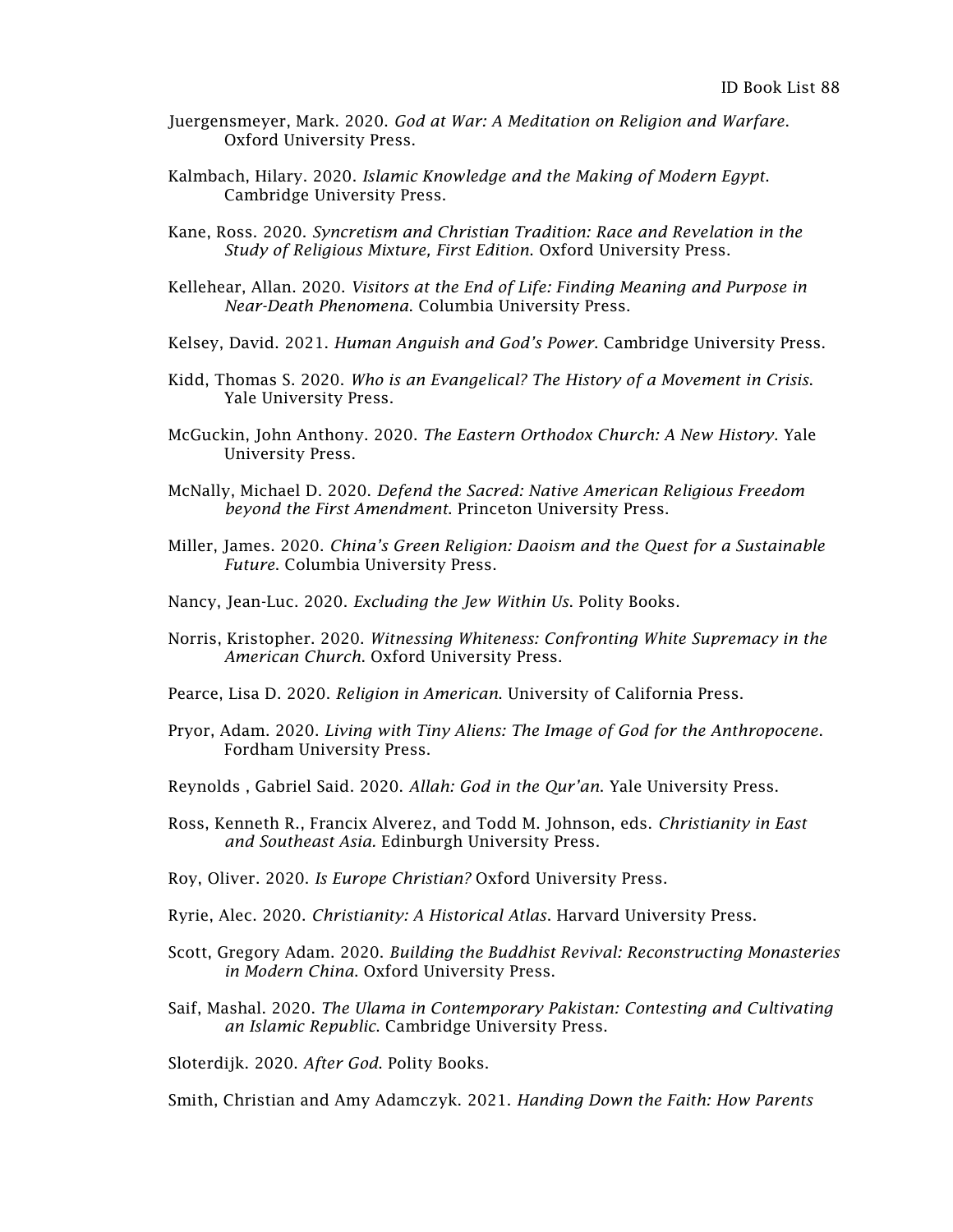Juergensmeyer, Mark. 2020. *God at War: A Meditation on Religion and Warfare*. Oxford University Press.

Kalmbach, Hilary. 2020. *Islamic Knowledge and the Making of Modern Egypt*. Cambridge University Press.

Kane, Ross. 2020. *Syncretism and Christian Tradition: Race and Revelation in the Study of Religious Mixture, First Edition*. Oxford University Press.

Kellehear, Allan. 2020. *Visitors at the End of Life: Finding Meaning and Purpose in Near-Death Phenomena*. Columbia University Press.

Kelsey, David. 2021. *Human Anguish and God's Power*. Cambridge University Press.

Kidd, Thomas S. 2020. *Who is an Evangelical? The History of a Movement in Crisis*. Yale University Press.

McGuckin, John Anthony. 2020. *The Eastern Orthodox Church: A New History*. Yale University Press.

McNally, Michael D. 2020. *Defend the Sacred: Native American Religious Freedom beyond the First Amendment*. Princeton University Press.

Miller, James. 2020. *China's Green Religion: Daoism and the Quest for a Sustainable Future*. Columbia University Press.

Nancy, Jean-Luc. 2020. *Excluding the Jew Within Us*. Polity Books.

Norris, Kristopher. 2020. *Witnessing Whiteness: Confronting White Supremacy in the American Church*. Oxford University Press.

Pearce, Lisa D. 2020. *Religion in American*. University of California Press.

Pryor, Adam. 2020. *Living with Tiny Aliens: The Image of God for the Anthropocene*. Fordham University Press.

Reynolds , Gabriel Said. 2020. *Allah: God in the Qur'an*. Yale University Press.

Ross, Kenneth R., Francix Alverez, and Todd M. Johnson, eds. *Christianity in East and Southeast Asia*. Edinburgh University Press.

Roy, Oliver. 2020. *Is Europe Christian?* Oxford University Press.

Ryrie, Alec. 2020. *Christianity: A Historical Atlas*. Harvard University Press.

Scott, Gregory Adam. 2020. *Building the Buddhist Revival: Reconstructing Monasteries in Modern China*. Oxford University Press.

Saif, Mashal. 2020. *The Ulama in Contemporary Pakistan: Contesting and Cultivating an Islamic Republic*. Cambridge University Press.

Sloterdijk. 2020. *After God*. Polity Books.

Smith, Christian and Amy Adamczyk. 2021. *Handing Down the Faith: How Parents*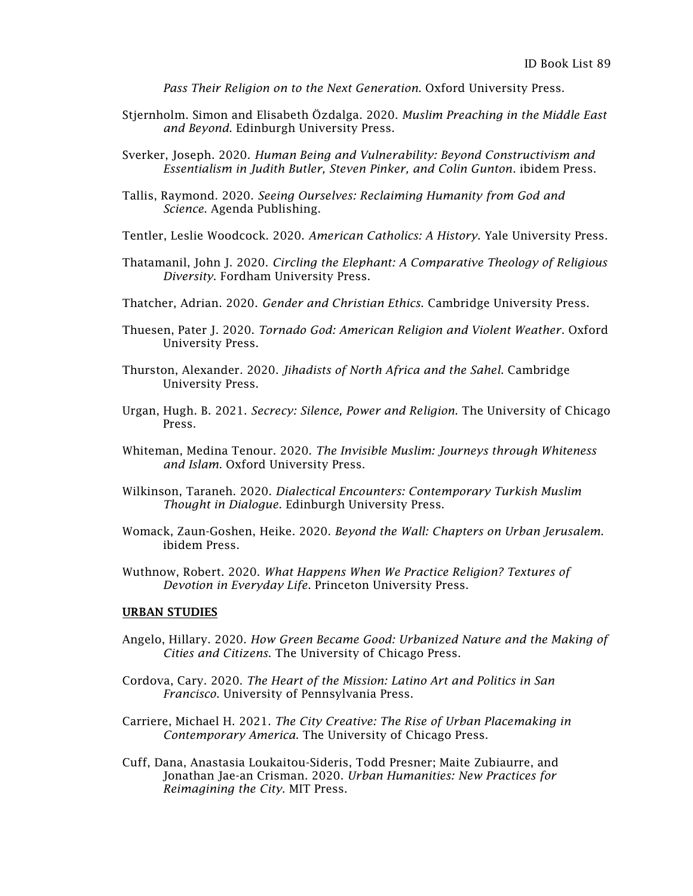*Pass Their Religion on to the Next Generation*. Oxford University Press.

Stjernholm. Simon and Elisabeth Özdalga. 2020. *Muslim Preaching in the Middle East and Beyond*. Edinburgh University Press.

Sverker, Joseph. 2020. *Human Being and Vulnerability: Beyond Constructivism and Essentialism in Judith Butler, Steven Pinker, and Colin Gunton*. ibidem Press.

Tallis, Raymond. 2020. *Seeing Ourselves: Reclaiming Humanity from God and Science*. Agenda Publishing.

Tentler, Leslie Woodcock. 2020. *American Catholics: A History*. Yale University Press.

Thatamanil, John J. 2020. *Circling the Elephant: A Comparative Theology of Religious Diversity*. Fordham University Press.

Thatcher, Adrian. 2020. *Gender and Christian Ethics*. Cambridge University Press.

Thuesen, Pater J. 2020. *Tornado God: American Religion and Violent Weather*. Oxford University Press.

Thurston, Alexander. 2020. *Jihadists of North Africa and the Sahel*. Cambridge University Press.

Urgan, Hugh. B. 2021. *Secrecy: Silence, Power and Religion*. The University of Chicago Press.

Whiteman, Medina Tenour. 2020. *The Invisible Muslim: Journeys through Whiteness and Islam*. Oxford University Press.

Wilkinson, Taraneh. 2020. *Dialectical Encounters: Contemporary Turkish Muslim Thought in Dialogue*. Edinburgh University Press.

Womack, Zaun-Goshen, Heike. 2020. *Beyond the Wall: Chapters on Urban Jerusalem*. ibidem Press.

Wuthnow, Robert. 2020. *What Happens When We Practice Religion? Textures of Devotion in Everyday Life*. Princeton University Press.

## URBAN STUDIES

Angelo, Hillary. 2020. *How Green Became Good: Urbanized Nature and the Making of Cities and Citizens*. The University of Chicago Press.

Cordova, Cary. 2020. *The Heart of the Mission: Latino Art and Politics in San Francisco*. University of Pennsylvania Press.

Carriere, Michael H. 2021. *The City Creative: The Rise of Urban Placemaking in Contemporary America*. The University of Chicago Press.

Cuff, Dana, Anastasia Loukaitou-Sideris, Todd Presner; Maite Zubiaurre, and Jonathan Jae-an Crisman. 2020. *Urban Humanities: New Practices for Reimagining the City*. MIT Press.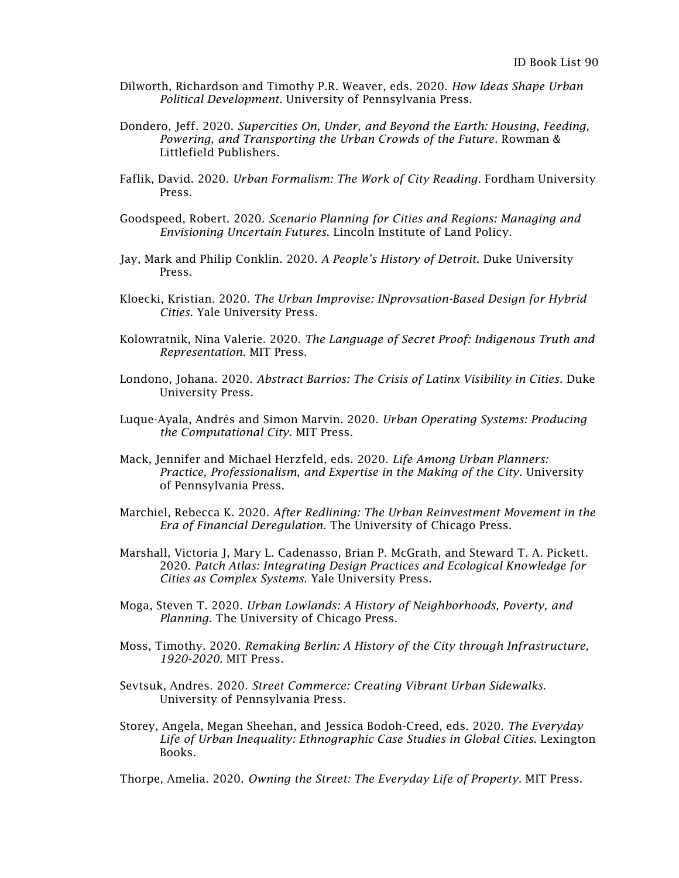Dilworth, Richardson and Timothy P.R. Weaver, eds. 2020. *How Ideas Shape Urban Political Development*. University of Pennsylvania Press.

Dondero, Jeff. 2020. *Supercities On, Under, and Beyond the Earth: Housing, Feeding, Powering, and Transporting the Urban Crowds of the Future*. Rowman & Littlefield Publishers.

Faflik, David. 2020. *Urban Formalism: The Work of City Reading*. Fordham University Press.

Goodspeed, Robert. 2020. *Scenario Planning for Cities and Regions: Managing and Envisioning Uncertain Futures*. Lincoln Institute of Land Policy.

Jay, Mark and Philip Conklin. 2020. *A People's History of Detroit*. Duke University Press.

Kloecki, Kristian. 2020. *The Urban Improvise: INprovsation-Based Design for Hybrid Cities*. Yale University Press.

Kolowratnik, Nina Valerie. 2020. *The Language of Secret Proof: Indigenous Truth and Representation*. MIT Press.

Londono, Johana. 2020. *Abstract Barrios: The Crisis of Latinx Visibility in Cities*. Duke University Press.

Luque-Ayala, Andrés and Simon Marvin. 2020. *Urban Operating Systems: Producing the Computational City*. MIT Press.

Mack, Jennifer and Michael Herzfeld, eds. 2020. *Life Among Urban Planners: Practice, Professionalism, and Expertise in the Making of the City*. University of Pennsylvania Press.

Marchiel, Rebecca K. 2020. *After Redlining: The Urban Reinvestment Movement in the Era of Financial Deregulation*. The University of Chicago Press.

Marshall, Victoria J, Mary L. Cadenasso, Brian P. McGrath, and Steward T. A. Pickett. 2020. *Patch Atlas: Integrating Design Practices and Ecological Knowledge for Cities as Complex Systems*. Yale University Press.

Moga, Steven T. 2020. *Urban Lowlands: A History of Neighborhoods, Poverty, and Planning*. The University of Chicago Press.

Moss, Timothy. 2020. *Remaking Berlin: A History of the City through Infrastructure, 1920-2020*. MIT Press.

Sevtsuk, Andres. 2020. *Street Commerce: Creating Vibrant Urban Sidewalks*. University of Pennsylvania Press.

Storey, Angela, Megan Sheehan, and Jessica Bodoh-Creed, eds. 2020. *The Everyday Life of Urban Inequality: Ethnographic Case Studies in Global Cities*. Lexington Books.

Thorpe, Amelia. 2020. *Owning the Street: The Everyday Life of Property*. MIT Press.